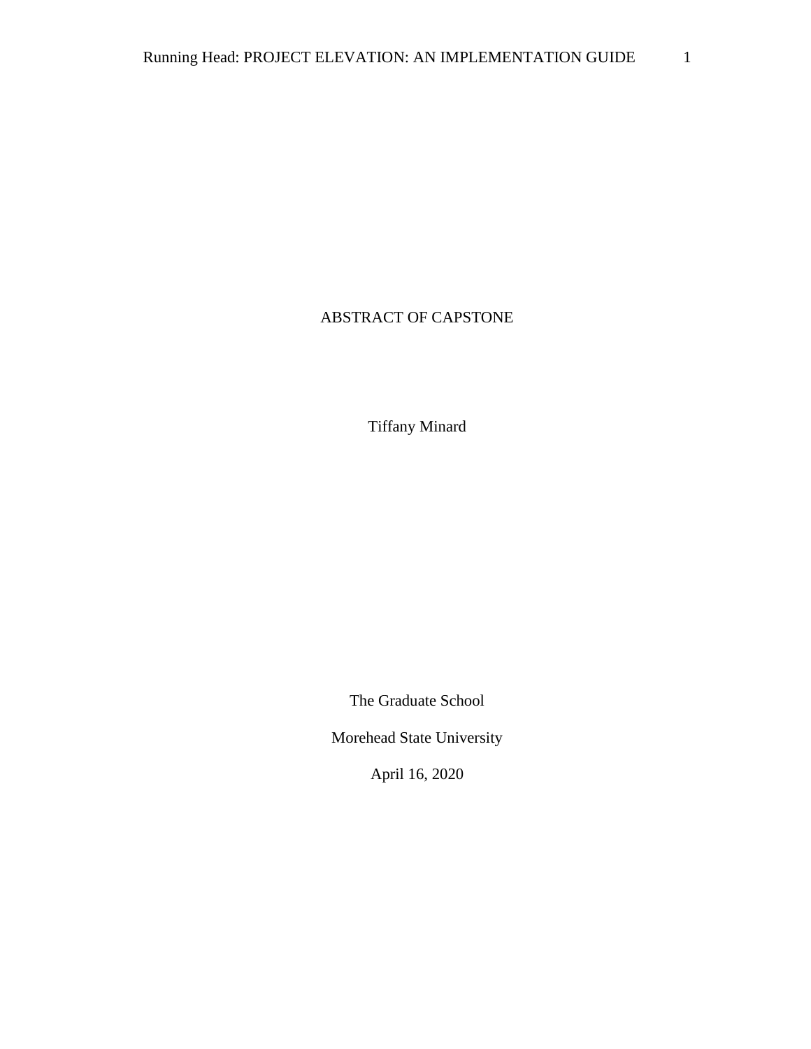# ABSTRACT OF CAPSTONE

Tiffany Minard

The Graduate School

Morehead State University

April 16, 2020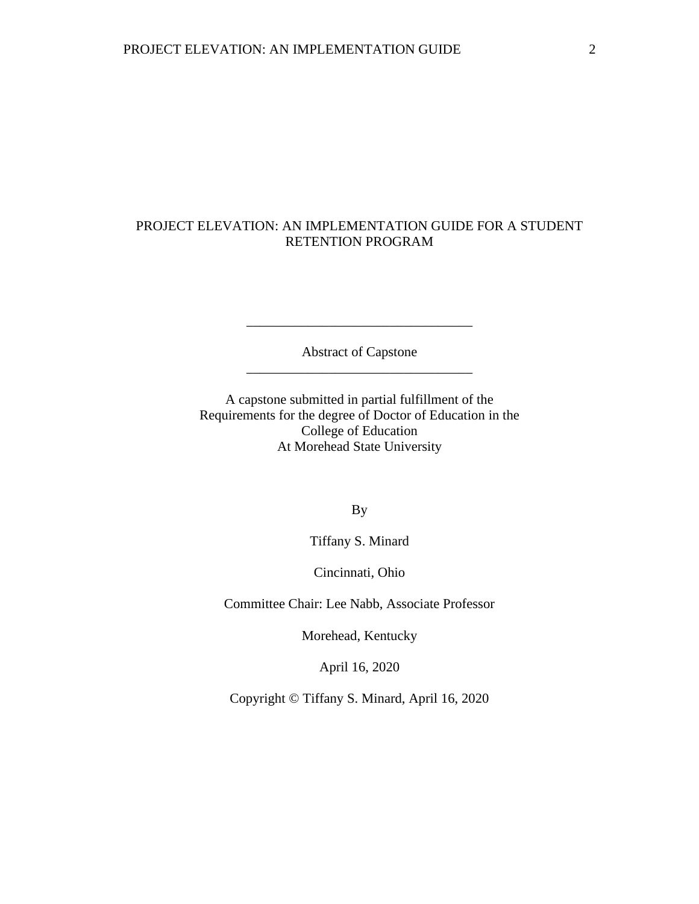# PROJECT ELEVATION: AN IMPLEMENTATION GUIDE FOR A STUDENT RETENTION PROGRAM

---

Abstract of Capstone

---

A capstone submitted in partial fulfillment of the
Requirements for the degree of Doctor of Education in the
College of Education
At Morehead State University

By

Tiffany S. Minard

Cincinnati, Ohio

Committee Chair: Lee Nabb, Associate Professor

Morehead, Kentucky

April 16, 2020

Copyright © Tiffany S. Minard, April 16, 2020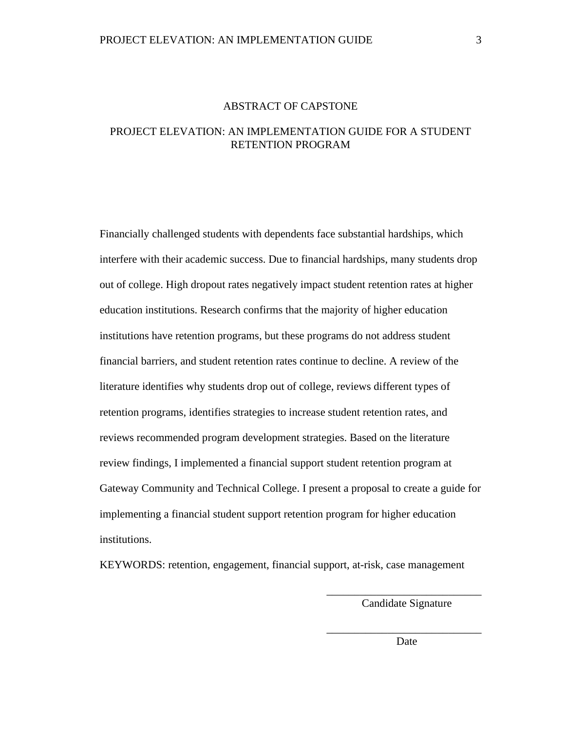# ABSTRACT OF CAPSTONE

## PROJECT ELEVATION: AN IMPLEMENTATION GUIDE FOR A STUDENT RETENTION PROGRAM

Financially challenged students with dependents face substantial hardships, which interfere with their academic success. Due to financial hardships, many students drop out of college. High dropout rates negatively impact student retention rates at higher education institutions. Research confirms that the majority of higher education institutions have retention programs, but these programs do not address student financial barriers, and student retention rates continue to decline. A review of the literature identifies why students drop out of college, reviews different types of retention programs, identifies strategies to increase student retention rates, and reviews recommended program development strategies. Based on the literature review findings, I implemented a financial support student retention program at Gateway Community and Technical College. I present a proposal to create a guide for implementing a financial student support retention program for higher education institutions.

KEYWORDS: retention, engagement, financial support, at-risk, case management

\_\_\_\_\_\_\_\_\_\_\_\_\_\_\_\_\_\_\_\_\_\_\_\_\_\_\_\_\_\_
Candidate Signature

\_\_\_\_\_\_\_\_\_\_\_\_\_\_\_\_\_\_\_\_\_\_\_\_\_\_\_\_\_\_
Date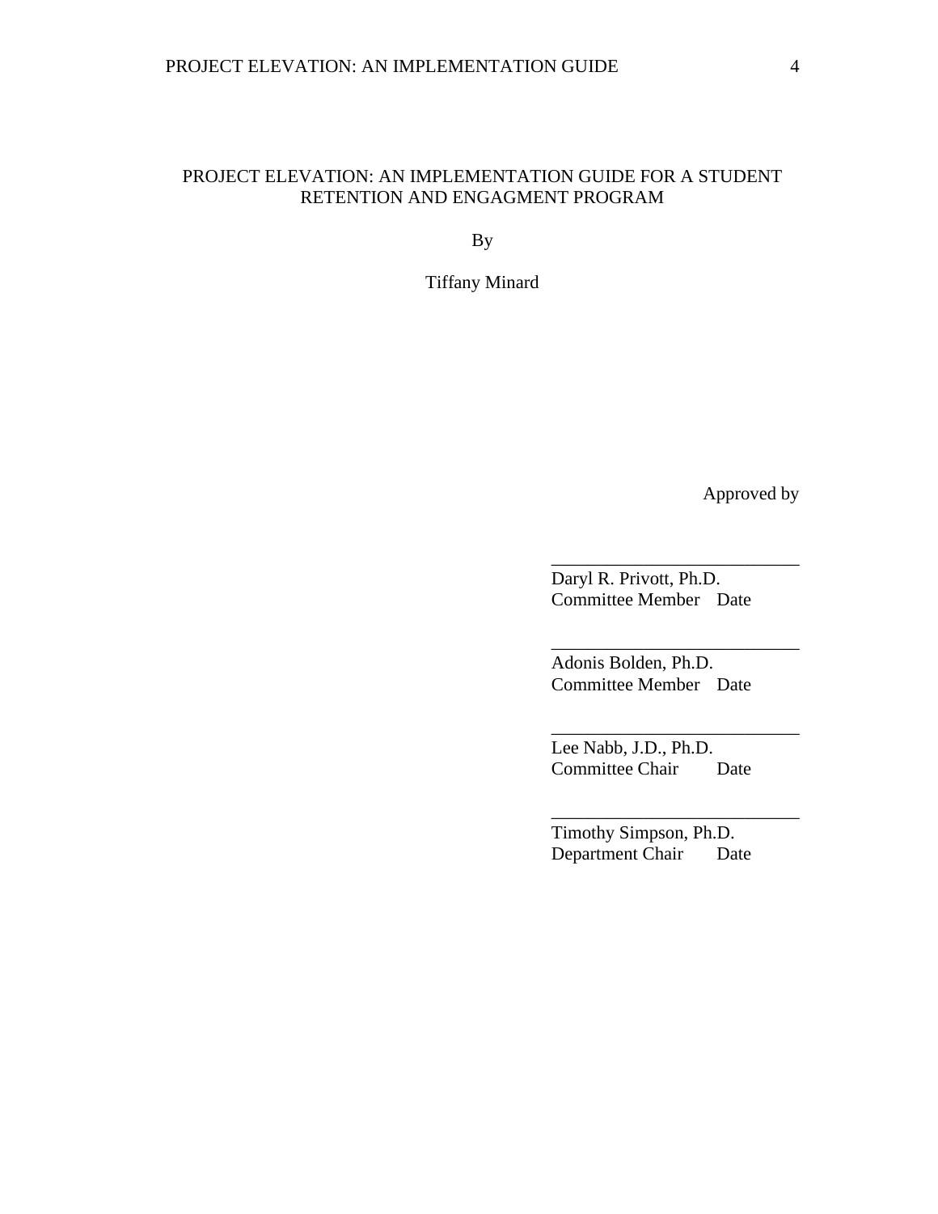PROJECT ELEVATION: AN IMPLEMENTATION GUIDE FOR A STUDENT RETENTION AND ENGAGMENT PROGRAM

By

Tiffany Minard

Approved by

\_\_\_\_\_\_\_\_\_\_\_\_\_\_\_\_\_\_\_\_\_\_\_\_\_\_\_\_
Daryl R. Privott, Ph.D.
Committee Member    Date

\_\_\_\_\_\_\_\_\_\_\_\_\_\_\_\_\_\_\_\_\_\_\_\_\_\_\_\_
Adonis Bolden, Ph.D.
Committee Member    Date

\_\_\_\_\_\_\_\_\_\_\_\_\_\_\_\_\_\_\_\_\_\_\_\_\_\_\_\_
Lee Nabb, J.D., Ph.D.
Committee Chair    Date

\_\_\_\_\_\_\_\_\_\_\_\_\_\_\_\_\_\_\_\_\_\_\_\_\_\_\_\_
Timothy Simpson, Ph.D.
Department Chair    Date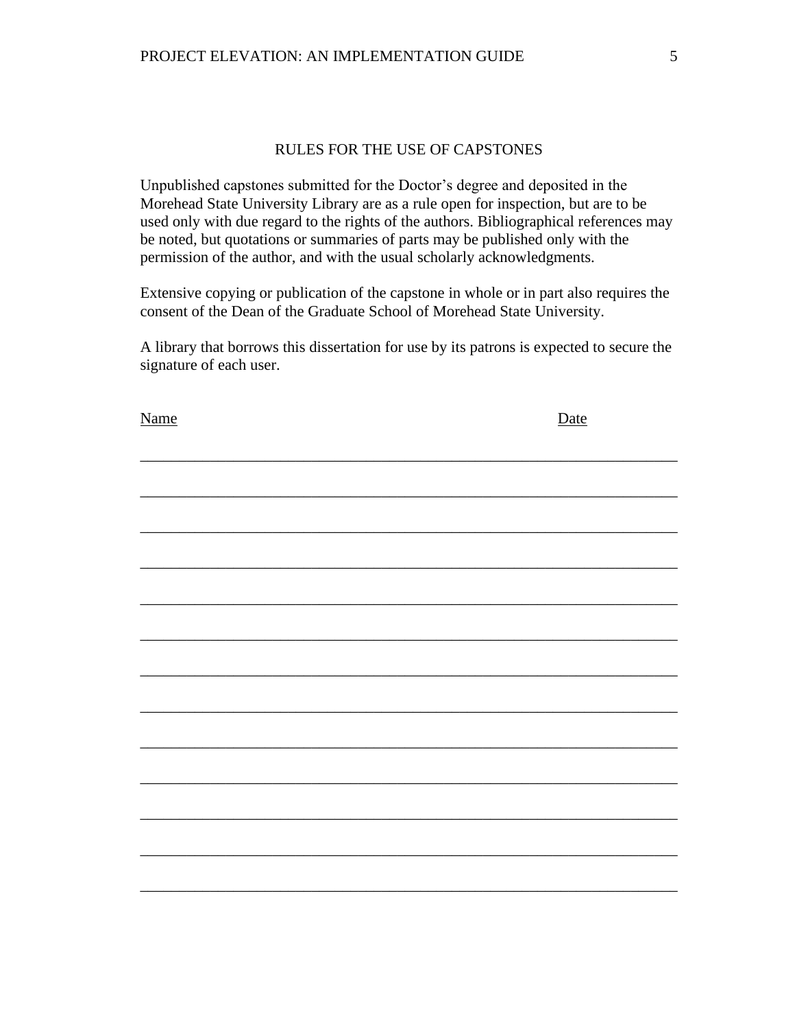## RULES FOR THE USE OF CAPSTONES

Unpublished capstones submitted for the Doctor's degree and deposited in the Morehead State University Library are as a rule open for inspection, but are to be used only with due regard to the rights of the authors. Bibliographical references may be noted, but quotations or summaries of parts may be published only with the permission of the author, and with the usual scholarly acknowledgments.

Extensive copying or publication of the capstone in whole or in part also requires the consent of the Dean of the Graduate School of Morehead State University.

A library that borrows this dissertation for use by its patrons is expected to secure the signature of each user.

| Name | Date |
|---|---|
| | |
| | |
| | |
| | |
| | |
| | |
| | |
| | |
| | |
| | |
| | |
| | |
| | |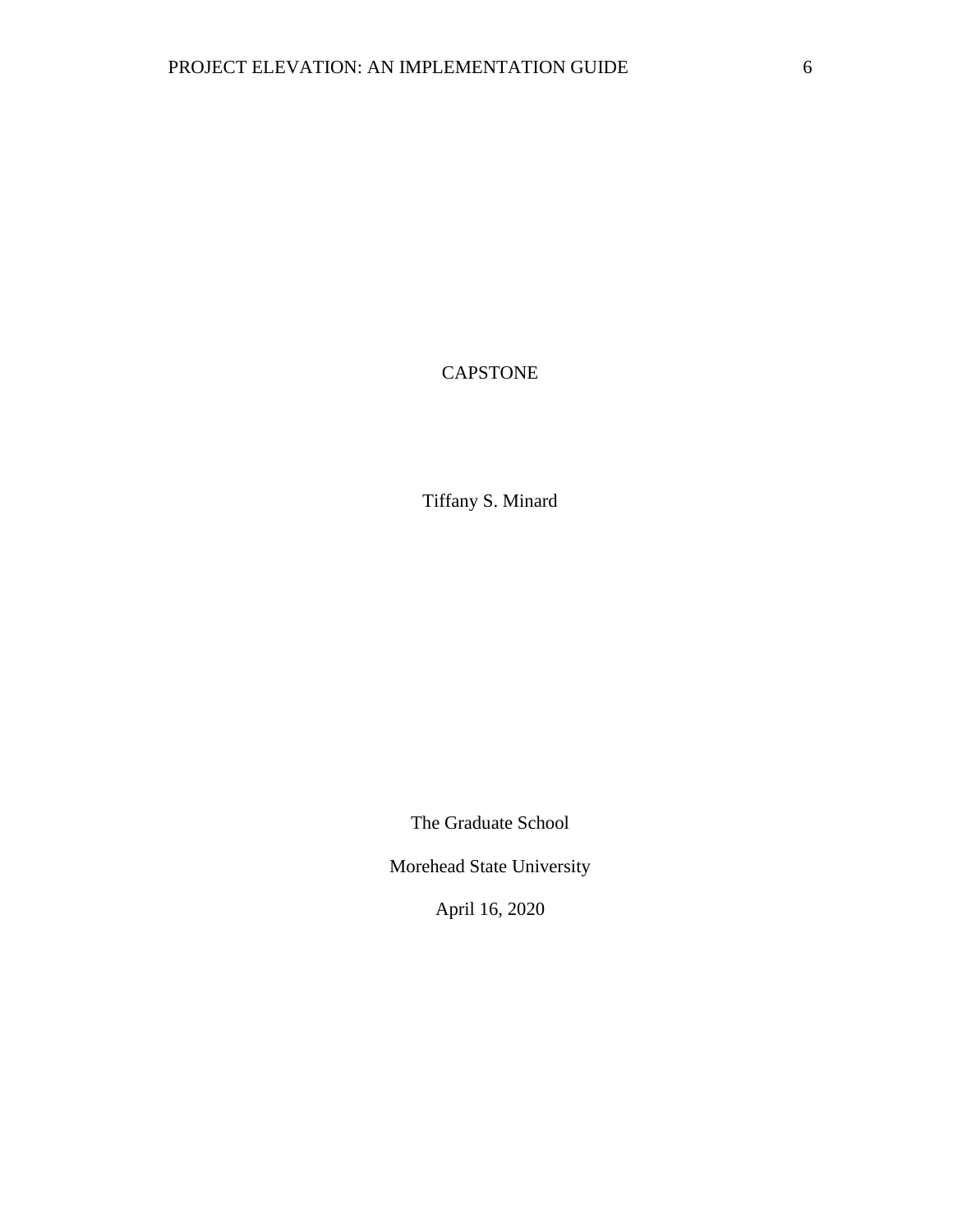CAPSTONE

Tiffany S. Minard

The Graduate School

Morehead State University

April 16, 2020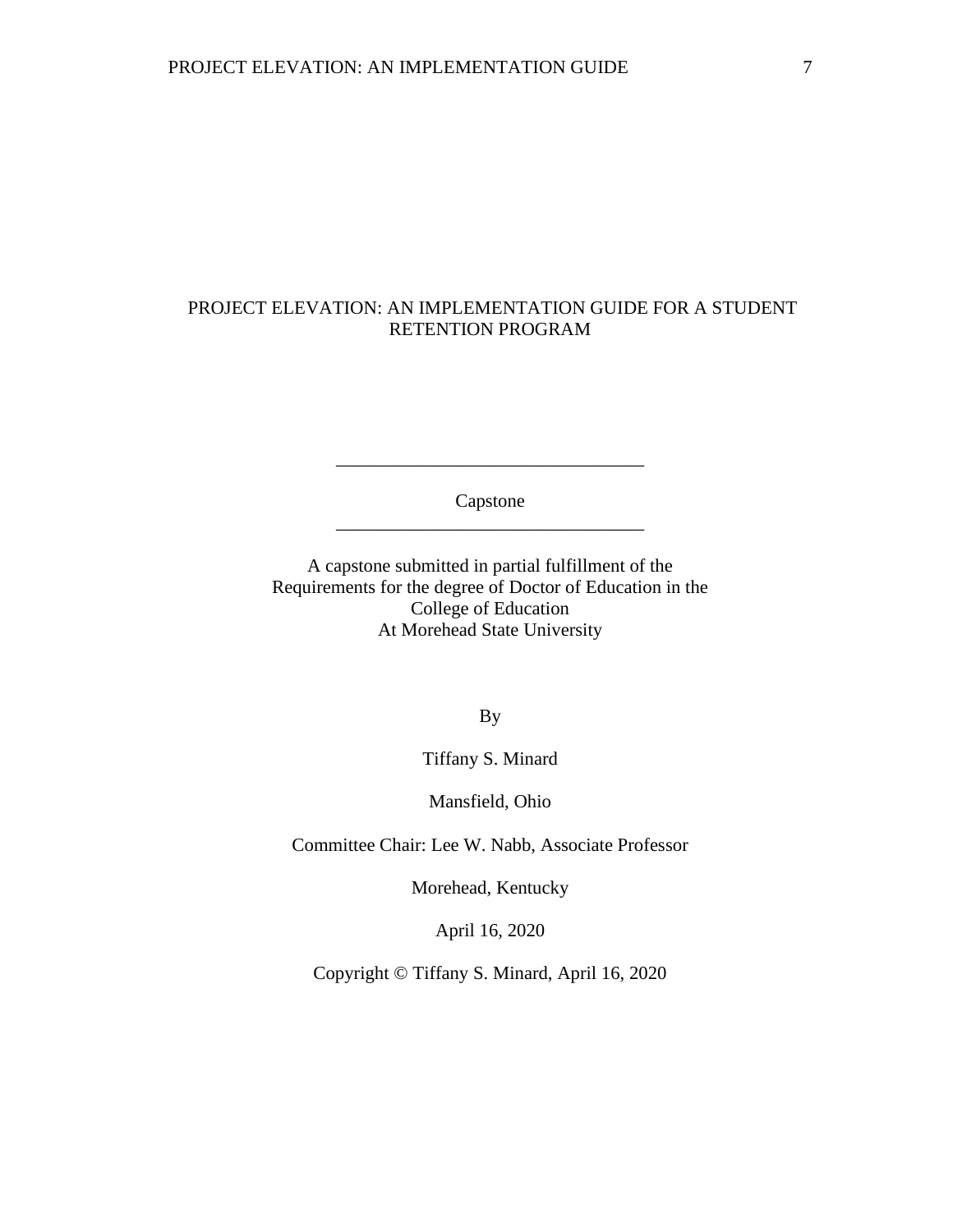# PROJECT ELEVATION: AN IMPLEMENTATION GUIDE FOR A STUDENT RETENTION PROGRAM

---

Capstone

---

A capstone submitted in partial fulfillment of the
Requirements for the degree of Doctor of Education in the
College of Education
At Morehead State University

By

Tiffany S. Minard

Mansfield, Ohio

Committee Chair: Lee W. Nabb, Associate Professor

Morehead, Kentucky

April 16, 2020

Copyright © Tiffany S. Minard, April 16, 2020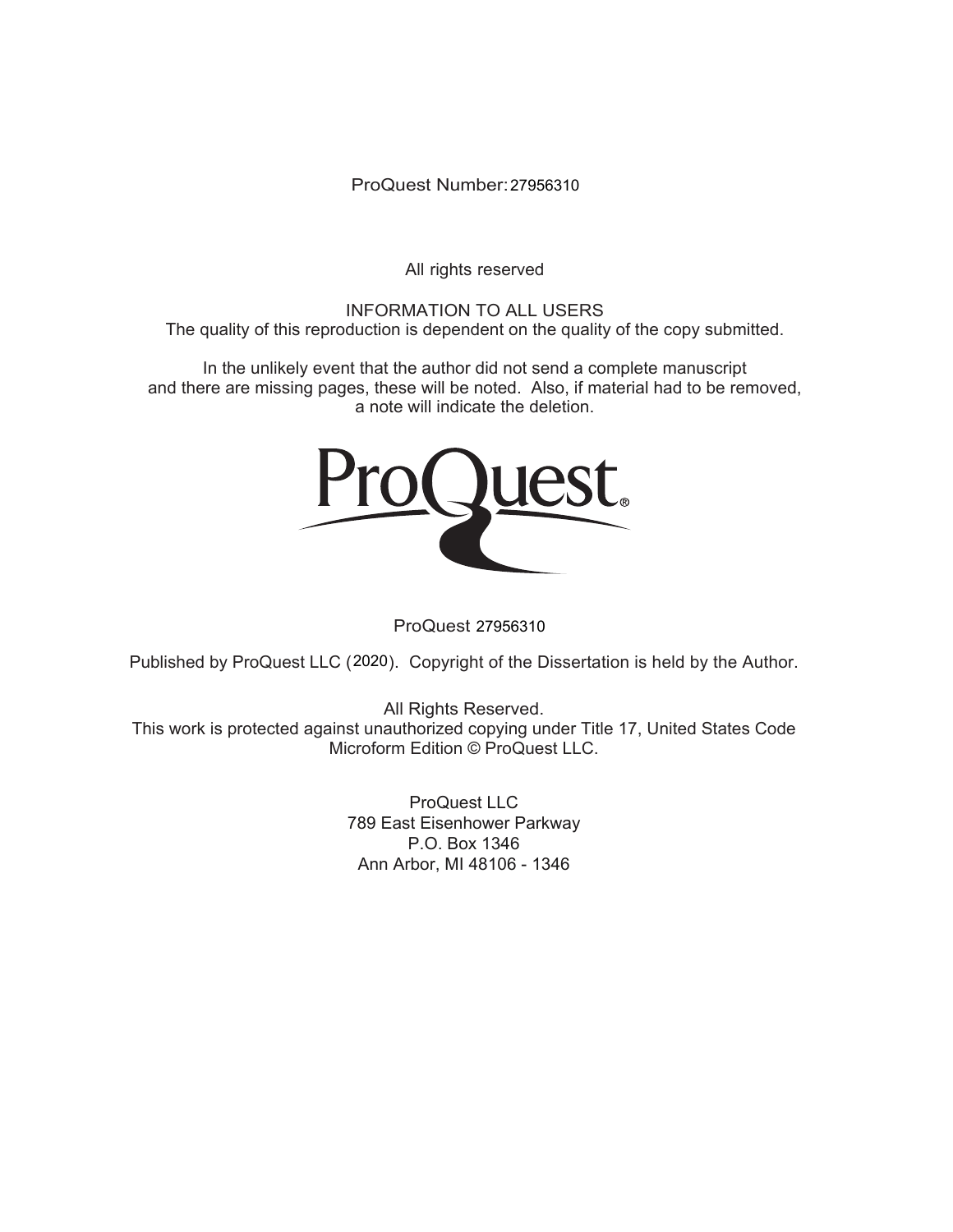ProQuest Number: 27956310

All rights reserved

INFORMATION TO ALL USERS
The quality of this reproduction is dependent on the quality of the copy submitted.

In the unlikely event that the author did not send a complete manuscript
and there are missing pages, these will be noted. Also, if material had to be removed,
a note will indicate the deletion.

ProQuest 27956310

Published by ProQuest LLC (2020). Copyright of the Dissertation is held by the Author.

All Rights Reserved.
This work is protected against unauthorized copying under Title 17, United States Code
Microform Edition © ProQuest LLC.

ProQuest LLC
789 East Eisenhower Parkway
P.O. Box 1346
Ann Arbor, MI 48106 - 1346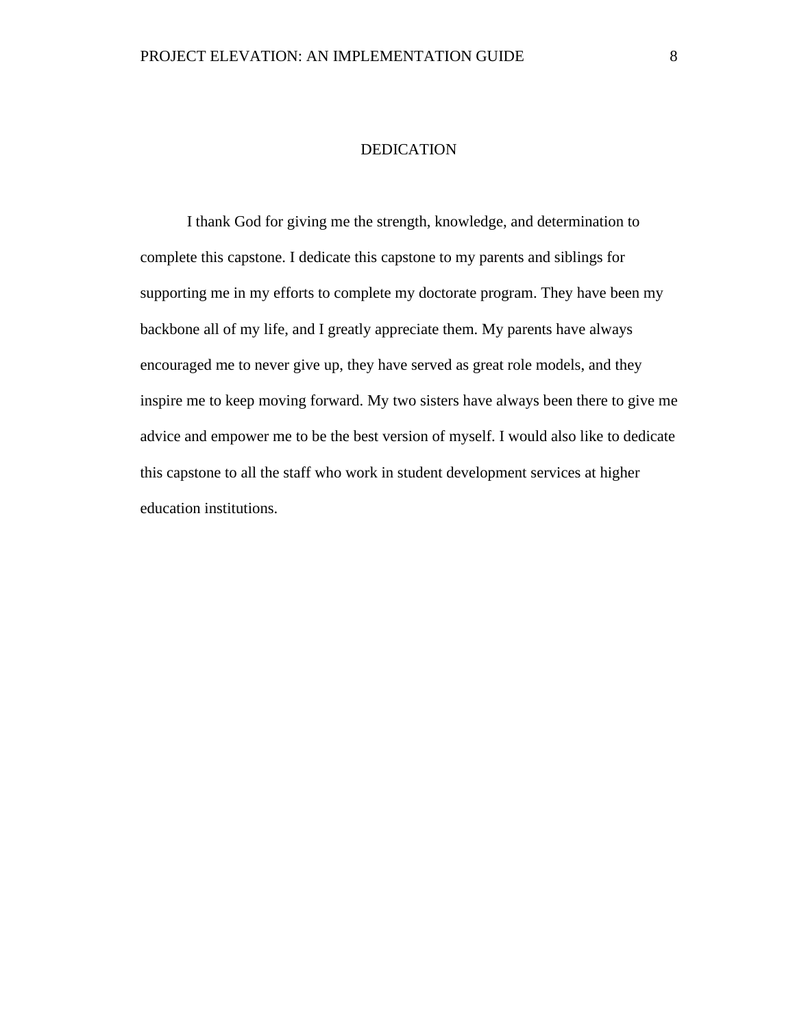# DEDICATION

I thank God for giving me the strength, knowledge, and determination to complete this capstone. I dedicate this capstone to my parents and siblings for supporting me in my efforts to complete my doctorate program. They have been my backbone all of my life, and I greatly appreciate them. My parents have always encouraged me to never give up, they have served as great role models, and they inspire me to keep moving forward. My two sisters have always been there to give me advice and empower me to be the best version of myself. I would also like to dedicate this capstone to all the staff who work in student development services at higher education institutions.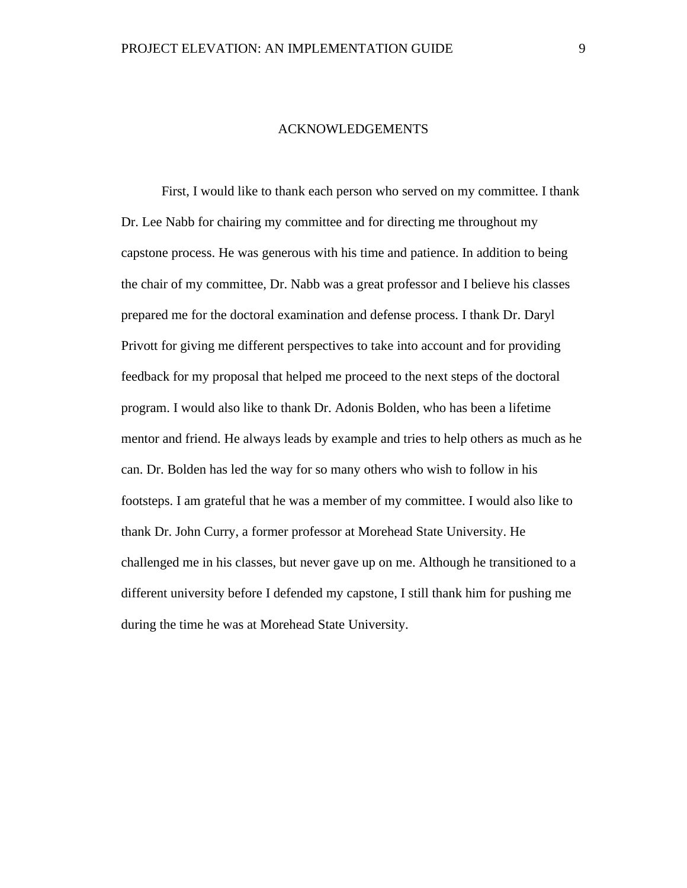# ACKNOWLEDGEMENTS

First, I would like to thank each person who served on my committee. I thank Dr. Lee Nabb for chairing my committee and for directing me throughout my capstone process. He was generous with his time and patience. In addition to being the chair of my committee, Dr. Nabb was a great professor and I believe his classes prepared me for the doctoral examination and defense process. I thank Dr. Daryl Privott for giving me different perspectives to take into account and for providing feedback for my proposal that helped me proceed to the next steps of the doctoral program. I would also like to thank Dr. Adonis Bolden, who has been a lifetime mentor and friend. He always leads by example and tries to help others as much as he can. Dr. Bolden has led the way for so many others who wish to follow in his footsteps. I am grateful that he was a member of my committee. I would also like to thank Dr. John Curry, a former professor at Morehead State University. He challenged me in his classes, but never gave up on me. Although he transitioned to a different university before I defended my capstone, I still thank him for pushing me during the time he was at Morehead State University.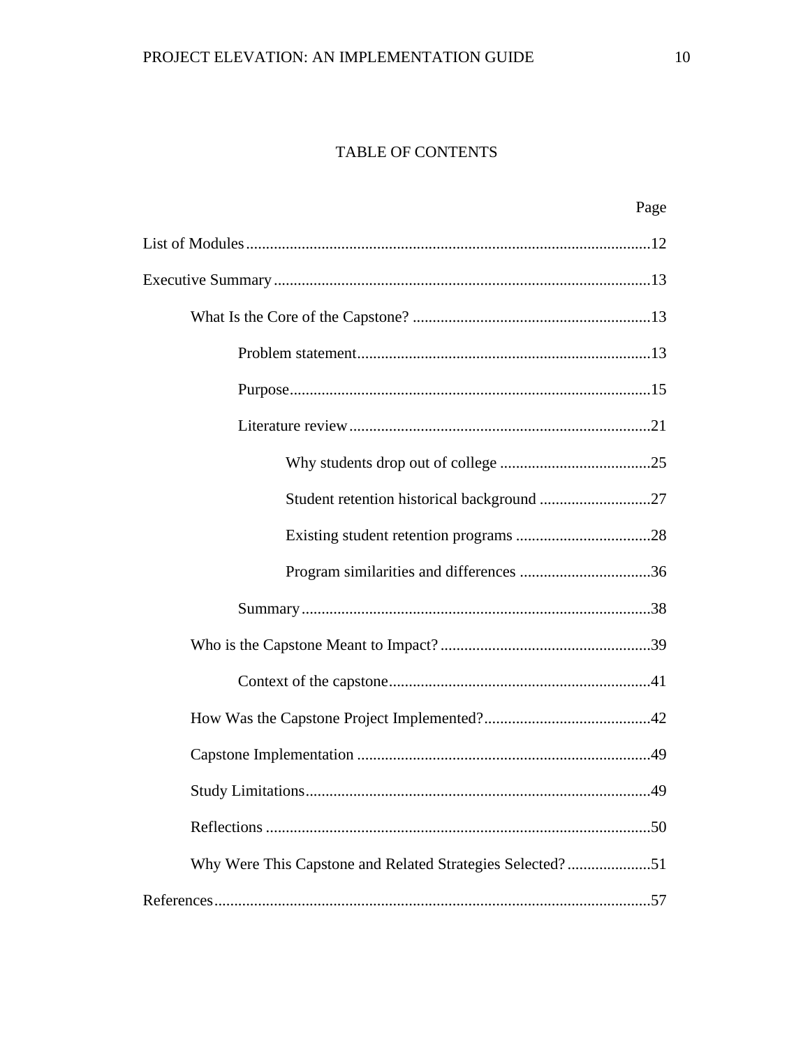# TABLE OF CONTENTS

Page

List of Modules .......... 12

Executive Summary .......... 13

- What Is the Core of the Capstone? .......... 13
  - Problem statement .......... 13
  - Purpose .......... 15
  - Literature review .......... 21
    - Why students drop out of college .......... 25
    - Student retention historical background .......... 27
    - Existing student retention programs .......... 28
    - Program similarities and differences .......... 36
  - Summary .......... 38
- Who is the Capstone Meant to Impact? .......... 39
  - Context of the capstone .......... 41
- How Was the Capstone Project Implemented? .......... 42
- Capstone Implementation .......... 49
- Study Limitations .......... 49
- Reflections .......... 50
- Why Were This Capstone and Related Strategies Selected? .......... 51

References .......... 57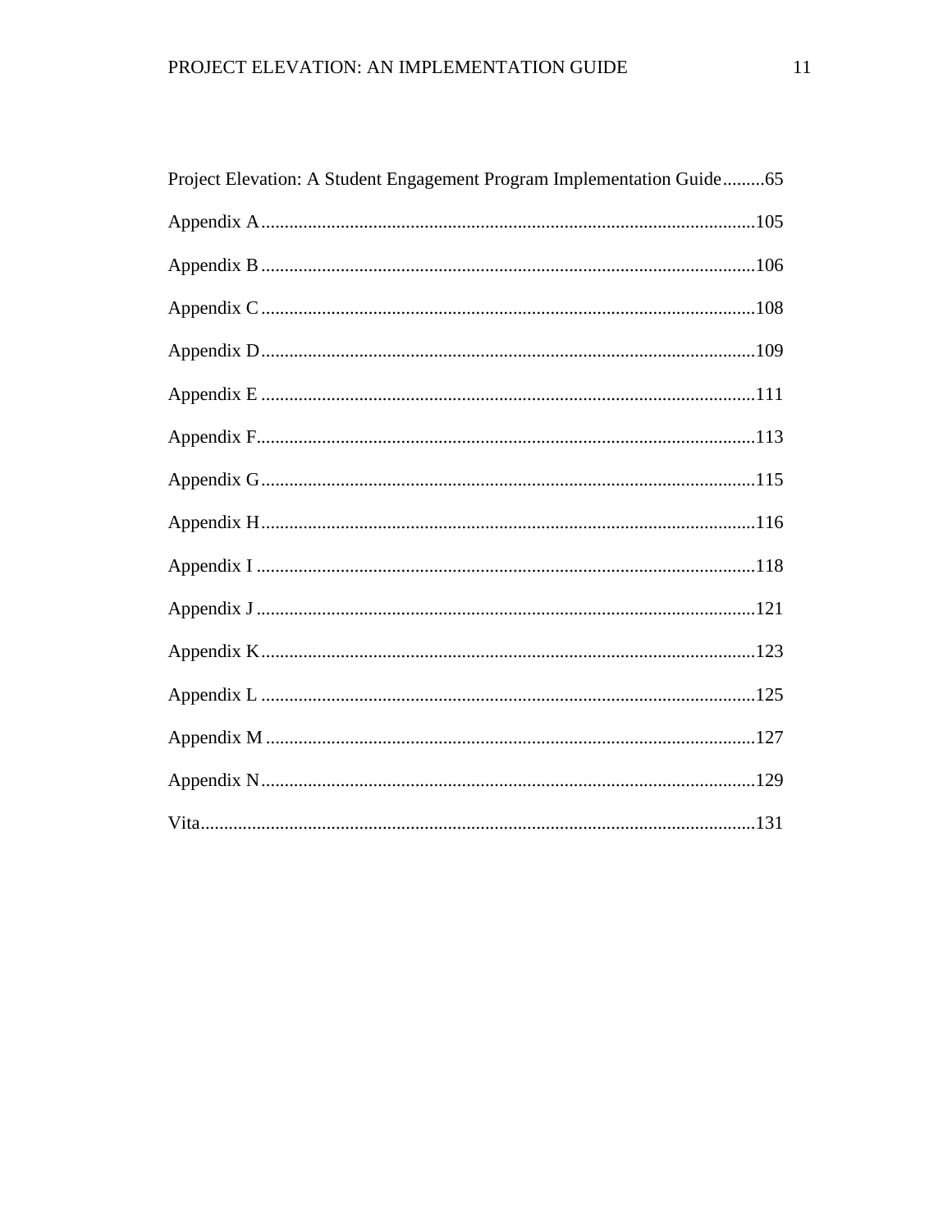Project Elevation: A Student Engagement Program Implementation Guide.........65

Appendix A.........................................................................................................105

Appendix B.........................................................................................................106

Appendix C.........................................................................................................108

Appendix D.........................................................................................................109

Appendix E.........................................................................................................111

Appendix F.........................................................................................................113

Appendix G.........................................................................................................115

Appendix H.........................................................................................................116

Appendix I..........................................................................................................118

Appendix J..........................................................................................................121

Appendix K.........................................................................................................123

Appendix L.........................................................................................................125

Appendix M........................................................................................................127

Appendix N.........................................................................................................129

Vita.....................................................................................................................131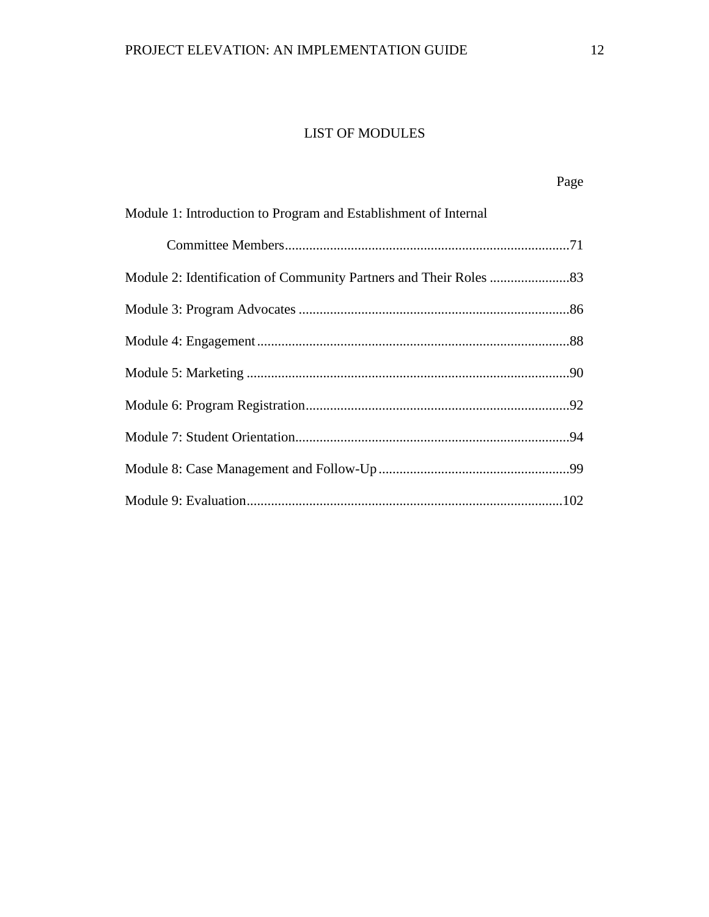# LIST OF MODULES

| | Page |
|---|---|
| Module 1: Introduction to Program and Establishment of Internal Committee Members | 71 |
| Module 2: Identification of Community Partners and Their Roles | 83 |
| Module 3: Program Advocates | 86 |
| Module 4: Engagement | 88 |
| Module 5: Marketing | 90 |
| Module 6: Program Registration | 92 |
| Module 7: Student Orientation | 94 |
| Module 8: Case Management and Follow-Up | 99 |
| Module 9: Evaluation | 102 |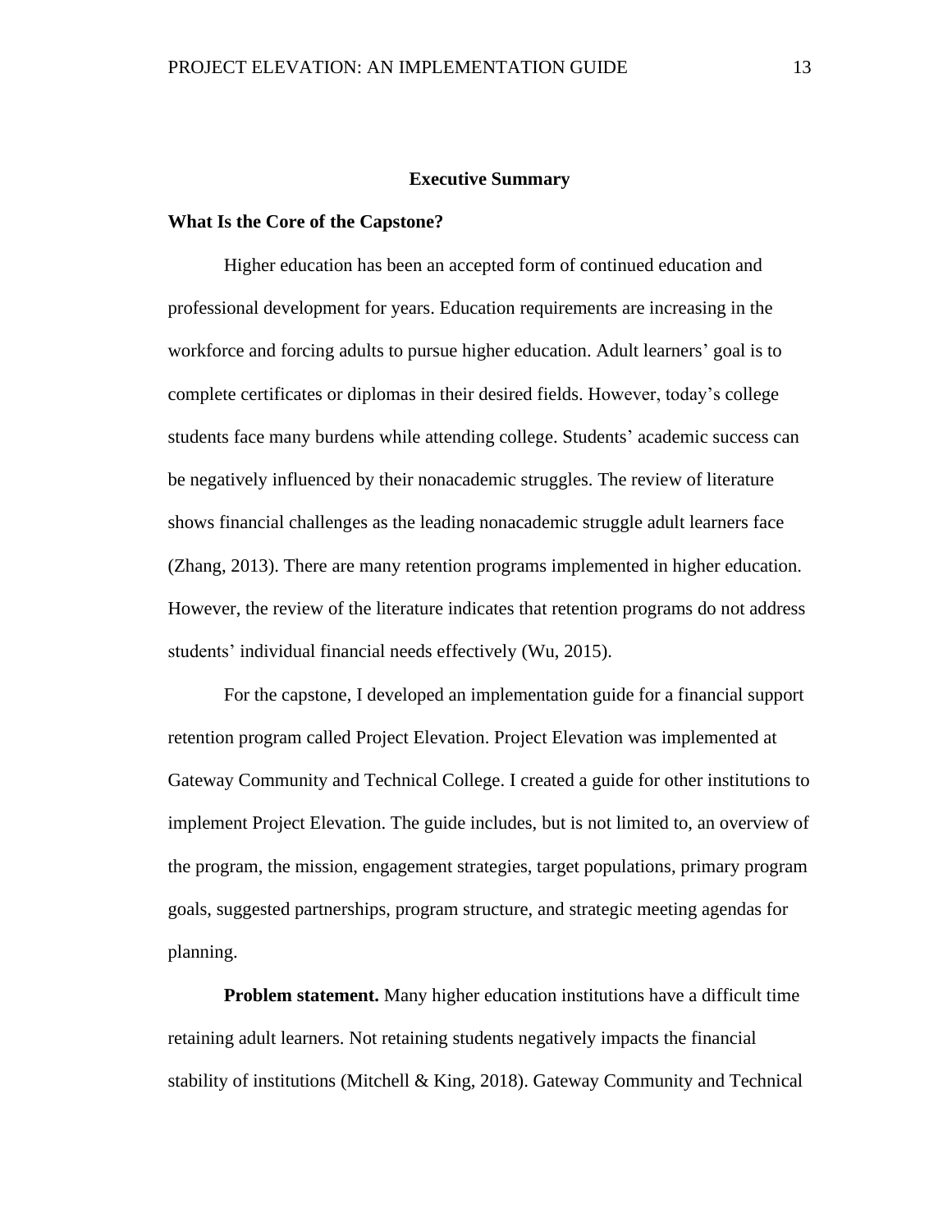## Executive Summary

### What Is the Core of the Capstone?

Higher education has been an accepted form of continued education and professional development for years. Education requirements are increasing in the workforce and forcing adults to pursue higher education. Adult learners' goal is to complete certificates or diplomas in their desired fields. However, today's college students face many burdens while attending college. Students' academic success can be negatively influenced by their nonacademic struggles. The review of literature shows financial challenges as the leading nonacademic struggle adult learners face (Zhang, 2013). There are many retention programs implemented in higher education. However, the review of the literature indicates that retention programs do not address students' individual financial needs effectively (Wu, 2015).

For the capstone, I developed an implementation guide for a financial support retention program called Project Elevation. Project Elevation was implemented at Gateway Community and Technical College. I created a guide for other institutions to implement Project Elevation. The guide includes, but is not limited to, an overview of the program, the mission, engagement strategies, target populations, primary program goals, suggested partnerships, program structure, and strategic meeting agendas for planning.

**Problem statement.** Many higher education institutions have a difficult time retaining adult learners. Not retaining students negatively impacts the financial stability of institutions (Mitchell & King, 2018). Gateway Community and Technical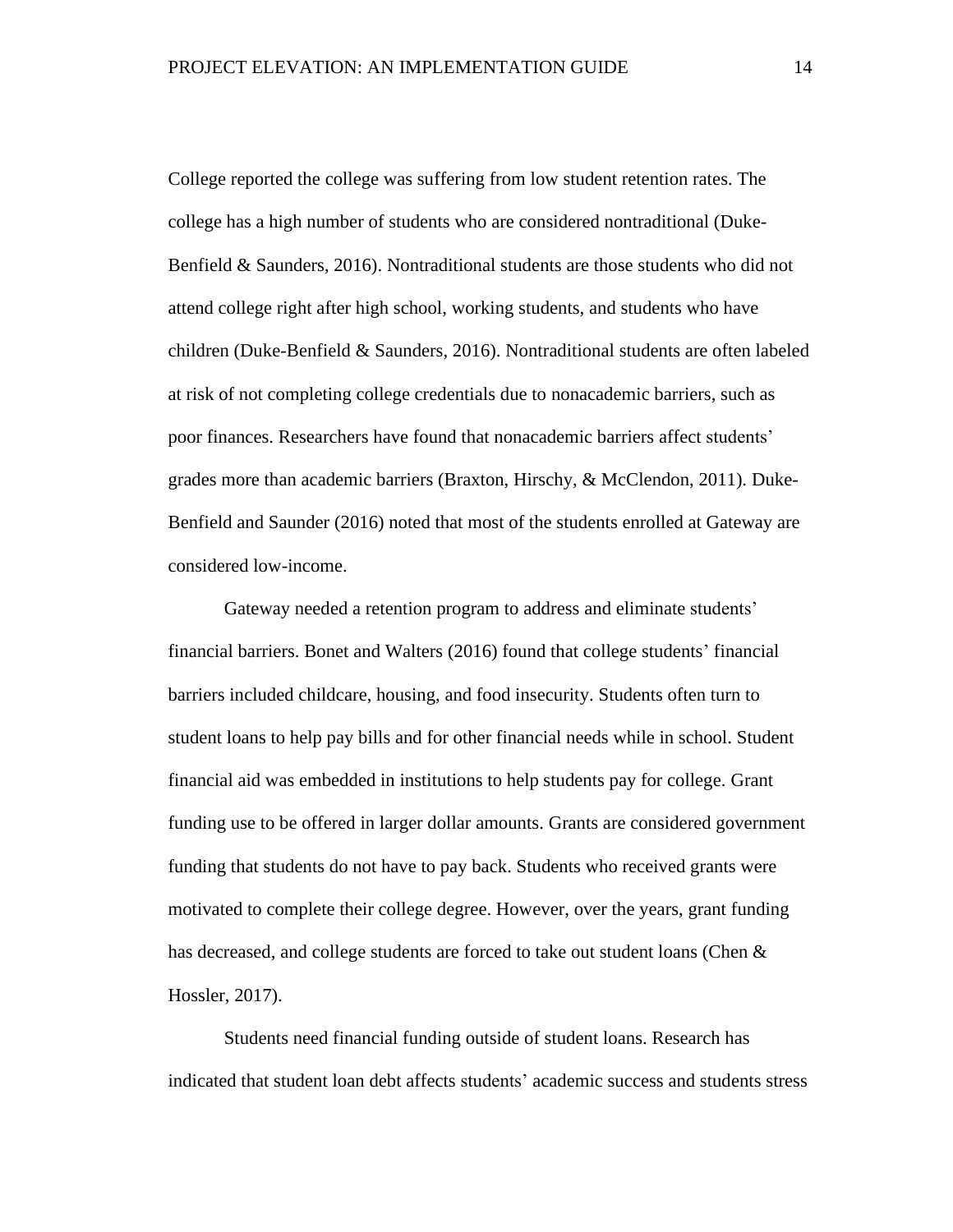College reported the college was suffering from low student retention rates. The college has a high number of students who are considered nontraditional (Duke-Benfield & Saunders, 2016). Nontraditional students are those students who did not attend college right after high school, working students, and students who have children (Duke-Benfield & Saunders, 2016). Nontraditional students are often labeled at risk of not completing college credentials due to nonacademic barriers, such as poor finances. Researchers have found that nonacademic barriers affect students' grades more than academic barriers (Braxton, Hirschy, & McClendon, 2011). Duke-Benfield and Saunder (2016) noted that most of the students enrolled at Gateway are considered low-income.

Gateway needed a retention program to address and eliminate students' financial barriers. Bonet and Walters (2016) found that college students' financial barriers included childcare, housing, and food insecurity. Students often turn to student loans to help pay bills and for other financial needs while in school. Student financial aid was embedded in institutions to help students pay for college. Grant funding use to be offered in larger dollar amounts. Grants are considered government funding that students do not have to pay back. Students who received grants were motivated to complete their college degree. However, over the years, grant funding has decreased, and college students are forced to take out student loans (Chen & Hossler, 2017).

Students need financial funding outside of student loans. Research has indicated that student loan debt affects students' academic success and students stress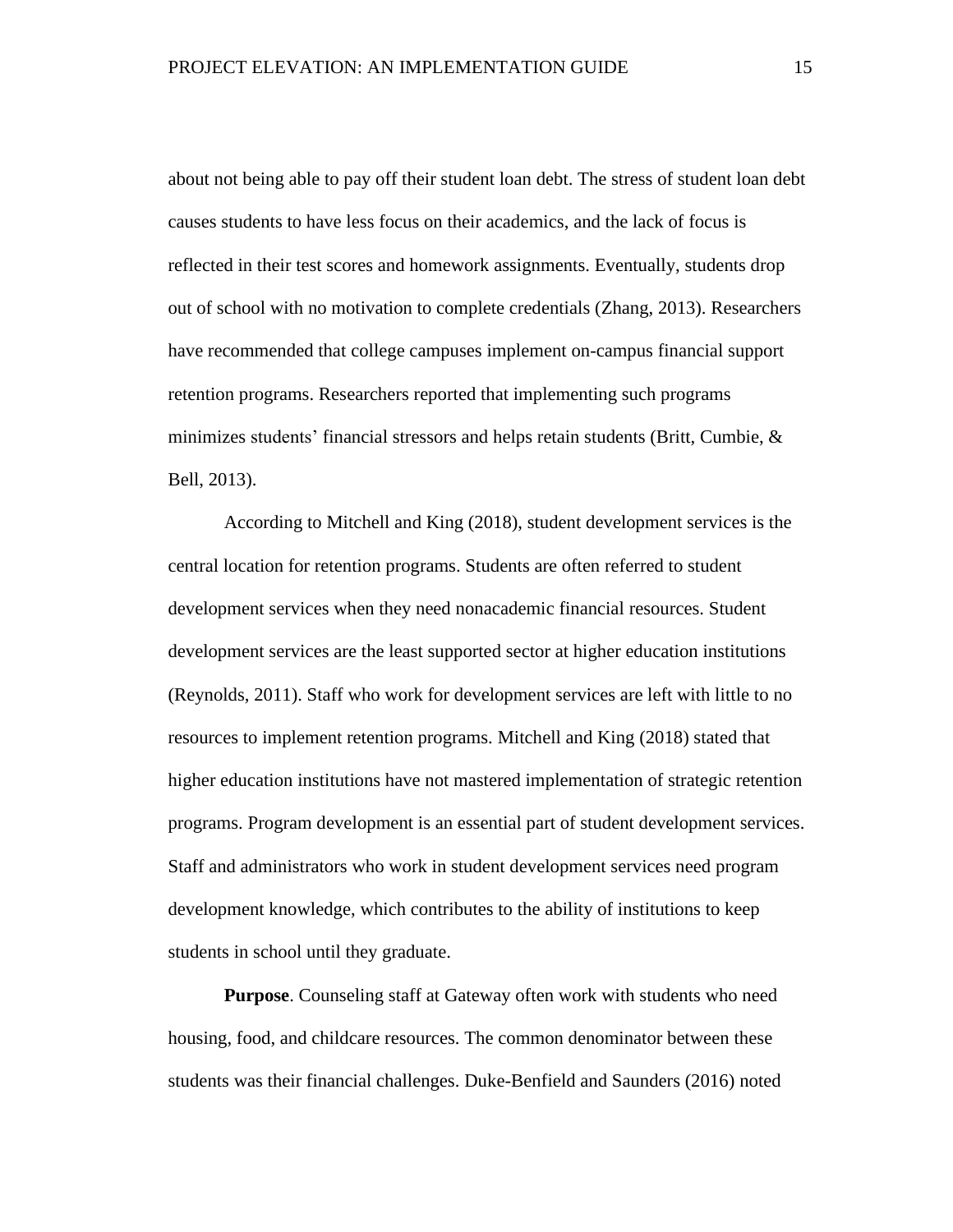about not being able to pay off their student loan debt. The stress of student loan debt causes students to have less focus on their academics, and the lack of focus is reflected in their test scores and homework assignments. Eventually, students drop out of school with no motivation to complete credentials (Zhang, 2013). Researchers have recommended that college campuses implement on-campus financial support retention programs. Researchers reported that implementing such programs minimizes students' financial stressors and helps retain students (Britt, Cumbie, & Bell, 2013).

According to Mitchell and King (2018), student development services is the central location for retention programs. Students are often referred to student development services when they need nonacademic financial resources. Student development services are the least supported sector at higher education institutions (Reynolds, 2011). Staff who work for development services are left with little to no resources to implement retention programs. Mitchell and King (2018) stated that higher education institutions have not mastered implementation of strategic retention programs. Program development is an essential part of student development services. Staff and administrators who work in student development services need program development knowledge, which contributes to the ability of institutions to keep students in school until they graduate.

**Purpose**. Counseling staff at Gateway often work with students who need housing, food, and childcare resources. The common denominator between these students was their financial challenges. Duke-Benfield and Saunders (2016) noted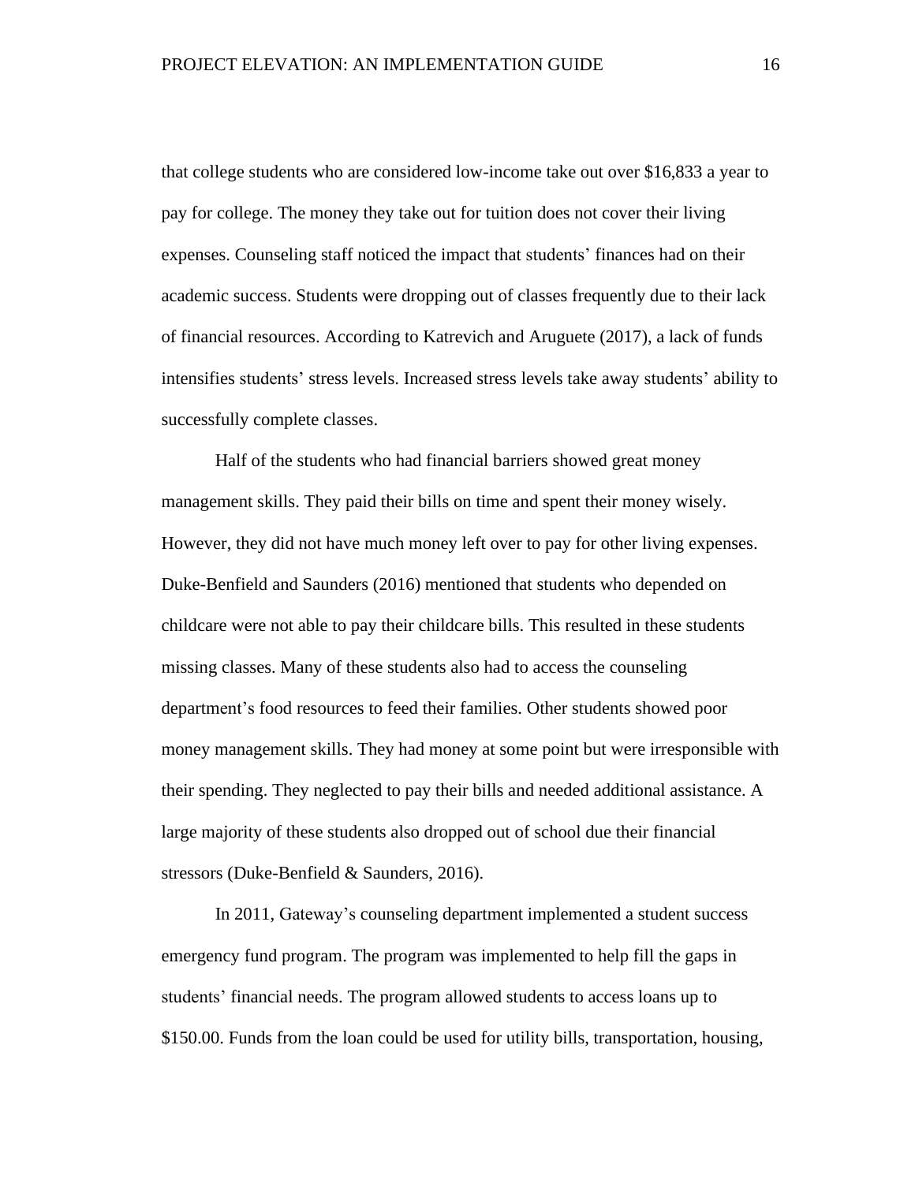that college students who are considered low-income take out over $16,833 a year to pay for college. The money they take out for tuition does not cover their living expenses. Counseling staff noticed the impact that students' finances had on their academic success. Students were dropping out of classes frequently due to their lack of financial resources. According to Katrevich and Aruguete (2017), a lack of funds intensifies students' stress levels. Increased stress levels take away students' ability to successfully complete classes.

Half of the students who had financial barriers showed great money management skills. They paid their bills on time and spent their money wisely. However, they did not have much money left over to pay for other living expenses. Duke-Benfield and Saunders (2016) mentioned that students who depended on childcare were not able to pay their childcare bills. This resulted in these students missing classes. Many of these students also had to access the counseling department's food resources to feed their families. Other students showed poor money management skills. They had money at some point but were irresponsible with their spending. They neglected to pay their bills and needed additional assistance. A large majority of these students also dropped out of school due their financial stressors (Duke-Benfield & Saunders, 2016).

In 2011, Gateway's counseling department implemented a student success emergency fund program. The program was implemented to help fill the gaps in students' financial needs. The program allowed students to access loans up to $150.00. Funds from the loan could be used for utility bills, transportation, housing,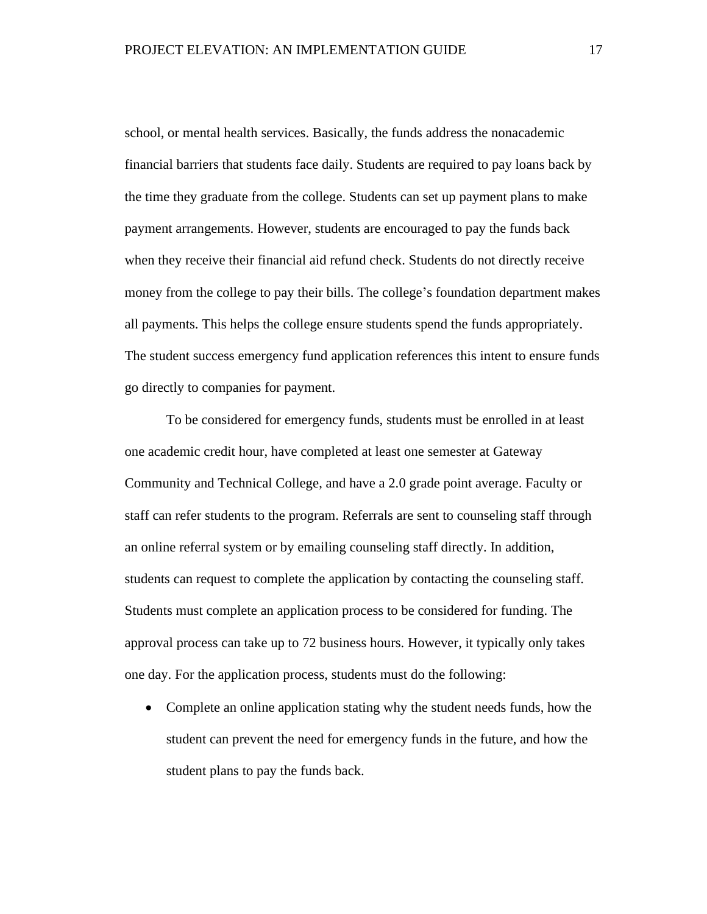school, or mental health services. Basically, the funds address the nonacademic financial barriers that students face daily. Students are required to pay loans back by the time they graduate from the college. Students can set up payment plans to make payment arrangements. However, students are encouraged to pay the funds back when they receive their financial aid refund check. Students do not directly receive money from the college to pay their bills. The college's foundation department makes all payments. This helps the college ensure students spend the funds appropriately. The student success emergency fund application references this intent to ensure funds go directly to companies for payment.

To be considered for emergency funds, students must be enrolled in at least one academic credit hour, have completed at least one semester at Gateway Community and Technical College, and have a 2.0 grade point average. Faculty or staff can refer students to the program. Referrals are sent to counseling staff through an online referral system or by emailing counseling staff directly. In addition, students can request to complete the application by contacting the counseling staff. Students must complete an application process to be considered for funding. The approval process can take up to 72 business hours. However, it typically only takes one day. For the application process, students must do the following:

- Complete an online application stating why the student needs funds, how the student can prevent the need for emergency funds in the future, and how the student plans to pay the funds back.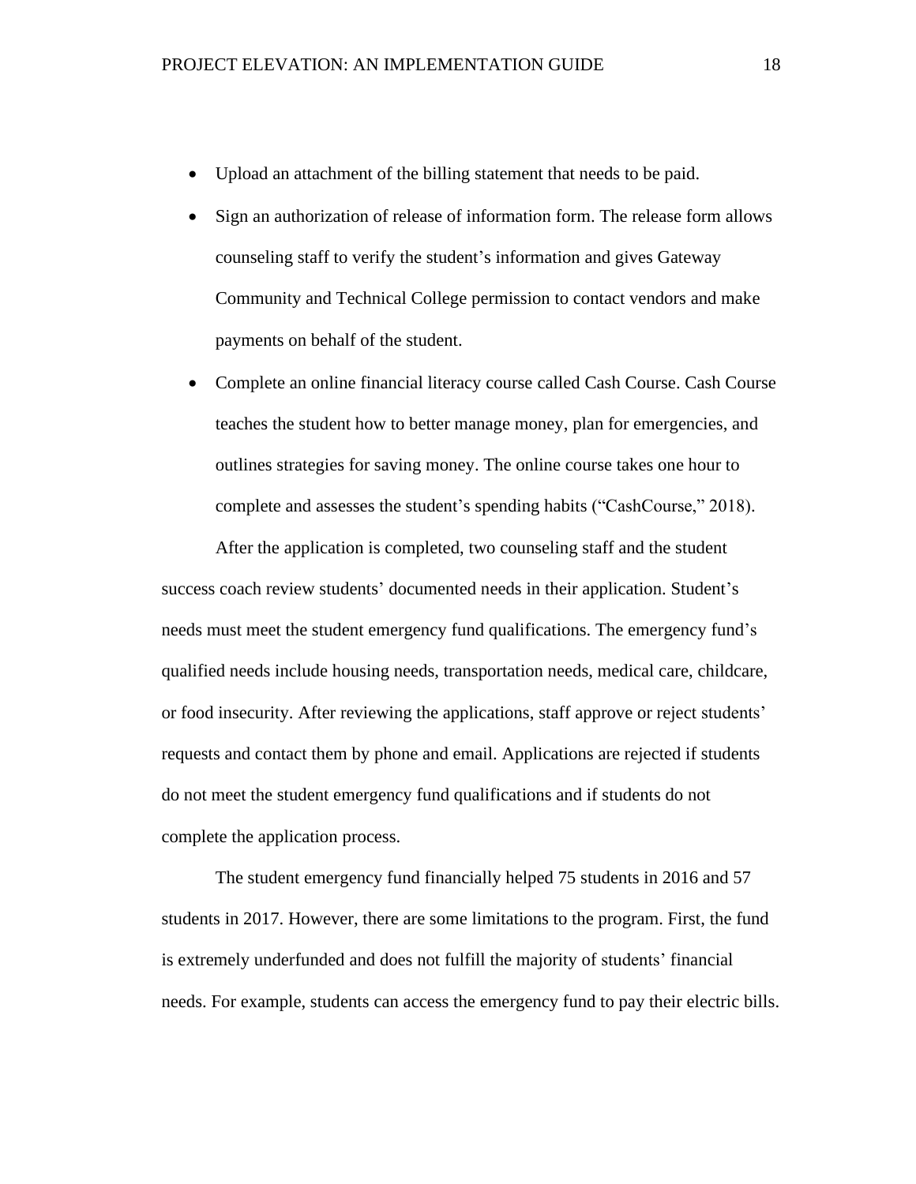- Upload an attachment of the billing statement that needs to be paid.
- Sign an authorization of release of information form. The release form allows counseling staff to verify the student's information and gives Gateway Community and Technical College permission to contact vendors and make payments on behalf of the student.
- Complete an online financial literacy course called Cash Course. Cash Course teaches the student how to better manage money, plan for emergencies, and outlines strategies for saving money. The online course takes one hour to complete and assesses the student's spending habits ("CashCourse," 2018).

After the application is completed, two counseling staff and the student success coach review students' documented needs in their application. Student's needs must meet the student emergency fund qualifications. The emergency fund's qualified needs include housing needs, transportation needs, medical care, childcare, or food insecurity. After reviewing the applications, staff approve or reject students' requests and contact them by phone and email. Applications are rejected if students do not meet the student emergency fund qualifications and if students do not complete the application process.

The student emergency fund financially helped 75 students in 2016 and 57 students in 2017. However, there are some limitations to the program. First, the fund is extremely underfunded and does not fulfill the majority of students' financial needs. For example, students can access the emergency fund to pay their electric bills.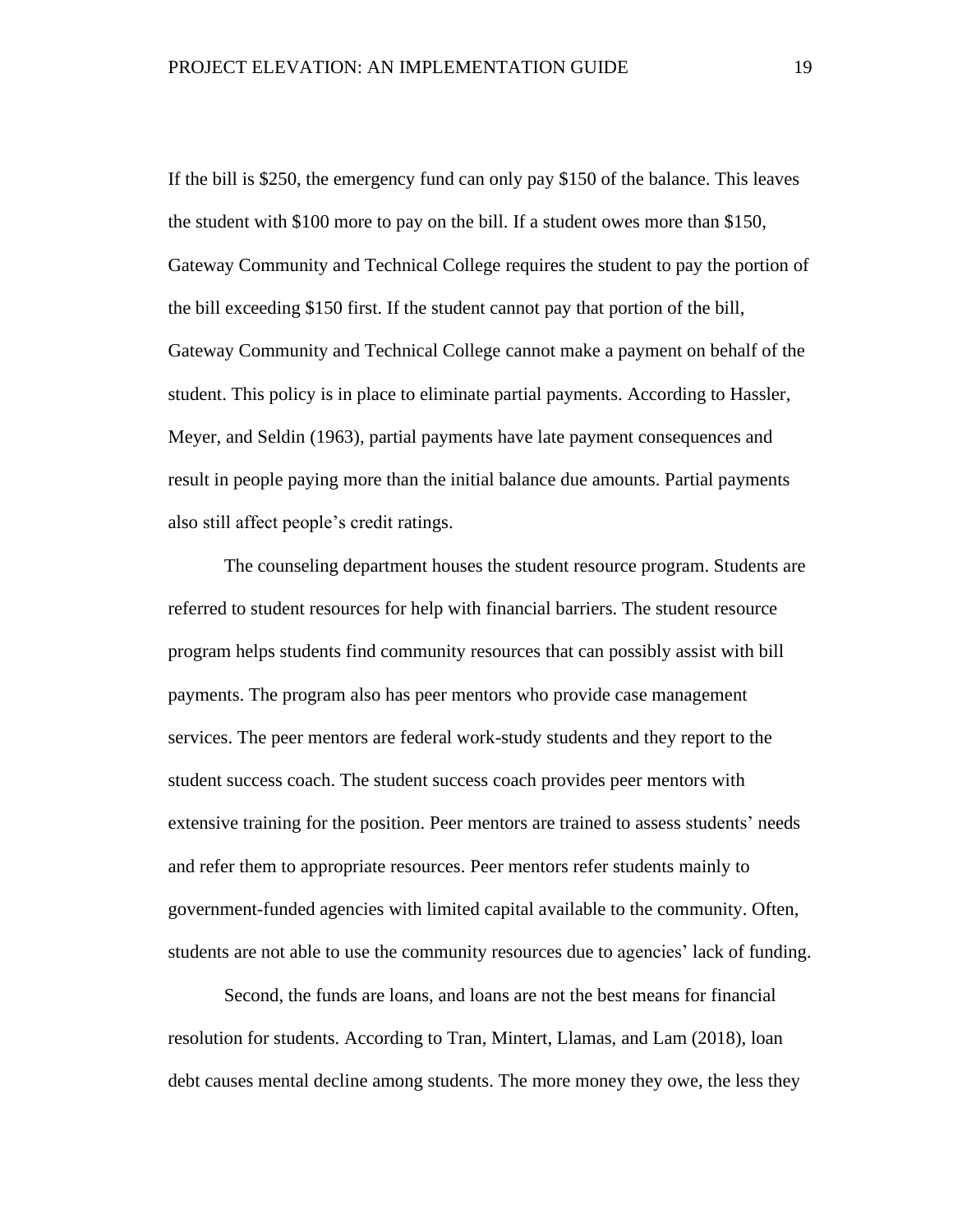If the bill is $250, the emergency fund can only pay $150 of the balance. This leaves the student with $100 more to pay on the bill. If a student owes more than $150, Gateway Community and Technical College requires the student to pay the portion of the bill exceeding $150 first. If the student cannot pay that portion of the bill, Gateway Community and Technical College cannot make a payment on behalf of the student. This policy is in place to eliminate partial payments. According to Hassler, Meyer, and Seldin (1963), partial payments have late payment consequences and result in people paying more than the initial balance due amounts. Partial payments also still affect people's credit ratings.

The counseling department houses the student resource program. Students are referred to student resources for help with financial barriers. The student resource program helps students find community resources that can possibly assist with bill payments. The program also has peer mentors who provide case management services. The peer mentors are federal work-study students and they report to the student success coach. The student success coach provides peer mentors with extensive training for the position. Peer mentors are trained to assess students' needs and refer them to appropriate resources. Peer mentors refer students mainly to government-funded agencies with limited capital available to the community. Often, students are not able to use the community resources due to agencies' lack of funding.

Second, the funds are loans, and loans are not the best means for financial resolution for students. According to Tran, Mintert, Llamas, and Lam (2018), loan debt causes mental decline among students. The more money they owe, the less they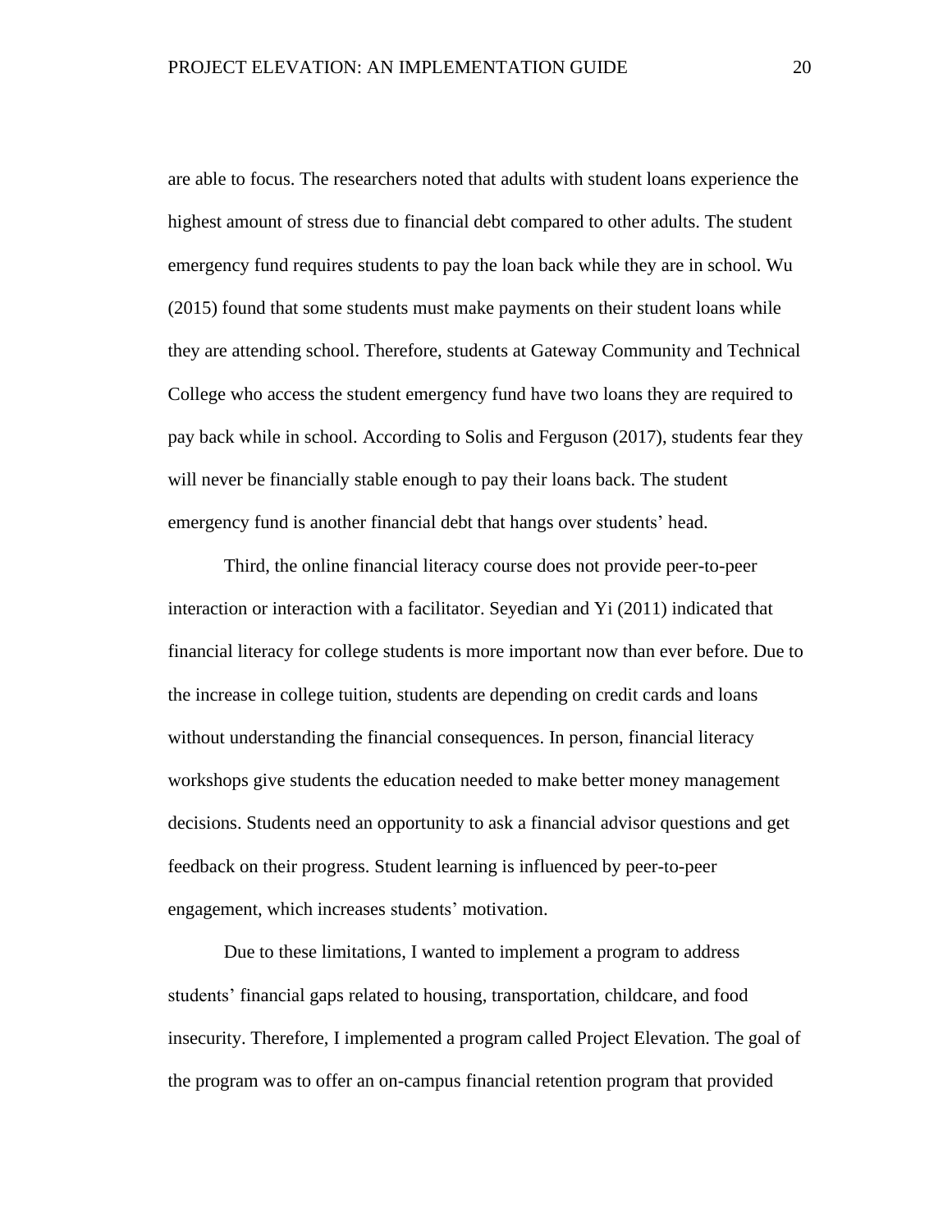are able to focus. The researchers noted that adults with student loans experience the highest amount of stress due to financial debt compared to other adults. The student emergency fund requires students to pay the loan back while they are in school. Wu (2015) found that some students must make payments on their student loans while they are attending school. Therefore, students at Gateway Community and Technical College who access the student emergency fund have two loans they are required to pay back while in school. According to Solis and Ferguson (2017), students fear they will never be financially stable enough to pay their loans back. The student emergency fund is another financial debt that hangs over students' head.

Third, the online financial literacy course does not provide peer-to-peer interaction or interaction with a facilitator. Seyedian and Yi (2011) indicated that financial literacy for college students is more important now than ever before. Due to the increase in college tuition, students are depending on credit cards and loans without understanding the financial consequences. In person, financial literacy workshops give students the education needed to make better money management decisions. Students need an opportunity to ask a financial advisor questions and get feedback on their progress. Student learning is influenced by peer-to-peer engagement, which increases students' motivation.

Due to these limitations, I wanted to implement a program to address students' financial gaps related to housing, transportation, childcare, and food insecurity. Therefore, I implemented a program called Project Elevation. The goal of the program was to offer an on-campus financial retention program that provided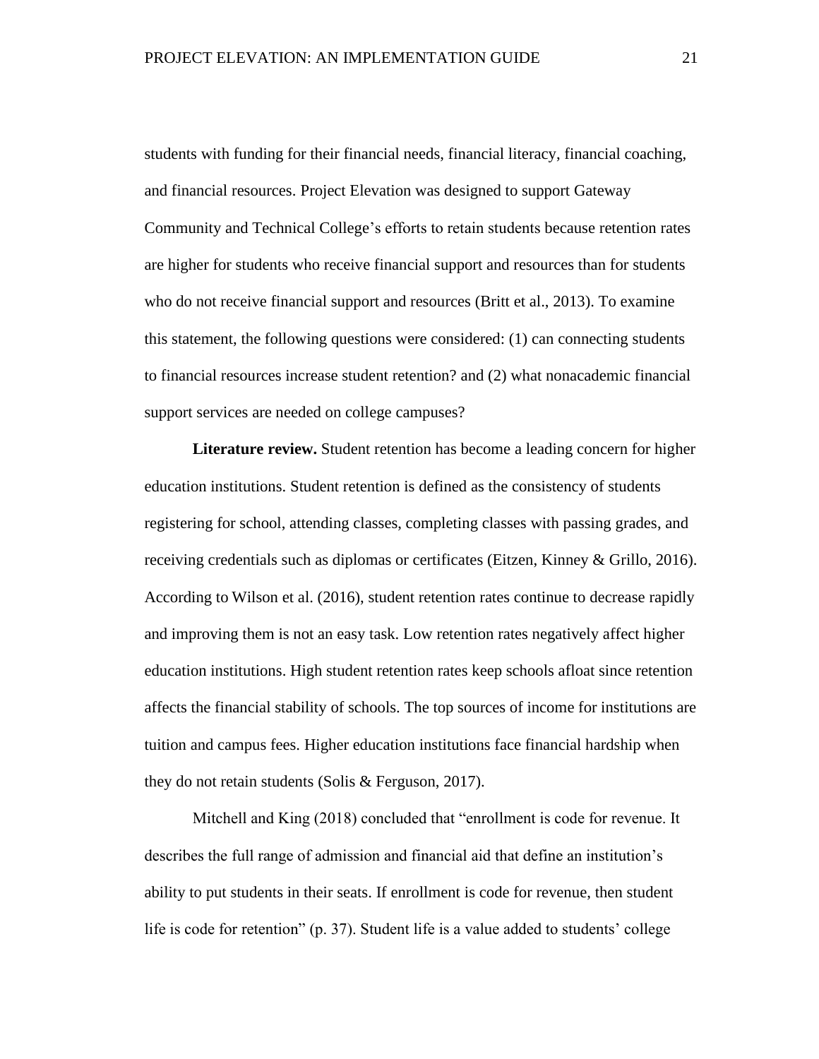students with funding for their financial needs, financial literacy, financial coaching, and financial resources. Project Elevation was designed to support Gateway Community and Technical College's efforts to retain students because retention rates are higher for students who receive financial support and resources than for students who do not receive financial support and resources (Britt et al., 2013). To examine this statement, the following questions were considered: (1) can connecting students to financial resources increase student retention? and (2) what nonacademic financial support services are needed on college campuses?

**Literature review.** Student retention has become a leading concern for higher education institutions. Student retention is defined as the consistency of students registering for school, attending classes, completing classes with passing grades, and receiving credentials such as diplomas or certificates (Eitzen, Kinney & Grillo, 2016). According to Wilson et al. (2016), student retention rates continue to decrease rapidly and improving them is not an easy task. Low retention rates negatively affect higher education institutions. High student retention rates keep schools afloat since retention affects the financial stability of schools. The top sources of income for institutions are tuition and campus fees. Higher education institutions face financial hardship when they do not retain students (Solis & Ferguson, 2017).

Mitchell and King (2018) concluded that "enrollment is code for revenue. It describes the full range of admission and financial aid that define an institution's ability to put students in their seats. If enrollment is code for revenue, then student life is code for retention" (p. 37). Student life is a value added to students' college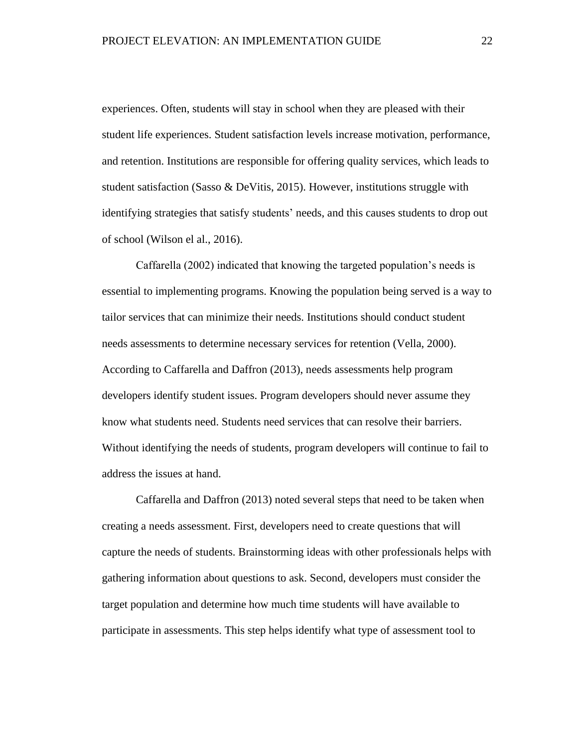experiences. Often, students will stay in school when they are pleased with their student life experiences. Student satisfaction levels increase motivation, performance, and retention. Institutions are responsible for offering quality services, which leads to student satisfaction (Sasso & DeVitis, 2015). However, institutions struggle with identifying strategies that satisfy students' needs, and this causes students to drop out of school (Wilson el al., 2016).

Caffarella (2002) indicated that knowing the targeted population's needs is essential to implementing programs. Knowing the population being served is a way to tailor services that can minimize their needs. Institutions should conduct student needs assessments to determine necessary services for retention (Vella, 2000). According to Caffarella and Daffron (2013), needs assessments help program developers identify student issues. Program developers should never assume they know what students need. Students need services that can resolve their barriers. Without identifying the needs of students, program developers will continue to fail to address the issues at hand.

Caffarella and Daffron (2013) noted several steps that need to be taken when creating a needs assessment. First, developers need to create questions that will capture the needs of students. Brainstorming ideas with other professionals helps with gathering information about questions to ask. Second, developers must consider the target population and determine how much time students will have available to participate in assessments. This step helps identify what type of assessment tool to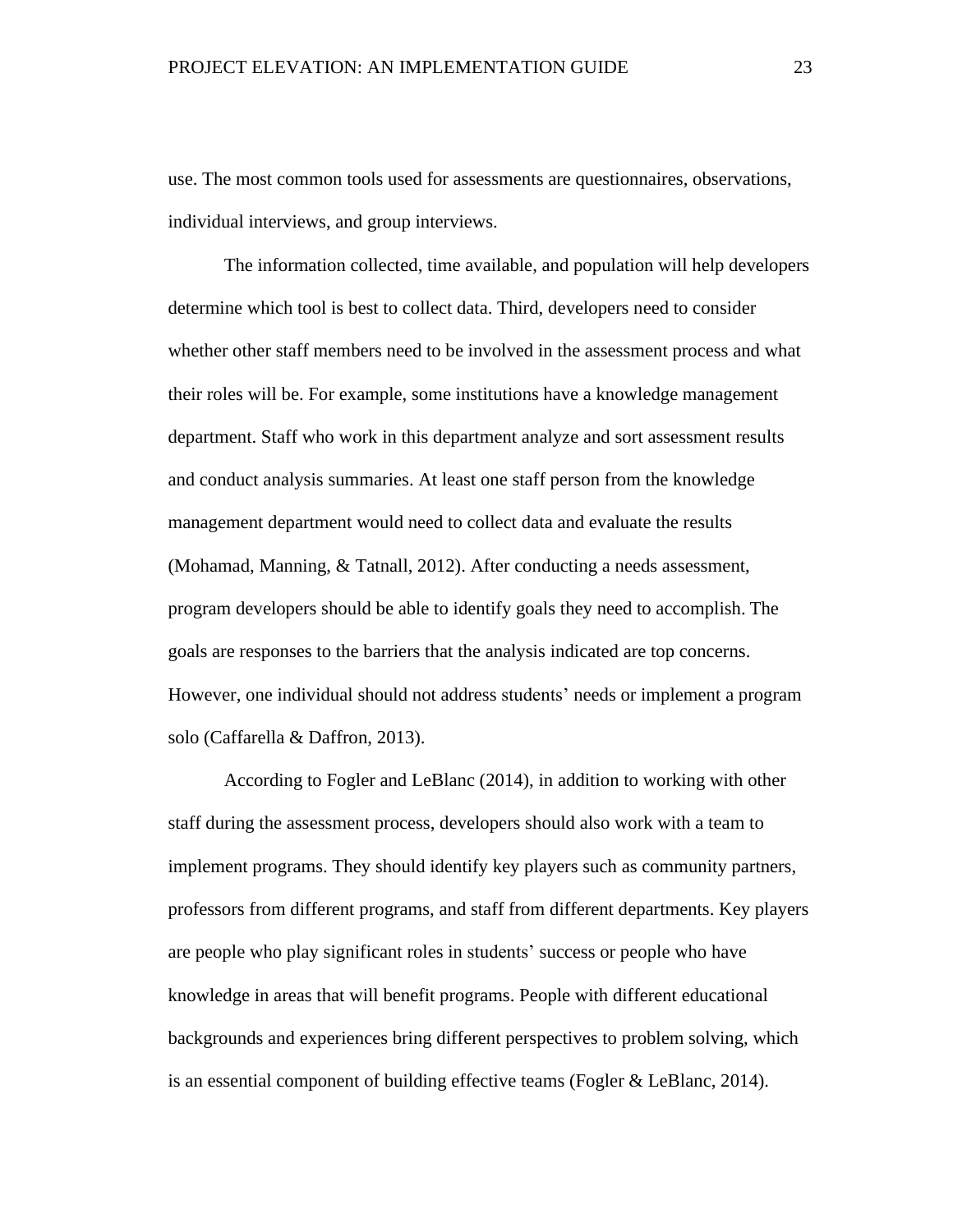use. The most common tools used for assessments are questionnaires, observations, individual interviews, and group interviews.

The information collected, time available, and population will help developers determine which tool is best to collect data. Third, developers need to consider whether other staff members need to be involved in the assessment process and what their roles will be. For example, some institutions have a knowledge management department. Staff who work in this department analyze and sort assessment results and conduct analysis summaries. At least one staff person from the knowledge management department would need to collect data and evaluate the results (Mohamad, Manning, & Tatnall, 2012). After conducting a needs assessment, program developers should be able to identify goals they need to accomplish. The goals are responses to the barriers that the analysis indicated are top concerns. However, one individual should not address students' needs or implement a program solo (Caffarella & Daffron, 2013).

According to Fogler and LeBlanc (2014), in addition to working with other staff during the assessment process, developers should also work with a team to implement programs. They should identify key players such as community partners, professors from different programs, and staff from different departments. Key players are people who play significant roles in students' success or people who have knowledge in areas that will benefit programs. People with different educational backgrounds and experiences bring different perspectives to problem solving, which is an essential component of building effective teams (Fogler & LeBlanc, 2014).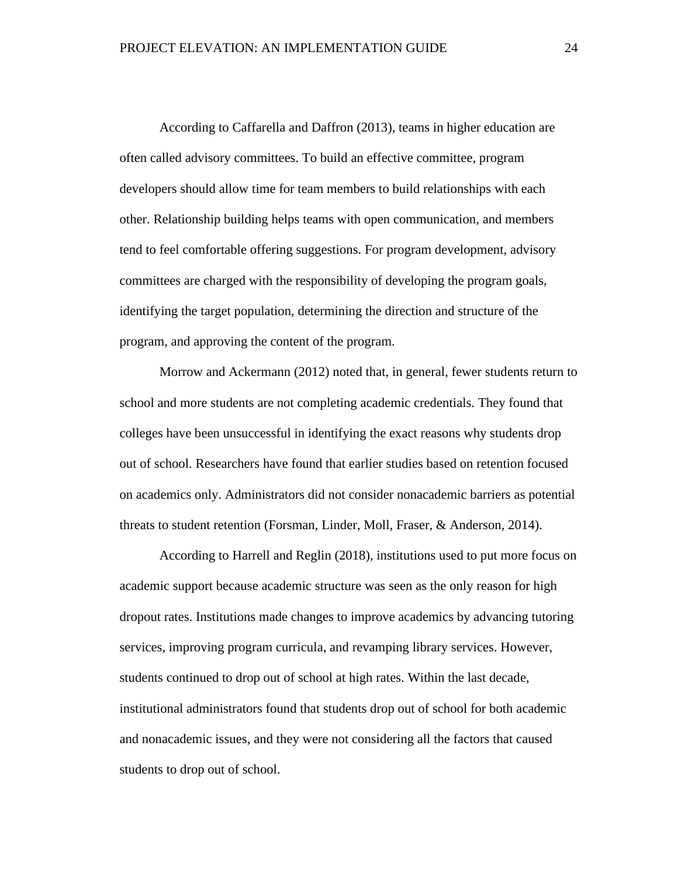According to Caffarella and Daffron (2013), teams in higher education are often called advisory committees. To build an effective committee, program developers should allow time for team members to build relationships with each other. Relationship building helps teams with open communication, and members tend to feel comfortable offering suggestions. For program development, advisory committees are charged with the responsibility of developing the program goals, identifying the target population, determining the direction and structure of the program, and approving the content of the program.

Morrow and Ackermann (2012) noted that, in general, fewer students return to school and more students are not completing academic credentials. They found that colleges have been unsuccessful in identifying the exact reasons why students drop out of school. Researchers have found that earlier studies based on retention focused on academics only. Administrators did not consider nonacademic barriers as potential threats to student retention (Forsman, Linder, Moll, Fraser, & Anderson, 2014).

According to Harrell and Reglin (2018), institutions used to put more focus on academic support because academic structure was seen as the only reason for high dropout rates. Institutions made changes to improve academics by advancing tutoring services, improving program curricula, and revamping library services. However, students continued to drop out of school at high rates. Within the last decade, institutional administrators found that students drop out of school for both academic and nonacademic issues, and they were not considering all the factors that caused students to drop out of school.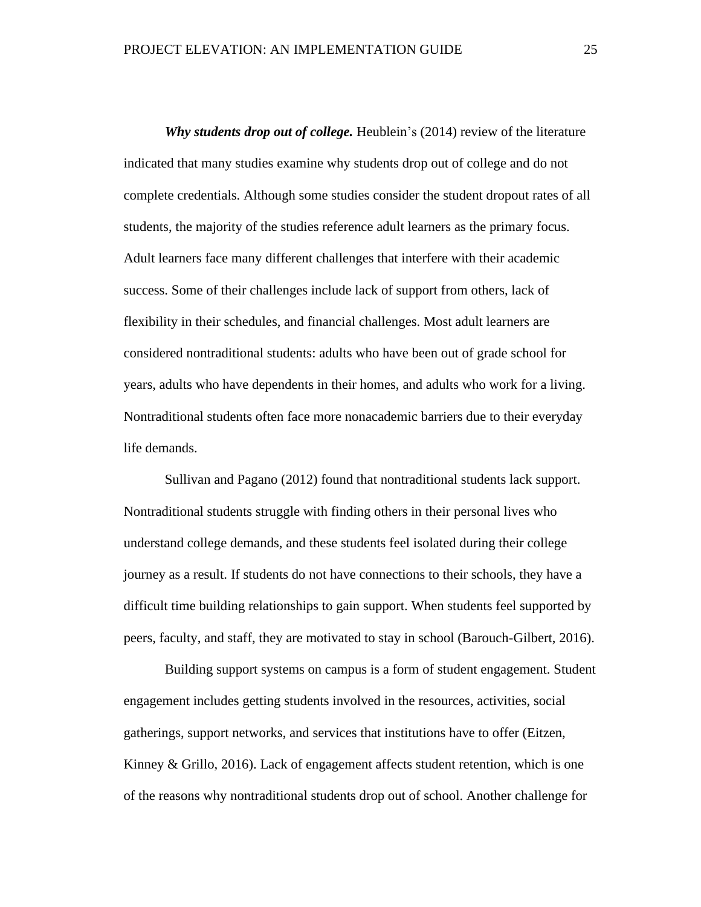***Why students drop out of college.*** Heublein's (2014) review of the literature indicated that many studies examine why students drop out of college and do not complete credentials. Although some studies consider the student dropout rates of all students, the majority of the studies reference adult learners as the primary focus. Adult learners face many different challenges that interfere with their academic success. Some of their challenges include lack of support from others, lack of flexibility in their schedules, and financial challenges. Most adult learners are considered nontraditional students: adults who have been out of grade school for years, adults who have dependents in their homes, and adults who work for a living. Nontraditional students often face more nonacademic barriers due to their everyday life demands.

Sullivan and Pagano (2012) found that nontraditional students lack support. Nontraditional students struggle with finding others in their personal lives who understand college demands, and these students feel isolated during their college journey as a result. If students do not have connections to their schools, they have a difficult time building relationships to gain support. When students feel supported by peers, faculty, and staff, they are motivated to stay in school (Barouch-Gilbert, 2016).

Building support systems on campus is a form of student engagement. Student engagement includes getting students involved in the resources, activities, social gatherings, support networks, and services that institutions have to offer (Eitzen, Kinney & Grillo, 2016). Lack of engagement affects student retention, which is one of the reasons why nontraditional students drop out of school. Another challenge for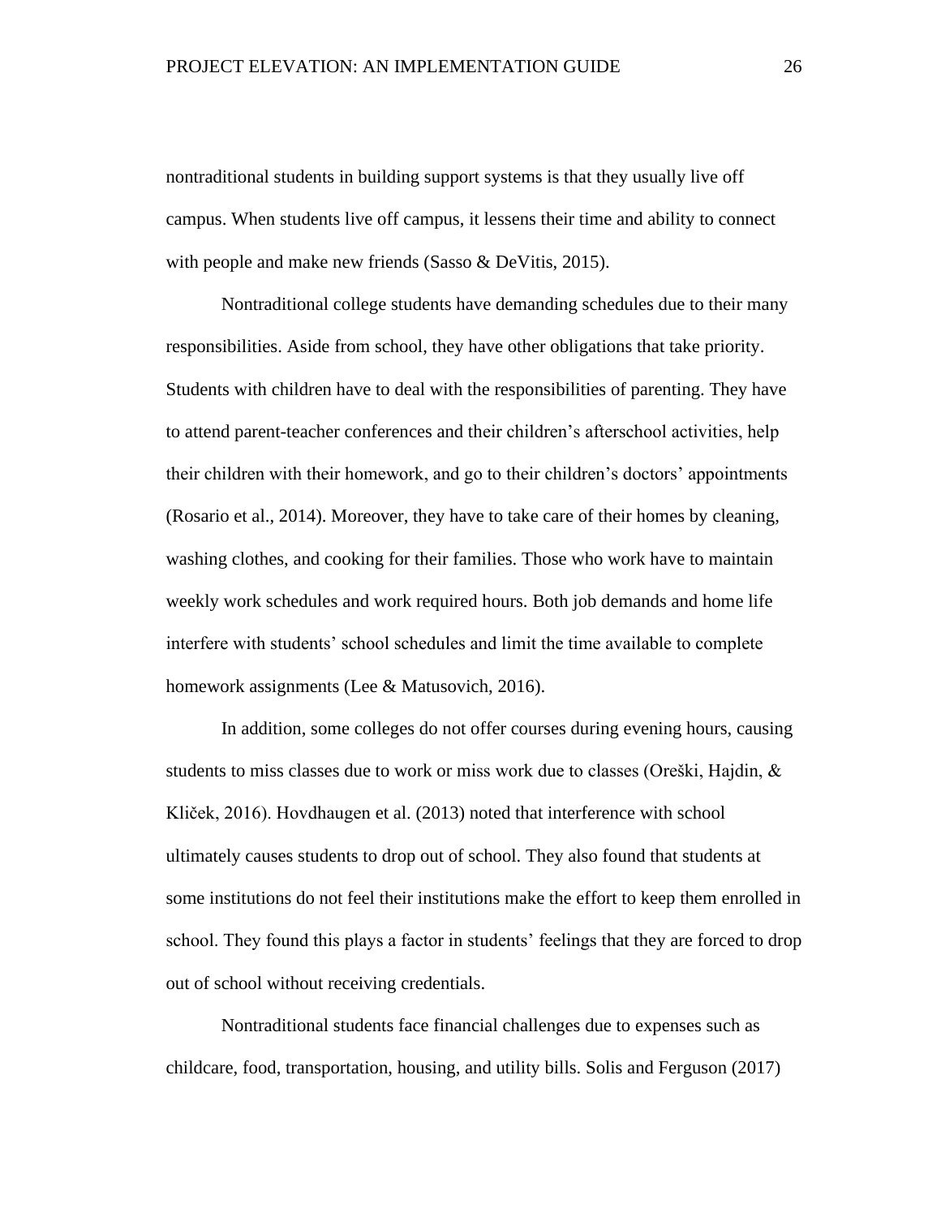nontraditional students in building support systems is that they usually live off campus. When students live off campus, it lessens their time and ability to connect with people and make new friends (Sasso & DeVitis, 2015).

Nontraditional college students have demanding schedules due to their many responsibilities. Aside from school, they have other obligations that take priority. Students with children have to deal with the responsibilities of parenting. They have to attend parent-teacher conferences and their children's afterschool activities, help their children with their homework, and go to their children's doctors' appointments (Rosario et al., 2014). Moreover, they have to take care of their homes by cleaning, washing clothes, and cooking for their families. Those who work have to maintain weekly work schedules and work required hours. Both job demands and home life interfere with students' school schedules and limit the time available to complete homework assignments (Lee & Matusovich, 2016).

In addition, some colleges do not offer courses during evening hours, causing students to miss classes due to work or miss work due to classes (Oreški, Hajdin, & Kliček, 2016). Hovdhaugen et al. (2013) noted that interference with school ultimately causes students to drop out of school. They also found that students at some institutions do not feel their institutions make the effort to keep them enrolled in school. They found this plays a factor in students' feelings that they are forced to drop out of school without receiving credentials.

Nontraditional students face financial challenges due to expenses such as childcare, food, transportation, housing, and utility bills. Solis and Ferguson (2017)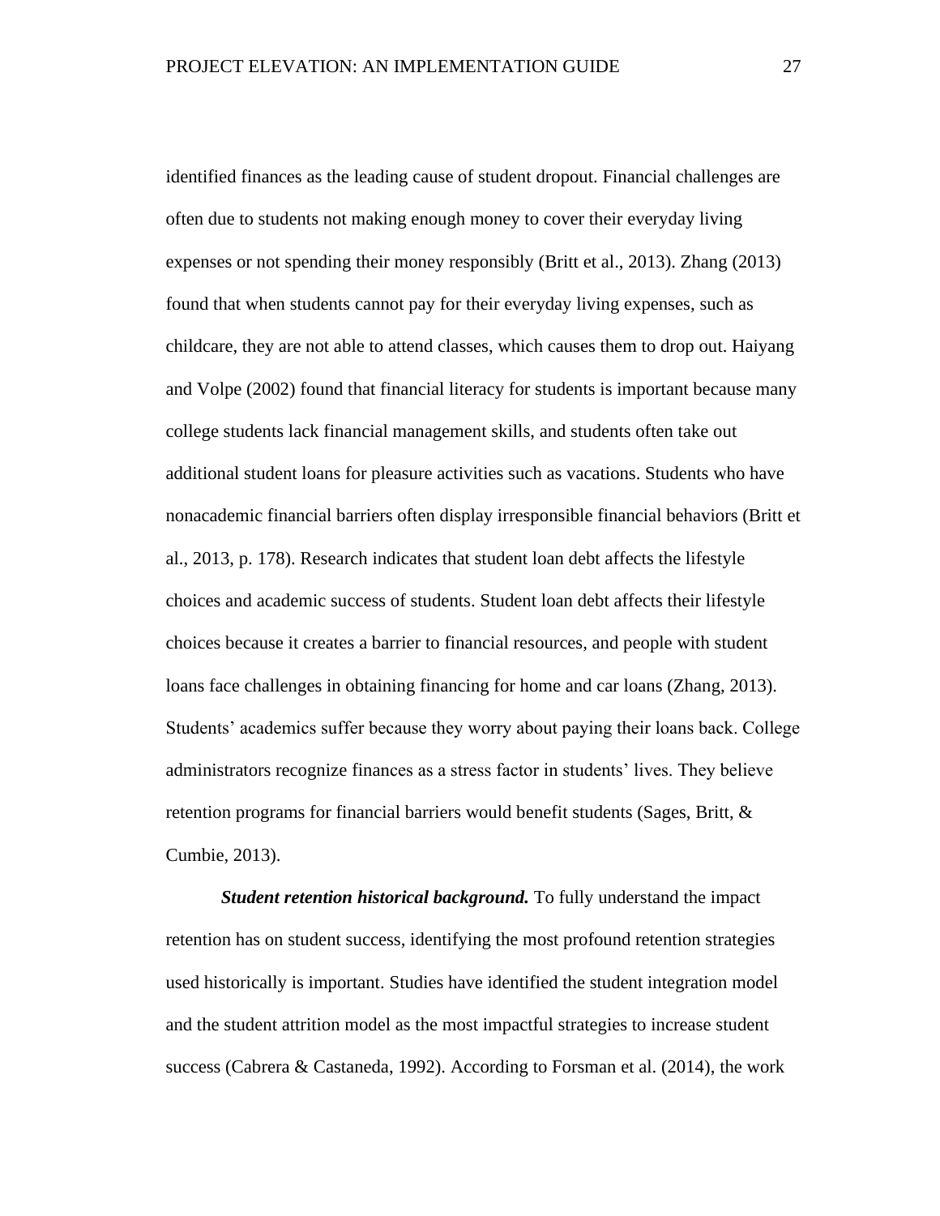identified finances as the leading cause of student dropout. Financial challenges are often due to students not making enough money to cover their everyday living expenses or not spending their money responsibly (Britt et al., 2013). Zhang (2013) found that when students cannot pay for their everyday living expenses, such as childcare, they are not able to attend classes, which causes them to drop out. Haiyang and Volpe (2002) found that financial literacy for students is important because many college students lack financial management skills, and students often take out additional student loans for pleasure activities such as vacations. Students who have nonacademic financial barriers often display irresponsible financial behaviors (Britt et al., 2013, p. 178). Research indicates that student loan debt affects the lifestyle choices and academic success of students. Student loan debt affects their lifestyle choices because it creates a barrier to financial resources, and people with student loans face challenges in obtaining financing for home and car loans (Zhang, 2013). Students' academics suffer because they worry about paying their loans back. College administrators recognize finances as a stress factor in students' lives. They believe retention programs for financial barriers would benefit students (Sages, Britt, & Cumbie, 2013).

***Student retention historical background.*** To fully understand the impact retention has on student success, identifying the most profound retention strategies used historically is important. Studies have identified the student integration model and the student attrition model as the most impactful strategies to increase student success (Cabrera & Castaneda, 1992). According to Forsman et al. (2014), the work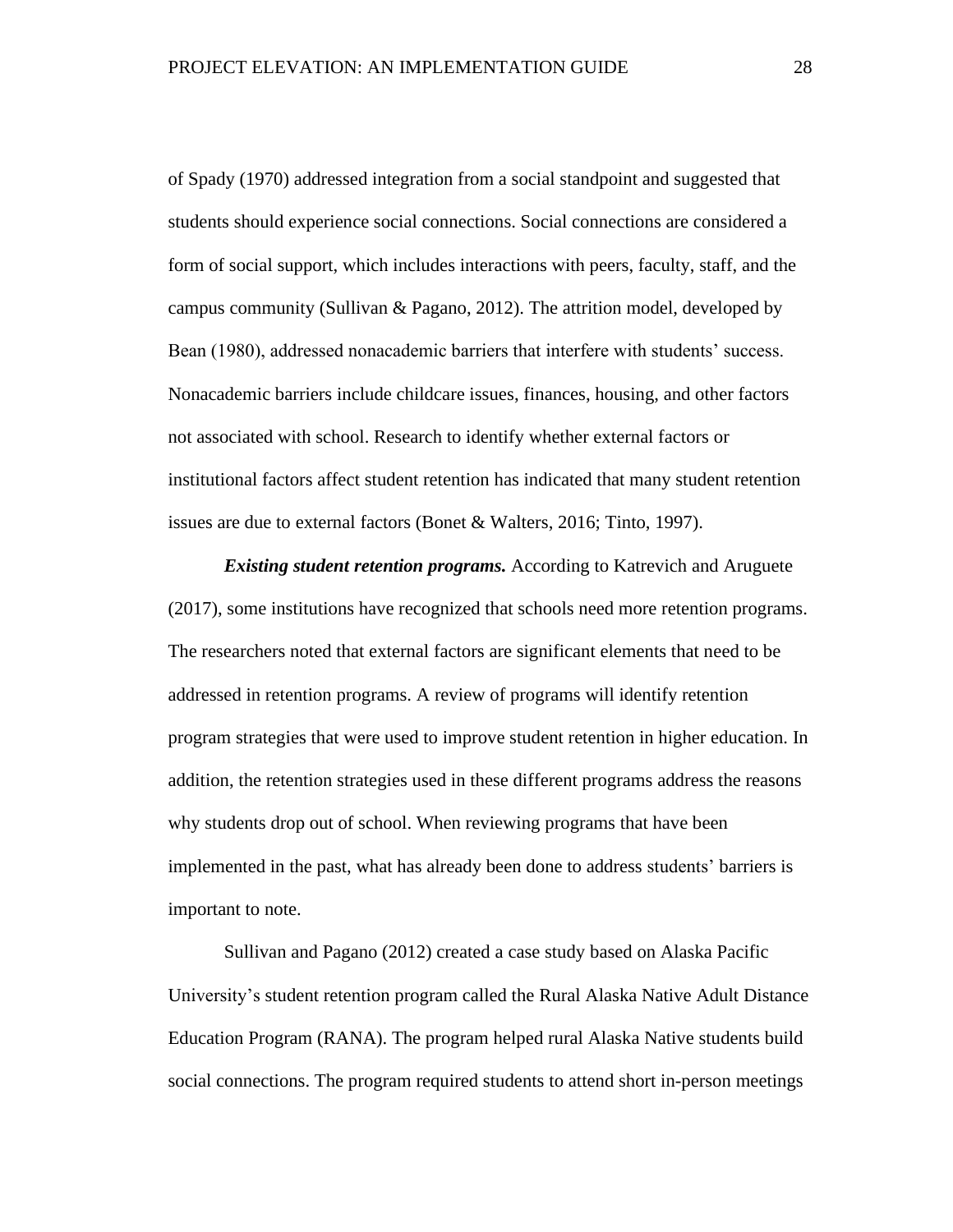of Spady (1970) addressed integration from a social standpoint and suggested that students should experience social connections. Social connections are considered a form of social support, which includes interactions with peers, faculty, staff, and the campus community (Sullivan & Pagano, 2012). The attrition model, developed by Bean (1980), addressed nonacademic barriers that interfere with students' success. Nonacademic barriers include childcare issues, finances, housing, and other factors not associated with school. Research to identify whether external factors or institutional factors affect student retention has indicated that many student retention issues are due to external factors (Bonet & Walters, 2016; Tinto, 1997).

***Existing student retention programs.*** According to Katrevich and Aruguete (2017), some institutions have recognized that schools need more retention programs. The researchers noted that external factors are significant elements that need to be addressed in retention programs. A review of programs will identify retention program strategies that were used to improve student retention in higher education. In addition, the retention strategies used in these different programs address the reasons why students drop out of school. When reviewing programs that have been implemented in the past, what has already been done to address students' barriers is important to note.

Sullivan and Pagano (2012) created a case study based on Alaska Pacific University's student retention program called the Rural Alaska Native Adult Distance Education Program (RANA). The program helped rural Alaska Native students build social connections. The program required students to attend short in-person meetings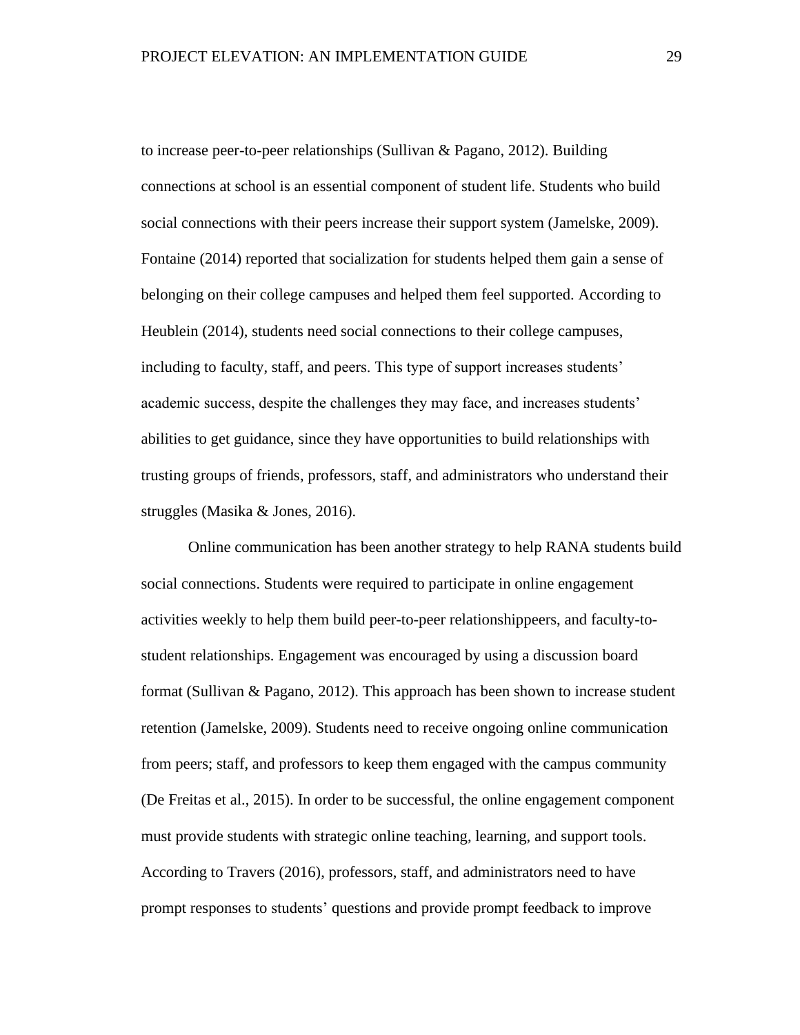to increase peer-to-peer relationships (Sullivan & Pagano, 2012). Building connections at school is an essential component of student life. Students who build social connections with their peers increase their support system (Jamelske, 2009). Fontaine (2014) reported that socialization for students helped them gain a sense of belonging on their college campuses and helped them feel supported. According to Heublein (2014), students need social connections to their college campuses, including to faculty, staff, and peers. This type of support increases students' academic success, despite the challenges they may face, and increases students' abilities to get guidance, since they have opportunities to build relationships with trusting groups of friends, professors, staff, and administrators who understand their struggles (Masika & Jones, 2016).

Online communication has been another strategy to help RANA students build social connections. Students were required to participate in online engagement activities weekly to help them build peer-to-peer relationshippeers, and faculty-to-student relationships. Engagement was encouraged by using a discussion board format (Sullivan & Pagano, 2012). This approach has been shown to increase student retention (Jamelske, 2009). Students need to receive ongoing online communication from peers; staff, and professors to keep them engaged with the campus community (De Freitas et al., 2015). In order to be successful, the online engagement component must provide students with strategic online teaching, learning, and support tools. According to Travers (2016), professors, staff, and administrators need to have prompt responses to students' questions and provide prompt feedback to improve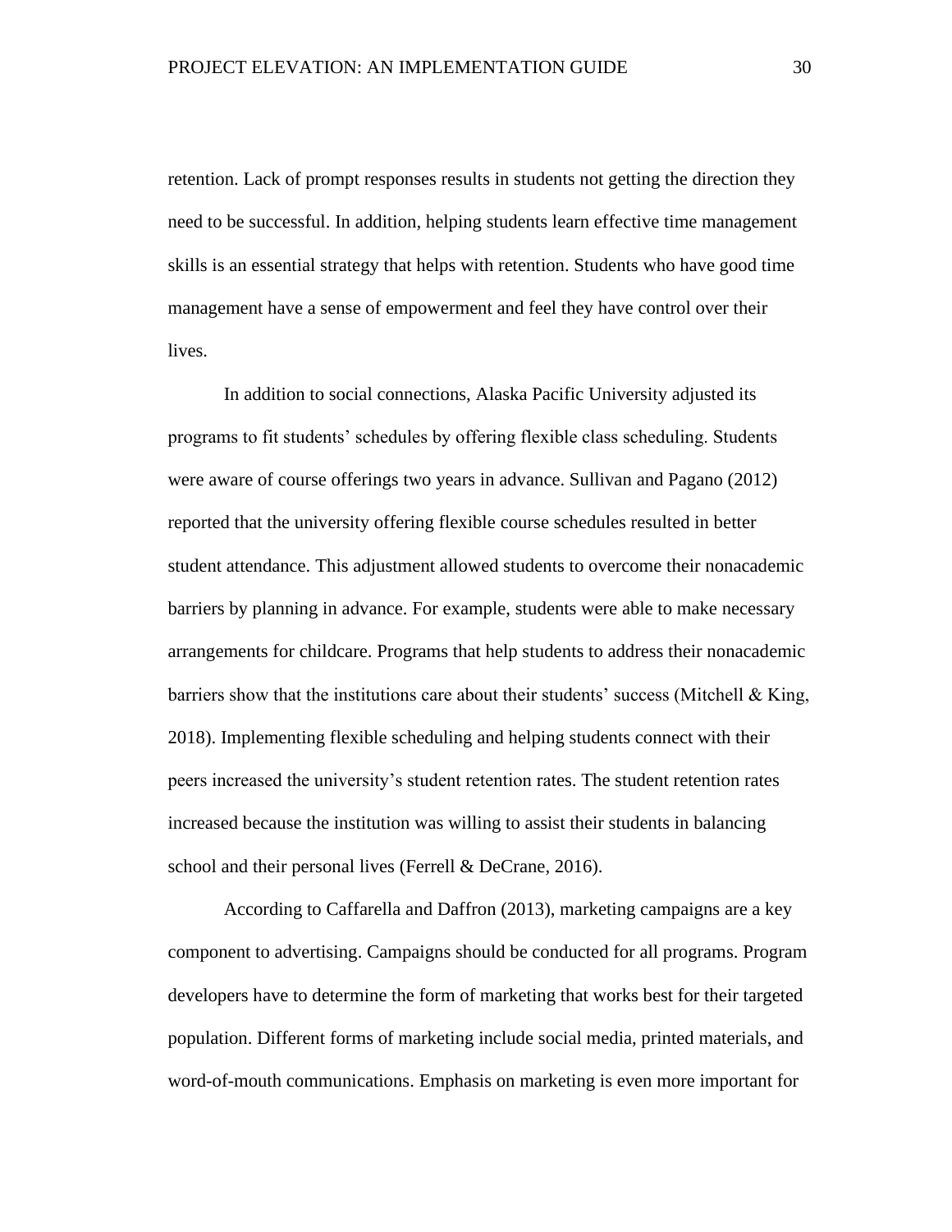retention. Lack of prompt responses results in students not getting the direction they need to be successful. In addition, helping students learn effective time management skills is an essential strategy that helps with retention. Students who have good time management have a sense of empowerment and feel they have control over their lives.

In addition to social connections, Alaska Pacific University adjusted its programs to fit students' schedules by offering flexible class scheduling. Students were aware of course offerings two years in advance. Sullivan and Pagano (2012) reported that the university offering flexible course schedules resulted in better student attendance. This adjustment allowed students to overcome their nonacademic barriers by planning in advance. For example, students were able to make necessary arrangements for childcare. Programs that help students to address their nonacademic barriers show that the institutions care about their students' success (Mitchell & King, 2018). Implementing flexible scheduling and helping students connect with their peers increased the university's student retention rates. The student retention rates increased because the institution was willing to assist their students in balancing school and their personal lives (Ferrell & DeCrane, 2016).

According to Caffarella and Daffron (2013), marketing campaigns are a key component to advertising. Campaigns should be conducted for all programs. Program developers have to determine the form of marketing that works best for their targeted population. Different forms of marketing include social media, printed materials, and word-of-mouth communications. Emphasis on marketing is even more important for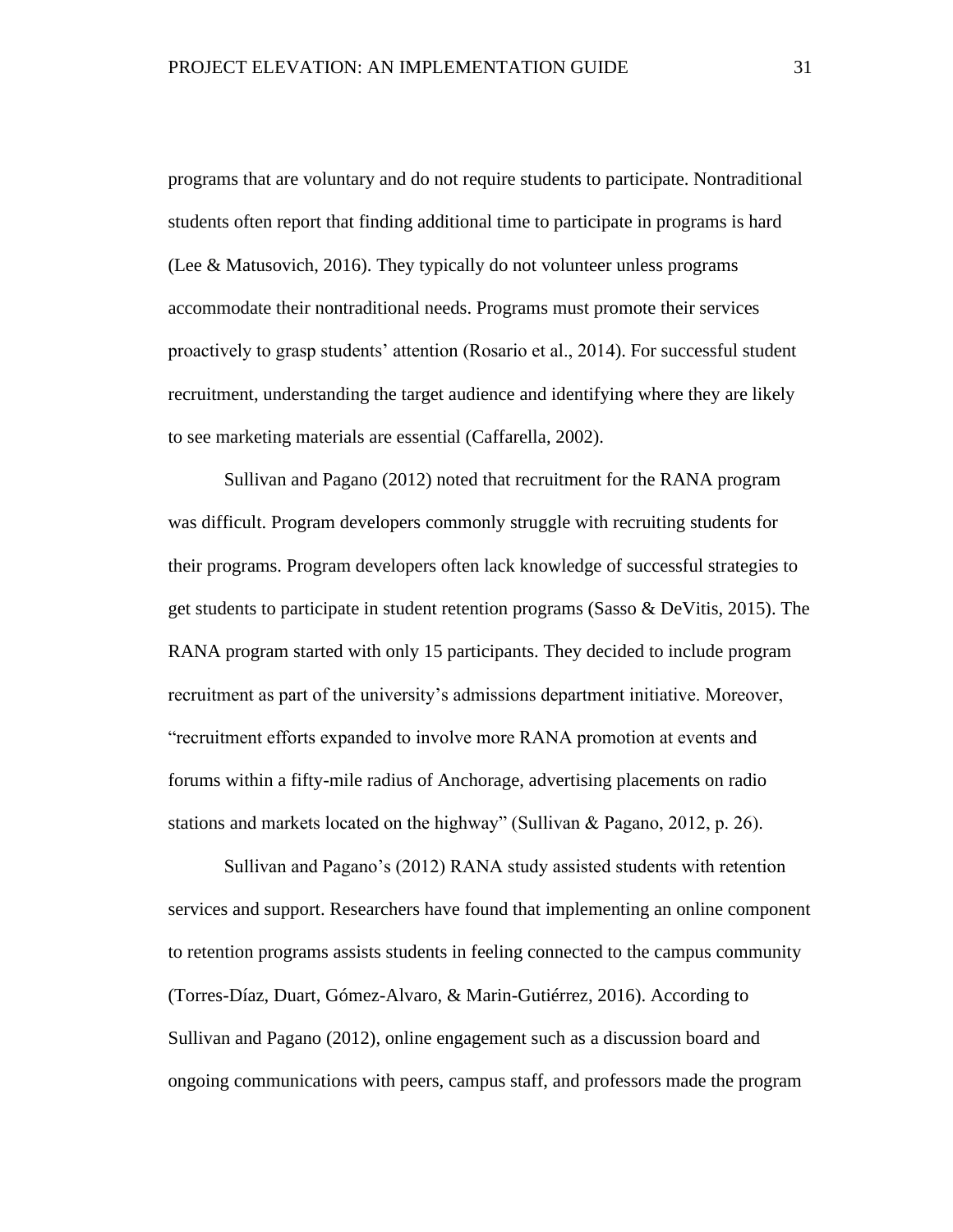programs that are voluntary and do not require students to participate. Nontraditional students often report that finding additional time to participate in programs is hard (Lee & Matusovich, 2016). They typically do not volunteer unless programs accommodate their nontraditional needs. Programs must promote their services proactively to grasp students' attention (Rosario et al., 2014). For successful student recruitment, understanding the target audience and identifying where they are likely to see marketing materials are essential (Caffarella, 2002).

Sullivan and Pagano (2012) noted that recruitment for the RANA program was difficult. Program developers commonly struggle with recruiting students for their programs. Program developers often lack knowledge of successful strategies to get students to participate in student retention programs (Sasso & DeVitis, 2015). The RANA program started with only 15 participants. They decided to include program recruitment as part of the university's admissions department initiative. Moreover, "recruitment efforts expanded to involve more RANA promotion at events and forums within a fifty-mile radius of Anchorage, advertising placements on radio stations and markets located on the highway" (Sullivan & Pagano, 2012, p. 26).

Sullivan and Pagano's (2012) RANA study assisted students with retention services and support. Researchers have found that implementing an online component to retention programs assists students in feeling connected to the campus community (Torres-Díaz, Duart, Gómez-Alvaro, & Marin-Gutiérrez, 2016). According to Sullivan and Pagano (2012), online engagement such as a discussion board and ongoing communications with peers, campus staff, and professors made the program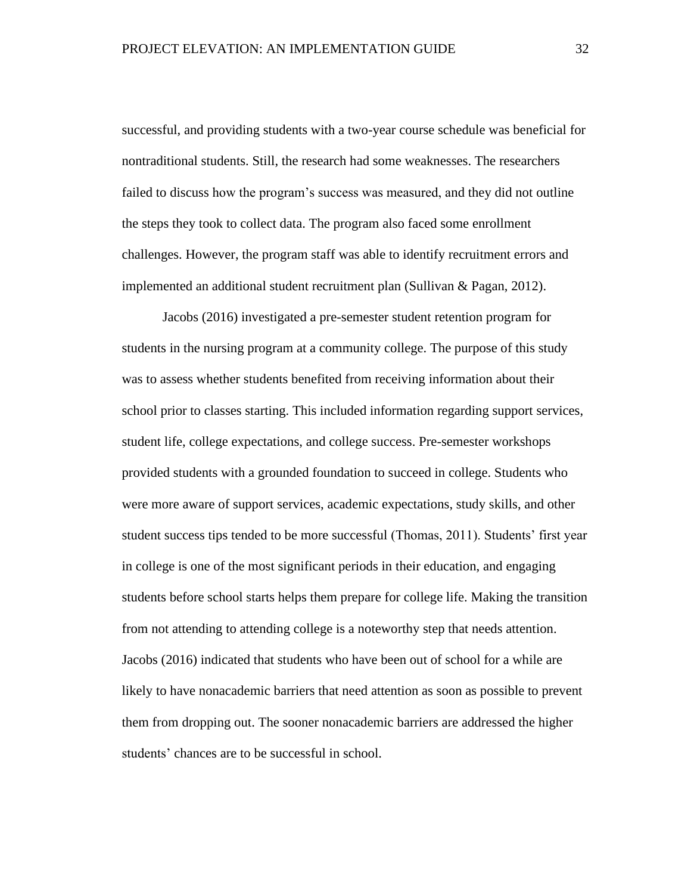successful, and providing students with a two-year course schedule was beneficial for nontraditional students. Still, the research had some weaknesses. The researchers failed to discuss how the program's success was measured, and they did not outline the steps they took to collect data. The program also faced some enrollment challenges. However, the program staff was able to identify recruitment errors and implemented an additional student recruitment plan (Sullivan & Pagan, 2012).

Jacobs (2016) investigated a pre-semester student retention program for students in the nursing program at a community college. The purpose of this study was to assess whether students benefited from receiving information about their school prior to classes starting. This included information regarding support services, student life, college expectations, and college success. Pre-semester workshops provided students with a grounded foundation to succeed in college. Students who were more aware of support services, academic expectations, study skills, and other student success tips tended to be more successful (Thomas, 2011). Students' first year in college is one of the most significant periods in their education, and engaging students before school starts helps them prepare for college life. Making the transition from not attending to attending college is a noteworthy step that needs attention. Jacobs (2016) indicated that students who have been out of school for a while are likely to have nonacademic barriers that need attention as soon as possible to prevent them from dropping out. The sooner nonacademic barriers are addressed the higher students' chances are to be successful in school.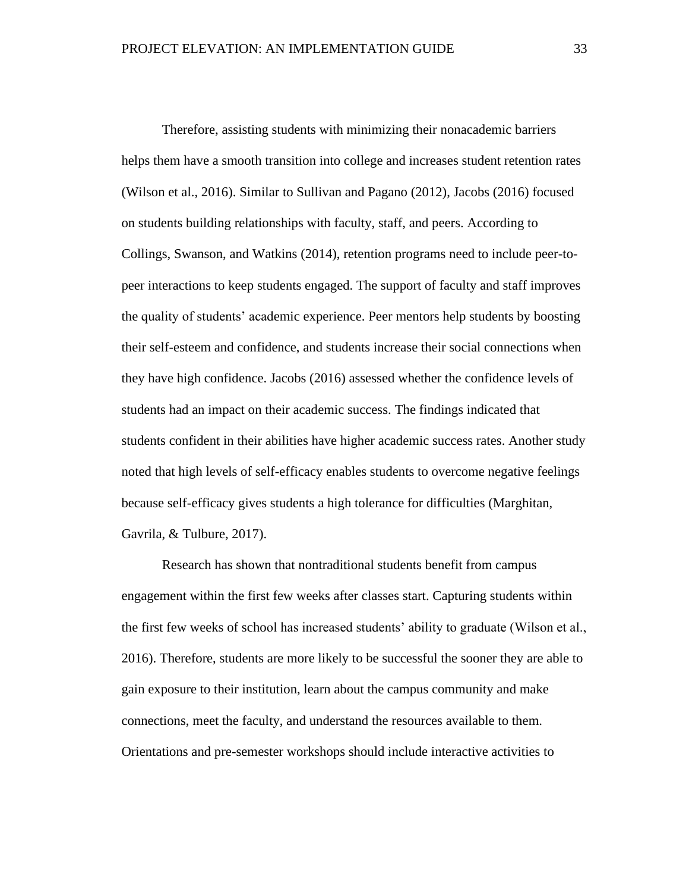Therefore, assisting students with minimizing their nonacademic barriers helps them have a smooth transition into college and increases student retention rates (Wilson et al., 2016). Similar to Sullivan and Pagano (2012), Jacobs (2016) focused on students building relationships with faculty, staff, and peers. According to Collings, Swanson, and Watkins (2014), retention programs need to include peer-to-peer interactions to keep students engaged. The support of faculty and staff improves the quality of students' academic experience. Peer mentors help students by boosting their self-esteem and confidence, and students increase their social connections when they have high confidence. Jacobs (2016) assessed whether the confidence levels of students had an impact on their academic success. The findings indicated that students confident in their abilities have higher academic success rates. Another study noted that high levels of self-efficacy enables students to overcome negative feelings because self-efficacy gives students a high tolerance for difficulties (Marghitan, Gavrila, & Tulbure, 2017).

Research has shown that nontraditional students benefit from campus engagement within the first few weeks after classes start. Capturing students within the first few weeks of school has increased students' ability to graduate (Wilson et al., 2016). Therefore, students are more likely to be successful the sooner they are able to gain exposure to their institution, learn about the campus community and make connections, meet the faculty, and understand the resources available to them. Orientations and pre-semester workshops should include interactive activities to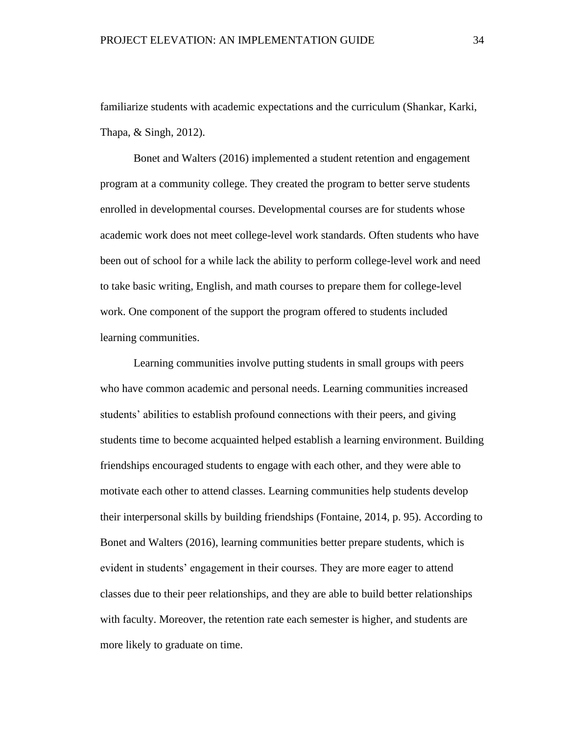familiarize students with academic expectations and the curriculum (Shankar, Karki, Thapa, & Singh, 2012).

Bonet and Walters (2016) implemented a student retention and engagement program at a community college. They created the program to better serve students enrolled in developmental courses. Developmental courses are for students whose academic work does not meet college-level work standards. Often students who have been out of school for a while lack the ability to perform college-level work and need to take basic writing, English, and math courses to prepare them for college-level work. One component of the support the program offered to students included learning communities.

Learning communities involve putting students in small groups with peers who have common academic and personal needs. Learning communities increased students' abilities to establish profound connections with their peers, and giving students time to become acquainted helped establish a learning environment. Building friendships encouraged students to engage with each other, and they were able to motivate each other to attend classes. Learning communities help students develop their interpersonal skills by building friendships (Fontaine, 2014, p. 95). According to Bonet and Walters (2016), learning communities better prepare students, which is evident in students' engagement in their courses. They are more eager to attend classes due to their peer relationships, and they are able to build better relationships with faculty. Moreover, the retention rate each semester is higher, and students are more likely to graduate on time.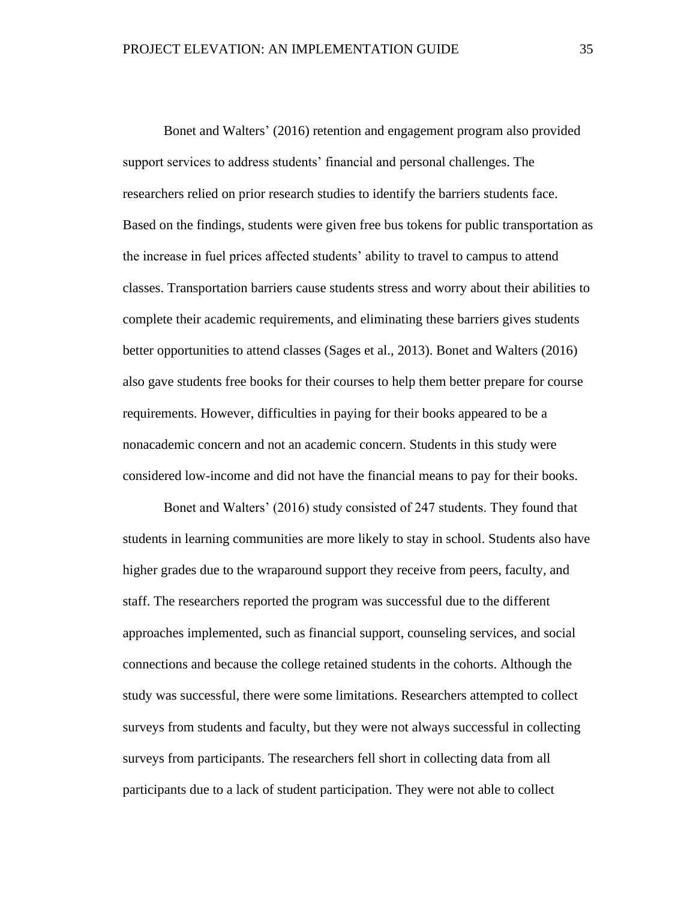Bonet and Walters' (2016) retention and engagement program also provided support services to address students' financial and personal challenges. The researchers relied on prior research studies to identify the barriers students face. Based on the findings, students were given free bus tokens for public transportation as the increase in fuel prices affected students' ability to travel to campus to attend classes. Transportation barriers cause students stress and worry about their abilities to complete their academic requirements, and eliminating these barriers gives students better opportunities to attend classes (Sages et al., 2013). Bonet and Walters (2016) also gave students free books for their courses to help them better prepare for course requirements. However, difficulties in paying for their books appeared to be a nonacademic concern and not an academic concern. Students in this study were considered low-income and did not have the financial means to pay for their books.

Bonet and Walters' (2016) study consisted of 247 students. They found that students in learning communities are more likely to stay in school. Students also have higher grades due to the wraparound support they receive from peers, faculty, and staff. The researchers reported the program was successful due to the different approaches implemented, such as financial support, counseling services, and social connections and because the college retained students in the cohorts. Although the study was successful, there were some limitations. Researchers attempted to collect surveys from students and faculty, but they were not always successful in collecting surveys from participants. The researchers fell short in collecting data from all participants due to a lack of student participation. They were not able to collect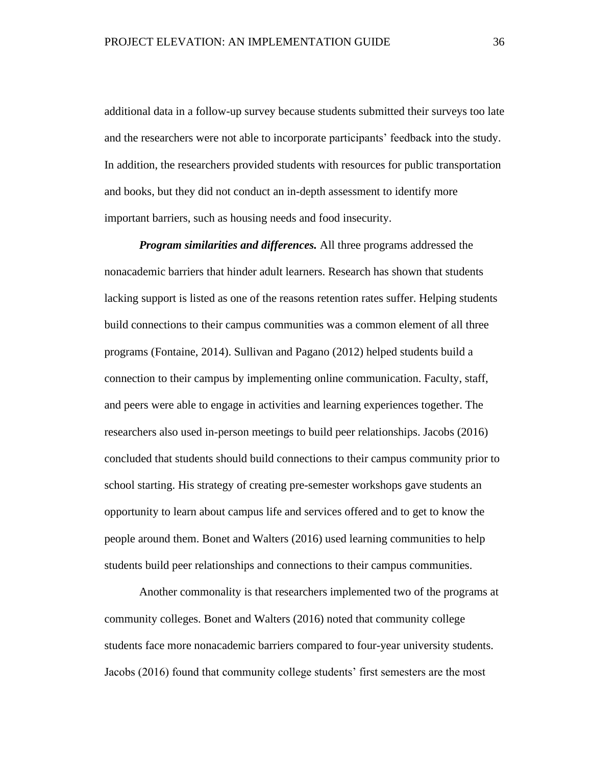additional data in a follow-up survey because students submitted their surveys too late and the researchers were not able to incorporate participants' feedback into the study. In addition, the researchers provided students with resources for public transportation and books, but they did not conduct an in-depth assessment to identify more important barriers, such as housing needs and food insecurity.

***Program similarities and differences.*** All three programs addressed the nonacademic barriers that hinder adult learners. Research has shown that students lacking support is listed as one of the reasons retention rates suffer. Helping students build connections to their campus communities was a common element of all three programs (Fontaine, 2014). Sullivan and Pagano (2012) helped students build a connection to their campus by implementing online communication. Faculty, staff, and peers were able to engage in activities and learning experiences together. The researchers also used in-person meetings to build peer relationships. Jacobs (2016) concluded that students should build connections to their campus community prior to school starting. His strategy of creating pre-semester workshops gave students an opportunity to learn about campus life and services offered and to get to know the people around them. Bonet and Walters (2016) used learning communities to help students build peer relationships and connections to their campus communities.

Another commonality is that researchers implemented two of the programs at community colleges. Bonet and Walters (2016) noted that community college students face more nonacademic barriers compared to four-year university students. Jacobs (2016) found that community college students' first semesters are the most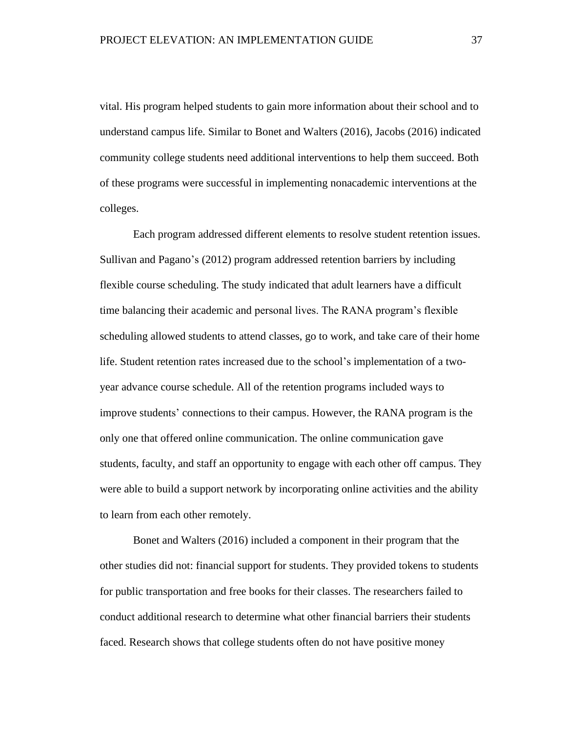vital. His program helped students to gain more information about their school and to understand campus life. Similar to Bonet and Walters (2016), Jacobs (2016) indicated community college students need additional interventions to help them succeed. Both of these programs were successful in implementing nonacademic interventions at the colleges.

Each program addressed different elements to resolve student retention issues. Sullivan and Pagano's (2012) program addressed retention barriers by including flexible course scheduling. The study indicated that adult learners have a difficult time balancing their academic and personal lives. The RANA program's flexible scheduling allowed students to attend classes, go to work, and take care of their home life. Student retention rates increased due to the school's implementation of a two-year advance course schedule. All of the retention programs included ways to improve students' connections to their campus. However, the RANA program is the only one that offered online communication. The online communication gave students, faculty, and staff an opportunity to engage with each other off campus. They were able to build a support network by incorporating online activities and the ability to learn from each other remotely.

Bonet and Walters (2016) included a component in their program that the other studies did not: financial support for students. They provided tokens to students for public transportation and free books for their classes. The researchers failed to conduct additional research to determine what other financial barriers their students faced. Research shows that college students often do not have positive money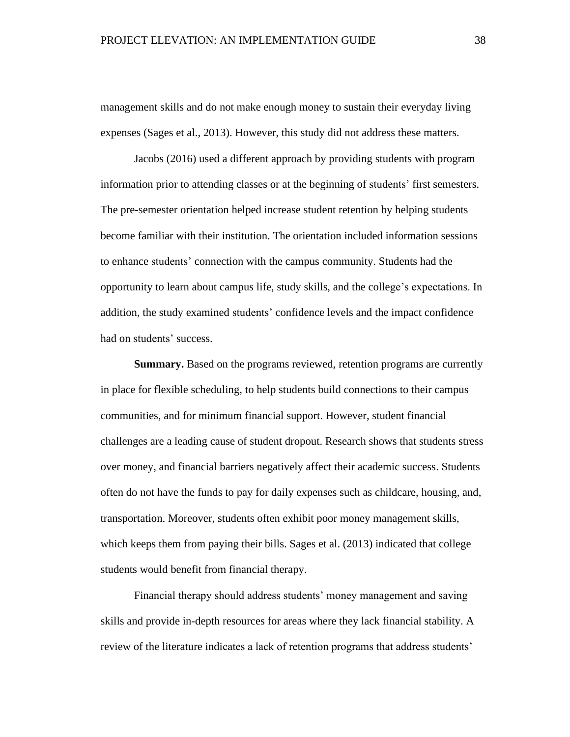management skills and do not make enough money to sustain their everyday living expenses (Sages et al., 2013). However, this study did not address these matters.

Jacobs (2016) used a different approach by providing students with program information prior to attending classes or at the beginning of students' first semesters. The pre-semester orientation helped increase student retention by helping students become familiar with their institution. The orientation included information sessions to enhance students' connection with the campus community. Students had the opportunity to learn about campus life, study skills, and the college's expectations. In addition, the study examined students' confidence levels and the impact confidence had on students' success.

**Summary.** Based on the programs reviewed, retention programs are currently in place for flexible scheduling, to help students build connections to their campus communities, and for minimum financial support. However, student financial challenges are a leading cause of student dropout. Research shows that students stress over money, and financial barriers negatively affect their academic success. Students often do not have the funds to pay for daily expenses such as childcare, housing, and, transportation. Moreover, students often exhibit poor money management skills, which keeps them from paying their bills. Sages et al. (2013) indicated that college students would benefit from financial therapy.

Financial therapy should address students' money management and saving skills and provide in-depth resources for areas where they lack financial stability. A review of the literature indicates a lack of retention programs that address students'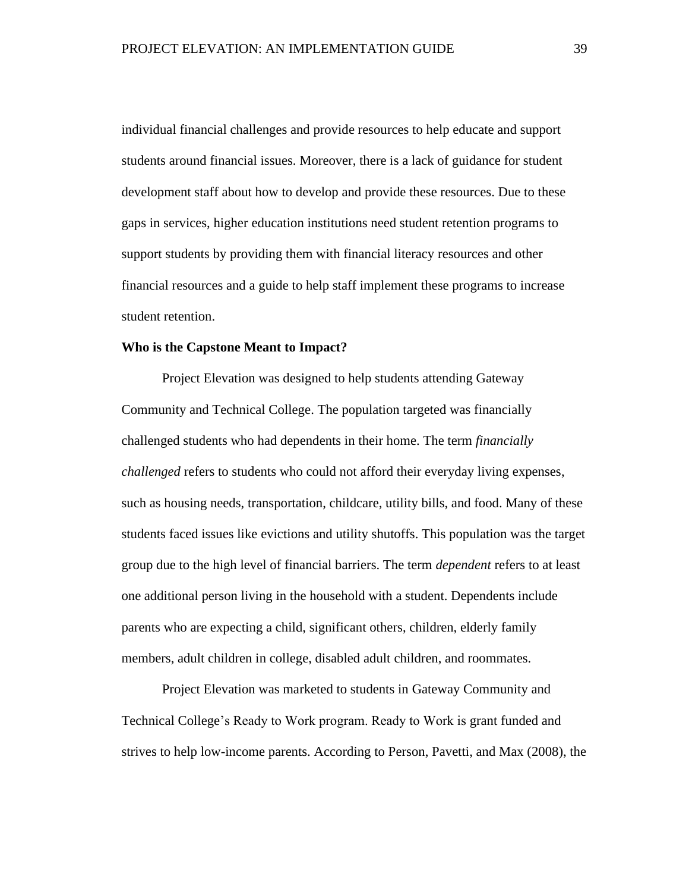individual financial challenges and provide resources to help educate and support students around financial issues. Moreover, there is a lack of guidance for student development staff about how to develop and provide these resources. Due to these gaps in services, higher education institutions need student retention programs to support students by providing them with financial literacy resources and other financial resources and a guide to help staff implement these programs to increase student retention.

**Who is the Capstone Meant to Impact?**

Project Elevation was designed to help students attending Gateway Community and Technical College. The population targeted was financially challenged students who had dependents in their home. The term *financially challenged* refers to students who could not afford their everyday living expenses, such as housing needs, transportation, childcare, utility bills, and food. Many of these students faced issues like evictions and utility shutoffs. This population was the target group due to the high level of financial barriers. The term *dependent* refers to at least one additional person living in the household with a student. Dependents include parents who are expecting a child, significant others, children, elderly family members, adult children in college, disabled adult children, and roommates.

Project Elevation was marketed to students in Gateway Community and Technical College's Ready to Work program. Ready to Work is grant funded and strives to help low-income parents. According to Person, Pavetti, and Max (2008), the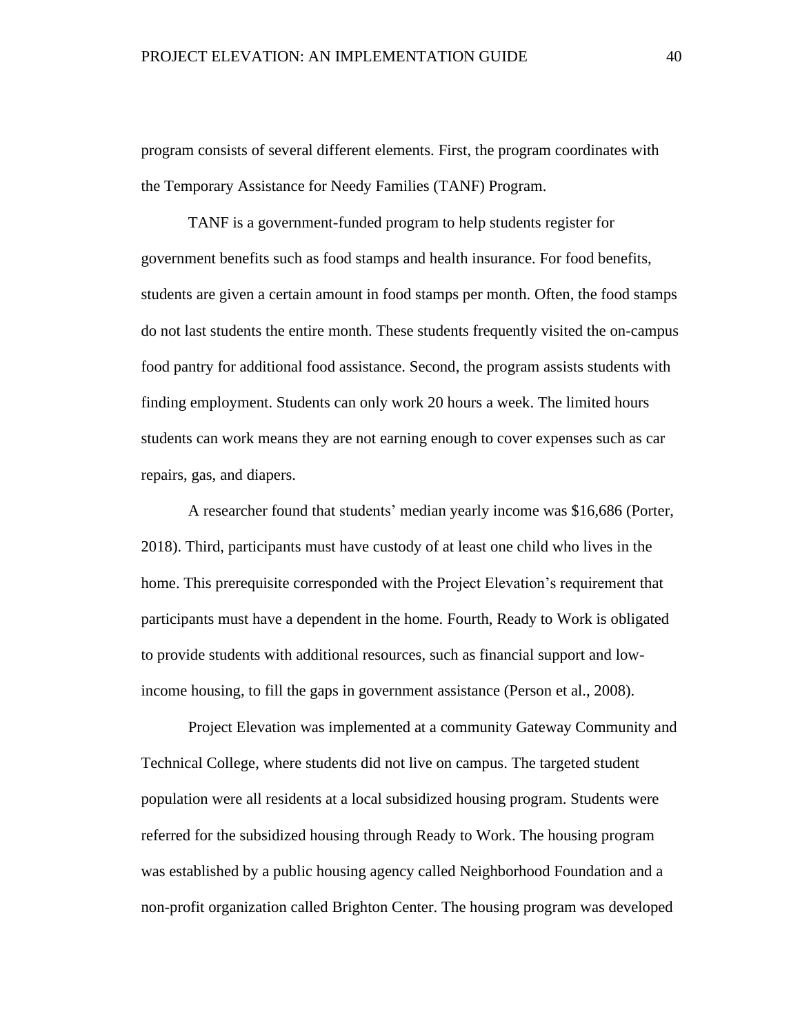program consists of several different elements. First, the program coordinates with the Temporary Assistance for Needy Families (TANF) Program.

TANF is a government-funded program to help students register for government benefits such as food stamps and health insurance. For food benefits, students are given a certain amount in food stamps per month. Often, the food stamps do not last students the entire month. These students frequently visited the on-campus food pantry for additional food assistance. Second, the program assists students with finding employment. Students can only work 20 hours a week. The limited hours students can work means they are not earning enough to cover expenses such as car repairs, gas, and diapers.

A researcher found that students' median yearly income was $16,686 (Porter, 2018). Third, participants must have custody of at least one child who lives in the home. This prerequisite corresponded with the Project Elevation's requirement that participants must have a dependent in the home. Fourth, Ready to Work is obligated to provide students with additional resources, such as financial support and low-income housing, to fill the gaps in government assistance (Person et al., 2008).

Project Elevation was implemented at a community Gateway Community and Technical College, where students did not live on campus. The targeted student population were all residents at a local subsidized housing program. Students were referred for the subsidized housing through Ready to Work. The housing program was established by a public housing agency called Neighborhood Foundation and a non-profit organization called Brighton Center. The housing program was developed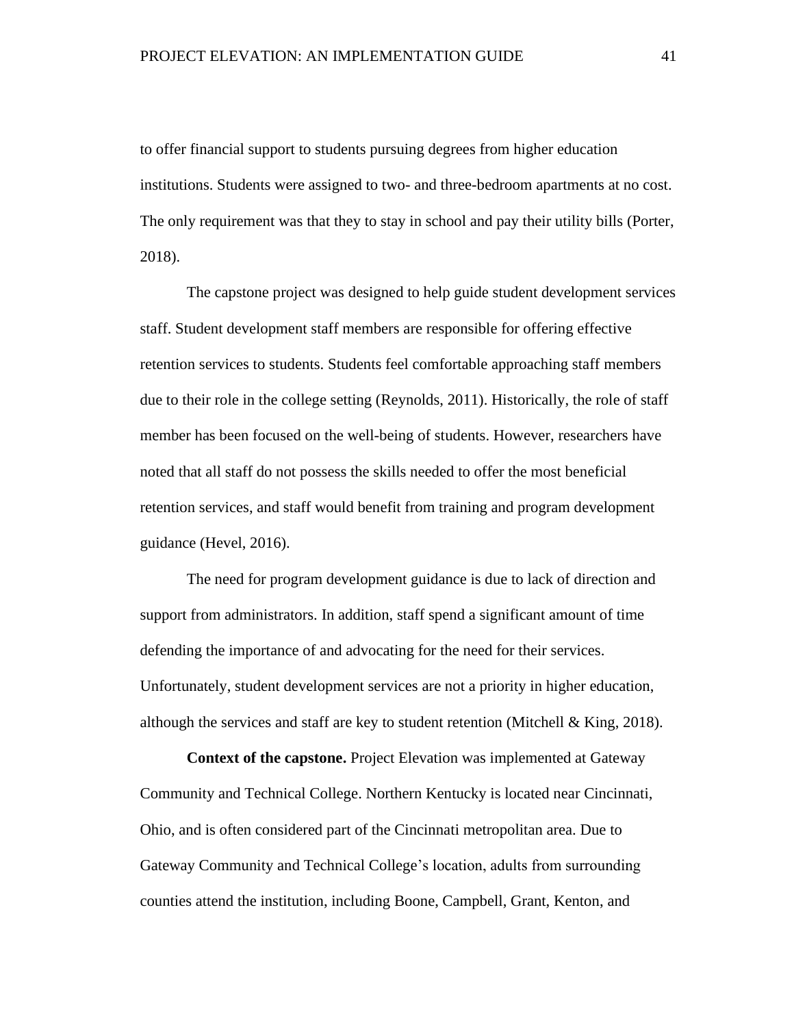to offer financial support to students pursuing degrees from higher education institutions. Students were assigned to two- and three-bedroom apartments at no cost. The only requirement was that they to stay in school and pay their utility bills (Porter, 2018).

The capstone project was designed to help guide student development services staff. Student development staff members are responsible for offering effective retention services to students. Students feel comfortable approaching staff members due to their role in the college setting (Reynolds, 2011). Historically, the role of staff member has been focused on the well-being of students. However, researchers have noted that all staff do not possess the skills needed to offer the most beneficial retention services, and staff would benefit from training and program development guidance (Hevel, 2016).

The need for program development guidance is due to lack of direction and support from administrators. In addition, staff spend a significant amount of time defending the importance of and advocating for the need for their services. Unfortunately, student development services are not a priority in higher education, although the services and staff are key to student retention (Mitchell & King, 2018).

**Context of the capstone.** Project Elevation was implemented at Gateway Community and Technical College. Northern Kentucky is located near Cincinnati, Ohio, and is often considered part of the Cincinnati metropolitan area. Due to Gateway Community and Technical College's location, adults from surrounding counties attend the institution, including Boone, Campbell, Grant, Kenton, and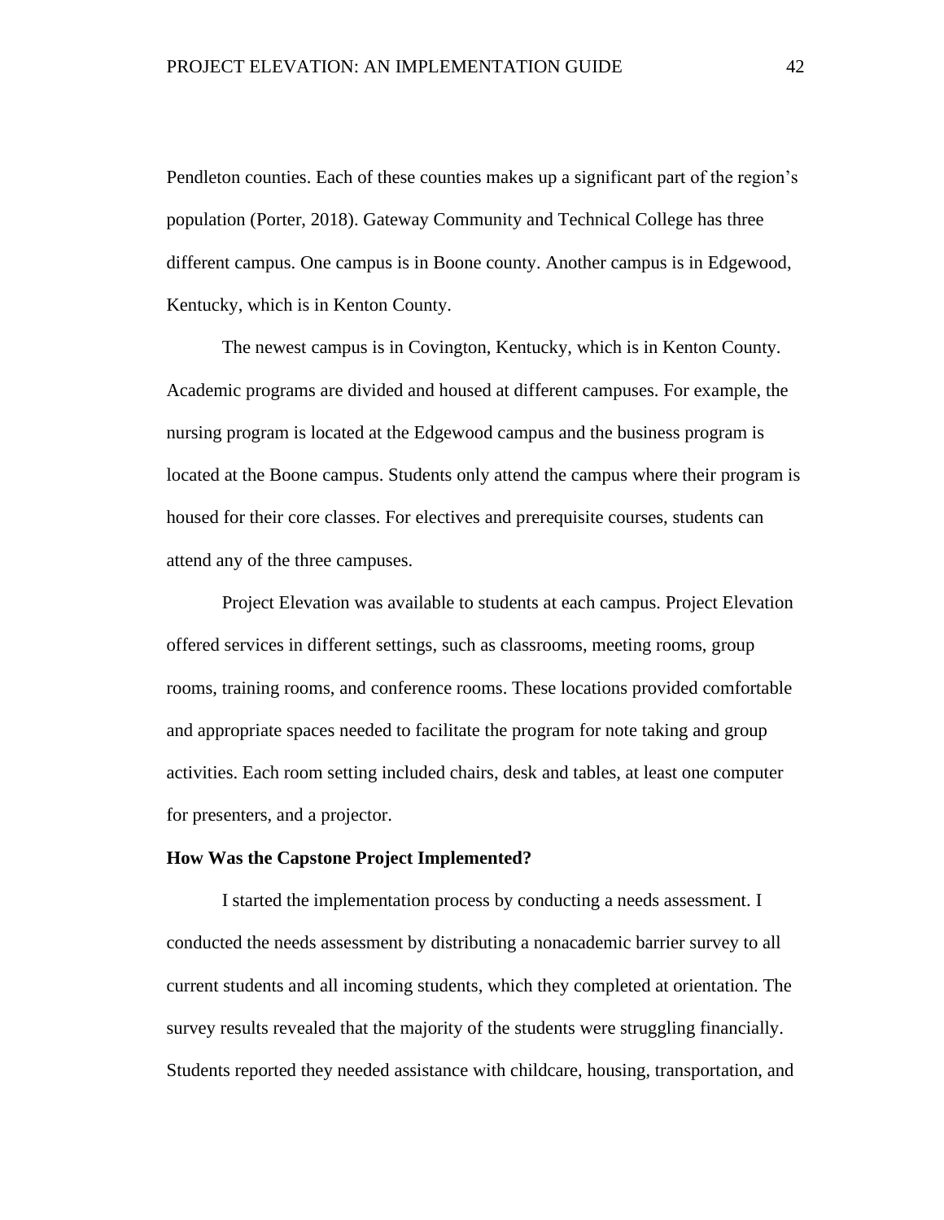Pendleton counties. Each of these counties makes up a significant part of the region's population (Porter, 2018). Gateway Community and Technical College has three different campus. One campus is in Boone county. Another campus is in Edgewood, Kentucky, which is in Kenton County.

The newest campus is in Covington, Kentucky, which is in Kenton County. Academic programs are divided and housed at different campuses. For example, the nursing program is located at the Edgewood campus and the business program is located at the Boone campus. Students only attend the campus where their program is housed for their core classes. For electives and prerequisite courses, students can attend any of the three campuses.

Project Elevation was available to students at each campus. Project Elevation offered services in different settings, such as classrooms, meeting rooms, group rooms, training rooms, and conference rooms. These locations provided comfortable and appropriate spaces needed to facilitate the program for note taking and group activities. Each room setting included chairs, desk and tables, at least one computer for presenters, and a projector.

**How Was the Capstone Project Implemented?**

I started the implementation process by conducting a needs assessment. I conducted the needs assessment by distributing a nonacademic barrier survey to all current students and all incoming students, which they completed at orientation. The survey results revealed that the majority of the students were struggling financially. Students reported they needed assistance with childcare, housing, transportation, and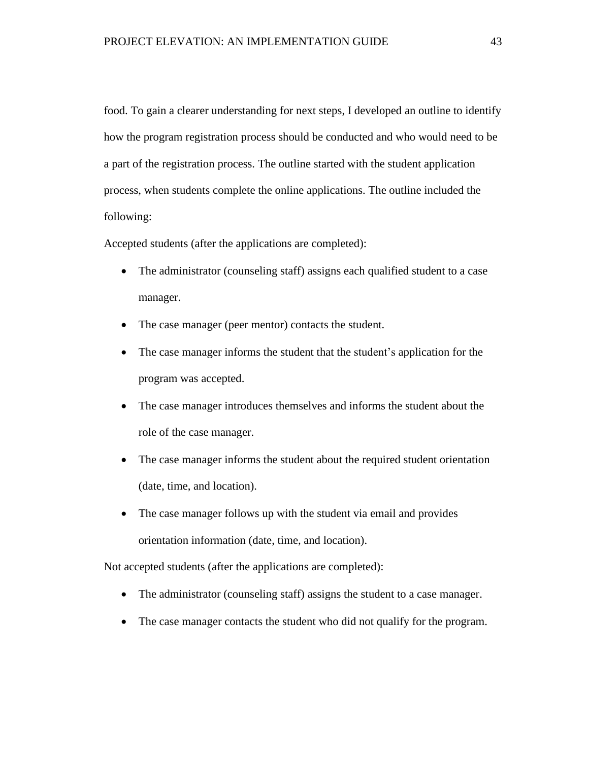food. To gain a clearer understanding for next steps, I developed an outline to identify how the program registration process should be conducted and who would need to be a part of the registration process. The outline started with the student application process, when students complete the online applications. The outline included the following:

Accepted students (after the applications are completed):

- The administrator (counseling staff) assigns each qualified student to a case manager.
- The case manager (peer mentor) contacts the student.
- The case manager informs the student that the student's application for the program was accepted.
- The case manager introduces themselves and informs the student about the role of the case manager.
- The case manager informs the student about the required student orientation (date, time, and location).
- The case manager follows up with the student via email and provides orientation information (date, time, and location).

Not accepted students (after the applications are completed):

- The administrator (counseling staff) assigns the student to a case manager.
- The case manager contacts the student who did not qualify for the program.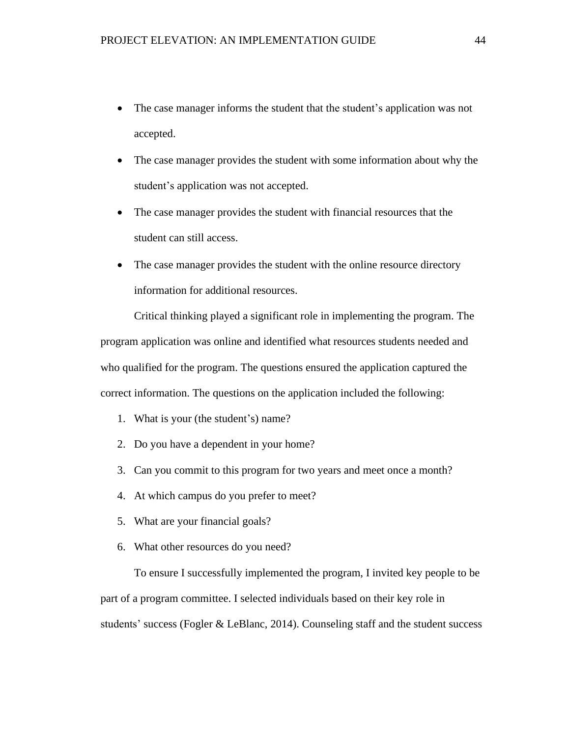- The case manager informs the student that the student's application was not accepted.
- The case manager provides the student with some information about why the student's application was not accepted.
- The case manager provides the student with financial resources that the student can still access.
- The case manager provides the student with the online resource directory information for additional resources.

Critical thinking played a significant role in implementing the program. The program application was online and identified what resources students needed and who qualified for the program. The questions ensured the application captured the correct information. The questions on the application included the following:

1. What is your (the student's) name?
2. Do you have a dependent in your home?
3. Can you commit to this program for two years and meet once a month?
4. At which campus do you prefer to meet?
5. What are your financial goals?
6. What other resources do you need?

To ensure I successfully implemented the program, I invited key people to be part of a program committee. I selected individuals based on their key role in students' success (Fogler & LeBlanc, 2014). Counseling staff and the student success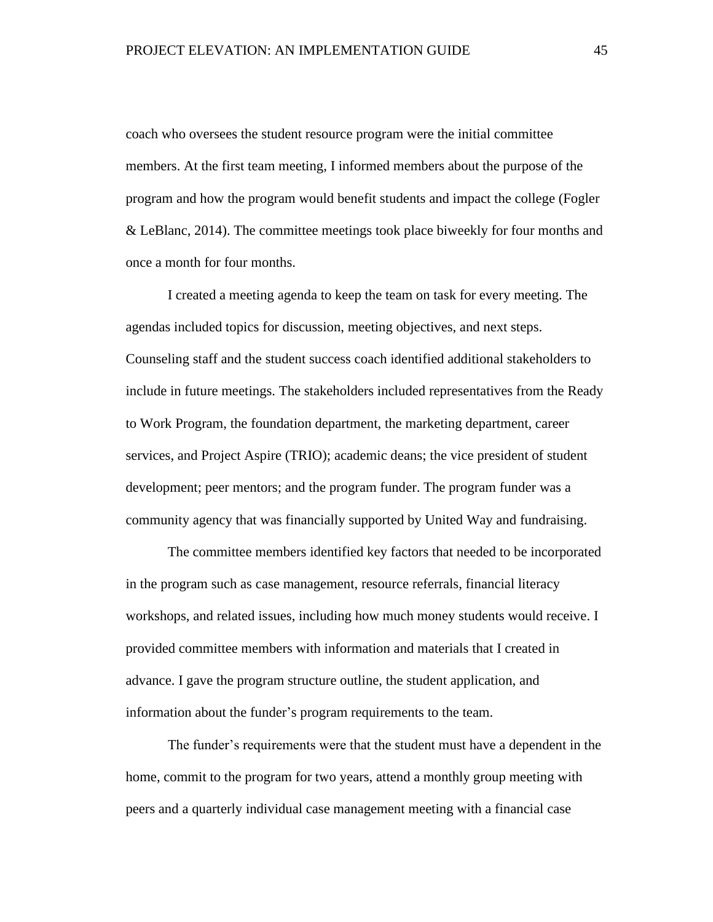coach who oversees the student resource program were the initial committee members. At the first team meeting, I informed members about the purpose of the program and how the program would benefit students and impact the college (Fogler & LeBlanc, 2014). The committee meetings took place biweekly for four months and once a month for four months.

I created a meeting agenda to keep the team on task for every meeting. The agendas included topics for discussion, meeting objectives, and next steps. Counseling staff and the student success coach identified additional stakeholders to include in future meetings. The stakeholders included representatives from the Ready to Work Program, the foundation department, the marketing department, career services, and Project Aspire (TRIO); academic deans; the vice president of student development; peer mentors; and the program funder. The program funder was a community agency that was financially supported by United Way and fundraising.

The committee members identified key factors that needed to be incorporated in the program such as case management, resource referrals, financial literacy workshops, and related issues, including how much money students would receive. I provided committee members with information and materials that I created in advance. I gave the program structure outline, the student application, and information about the funder's program requirements to the team.

The funder's requirements were that the student must have a dependent in the home, commit to the program for two years, attend a monthly group meeting with peers and a quarterly individual case management meeting with a financial case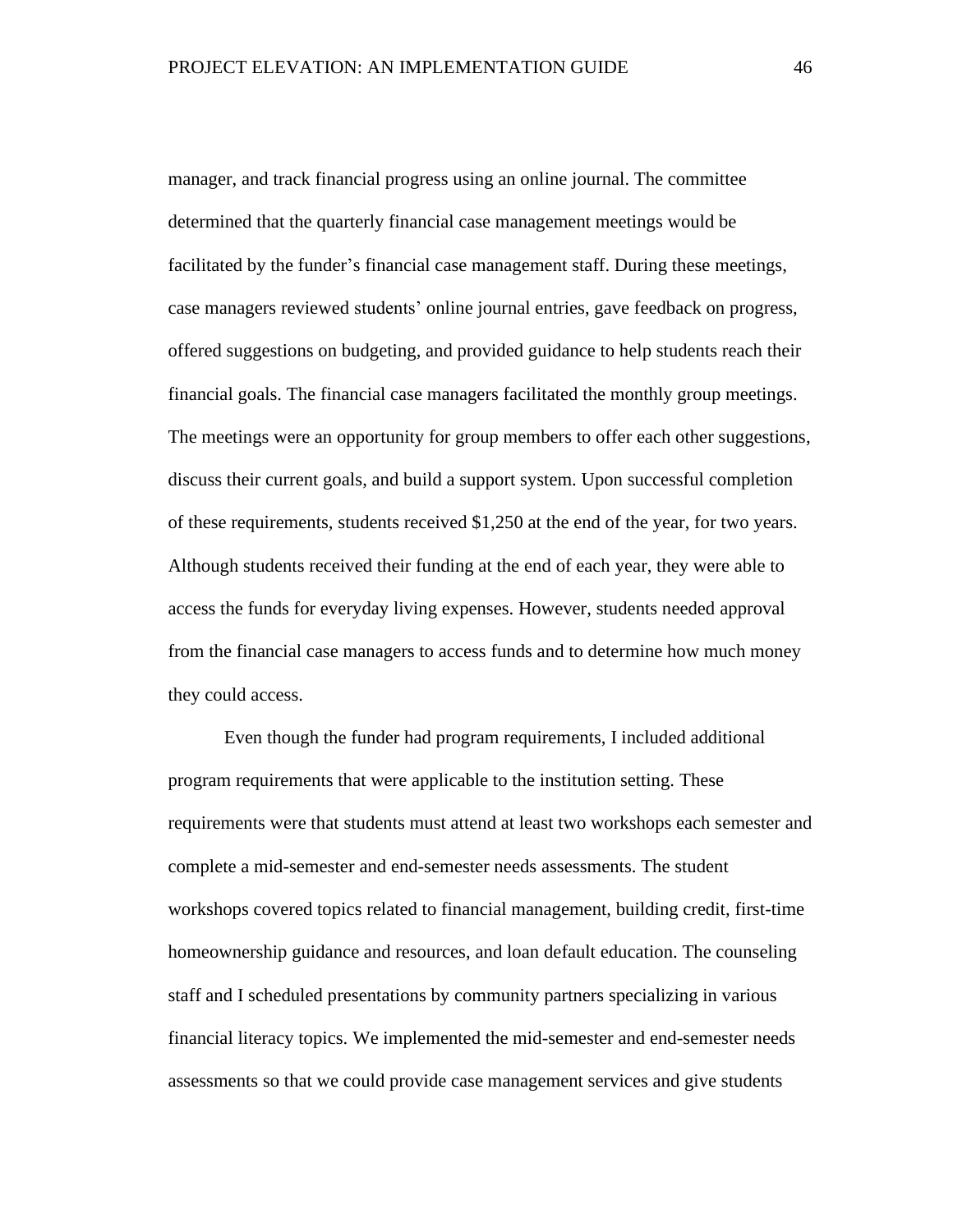manager, and track financial progress using an online journal. The committee determined that the quarterly financial case management meetings would be facilitated by the funder's financial case management staff. During these meetings, case managers reviewed students' online journal entries, gave feedback on progress, offered suggestions on budgeting, and provided guidance to help students reach their financial goals. The financial case managers facilitated the monthly group meetings. The meetings were an opportunity for group members to offer each other suggestions, discuss their current goals, and build a support system. Upon successful completion of these requirements, students received $1,250 at the end of the year, for two years. Although students received their funding at the end of each year, they were able to access the funds for everyday living expenses. However, students needed approval from the financial case managers to access funds and to determine how much money they could access.

Even though the funder had program requirements, I included additional program requirements that were applicable to the institution setting. These requirements were that students must attend at least two workshops each semester and complete a mid-semester and end-semester needs assessments. The student workshops covered topics related to financial management, building credit, first-time homeownership guidance and resources, and loan default education. The counseling staff and I scheduled presentations by community partners specializing in various financial literacy topics. We implemented the mid-semester and end-semester needs assessments so that we could provide case management services and give students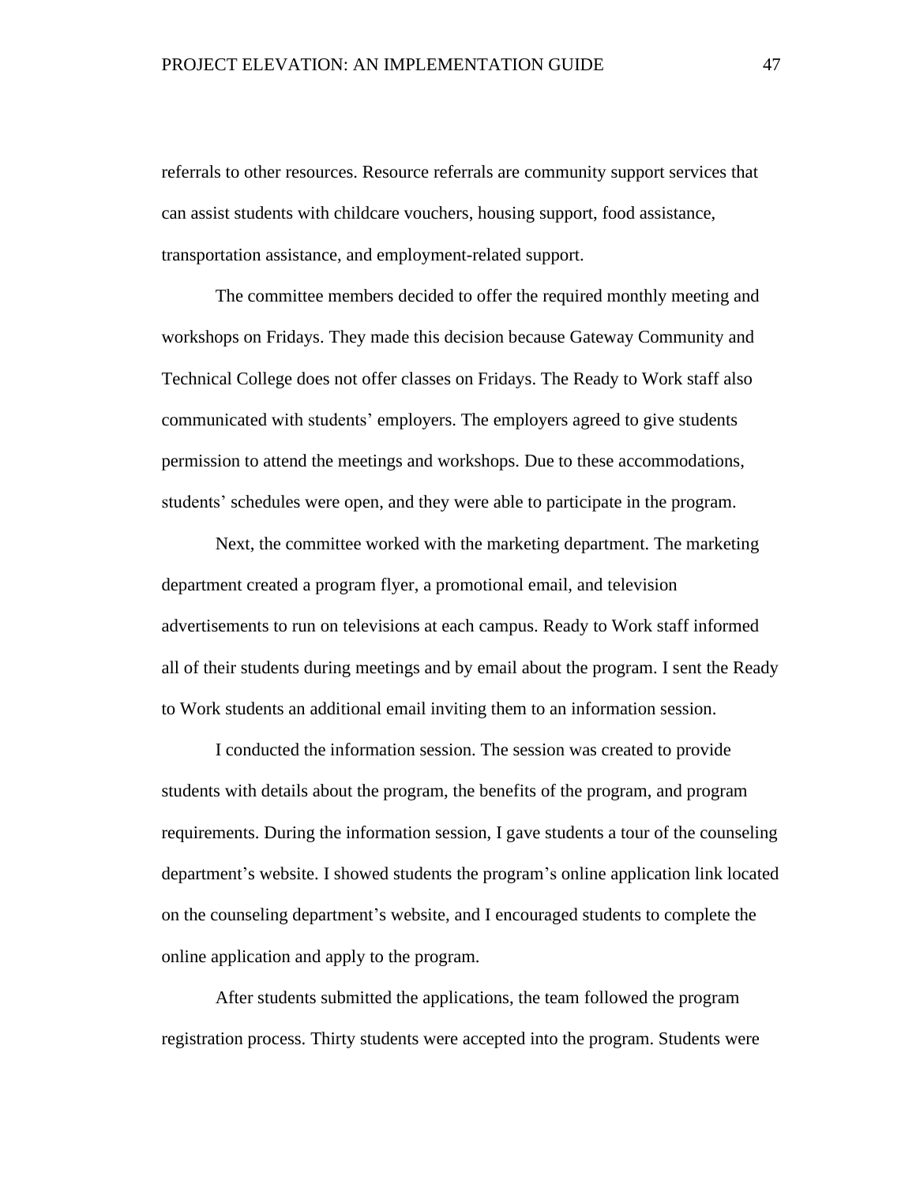referrals to other resources. Resource referrals are community support services that can assist students with childcare vouchers, housing support, food assistance, transportation assistance, and employment-related support.

The committee members decided to offer the required monthly meeting and workshops on Fridays. They made this decision because Gateway Community and Technical College does not offer classes on Fridays. The Ready to Work staff also communicated with students' employers. The employers agreed to give students permission to attend the meetings and workshops. Due to these accommodations, students' schedules were open, and they were able to participate in the program.

Next, the committee worked with the marketing department. The marketing department created a program flyer, a promotional email, and television advertisements to run on televisions at each campus. Ready to Work staff informed all of their students during meetings and by email about the program. I sent the Ready to Work students an additional email inviting them to an information session.

I conducted the information session. The session was created to provide students with details about the program, the benefits of the program, and program requirements. During the information session, I gave students a tour of the counseling department's website. I showed students the program's online application link located on the counseling department's website, and I encouraged students to complete the online application and apply to the program.

After students submitted the applications, the team followed the program registration process. Thirty students were accepted into the program. Students were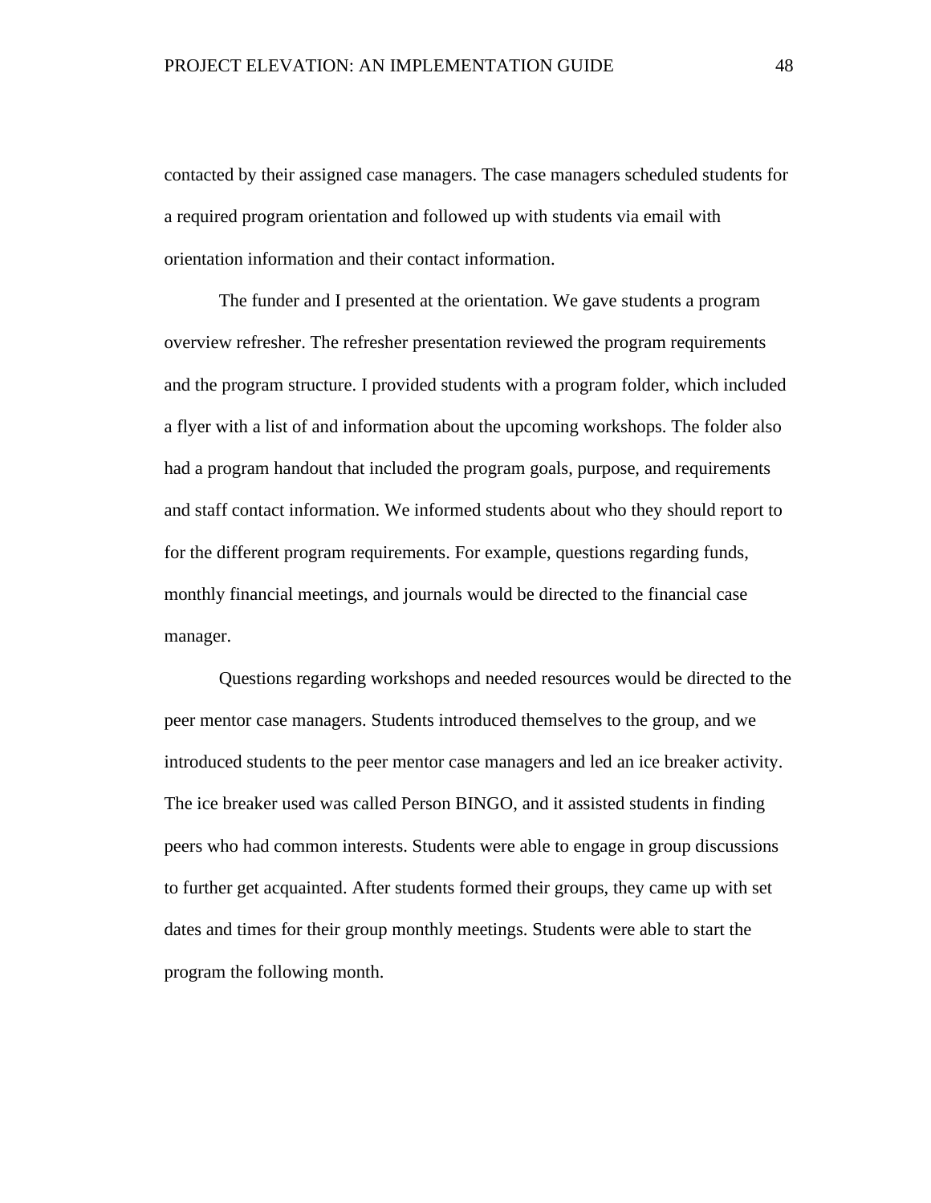contacted by their assigned case managers. The case managers scheduled students for a required program orientation and followed up with students via email with orientation information and their contact information.

The funder and I presented at the orientation. We gave students a program overview refresher. The refresher presentation reviewed the program requirements and the program structure. I provided students with a program folder, which included a flyer with a list of and information about the upcoming workshops. The folder also had a program handout that included the program goals, purpose, and requirements and staff contact information. We informed students about who they should report to for the different program requirements. For example, questions regarding funds, monthly financial meetings, and journals would be directed to the financial case manager.

Questions regarding workshops and needed resources would be directed to the peer mentor case managers. Students introduced themselves to the group, and we introduced students to the peer mentor case managers and led an ice breaker activity. The ice breaker used was called Person BINGO, and it assisted students in finding peers who had common interests. Students were able to engage in group discussions to further get acquainted. After students formed their groups, they came up with set dates and times for their group monthly meetings. Students were able to start the program the following month.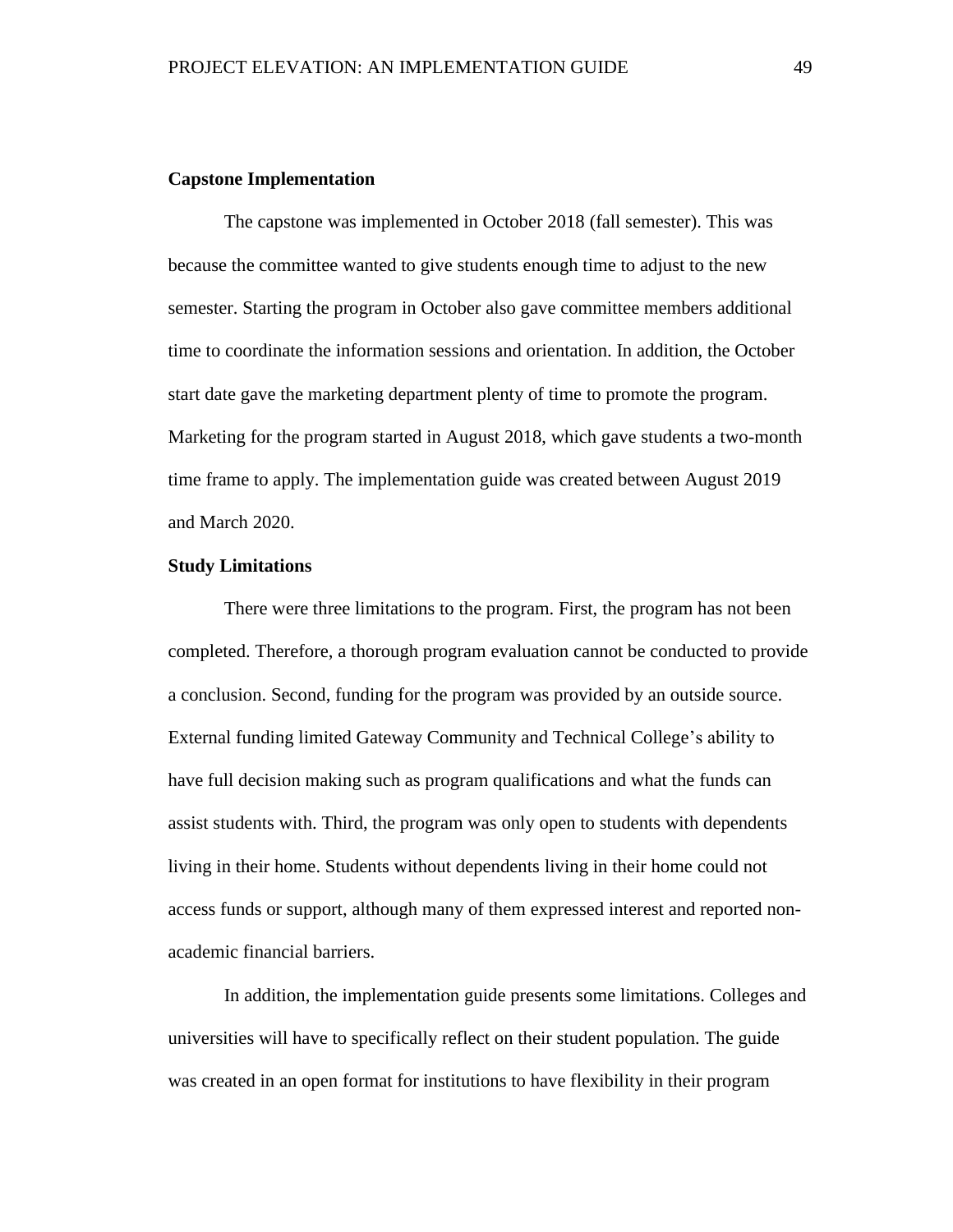**Capstone Implementation**

The capstone was implemented in October 2018 (fall semester). This was because the committee wanted to give students enough time to adjust to the new semester. Starting the program in October also gave committee members additional time to coordinate the information sessions and orientation. In addition, the October start date gave the marketing department plenty of time to promote the program. Marketing for the program started in August 2018, which gave students a two-month time frame to apply. The implementation guide was created between August 2019 and March 2020.

**Study Limitations**

There were three limitations to the program. First, the program has not been completed. Therefore, a thorough program evaluation cannot be conducted to provide a conclusion. Second, funding for the program was provided by an outside source. External funding limited Gateway Community and Technical College's ability to have full decision making such as program qualifications and what the funds can assist students with. Third, the program was only open to students with dependents living in their home. Students without dependents living in their home could not access funds or support, although many of them expressed interest and reported non-academic financial barriers.

In addition, the implementation guide presents some limitations. Colleges and universities will have to specifically reflect on their student population. The guide was created in an open format for institutions to have flexibility in their program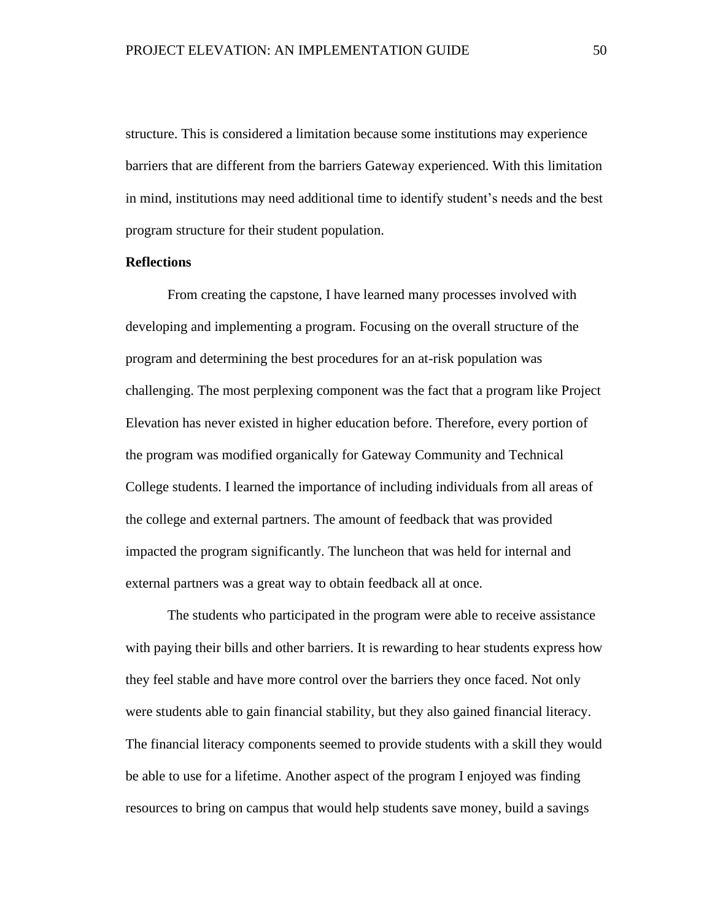structure. This is considered a limitation because some institutions may experience barriers that are different from the barriers Gateway experienced. With this limitation in mind, institutions may need additional time to identify student's needs and the best program structure for their student population.

**Reflections**

From creating the capstone, I have learned many processes involved with developing and implementing a program. Focusing on the overall structure of the program and determining the best procedures for an at-risk population was challenging. The most perplexing component was the fact that a program like Project Elevation has never existed in higher education before. Therefore, every portion of the program was modified organically for Gateway Community and Technical College students. I learned the importance of including individuals from all areas of the college and external partners. The amount of feedback that was provided impacted the program significantly. The luncheon that was held for internal and external partners was a great way to obtain feedback all at once.

The students who participated in the program were able to receive assistance with paying their bills and other barriers. It is rewarding to hear students express how they feel stable and have more control over the barriers they once faced. Not only were students able to gain financial stability, but they also gained financial literacy. The financial literacy components seemed to provide students with a skill they would be able to use for a lifetime. Another aspect of the program I enjoyed was finding resources to bring on campus that would help students save money, build a savings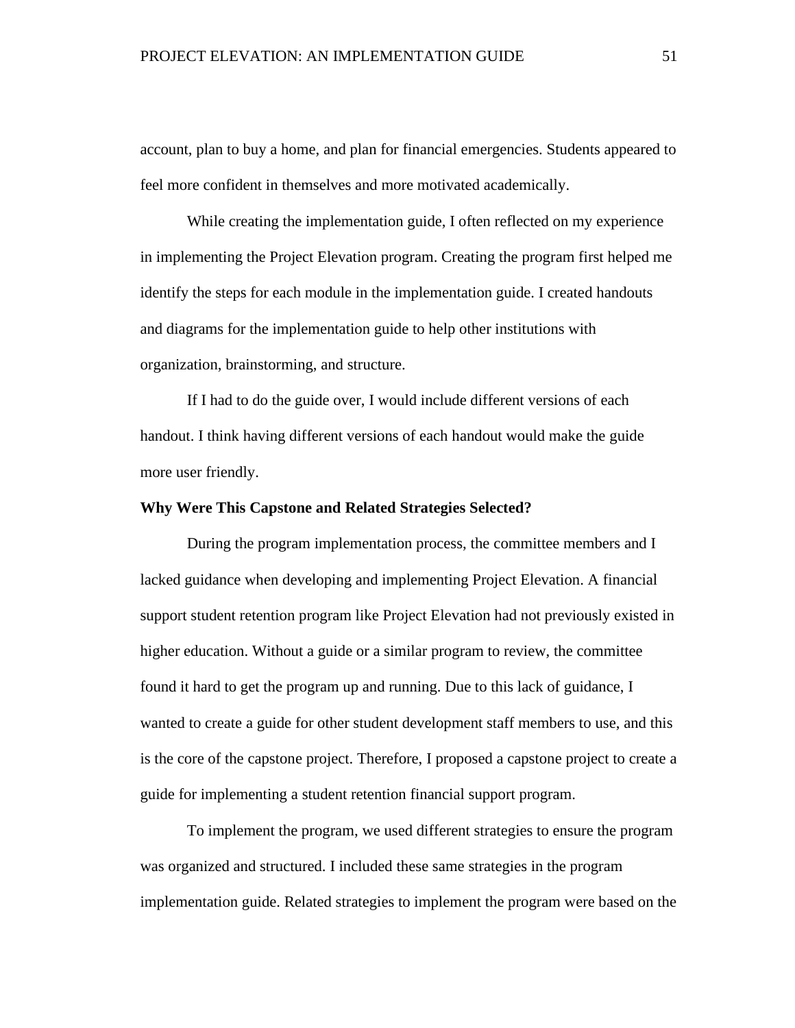account, plan to buy a home, and plan for financial emergencies. Students appeared to feel more confident in themselves and more motivated academically.

While creating the implementation guide, I often reflected on my experience in implementing the Project Elevation program. Creating the program first helped me identify the steps for each module in the implementation guide. I created handouts and diagrams for the implementation guide to help other institutions with organization, brainstorming, and structure.

If I had to do the guide over, I would include different versions of each handout. I think having different versions of each handout would make the guide more user friendly.

**Why Were This Capstone and Related Strategies Selected?**

During the program implementation process, the committee members and I lacked guidance when developing and implementing Project Elevation. A financial support student retention program like Project Elevation had not previously existed in higher education. Without a guide or a similar program to review, the committee found it hard to get the program up and running. Due to this lack of guidance, I wanted to create a guide for other student development staff members to use, and this is the core of the capstone project. Therefore, I proposed a capstone project to create a guide for implementing a student retention financial support program.

To implement the program, we used different strategies to ensure the program was organized and structured. I included these same strategies in the program implementation guide. Related strategies to implement the program were based on the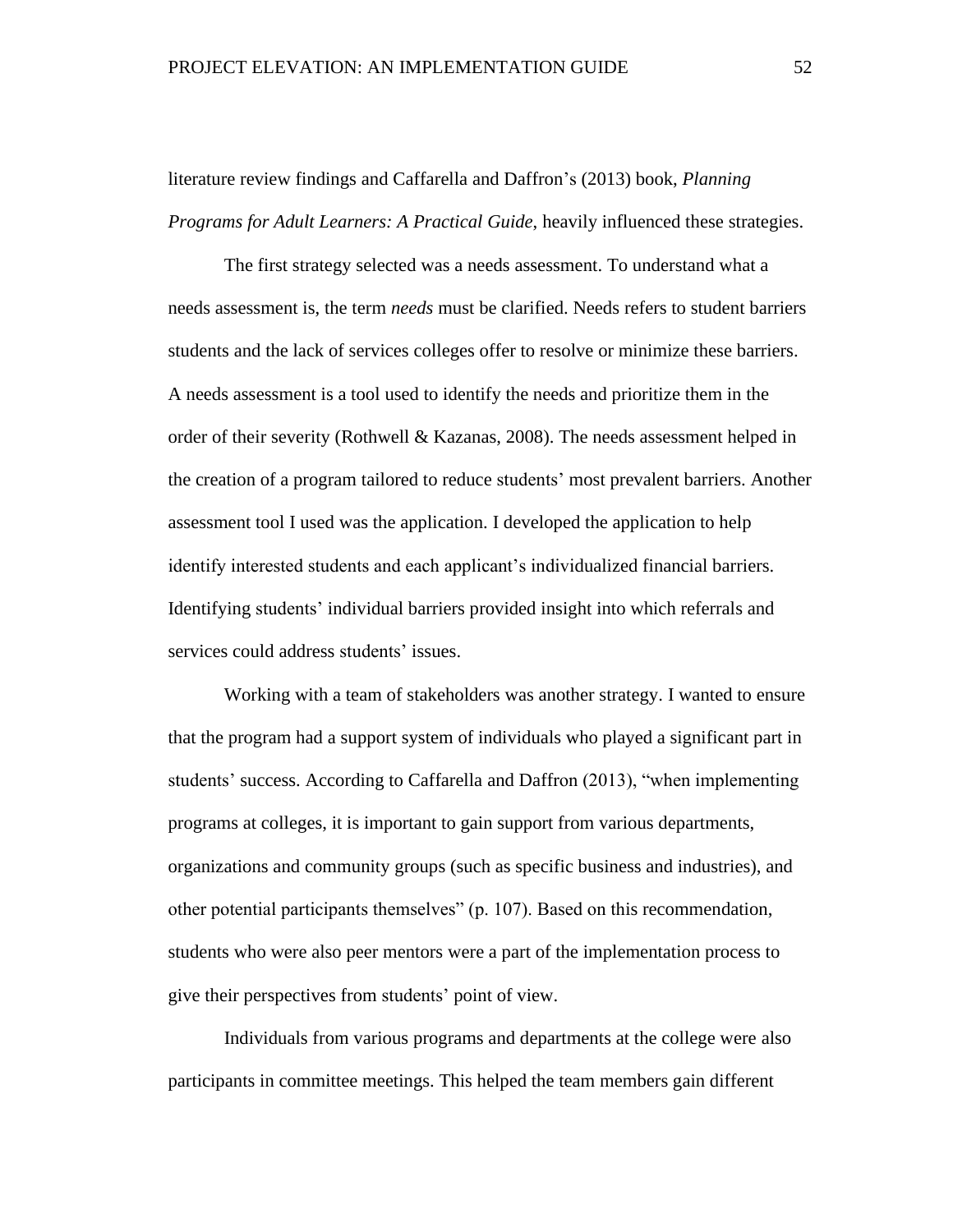literature review findings and Caffarella and Daffron’s (2013) book, *Planning Programs for Adult Learners: A Practical Guide*, heavily influenced these strategies.

The first strategy selected was a needs assessment. To understand what a needs assessment is, the term *needs* must be clarified. Needs refers to student barriers students and the lack of services colleges offer to resolve or minimize these barriers. A needs assessment is a tool used to identify the needs and prioritize them in the order of their severity (Rothwell & Kazanas, 2008). The needs assessment helped in the creation of a program tailored to reduce students’ most prevalent barriers. Another assessment tool I used was the application. I developed the application to help identify interested students and each applicant’s individualized financial barriers. Identifying students’ individual barriers provided insight into which referrals and services could address students’ issues.

Working with a team of stakeholders was another strategy. I wanted to ensure that the program had a support system of individuals who played a significant part in students’ success. According to Caffarella and Daffron (2013), “when implementing programs at colleges, it is important to gain support from various departments, organizations and community groups (such as specific business and industries), and other potential participants themselves” (p. 107). Based on this recommendation, students who were also peer mentors were a part of the implementation process to give their perspectives from students’ point of view.

Individuals from various programs and departments at the college were also participants in committee meetings. This helped the team members gain different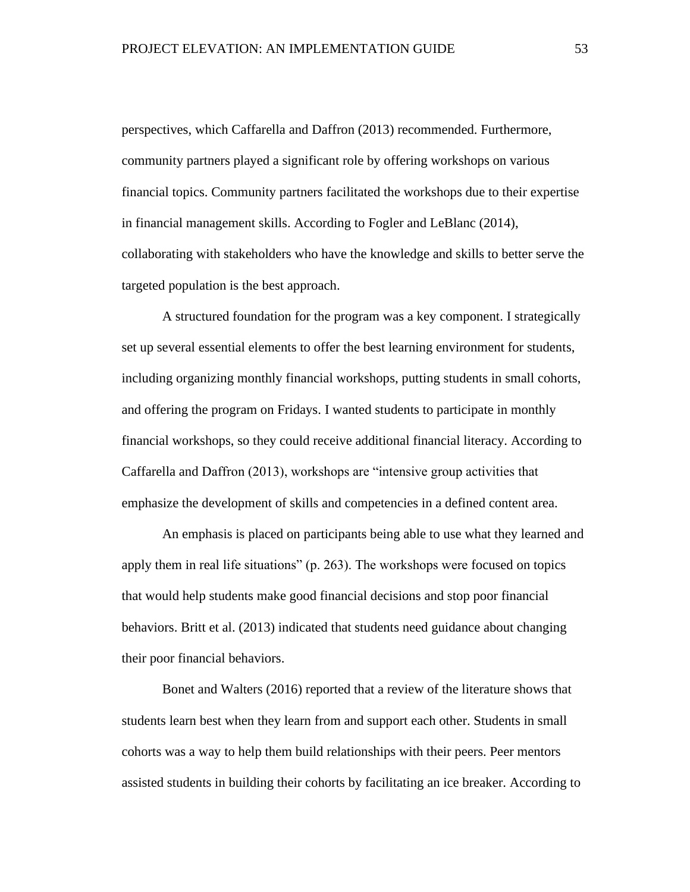perspectives, which Caffarella and Daffron (2013) recommended. Furthermore, community partners played a significant role by offering workshops on various financial topics. Community partners facilitated the workshops due to their expertise in financial management skills. According to Fogler and LeBlanc (2014), collaborating with stakeholders who have the knowledge and skills to better serve the targeted population is the best approach.

A structured foundation for the program was a key component. I strategically set up several essential elements to offer the best learning environment for students, including organizing monthly financial workshops, putting students in small cohorts, and offering the program on Fridays. I wanted students to participate in monthly financial workshops, so they could receive additional financial literacy. According to Caffarella and Daffron (2013), workshops are "intensive group activities that emphasize the development of skills and competencies in a defined content area.

An emphasis is placed on participants being able to use what they learned and apply them in real life situations" (p. 263). The workshops were focused on topics that would help students make good financial decisions and stop poor financial behaviors. Britt et al. (2013) indicated that students need guidance about changing their poor financial behaviors.

Bonet and Walters (2016) reported that a review of the literature shows that students learn best when they learn from and support each other. Students in small cohorts was a way to help them build relationships with their peers. Peer mentors assisted students in building their cohorts by facilitating an ice breaker. According to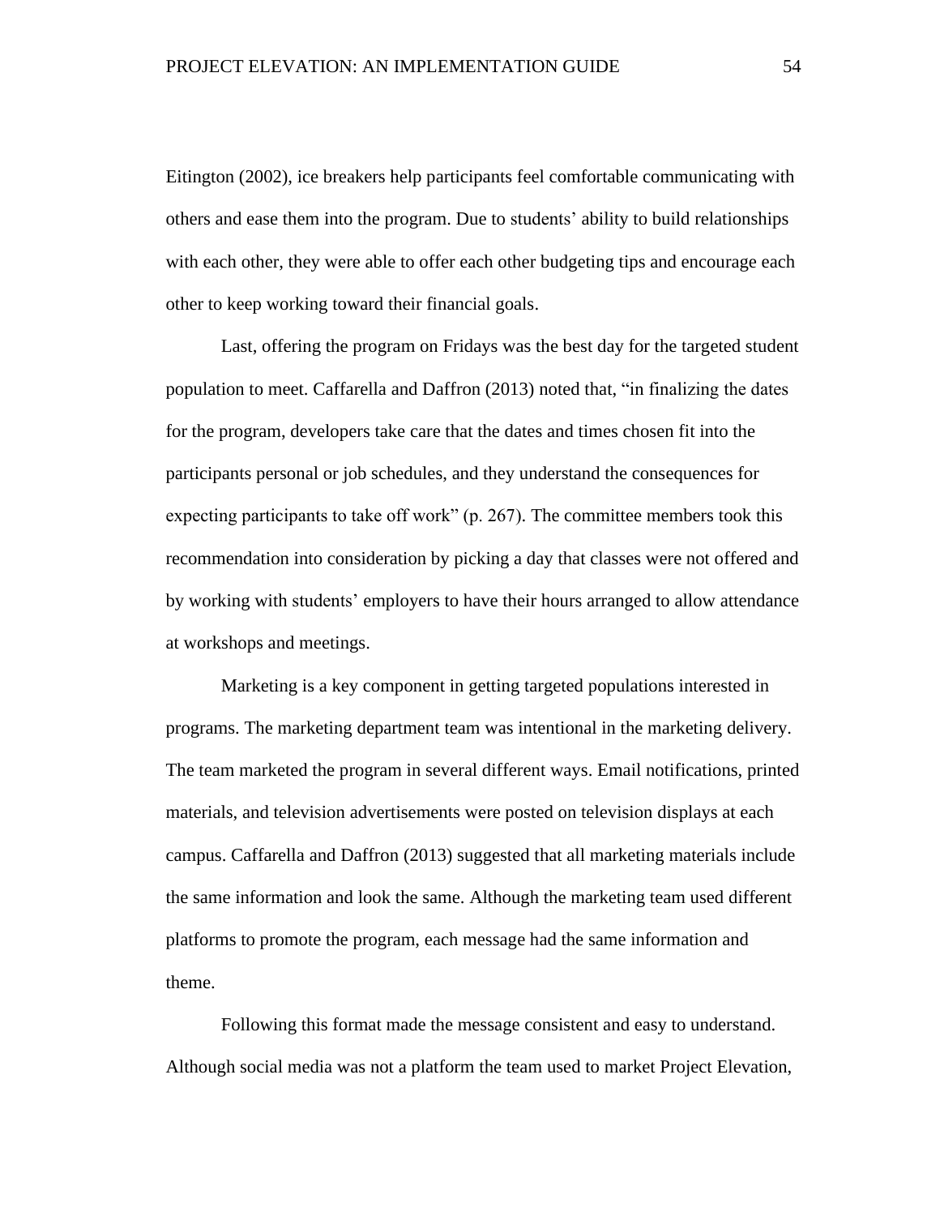Eitington (2002), ice breakers help participants feel comfortable communicating with others and ease them into the program. Due to students' ability to build relationships with each other, they were able to offer each other budgeting tips and encourage each other to keep working toward their financial goals.

Last, offering the program on Fridays was the best day for the targeted student population to meet. Caffarella and Daffron (2013) noted that, "in finalizing the dates for the program, developers take care that the dates and times chosen fit into the participants personal or job schedules, and they understand the consequences for expecting participants to take off work" (p. 267). The committee members took this recommendation into consideration by picking a day that classes were not offered and by working with students' employers to have their hours arranged to allow attendance at workshops and meetings.

Marketing is a key component in getting targeted populations interested in programs. The marketing department team was intentional in the marketing delivery. The team marketed the program in several different ways. Email notifications, printed materials, and television advertisements were posted on television displays at each campus. Caffarella and Daffron (2013) suggested that all marketing materials include the same information and look the same. Although the marketing team used different platforms to promote the program, each message had the same information and theme.

Following this format made the message consistent and easy to understand. Although social media was not a platform the team used to market Project Elevation,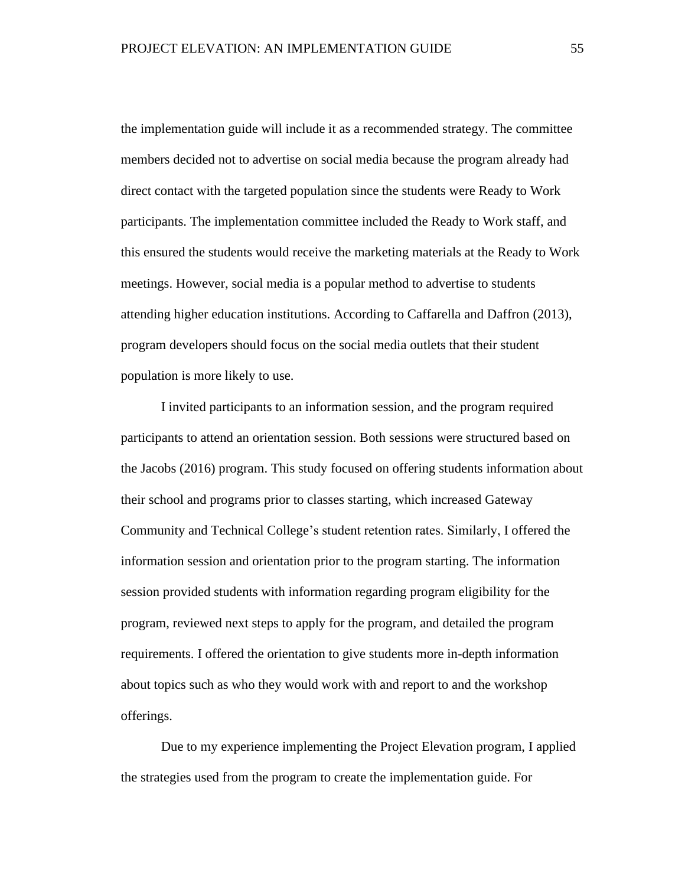the implementation guide will include it as a recommended strategy. The committee members decided not to advertise on social media because the program already had direct contact with the targeted population since the students were Ready to Work participants. The implementation committee included the Ready to Work staff, and this ensured the students would receive the marketing materials at the Ready to Work meetings. However, social media is a popular method to advertise to students attending higher education institutions. According to Caffarella and Daffron (2013), program developers should focus on the social media outlets that their student population is more likely to use.

I invited participants to an information session, and the program required participants to attend an orientation session. Both sessions were structured based on the Jacobs (2016) program. This study focused on offering students information about their school and programs prior to classes starting, which increased Gateway Community and Technical College's student retention rates. Similarly, I offered the information session and orientation prior to the program starting. The information session provided students with information regarding program eligibility for the program, reviewed next steps to apply for the program, and detailed the program requirements. I offered the orientation to give students more in-depth information about topics such as who they would work with and report to and the workshop offerings.

Due to my experience implementing the Project Elevation program, I applied the strategies used from the program to create the implementation guide. For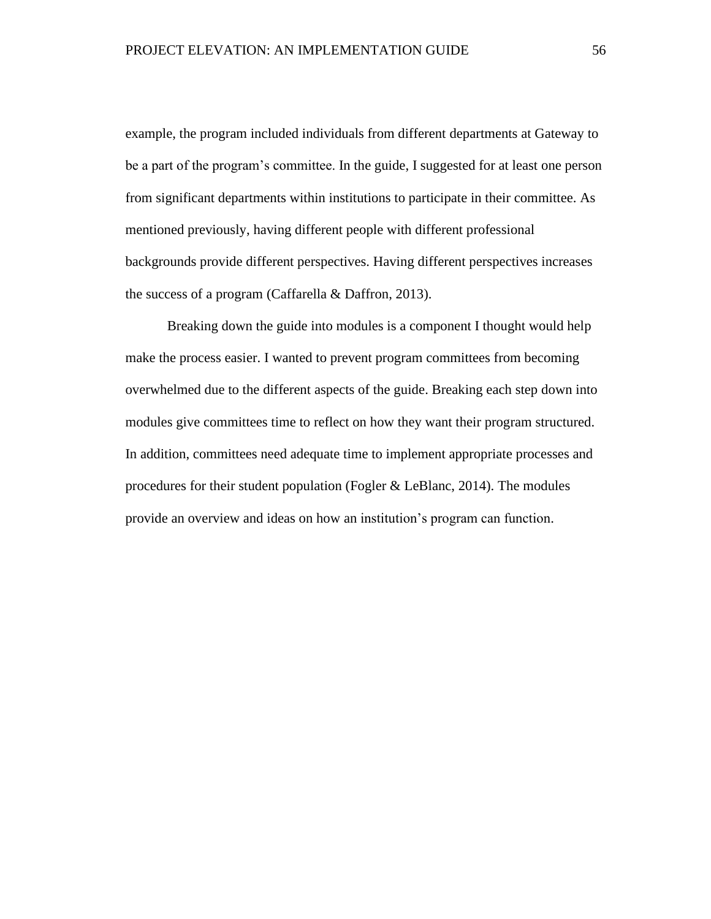example, the program included individuals from different departments at Gateway to be a part of the program's committee. In the guide, I suggested for at least one person from significant departments within institutions to participate in their committee. As mentioned previously, having different people with different professional backgrounds provide different perspectives. Having different perspectives increases the success of a program (Caffarella & Daffron, 2013).

Breaking down the guide into modules is a component I thought would help make the process easier. I wanted to prevent program committees from becoming overwhelmed due to the different aspects of the guide. Breaking each step down into modules give committees time to reflect on how they want their program structured. In addition, committees need adequate time to implement appropriate processes and procedures for their student population (Fogler & LeBlanc, 2014). The modules provide an overview and ideas on how an institution's program can function.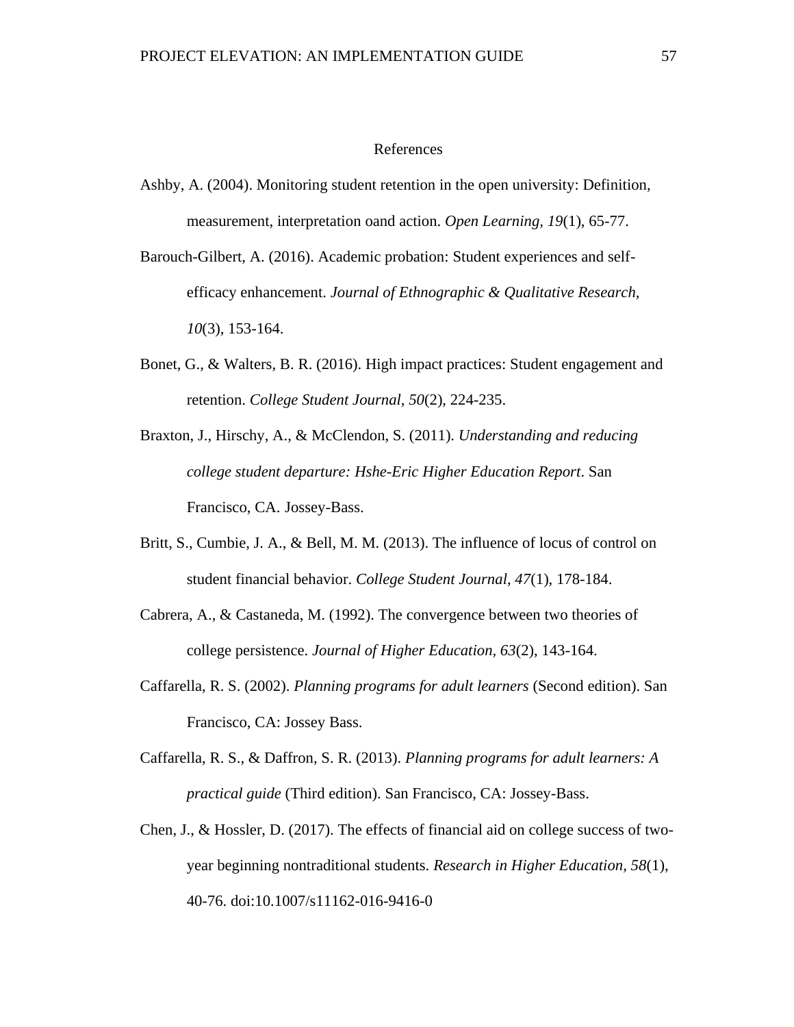# References

Ashby, A. (2004). Monitoring student retention in the open university: Definition, measurement, interpretation oand action. *Open Learning, 19*(1), 65-77.

Barouch-Gilbert, A. (2016). Academic probation: Student experiences and self-efficacy enhancement. *Journal of Ethnographic & Qualitative Research, 10*(3), 153-164.

Bonet, G., & Walters, B. R. (2016). High impact practices: Student engagement and retention. *College Student Journal, 50*(2), 224-235.

Braxton, J., Hirschy, A., & McClendon, S. (2011). *Understanding and reducing college student departure: Hshe-Eric Higher Education Report*. San Francisco, CA. Jossey-Bass.

Britt, S., Cumbie, J. A., & Bell, M. M. (2013). The influence of locus of control on student financial behavior. *College Student Journal, 47*(1), 178-184.

Cabrera, A., & Castaneda, M. (1992). The convergence between two theories of college persistence. *Journal of Higher Education, 63*(2), 143-164.

Caffarella, R. S. (2002). *Planning programs for adult learners* (Second edition). San Francisco, CA: Jossey Bass.

Caffarella, R. S., & Daffron, S. R. (2013). *Planning programs for adult learners: A practical guide* (Third edition). San Francisco, CA: Jossey-Bass.

Chen, J., & Hossler, D. (2017). The effects of financial aid on college success of two-year beginning nontraditional students. *Research in Higher Education, 58*(1), 40-76. doi:10.1007/s11162-016-9416-0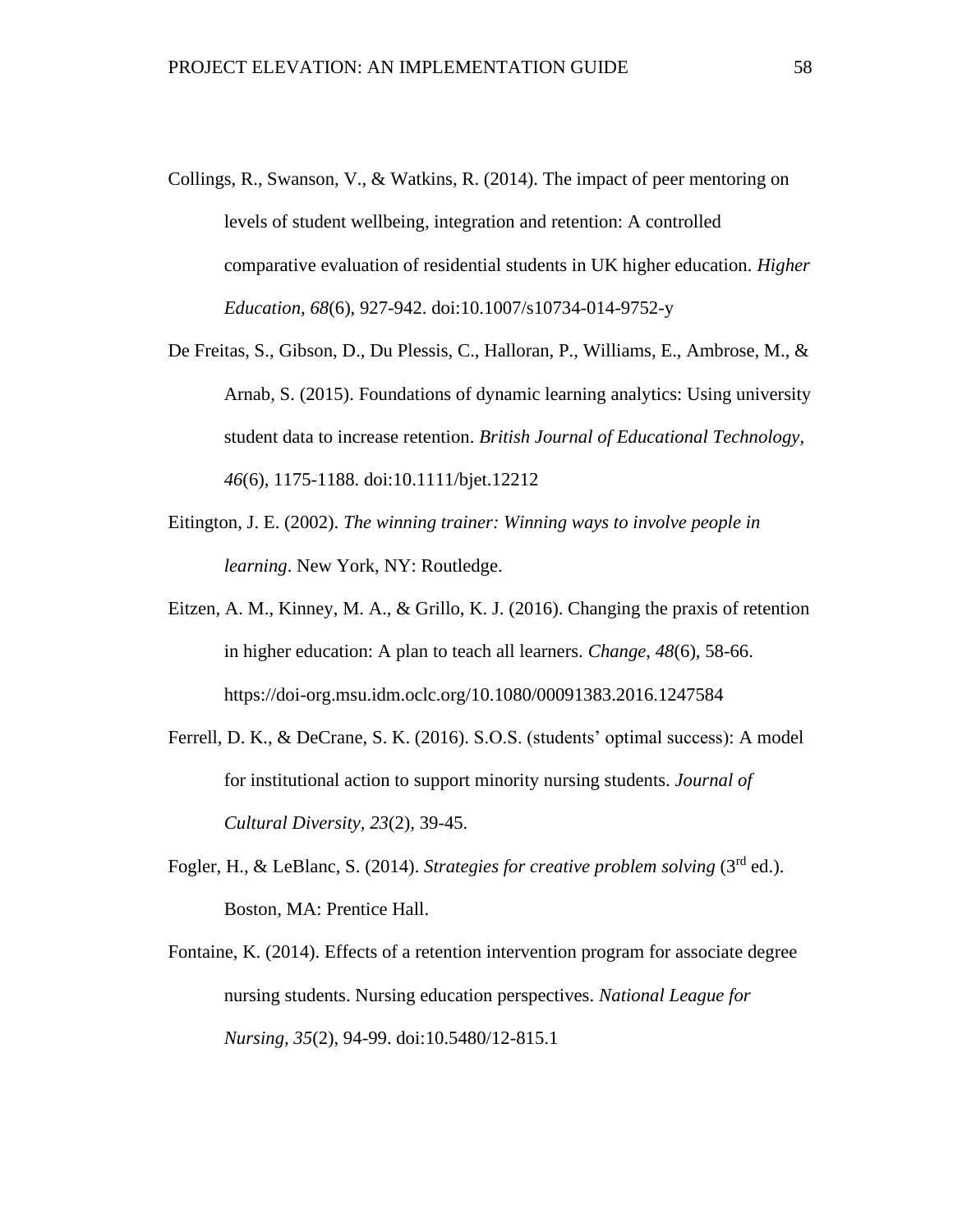Collings, R., Swanson, V., & Watkins, R. (2014). The impact of peer mentoring on levels of student wellbeing, integration and retention: A controlled comparative evaluation of residential students in UK higher education. *Higher Education, 68*(6), 927-942. doi:10.1007/s10734-014-9752-y

De Freitas, S., Gibson, D., Du Plessis, C., Halloran, P., Williams, E., Ambrose, M., & Arnab, S. (2015). Foundations of dynamic learning analytics: Using university student data to increase retention. *British Journal of Educational Technology, 46*(6), 1175-1188. doi:10.1111/bjet.12212

Eitington, J. E. (2002). *The winning trainer: Winning ways to involve people in learning*. New York, NY: Routledge.

Eitzen, A. M., Kinney, M. A., & Grillo, K. J. (2016). Changing the praxis of retention in higher education: A plan to teach all learners. *Change, 48*(6), 58-66. https://doi-org.msu.idm.oclc.org/10.1080/00091383.2016.1247584

Ferrell, D. K., & DeCrane, S. K. (2016). S.O.S. (students' optimal success): A model for institutional action to support minority nursing students. *Journal of Cultural Diversity, 23*(2), 39-45.

Fogler, H., & LeBlanc, S. (2014). *Strategies for creative problem solving* (3rd ed.). Boston, MA: Prentice Hall.

Fontaine, K. (2014). Effects of a retention intervention program for associate degree nursing students. Nursing education perspectives. *National League for Nursing, 35*(2), 94-99. doi:10.5480/12-815.1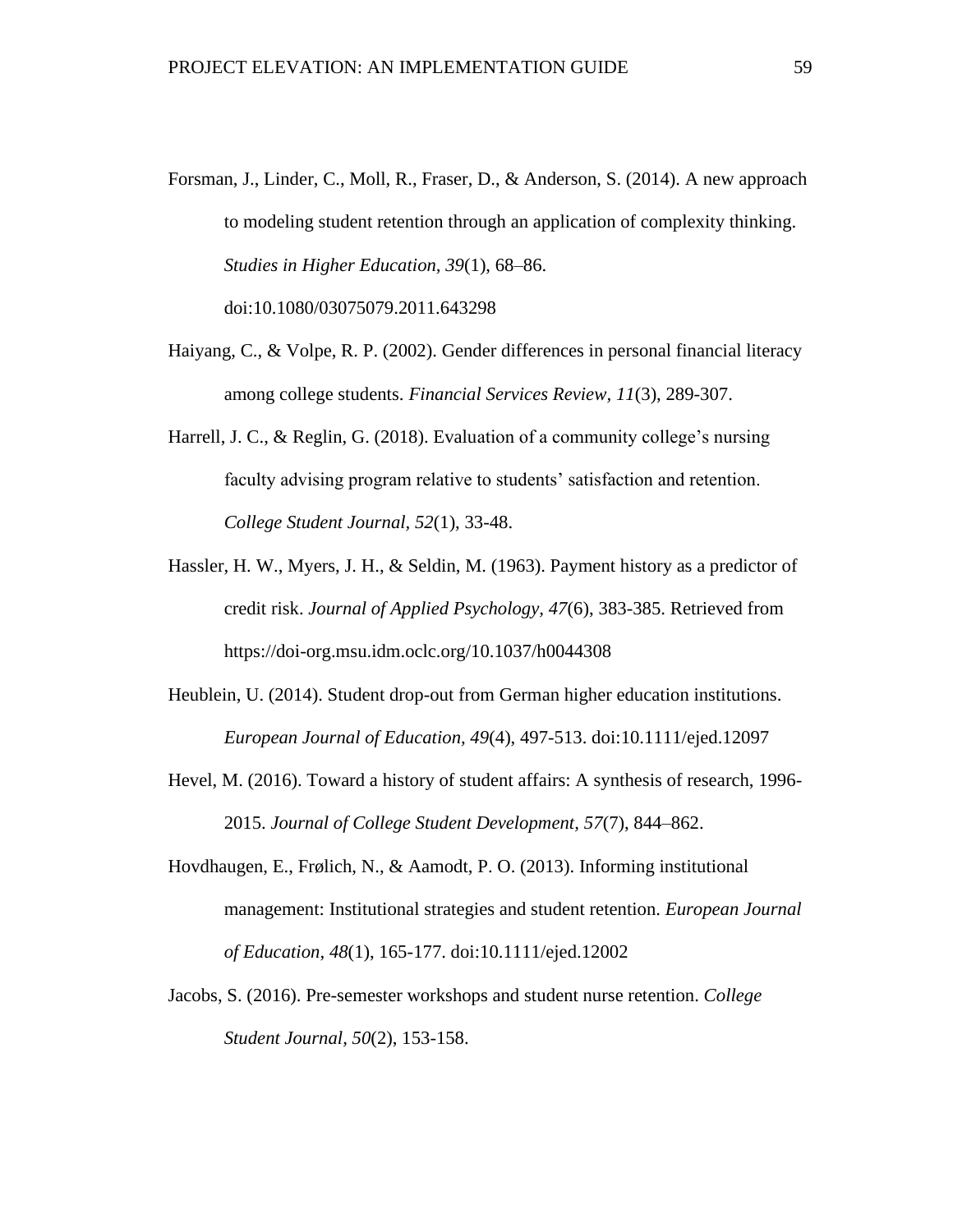Forsman, J., Linder, C., Moll, R., Fraser, D., & Anderson, S. (2014). A new approach to modeling student retention through an application of complexity thinking. *Studies in Higher Education, 39*(1), 68–86. doi:10.1080/03075079.2011.643298

Haiyang, C., & Volpe, R. P. (2002). Gender differences in personal financial literacy among college students. *Financial Services Review, 11*(3), 289-307.

Harrell, J. C., & Reglin, G. (2018). Evaluation of a community college's nursing faculty advising program relative to students' satisfaction and retention. *College Student Journal, 52*(1), 33-48.

Hassler, H. W., Myers, J. H., & Seldin, M. (1963). Payment history as a predictor of credit risk. *Journal of Applied Psychology, 47*(6), 383-385. Retrieved from https://doi-org.msu.idm.oclc.org/10.1037/h0044308

Heublein, U. (2014). Student drop-out from German higher education institutions. *European Journal of Education, 49*(4), 497-513. doi:10.1111/ejed.12097

Hevel, M. (2016). Toward a history of student affairs: A synthesis of research, 1996-2015. *Journal of College Student Development, 57*(7), 844–862.

Hovdhaugen, E., Frølich, N., & Aamodt, P. O. (2013). Informing institutional management: Institutional strategies and student retention. *European Journal of Education, 48*(1), 165-177. doi:10.1111/ejed.12002

Jacobs, S. (2016). Pre-semester workshops and student nurse retention. *College Student Journal, 50*(2), 153-158.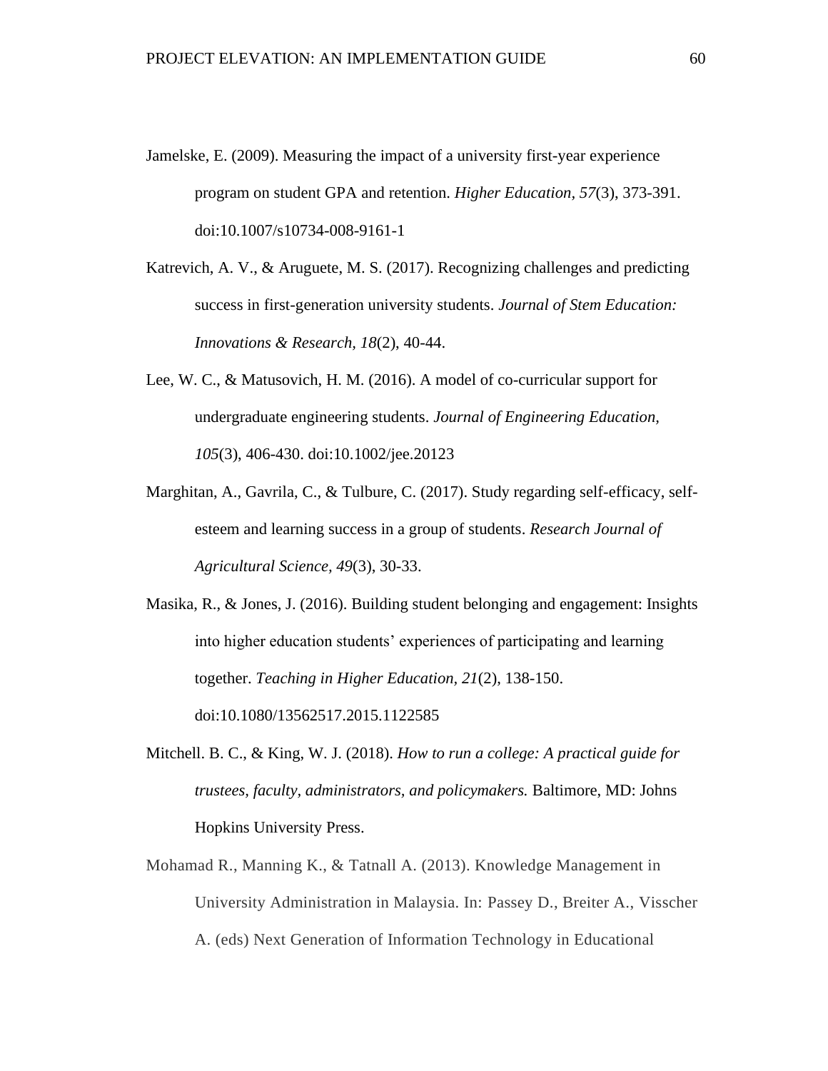Jamelske, E. (2009). Measuring the impact of a university first-year experience program on student GPA and retention. *Higher Education*, *57*(3), 373-391. doi:10.1007/s10734-008-9161-1

Katrevich, A. V., & Aruguete, M. S. (2017). Recognizing challenges and predicting success in first-generation university students. *Journal of Stem Education: Innovations & Research, 18*(2), 40-44.

Lee, W. C., & Matusovich, H. M. (2016). A model of co-curricular support for undergraduate engineering students. *Journal of Engineering Education*, *105*(3), 406-430. doi:10.1002/jee.20123

Marghitan, A., Gavrila, C., & Tulbure, C. (2017). Study regarding self-efficacy, self-esteem and learning success in a group of students. *Research Journal of Agricultural Science, 49*(3), 30-33.

Masika, R., & Jones, J. (2016). Building student belonging and engagement: Insights into higher education students' experiences of participating and learning together. *Teaching in Higher Education*, *21*(2), 138-150. doi:10.1080/13562517.2015.1122585

Mitchell. B. C., & King, W. J. (2018). *How to run a college: A practical guide for trustees, faculty, administrators, and policymakers.* Baltimore, MD: Johns Hopkins University Press.

Mohamad R., Manning K., & Tatnall A. (2013). Knowledge Management in University Administration in Malaysia. In: Passey D., Breiter A., Visscher A. (eds) Next Generation of Information Technology in Educational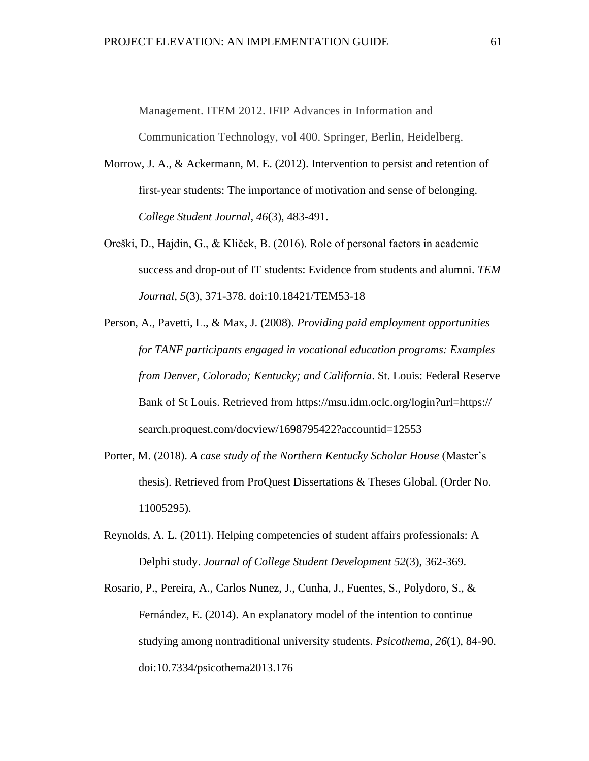Management. ITEM 2012. IFIP Advances in Information and Communication Technology, vol 400. Springer, Berlin, Heidelberg.

Morrow, J. A., & Ackermann, M. E. (2012). Intervention to persist and retention of first-year students: The importance of motivation and sense of belonging. *College Student Journal, 46*(3), 483-491.

Oreški, D., Hajdin, G., & Kliček, B. (2016). Role of personal factors in academic success and drop-out of IT students: Evidence from students and alumni. *TEM Journal, 5*(3), 371-378. doi:10.18421/TEM53-18

Person, A., Pavetti, L., & Max, J. (2008). *Providing paid employment opportunities for TANF participants engaged in vocational education programs: Examples from Denver, Colorado; Kentucky; and California*. St. Louis: Federal Reserve Bank of St Louis. Retrieved from https://msu.idm.oclc.org/login?url=https://search.proquest.com/docview/1698795422?accountid=12553

Porter, M. (2018). *A case study of the Northern Kentucky Scholar House* (Master's thesis). Retrieved from ProQuest Dissertations & Theses Global. (Order No. 11005295).

Reynolds, A. L. (2011). Helping competencies of student affairs professionals: A Delphi study. *Journal of College Student Development 52*(3), 362-369.

Rosario, P., Pereira, A., Carlos Nunez, J., Cunha, J., Fuentes, S., Polydoro, S., & Fernández, E. (2014). An explanatory model of the intention to continue studying among nontraditional university students. *Psicothema, 26*(1), 84-90. doi:10.7334/psicothema2013.176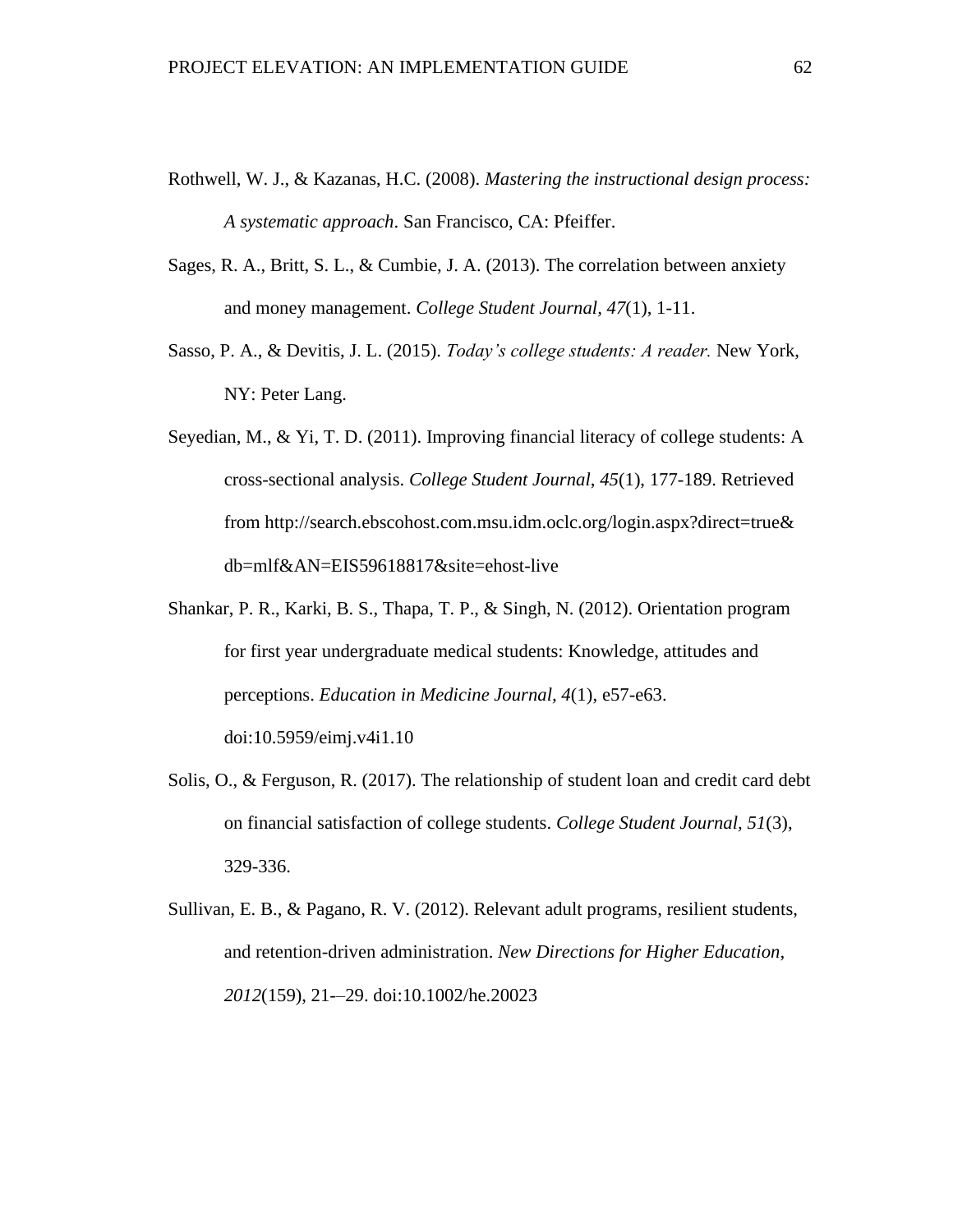Rothwell, W. J., & Kazanas, H.C. (2008). *Mastering the instructional design process: A systematic approach*. San Francisco, CA: Pfeiffer.

Sages, R. A., Britt, S. L., & Cumbie, J. A. (2013). The correlation between anxiety and money management. *College Student Journal, 47*(1), 1-11.

Sasso, P. A., & Devitis, J. L. (2015). *Today's college students: A reader.* New York, NY: Peter Lang.

Seyedian, M., & Yi, T. D. (2011). Improving financial literacy of college students: A cross-sectional analysis. *College Student Journal*, *45*(1), 177-189. Retrieved from http://search.ebscohost.com.msu.idm.oclc.org/login.aspx?direct=true&db=mlf&AN=EIS59618817&site=ehost-live

Shankar, P. R., Karki, B. S., Thapa, T. P., & Singh, N. (2012). Orientation program for first year undergraduate medical students: Knowledge, attitudes and perceptions. *Education in Medicine Journal*, *4*(1), e57-e63. doi:10.5959/eimj.v4i1.10

Solis, O., & Ferguson, R. (2017). The relationship of student loan and credit card debt on financial satisfaction of college students. *College Student Journal, 51*(3), 329-336.

Sullivan, E. B., & Pagano, R. V. (2012). Relevant adult programs, resilient students, and retention-driven administration. *New Directions for Higher Education, 2012*(159), 21-–29. doi:10.1002/he.20023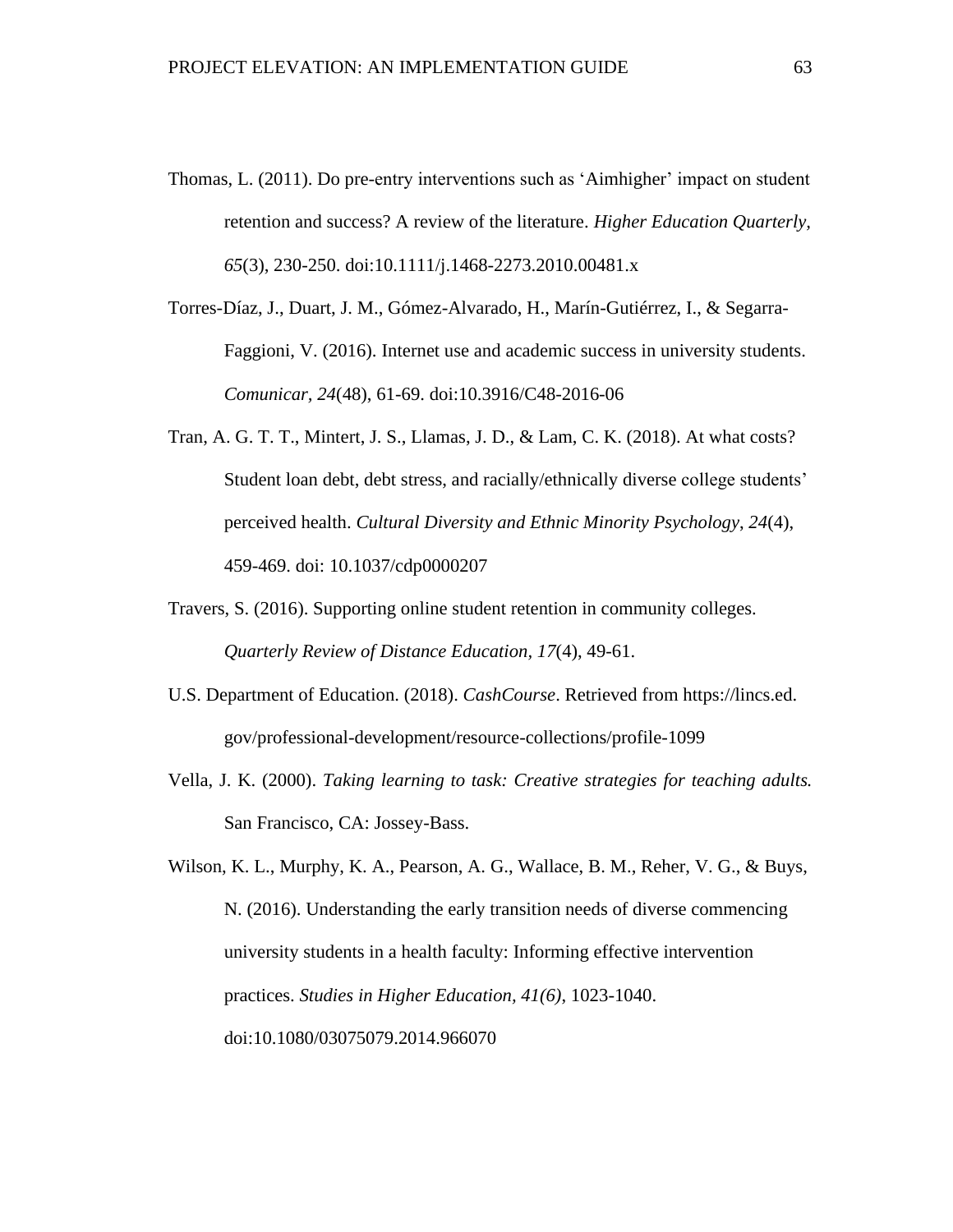Thomas, L. (2011). Do pre-entry interventions such as 'Aimhigher' impact on student retention and success? A review of the literature. *Higher Education Quarterly*, *65*(3), 230-250. doi:10.1111/j.1468-2273.2010.00481.x

Torres-Díaz, J., Duart, J. M., Gómez-Alvarado, H., Marín-Gutiérrez, I., & Segarra-Faggioni, V. (2016). Internet use and academic success in university students. *Comunicar, 24*(48), 61-69. doi:10.3916/C48-2016-06

Tran, A. G. T. T., Mintert, J. S., Llamas, J. D., & Lam, C. K. (2018). At what costs? Student loan debt, debt stress, and racially/ethnically diverse college students' perceived health. *Cultural Diversity and Ethnic Minority Psychology*, *24*(4), 459-469. doi: 10.1037/cdp0000207

Travers, S. (2016). Supporting online student retention in community colleges. *Quarterly Review of Distance Education*, *17*(4), 49-61.

U.S. Department of Education. (2018). *CashCourse*. Retrieved from https://lincs.ed.gov/professional-development/resource-collections/profile-1099

Vella, J. K. (2000). *Taking learning to task: Creative strategies for teaching adults.* San Francisco, CA: Jossey-Bass.

Wilson, K. L., Murphy, K. A., Pearson, A. G., Wallace, B. M., Reher, V. G., & Buys, N. (2016). Understanding the early transition needs of diverse commencing university students in a health faculty: Informing effective intervention practices. *Studies in Higher Education, 41(6)*, 1023-1040. doi:10.1080/03075079.2014.966070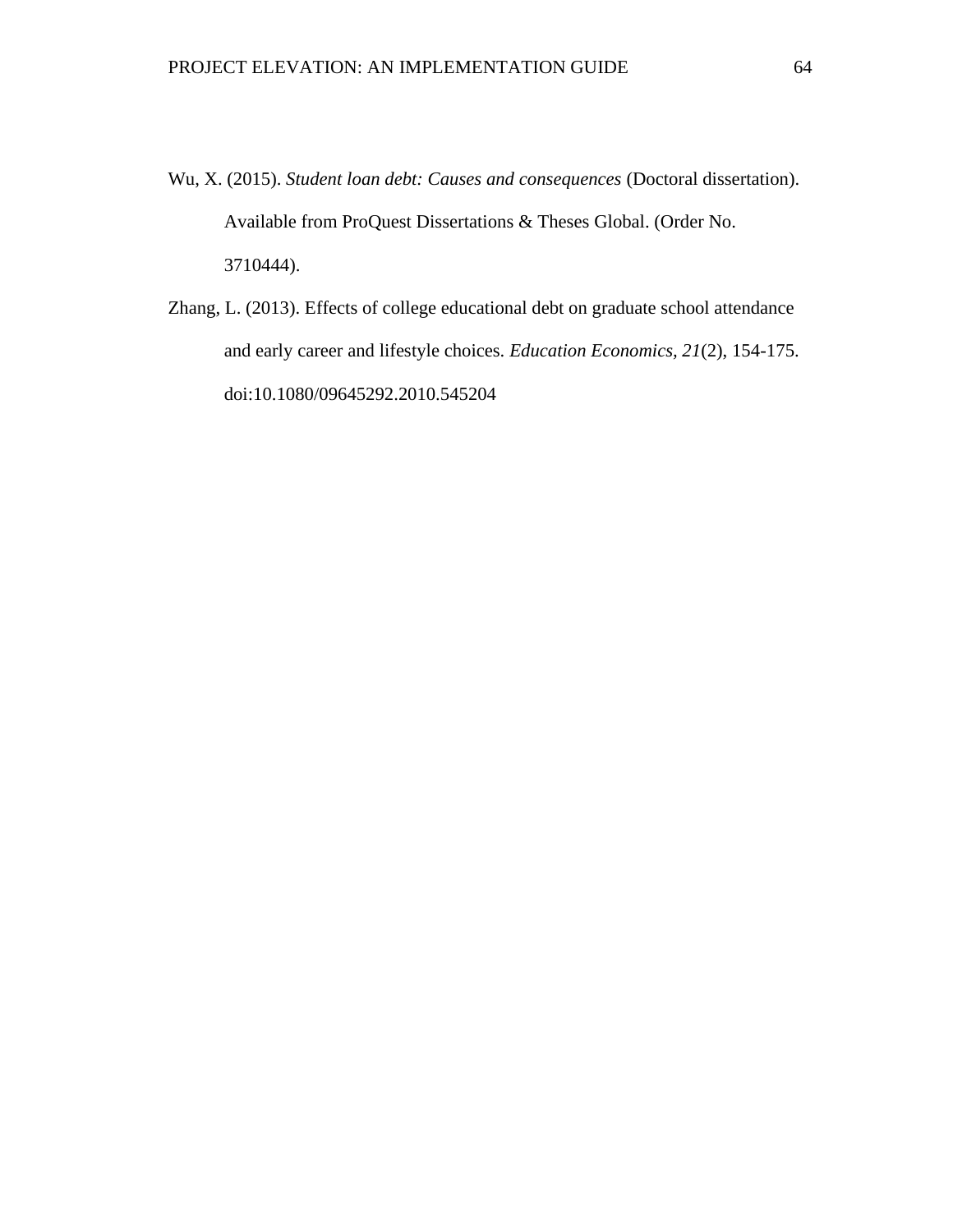Wu, X. (2015). *Student loan debt: Causes and consequences* (Doctoral dissertation). Available from ProQuest Dissertations & Theses Global. (Order No. 3710444).

Zhang, L. (2013). Effects of college educational debt on graduate school attendance and early career and lifestyle choices. *Education Economics, 21*(2), 154-175. doi:10.1080/09645292.2010.545204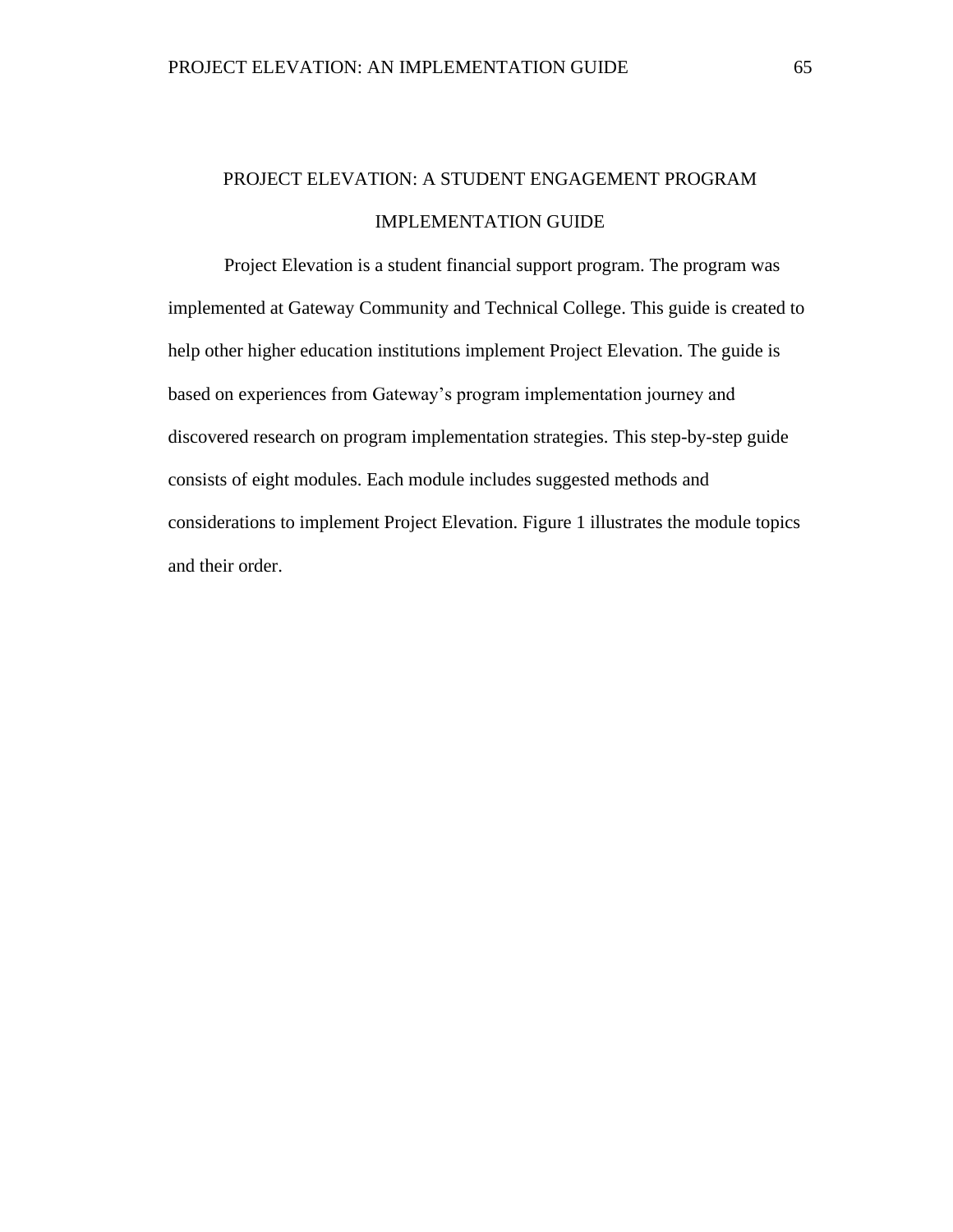# PROJECT ELEVATION: A STUDENT ENGAGEMENT PROGRAM IMPLEMENTATION GUIDE

Project Elevation is a student financial support program. The program was implemented at Gateway Community and Technical College. This guide is created to help other higher education institutions implement Project Elevation. The guide is based on experiences from Gateway's program implementation journey and discovered research on program implementation strategies. This step-by-step guide consists of eight modules. Each module includes suggested methods and considerations to implement Project Elevation. Figure 1 illustrates the module topics and their order.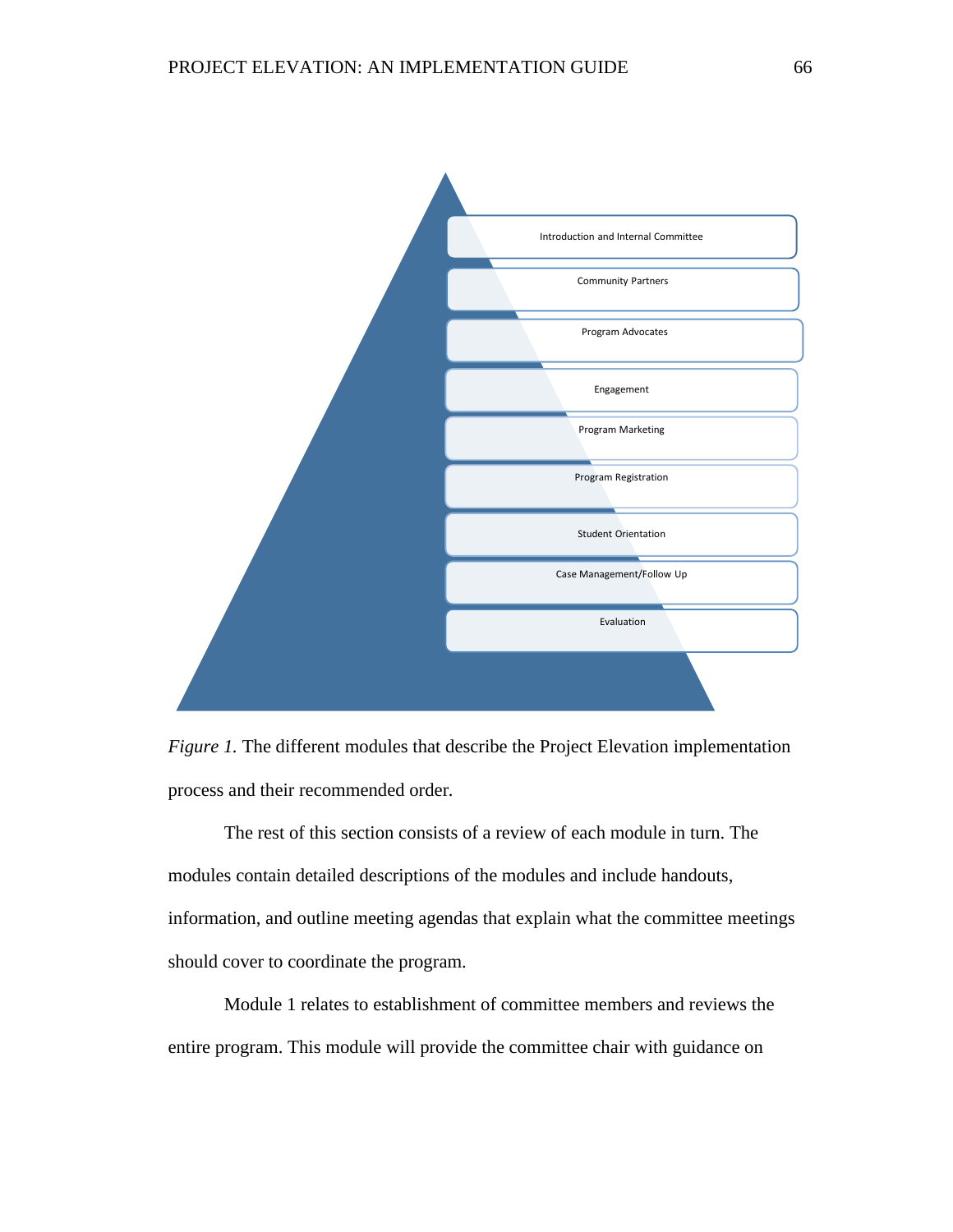Introduction and Internal Committee

Community Partners

Program Advocates

Engagement

Program Marketing

Program Registration

Student Orientation

Case Management/Follow Up

Evaluation

*Figure 1.* The different modules that describe the Project Elevation implementation process and their recommended order.

The rest of this section consists of a review of each module in turn. The modules contain detailed descriptions of the modules and include handouts, information, and outline meeting agendas that explain what the committee meetings should cover to coordinate the program.

Module 1 relates to establishment of committee members and reviews the entire program. This module will provide the committee chair with guidance on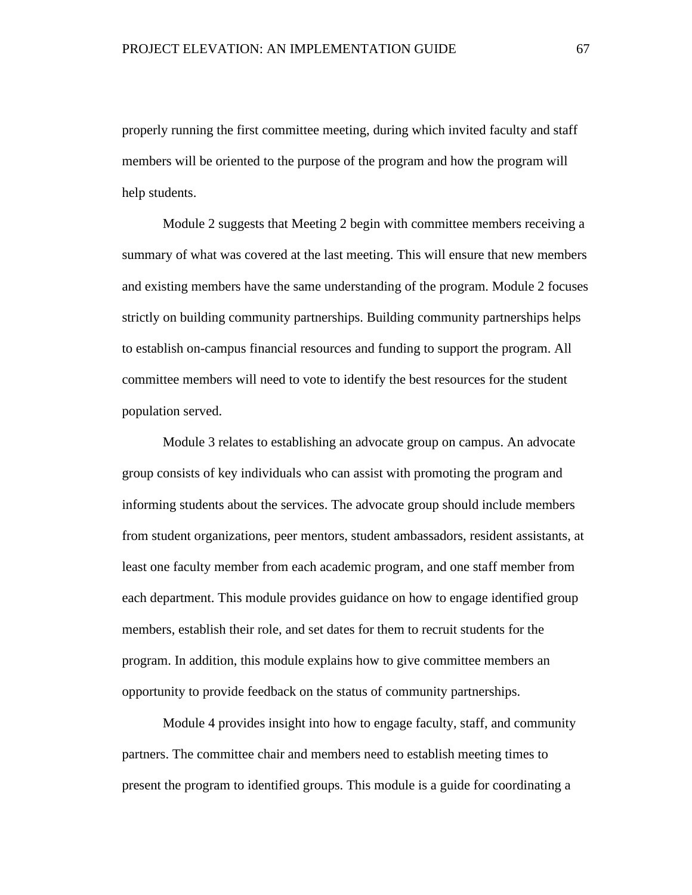properly running the first committee meeting, during which invited faculty and staff members will be oriented to the purpose of the program and how the program will help students.

Module 2 suggests that Meeting 2 begin with committee members receiving a summary of what was covered at the last meeting. This will ensure that new members and existing members have the same understanding of the program. Module 2 focuses strictly on building community partnerships. Building community partnerships helps to establish on-campus financial resources and funding to support the program. All committee members will need to vote to identify the best resources for the student population served.

Module 3 relates to establishing an advocate group on campus. An advocate group consists of key individuals who can assist with promoting the program and informing students about the services. The advocate group should include members from student organizations, peer mentors, student ambassadors, resident assistants, at least one faculty member from each academic program, and one staff member from each department. This module provides guidance on how to engage identified group members, establish their role, and set dates for them to recruit students for the program. In addition, this module explains how to give committee members an opportunity to provide feedback on the status of community partnerships.

Module 4 provides insight into how to engage faculty, staff, and community partners. The committee chair and members need to establish meeting times to present the program to identified groups. This module is a guide for coordinating a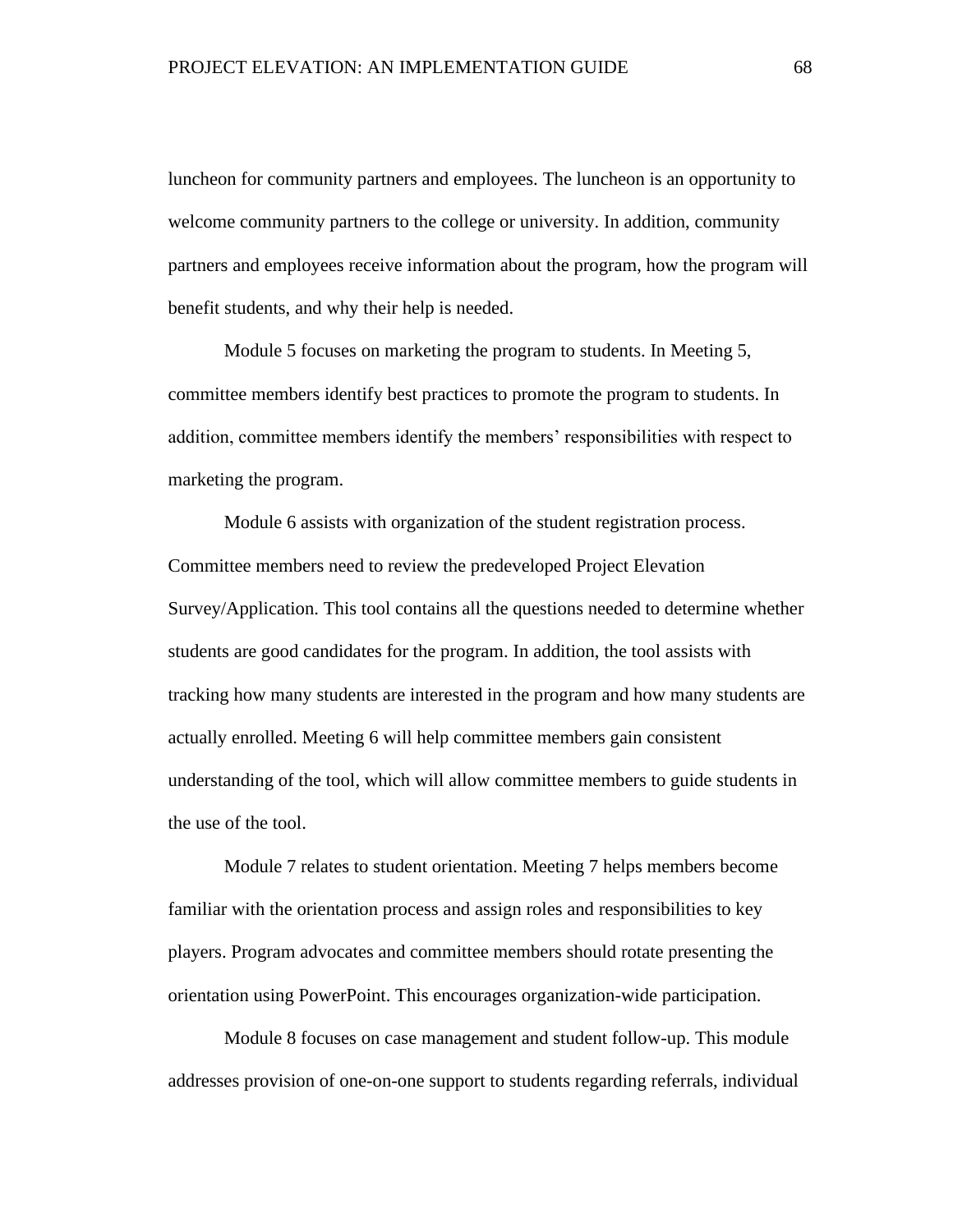luncheon for community partners and employees. The luncheon is an opportunity to welcome community partners to the college or university. In addition, community partners and employees receive information about the program, how the program will benefit students, and why their help is needed.

Module 5 focuses on marketing the program to students. In Meeting 5, committee members identify best practices to promote the program to students. In addition, committee members identify the members' responsibilities with respect to marketing the program.

Module 6 assists with organization of the student registration process. Committee members need to review the predeveloped Project Elevation Survey/Application. This tool contains all the questions needed to determine whether students are good candidates for the program. In addition, the tool assists with tracking how many students are interested in the program and how many students are actually enrolled. Meeting 6 will help committee members gain consistent understanding of the tool, which will allow committee members to guide students in the use of the tool.

Module 7 relates to student orientation. Meeting 7 helps members become familiar with the orientation process and assign roles and responsibilities to key players. Program advocates and committee members should rotate presenting the orientation using PowerPoint. This encourages organization-wide participation.

Module 8 focuses on case management and student follow-up. This module addresses provision of one-on-one support to students regarding referrals, individual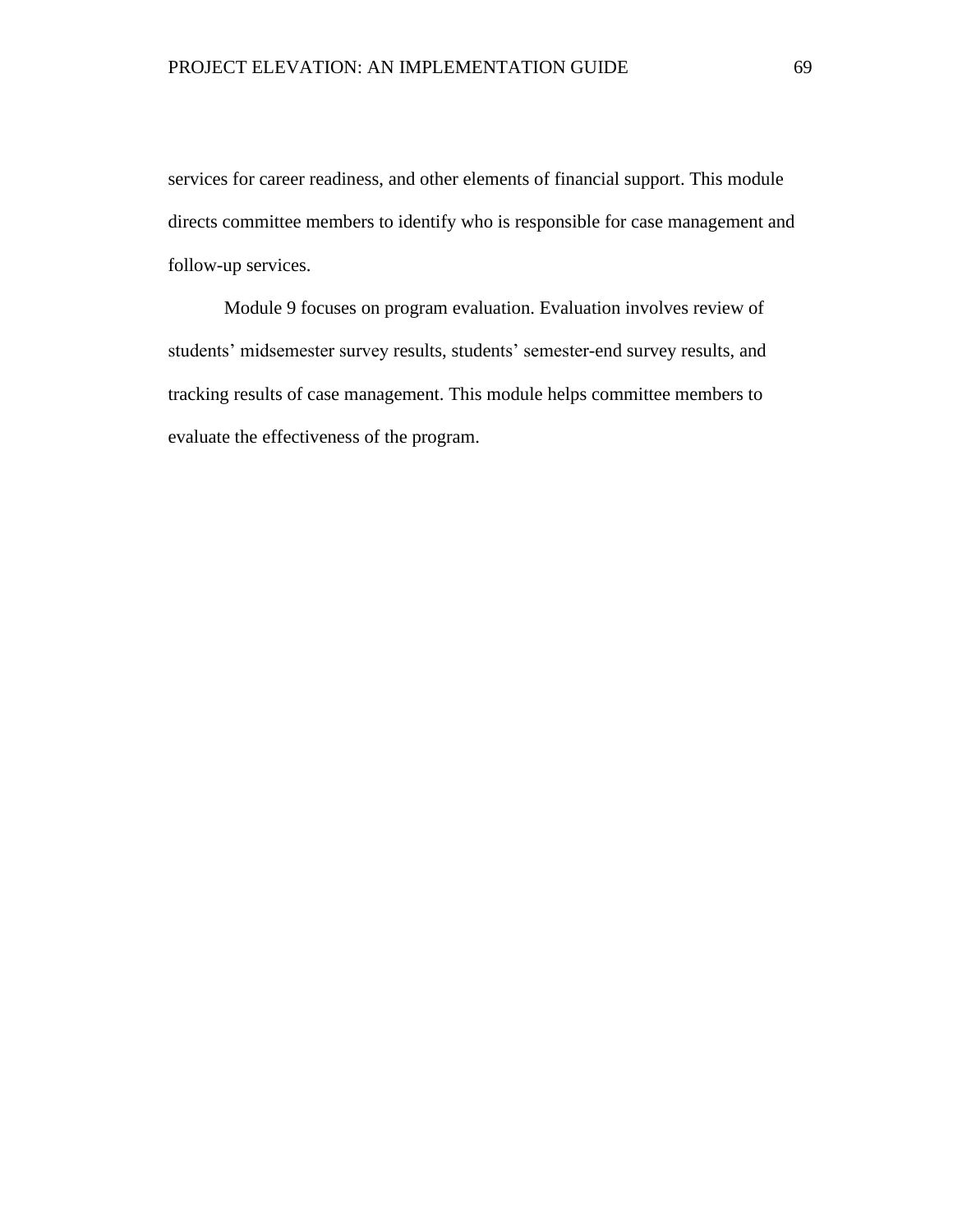services for career readiness, and other elements of financial support. This module directs committee members to identify who is responsible for case management and follow-up services.

Module 9 focuses on program evaluation. Evaluation involves review of students' midsemester survey results, students' semester-end survey results, and tracking results of case management. This module helps committee members to evaluate the effectiveness of the program.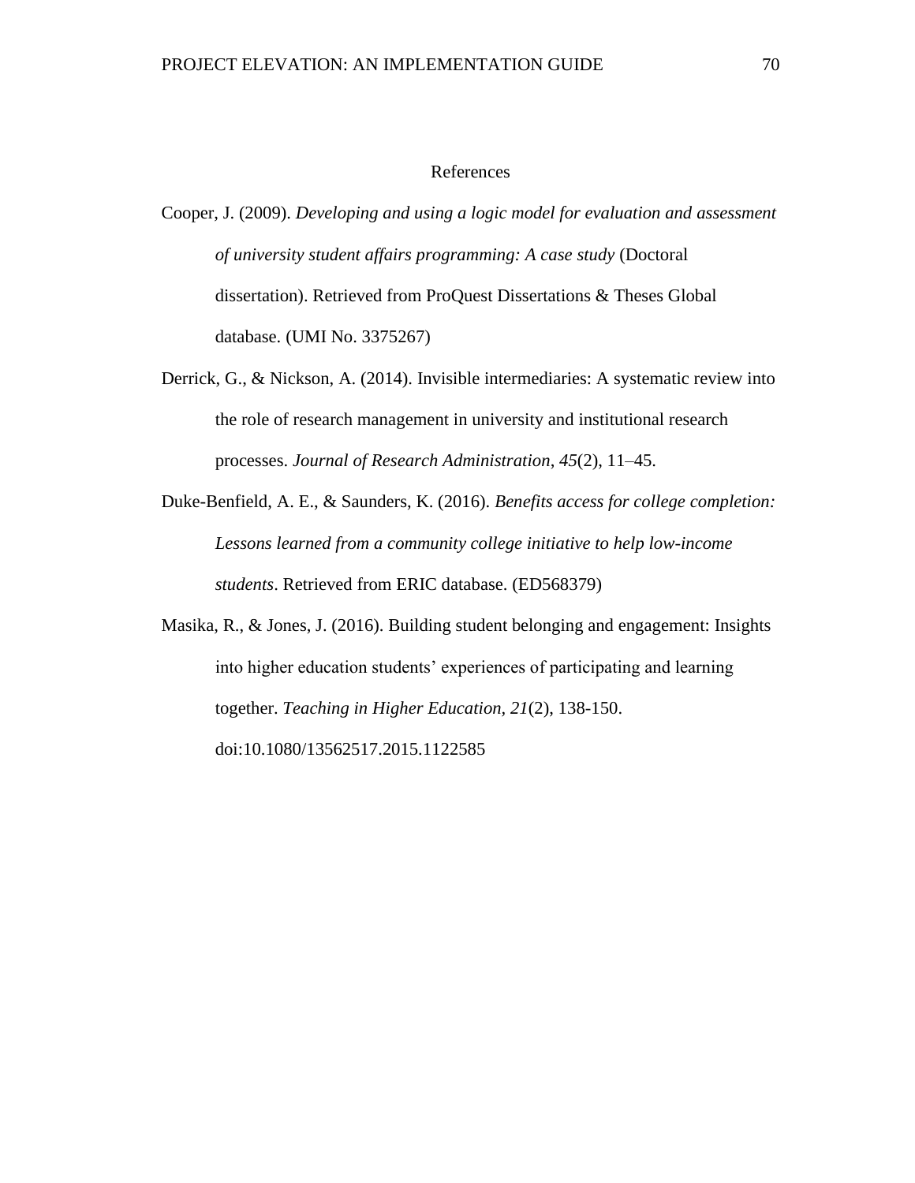# References

Cooper, J. (2009). *Developing and using a logic model for evaluation and assessment of university student affairs programming: A case study* (Doctoral dissertation). Retrieved from ProQuest Dissertations & Theses Global database. (UMI No. 3375267)

Derrick, G., & Nickson, A. (2014). Invisible intermediaries: A systematic review into the role of research management in university and institutional research processes. *Journal of Research Administration, 45*(2), 11–45.

Duke-Benfield, A. E., & Saunders, K. (2016). *Benefits access for college completion: Lessons learned from a community college initiative to help low-income students*. Retrieved from ERIC database. (ED568379)

Masika, R., & Jones, J. (2016). Building student belonging and engagement: Insights into higher education students' experiences of participating and learning together. *Teaching in Higher Education, 21*(2), 138-150. doi:10.1080/13562517.2015.1122585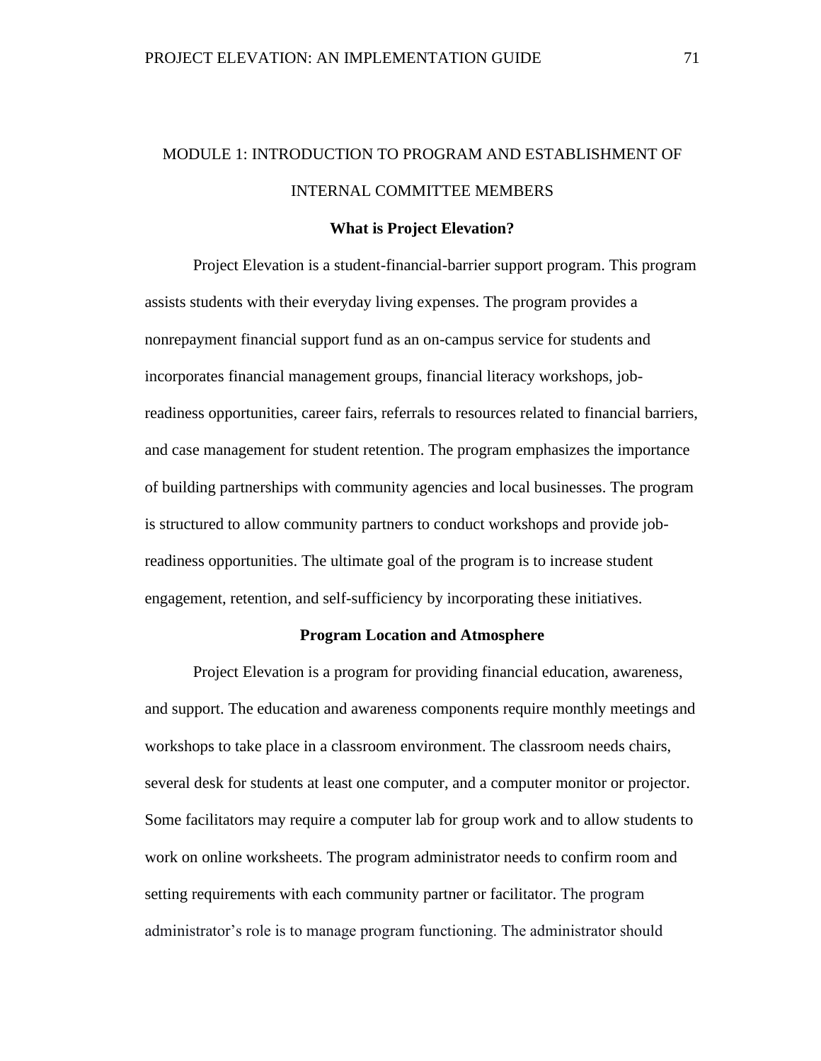# MODULE 1: INTRODUCTION TO PROGRAM AND ESTABLISHMENT OF INTERNAL COMMITTEE MEMBERS

## What is Project Elevation?

Project Elevation is a student-financial-barrier support program. This program assists students with their everyday living expenses. The program provides a nonrepayment financial support fund as an on-campus service for students and incorporates financial management groups, financial literacy workshops, job-readiness opportunities, career fairs, referrals to resources related to financial barriers, and case management for student retention. The program emphasizes the importance of building partnerships with community agencies and local businesses. The program is structured to allow community partners to conduct workshops and provide job-readiness opportunities. The ultimate goal of the program is to increase student engagement, retention, and self-sufficiency by incorporating these initiatives.

## Program Location and Atmosphere

Project Elevation is a program for providing financial education, awareness, and support. The education and awareness components require monthly meetings and workshops to take place in a classroom environment. The classroom needs chairs, several desk for students at least one computer, and a computer monitor or projector. Some facilitators may require a computer lab for group work and to allow students to work on online worksheets. The program administrator needs to confirm room and setting requirements with each community partner or facilitator. The program administrator's role is to manage program functioning. The administrator should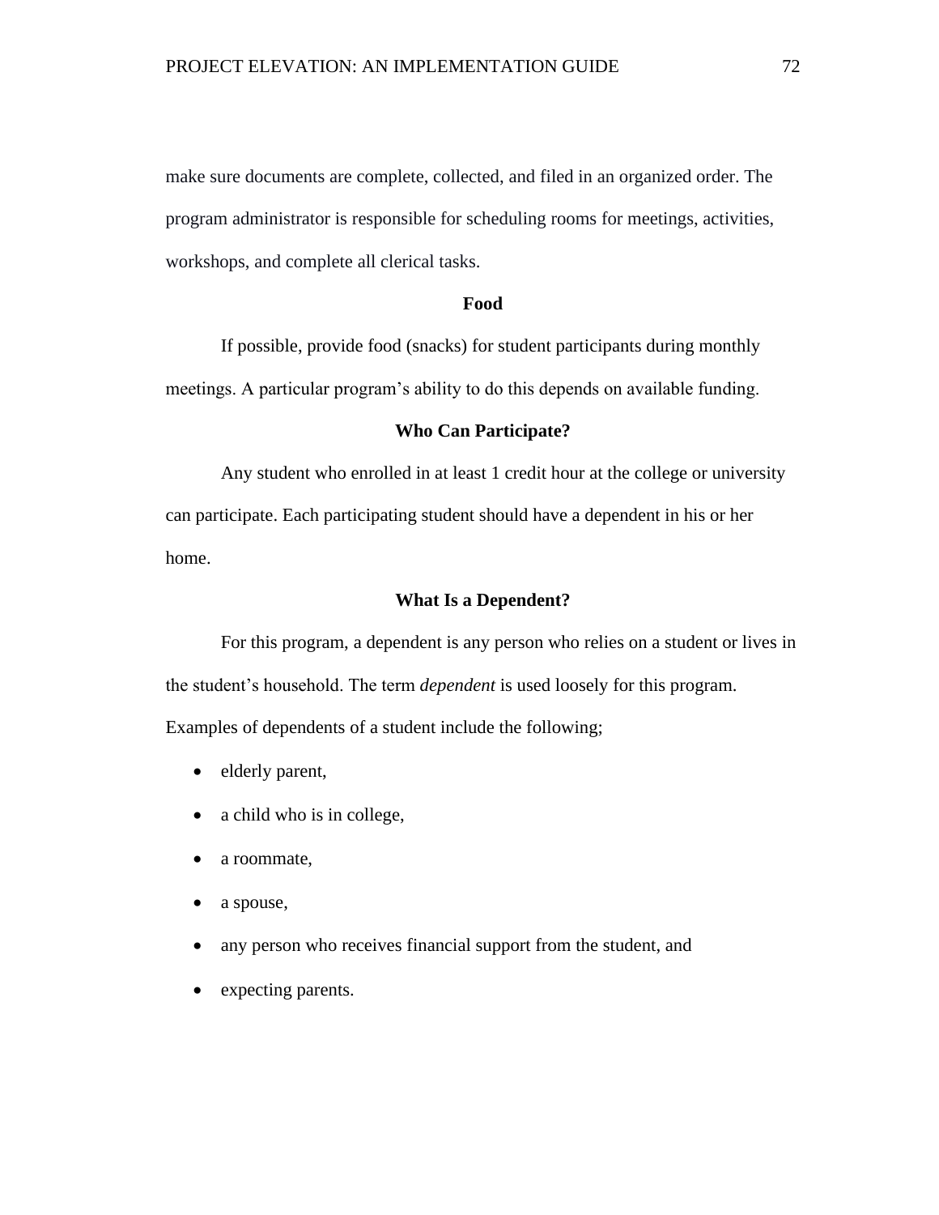make sure documents are complete, collected, and filed in an organized order. The program administrator is responsible for scheduling rooms for meetings, activities, workshops, and complete all clerical tasks.

## Food

If possible, provide food (snacks) for student participants during monthly meetings. A particular program's ability to do this depends on available funding.

## Who Can Participate?

Any student who enrolled in at least 1 credit hour at the college or university can participate. Each participating student should have a dependent in his or her home.

## What Is a Dependent?

For this program, a dependent is any person who relies on a student or lives in the student's household. The term *dependent* is used loosely for this program. Examples of dependents of a student include the following;

- elderly parent,
- a child who is in college,
- a roommate,
- a spouse,
- any person who receives financial support from the student, and
- expecting parents.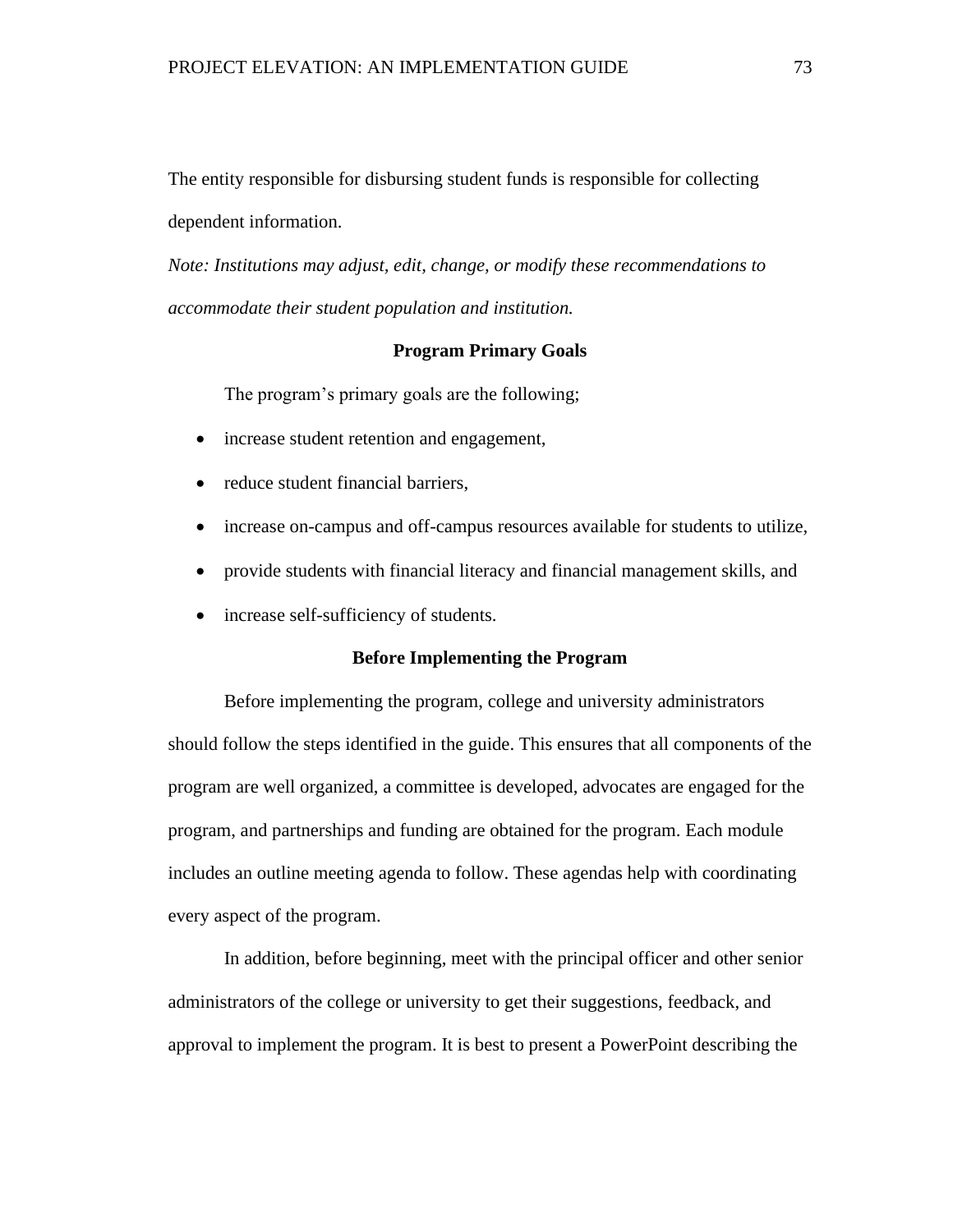The entity responsible for disbursing student funds is responsible for collecting dependent information.

*Note: Institutions may adjust, edit, change, or modify these recommendations to accommodate their student population and institution.*

## Program Primary Goals

The program's primary goals are the following;

- increase student retention and engagement,
- reduce student financial barriers,
- increase on-campus and off-campus resources available for students to utilize,
- provide students with financial literacy and financial management skills, and
- increase self-sufficiency of students.

## Before Implementing the Program

Before implementing the program, college and university administrators should follow the steps identified in the guide. This ensures that all components of the program are well organized, a committee is developed, advocates are engaged for the program, and partnerships and funding are obtained for the program. Each module includes an outline meeting agenda to follow. These agendas help with coordinating every aspect of the program.

In addition, before beginning, meet with the principal officer and other senior administrators of the college or university to get their suggestions, feedback, and approval to implement the program. It is best to present a PowerPoint describing the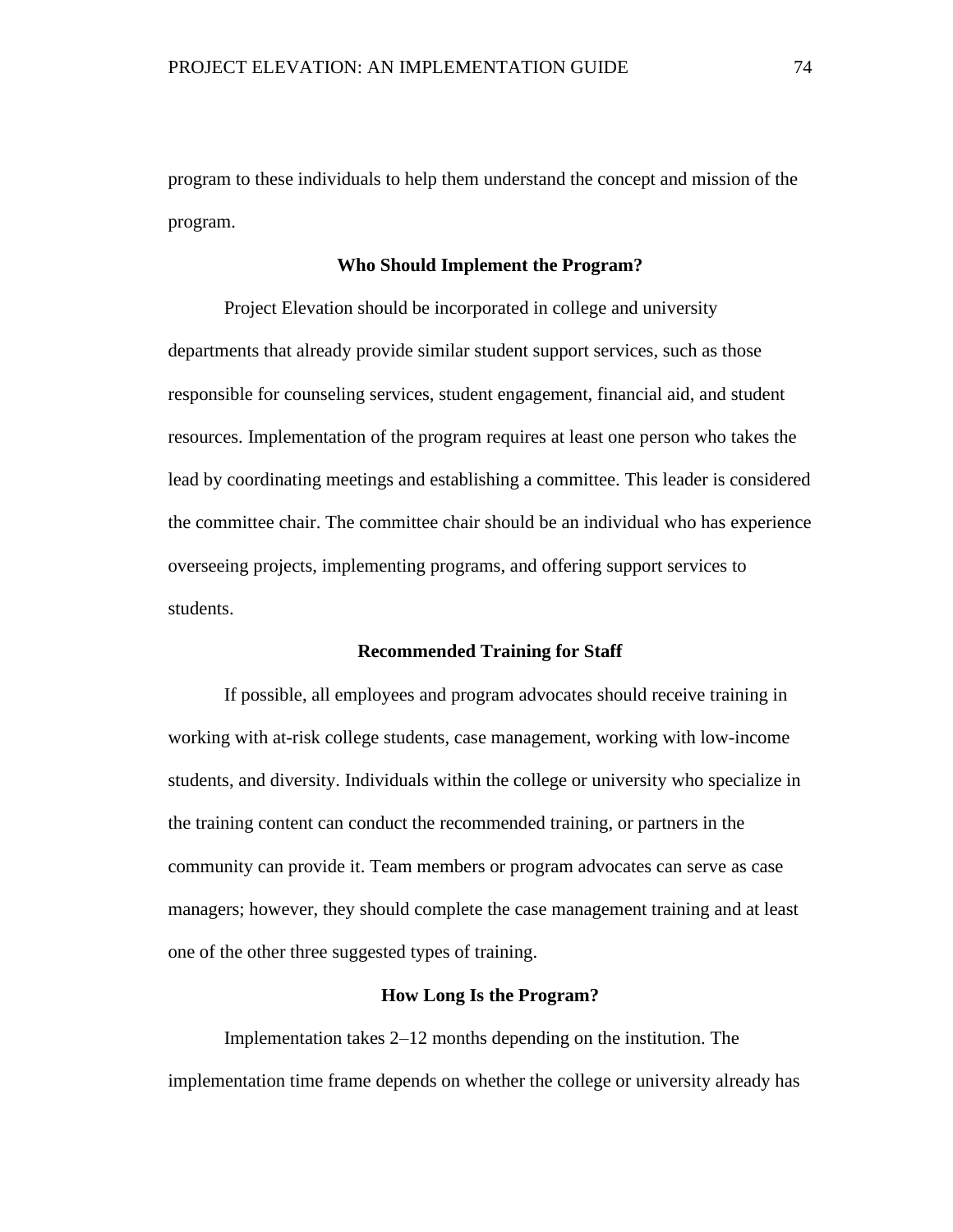program to these individuals to help them understand the concept and mission of the program.

## Who Should Implement the Program?

Project Elevation should be incorporated in college and university departments that already provide similar student support services, such as those responsible for counseling services, student engagement, financial aid, and student resources. Implementation of the program requires at least one person who takes the lead by coordinating meetings and establishing a committee. This leader is considered the committee chair. The committee chair should be an individual who has experience overseeing projects, implementing programs, and offering support services to students.

## Recommended Training for Staff

If possible, all employees and program advocates should receive training in working with at-risk college students, case management, working with low-income students, and diversity. Individuals within the college or university who specialize in the training content can conduct the recommended training, or partners in the community can provide it. Team members or program advocates can serve as case managers; however, they should complete the case management training and at least one of the other three suggested types of training.

## How Long Is the Program?

Implementation takes 2–12 months depending on the institution. The implementation time frame depends on whether the college or university already has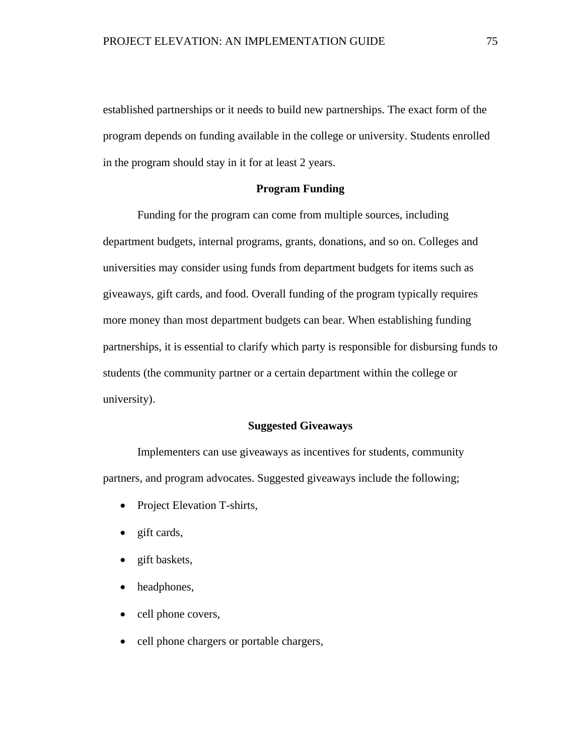established partnerships or it needs to build new partnerships. The exact form of the program depends on funding available in the college or university. Students enrolled in the program should stay in it for at least 2 years.

## Program Funding

Funding for the program can come from multiple sources, including department budgets, internal programs, grants, donations, and so on. Colleges and universities may consider using funds from department budgets for items such as giveaways, gift cards, and food. Overall funding of the program typically requires more money than most department budgets can bear. When establishing funding partnerships, it is essential to clarify which party is responsible for disbursing funds to students (the community partner or a certain department within the college or university).

## Suggested Giveaways

Implementers can use giveaways as incentives for students, community partners, and program advocates. Suggested giveaways include the following;

- Project Elevation T-shirts,
- gift cards,
- gift baskets,
- headphones,
- cell phone covers,
- cell phone chargers or portable chargers,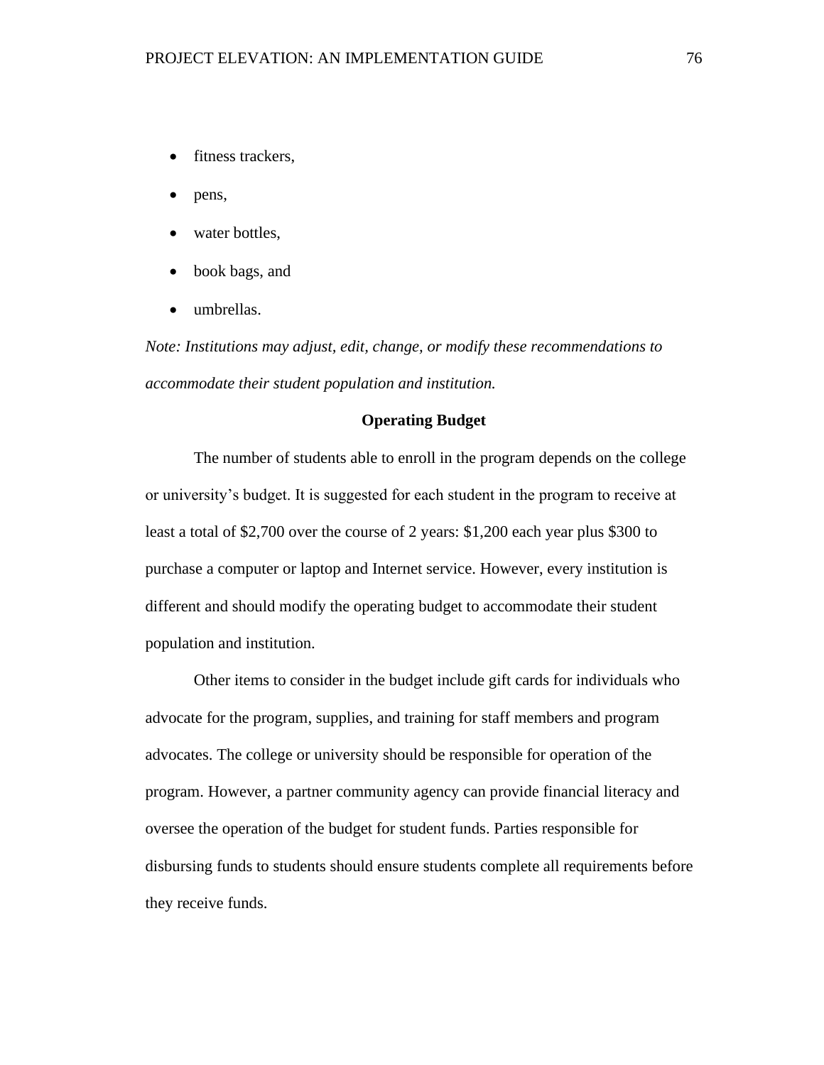- fitness trackers,
- pens,
- water bottles,
- book bags, and
- umbrellas.

*Note: Institutions may adjust, edit, change, or modify these recommendations to accommodate their student population and institution.*

## Operating Budget

The number of students able to enroll in the program depends on the college or university's budget. It is suggested for each student in the program to receive at least a total of $2,700 over the course of 2 years: $1,200 each year plus $300 to purchase a computer or laptop and Internet service. However, every institution is different and should modify the operating budget to accommodate their student population and institution.

Other items to consider in the budget include gift cards for individuals who advocate for the program, supplies, and training for staff members and program advocates. The college or university should be responsible for operation of the program. However, a partner community agency can provide financial literacy and oversee the operation of the budget for student funds. Parties responsible for disbursing funds to students should ensure students complete all requirements before they receive funds.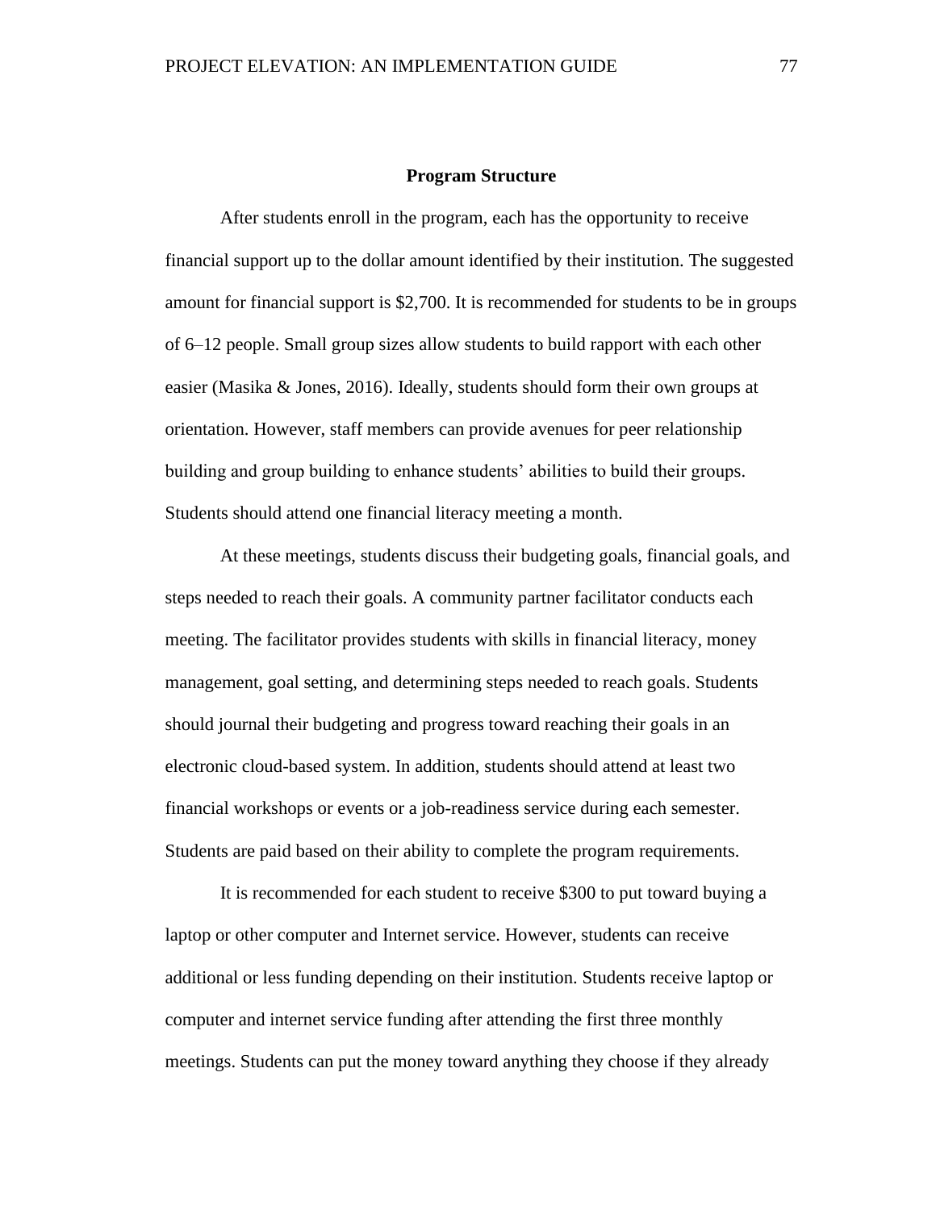## Program Structure

After students enroll in the program, each has the opportunity to receive financial support up to the dollar amount identified by their institution. The suggested amount for financial support is $2,700. It is recommended for students to be in groups of 6–12 people. Small group sizes allow students to build rapport with each other easier (Masika & Jones, 2016). Ideally, students should form their own groups at orientation. However, staff members can provide avenues for peer relationship building and group building to enhance students' abilities to build their groups. Students should attend one financial literacy meeting a month.

At these meetings, students discuss their budgeting goals, financial goals, and steps needed to reach their goals. A community partner facilitator conducts each meeting. The facilitator provides students with skills in financial literacy, money management, goal setting, and determining steps needed to reach goals. Students should journal their budgeting and progress toward reaching their goals in an electronic cloud-based system. In addition, students should attend at least two financial workshops or events or a job-readiness service during each semester. Students are paid based on their ability to complete the program requirements.

It is recommended for each student to receive $300 to put toward buying a laptop or other computer and Internet service. However, students can receive additional or less funding depending on their institution. Students receive laptop or computer and internet service funding after attending the first three monthly meetings. Students can put the money toward anything they choose if they already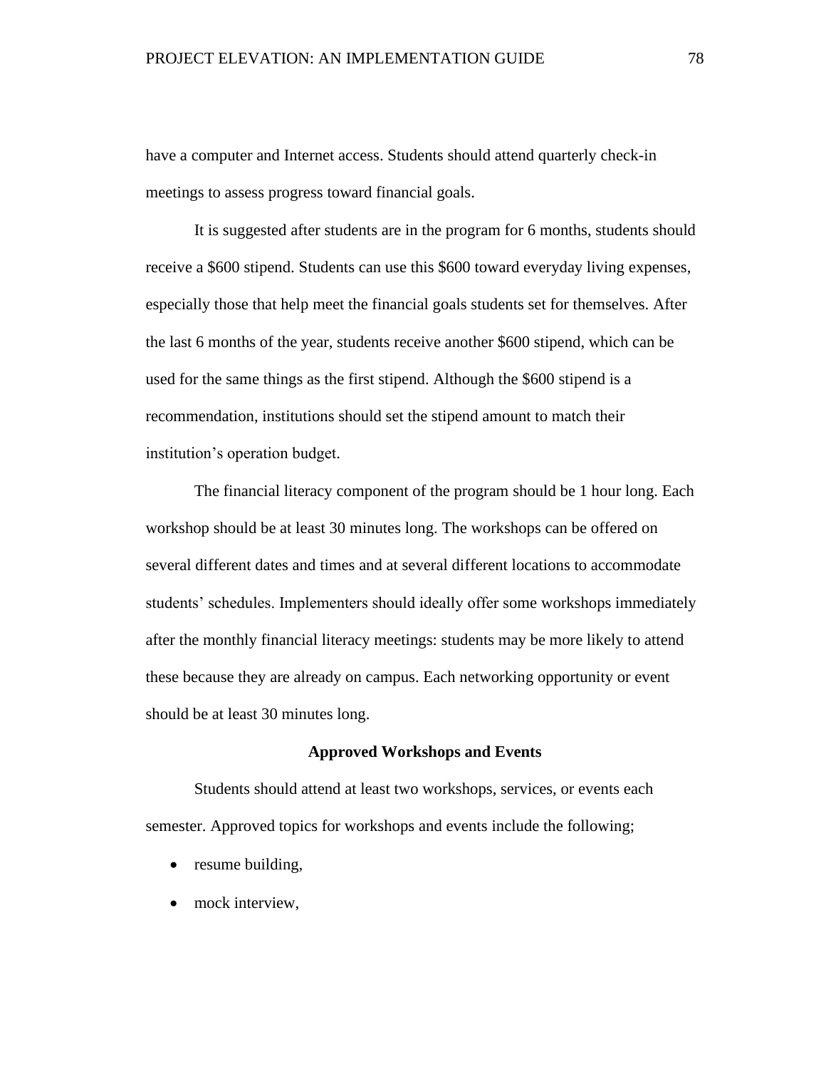have a computer and Internet access. Students should attend quarterly check-in meetings to assess progress toward financial goals.

It is suggested after students are in the program for 6 months, students should receive a $600 stipend. Students can use this $600 toward everyday living expenses, especially those that help meet the financial goals students set for themselves. After the last 6 months of the year, students receive another $600 stipend, which can be used for the same things as the first stipend. Although the $600 stipend is a recommendation, institutions should set the stipend amount to match their institution's operation budget.

The financial literacy component of the program should be 1 hour long. Each workshop should be at least 30 minutes long. The workshops can be offered on several different dates and times and at several different locations to accommodate students' schedules. Implementers should ideally offer some workshops immediately after the monthly financial literacy meetings: students may be more likely to attend these because they are already on campus. Each networking opportunity or event should be at least 30 minutes long.

## Approved Workshops and Events

Students should attend at least two workshops, services, or events each semester. Approved topics for workshops and events include the following;

- resume building,
- mock interview,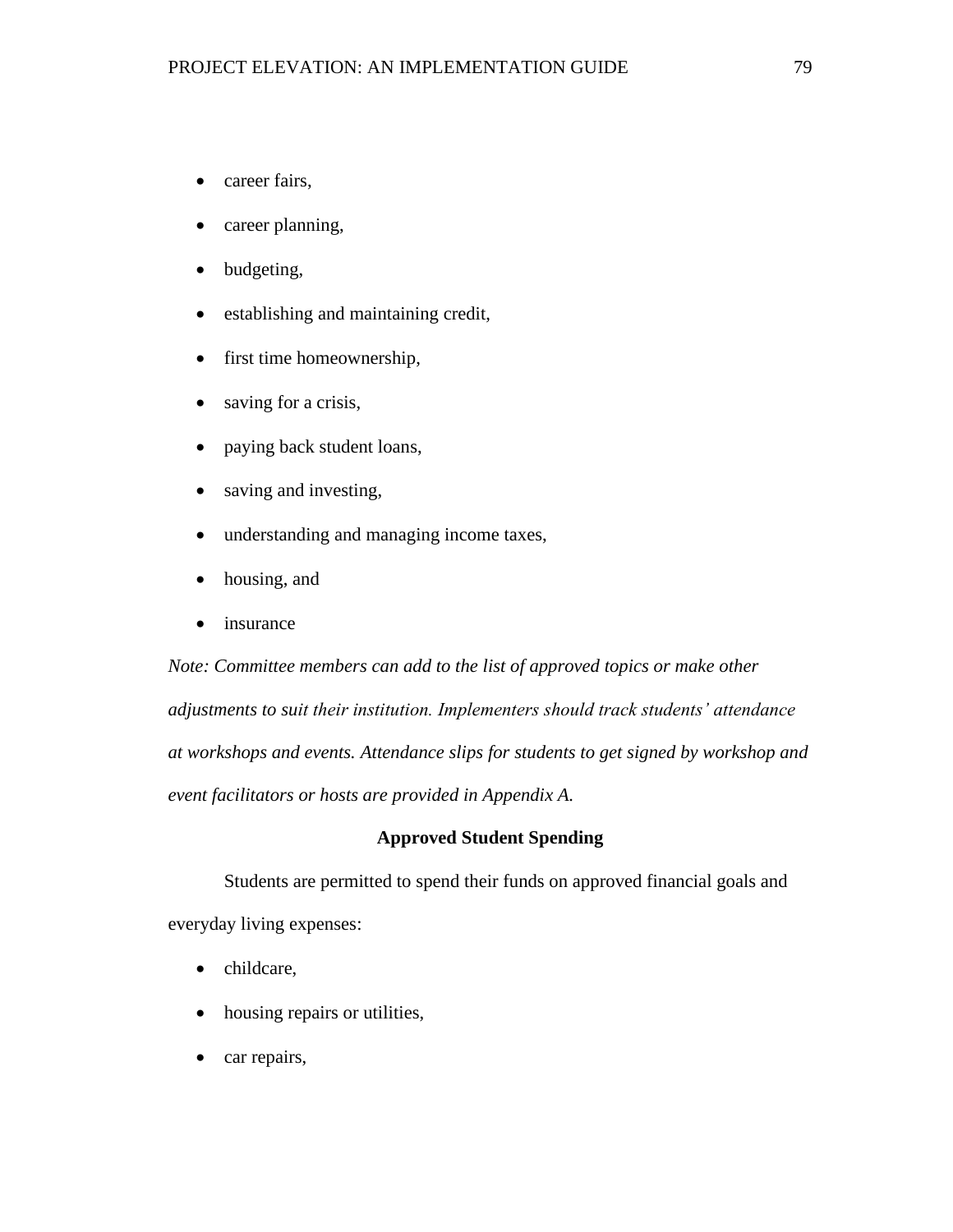- career fairs,
- career planning,
- budgeting,
- establishing and maintaining credit,
- first time homeownership,
- saving for a crisis,
- paying back student loans,
- saving and investing,
- understanding and managing income taxes,
- housing, and
- insurance

*Note: Committee members can add to the list of approved topics or make other adjustments to suit their institution. Implementers should track students' attendance at workshops and events. Attendance slips for students to get signed by workshop and event facilitators or hosts are provided in Appendix A.*

## Approved Student Spending

Students are permitted to spend their funds on approved financial goals and everyday living expenses:

- childcare,
- housing repairs or utilities,
- car repairs,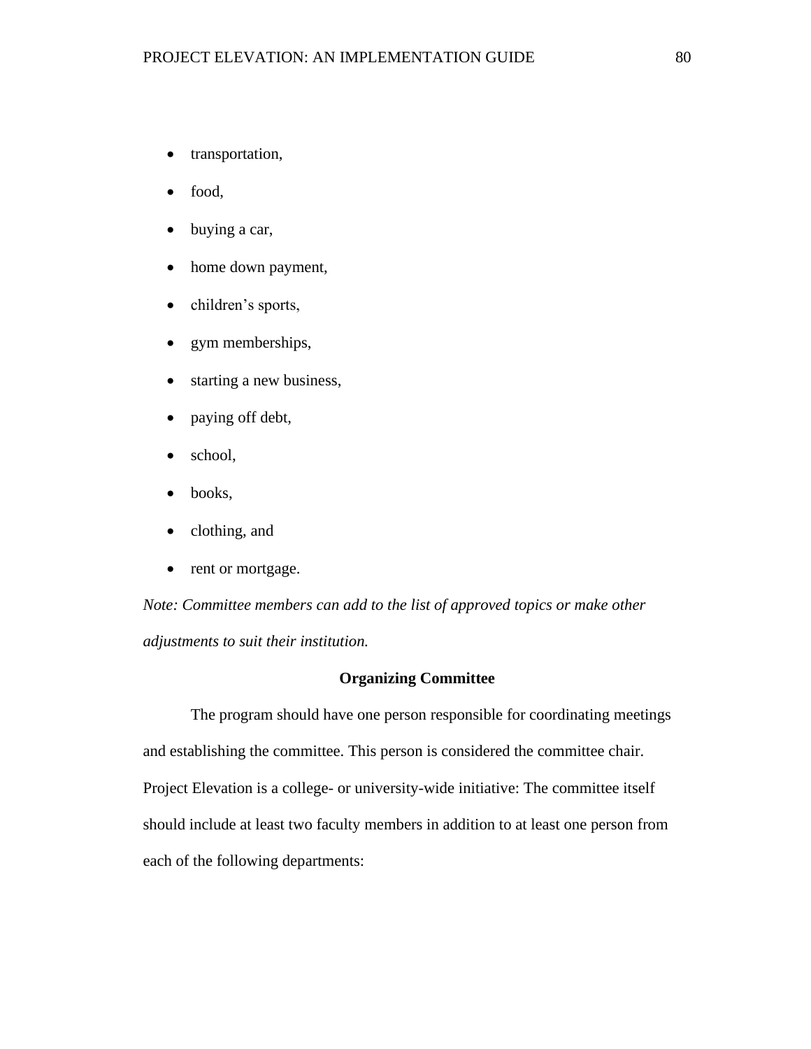- transportation,
- food,
- buying a car,
- home down payment,
- children’s sports,
- gym memberships,
- starting a new business,
- paying off debt,
- school,
- books,
- clothing, and
- rent or mortgage.

*Note: Committee members can add to the list of approved topics or make other adjustments to suit their institution.*

## Organizing Committee

The program should have one person responsible for coordinating meetings and establishing the committee. This person is considered the committee chair. Project Elevation is a college- or university-wide initiative: The committee itself should include at least two faculty members in addition to at least one person from each of the following departments: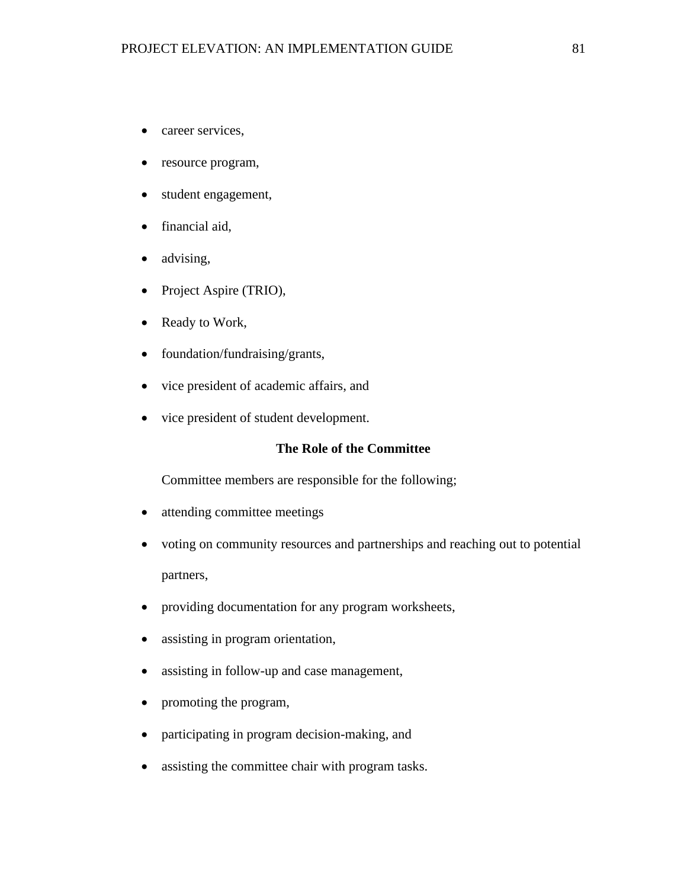- career services,
- resource program,
- student engagement,
- financial aid,
- advising,
- Project Aspire (TRIO),
- Ready to Work,
- foundation/fundraising/grants,
- vice president of academic affairs, and
- vice president of student development.

**The Role of the Committee**

Committee members are responsible for the following;

- attending committee meetings
- voting on community resources and partnerships and reaching out to potential partners,
- providing documentation for any program worksheets,
- assisting in program orientation,
- assisting in follow-up and case management,
- promoting the program,
- participating in program decision-making, and
- assisting the committee chair with program tasks.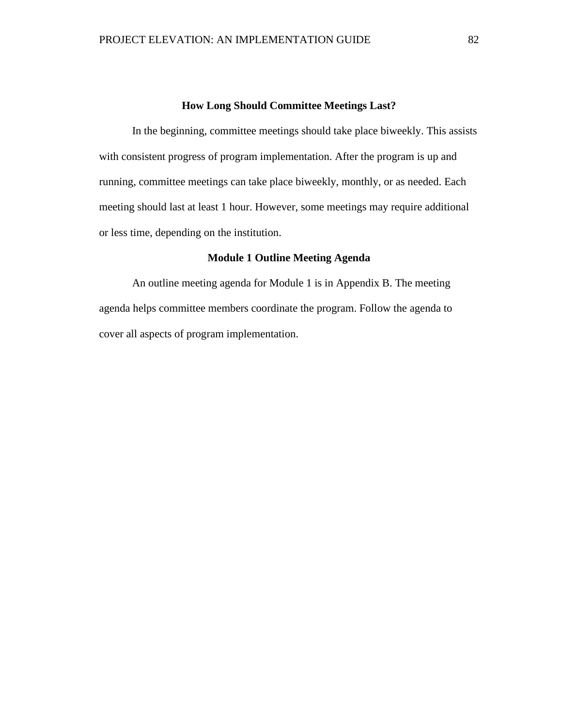## How Long Should Committee Meetings Last?

In the beginning, committee meetings should take place biweekly. This assists with consistent progress of program implementation. After the program is up and running, committee meetings can take place biweekly, monthly, or as needed. Each meeting should last at least 1 hour. However, some meetings may require additional or less time, depending on the institution.

## Module 1 Outline Meeting Agenda

An outline meeting agenda for Module 1 is in Appendix B. The meeting agenda helps committee members coordinate the program. Follow the agenda to cover all aspects of program implementation.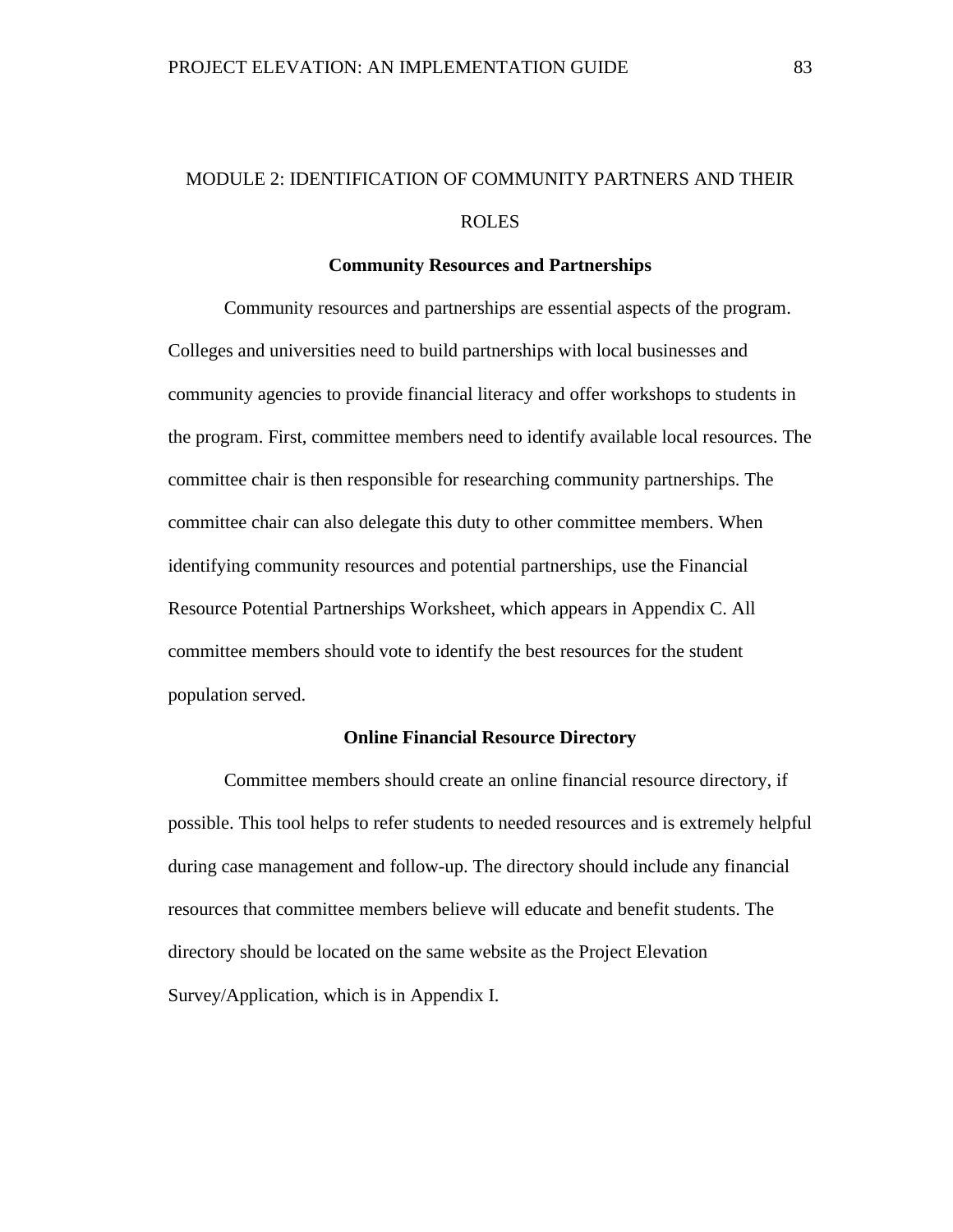# MODULE 2: IDENTIFICATION OF COMMUNITY PARTNERS AND THEIR ROLES

## Community Resources and Partnerships

Community resources and partnerships are essential aspects of the program. Colleges and universities need to build partnerships with local businesses and community agencies to provide financial literacy and offer workshops to students in the program. First, committee members need to identify available local resources. The committee chair is then responsible for researching community partnerships. The committee chair can also delegate this duty to other committee members. When identifying community resources and potential partnerships, use the Financial Resource Potential Partnerships Worksheet, which appears in Appendix C. All committee members should vote to identify the best resources for the student population served.

## Online Financial Resource Directory

Committee members should create an online financial resource directory, if possible. This tool helps to refer students to needed resources and is extremely helpful during case management and follow-up. The directory should include any financial resources that committee members believe will educate and benefit students. The directory should be located on the same website as the Project Elevation Survey/Application, which is in Appendix I.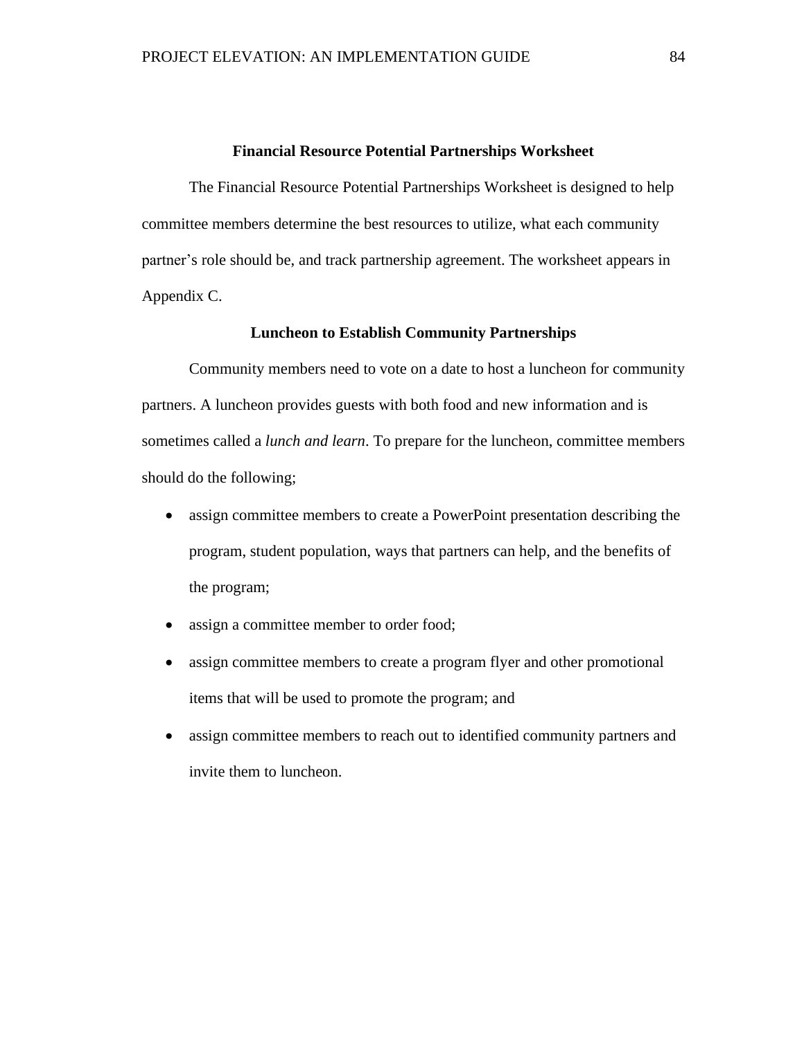## Financial Resource Potential Partnerships Worksheet

The Financial Resource Potential Partnerships Worksheet is designed to help committee members determine the best resources to utilize, what each community partner's role should be, and track partnership agreement. The worksheet appears in Appendix C.

## Luncheon to Establish Community Partnerships

Community members need to vote on a date to host a luncheon for community partners. A luncheon provides guests with both food and new information and is sometimes called a *lunch and learn*. To prepare for the luncheon, committee members should do the following;

- assign committee members to create a PowerPoint presentation describing the program, student population, ways that partners can help, and the benefits of the program;
- assign a committee member to order food;
- assign committee members to create a program flyer and other promotional items that will be used to promote the program; and
- assign committee members to reach out to identified community partners and invite them to luncheon.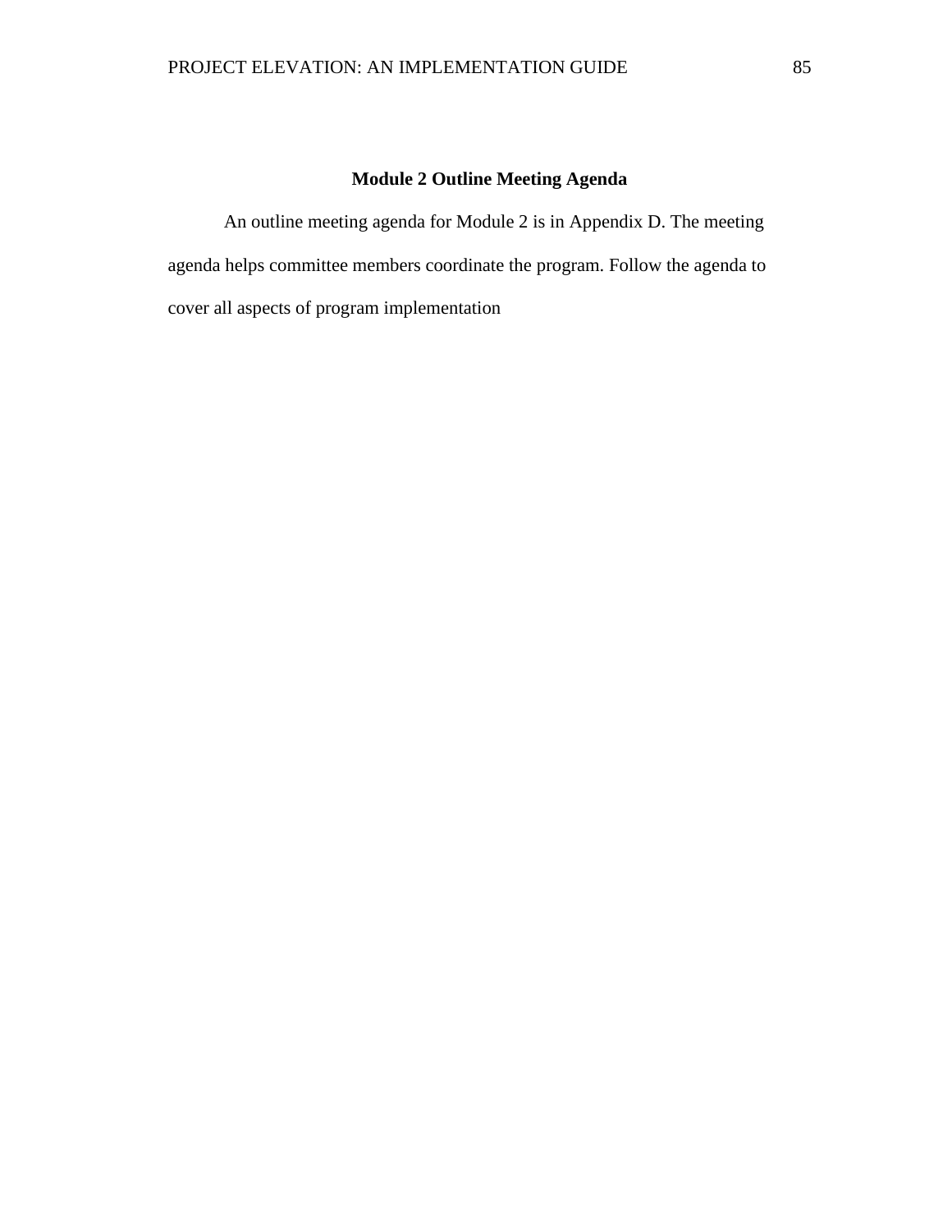## Module 2 Outline Meeting Agenda

An outline meeting agenda for Module 2 is in Appendix D. The meeting agenda helps committee members coordinate the program. Follow the agenda to cover all aspects of program implementation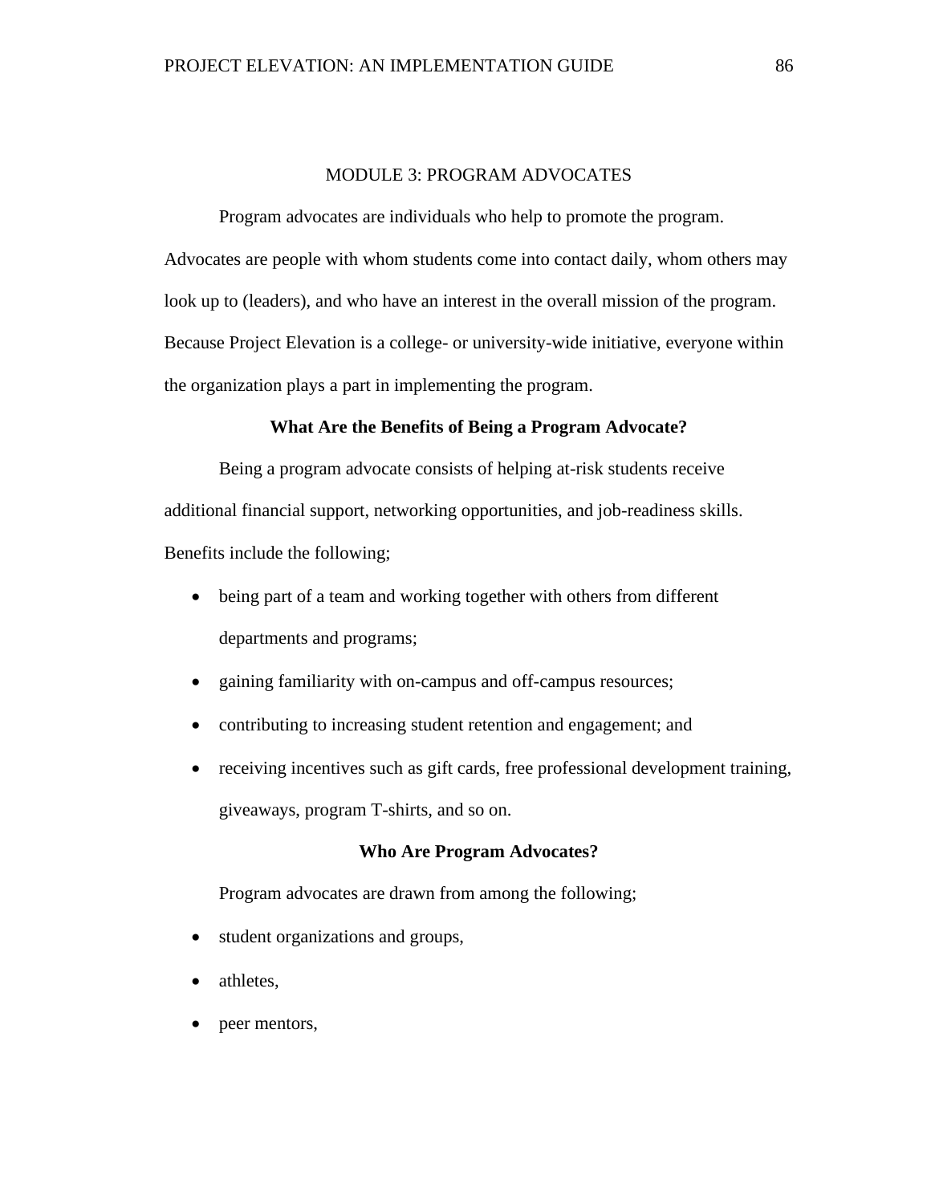# MODULE 3: PROGRAM ADVOCATES

Program advocates are individuals who help to promote the program. Advocates are people with whom students come into contact daily, whom others may look up to (leaders), and who have an interest in the overall mission of the program. Because Project Elevation is a college- or university-wide initiative, everyone within the organization plays a part in implementing the program.

## What Are the Benefits of Being a Program Advocate?

Being a program advocate consists of helping at-risk students receive additional financial support, networking opportunities, and job-readiness skills. Benefits include the following;

- being part of a team and working together with others from different departments and programs;
- gaining familiarity with on-campus and off-campus resources;
- contributing to increasing student retention and engagement; and
- receiving incentives such as gift cards, free professional development training, giveaways, program T-shirts, and so on.

## Who Are Program Advocates?

Program advocates are drawn from among the following;

- student organizations and groups,
- athletes,
- peer mentors,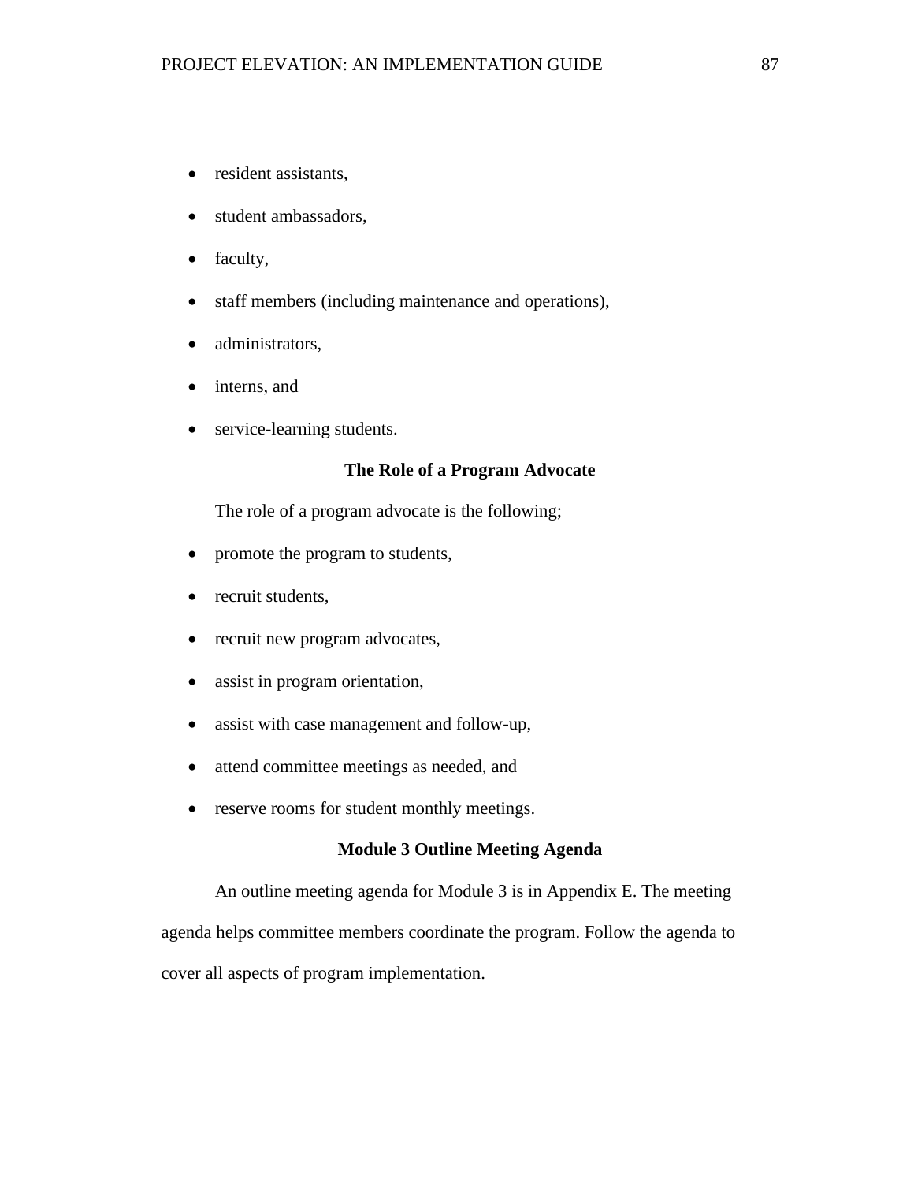- resident assistants,
- student ambassadors,
- faculty,
- staff members (including maintenance and operations),
- administrators,
- interns, and
- service-learning students.

## The Role of a Program Advocate

The role of a program advocate is the following;

- promote the program to students,
- recruit students,
- recruit new program advocates,
- assist in program orientation,
- assist with case management and follow-up,
- attend committee meetings as needed, and
- reserve rooms for student monthly meetings.

## Module 3 Outline Meeting Agenda

An outline meeting agenda for Module 3 is in Appendix E. The meeting agenda helps committee members coordinate the program. Follow the agenda to cover all aspects of program implementation.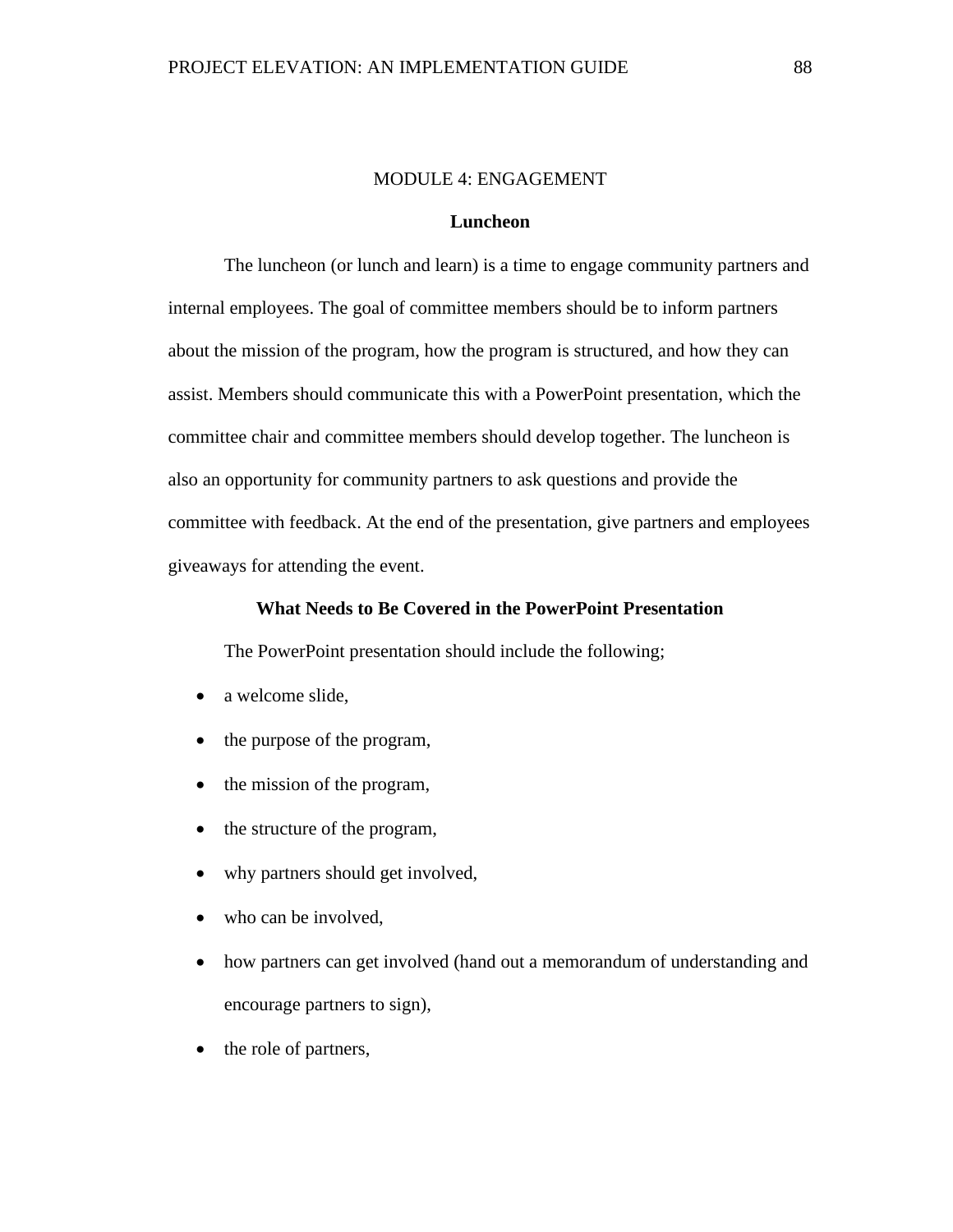# MODULE 4: ENGAGEMENT

## Luncheon

The luncheon (or lunch and learn) is a time to engage community partners and internal employees. The goal of committee members should be to inform partners about the mission of the program, how the program is structured, and how they can assist. Members should communicate this with a PowerPoint presentation, which the committee chair and committee members should develop together. The luncheon is also an opportunity for community partners to ask questions and provide the committee with feedback. At the end of the presentation, give partners and employees giveaways for attending the event.

## What Needs to Be Covered in the PowerPoint Presentation

The PowerPoint presentation should include the following;

- a welcome slide,
- the purpose of the program,
- the mission of the program,
- the structure of the program,
- why partners should get involved,
- who can be involved,
- how partners can get involved (hand out a memorandum of understanding and encourage partners to sign),
- the role of partners,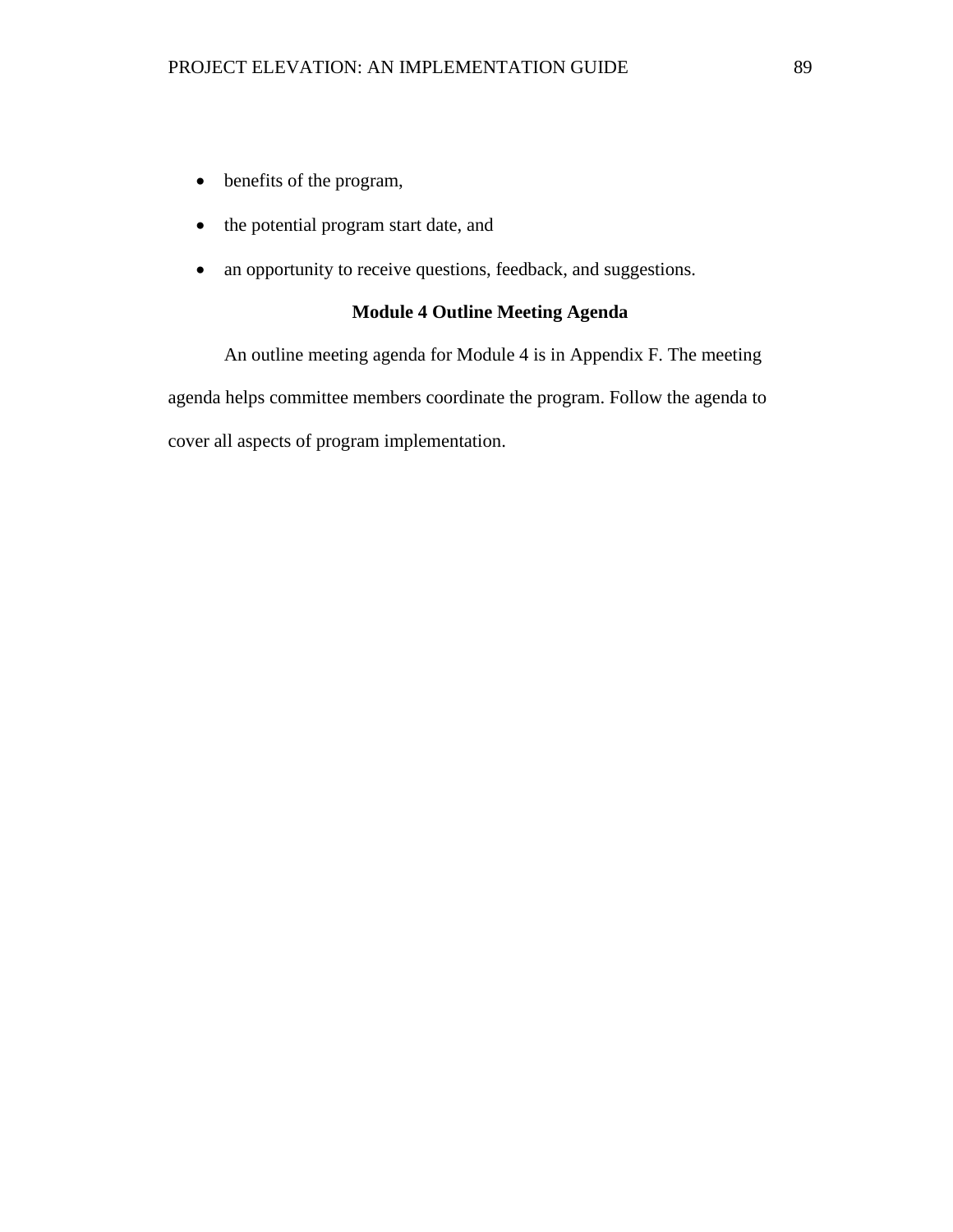- benefits of the program,
- the potential program start date, and
- an opportunity to receive questions, feedback, and suggestions.

## Module 4 Outline Meeting Agenda

An outline meeting agenda for Module 4 is in Appendix F. The meeting agenda helps committee members coordinate the program. Follow the agenda to cover all aspects of program implementation.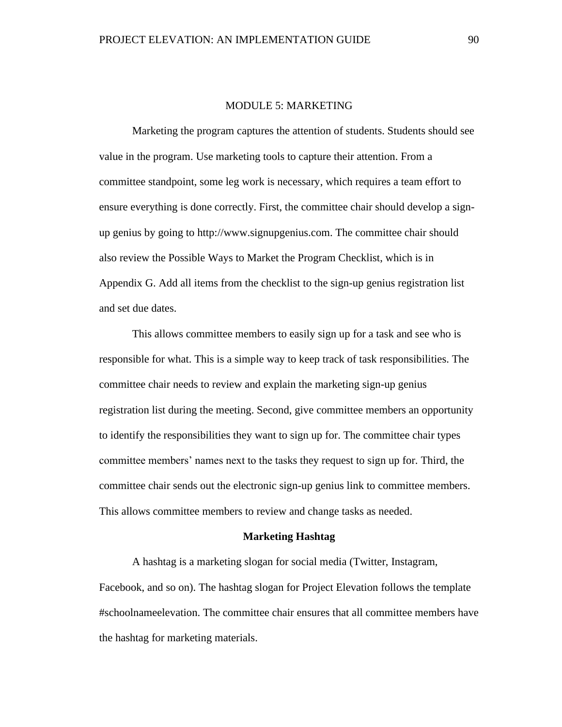# MODULE 5: MARKETING

Marketing the program captures the attention of students. Students should see value in the program. Use marketing tools to capture their attention. From a committee standpoint, some leg work is necessary, which requires a team effort to ensure everything is done correctly. First, the committee chair should develop a sign-up genius by going to http://www.signupgenius.com. The committee chair should also review the Possible Ways to Market the Program Checklist, which is in Appendix G. Add all items from the checklist to the sign-up genius registration list and set due dates.

This allows committee members to easily sign up for a task and see who is responsible for what. This is a simple way to keep track of task responsibilities. The committee chair needs to review and explain the marketing sign-up genius registration list during the meeting. Second, give committee members an opportunity to identify the responsibilities they want to sign up for. The committee chair types committee members' names next to the tasks they request to sign up for. Third, the committee chair sends out the electronic sign-up genius link to committee members. This allows committee members to review and change tasks as needed.

## Marketing Hashtag

A hashtag is a marketing slogan for social media (Twitter, Instagram, Facebook, and so on). The hashtag slogan for Project Elevation follows the template #schoolnameelevation. The committee chair ensures that all committee members have the hashtag for marketing materials.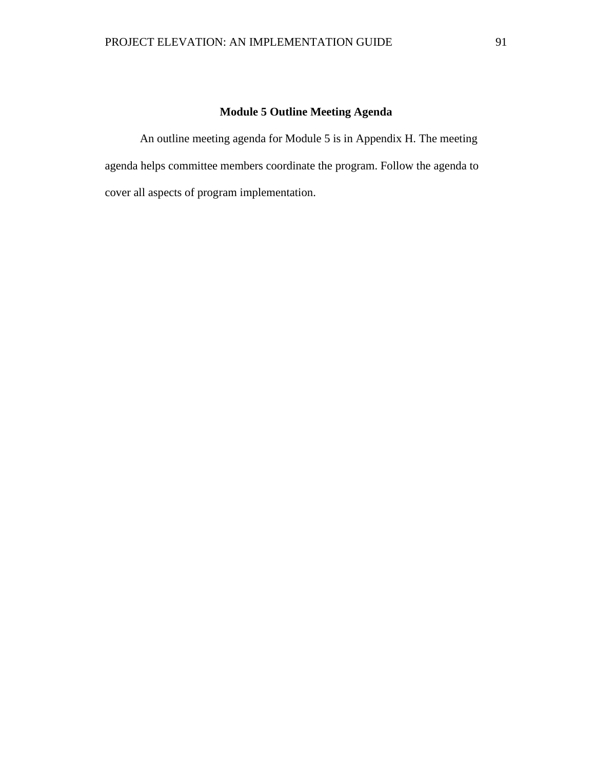## Module 5 Outline Meeting Agenda

An outline meeting agenda for Module 5 is in Appendix H. The meeting agenda helps committee members coordinate the program. Follow the agenda to cover all aspects of program implementation.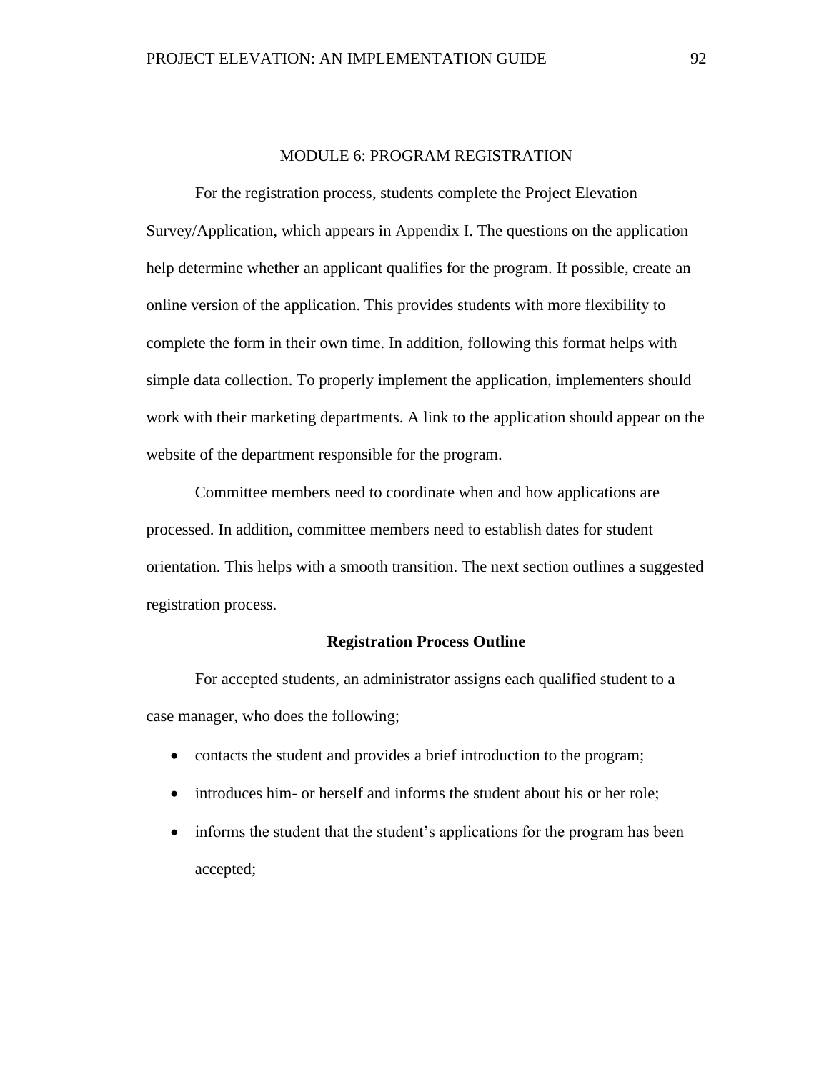## MODULE 6: PROGRAM REGISTRATION

For the registration process, students complete the Project Elevation Survey/Application, which appears in Appendix I. The questions on the application help determine whether an applicant qualifies for the program. If possible, create an online version of the application. This provides students with more flexibility to complete the form in their own time. In addition, following this format helps with simple data collection. To properly implement the application, implementers should work with their marketing departments. A link to the application should appear on the website of the department responsible for the program.

Committee members need to coordinate when and how applications are processed. In addition, committee members need to establish dates for student orientation. This helps with a smooth transition. The next section outlines a suggested registration process.

### Registration Process Outline

For accepted students, an administrator assigns each qualified student to a case manager, who does the following;

- contacts the student and provides a brief introduction to the program;
- introduces him- or herself and informs the student about his or her role;
- informs the student that the student's applications for the program has been accepted;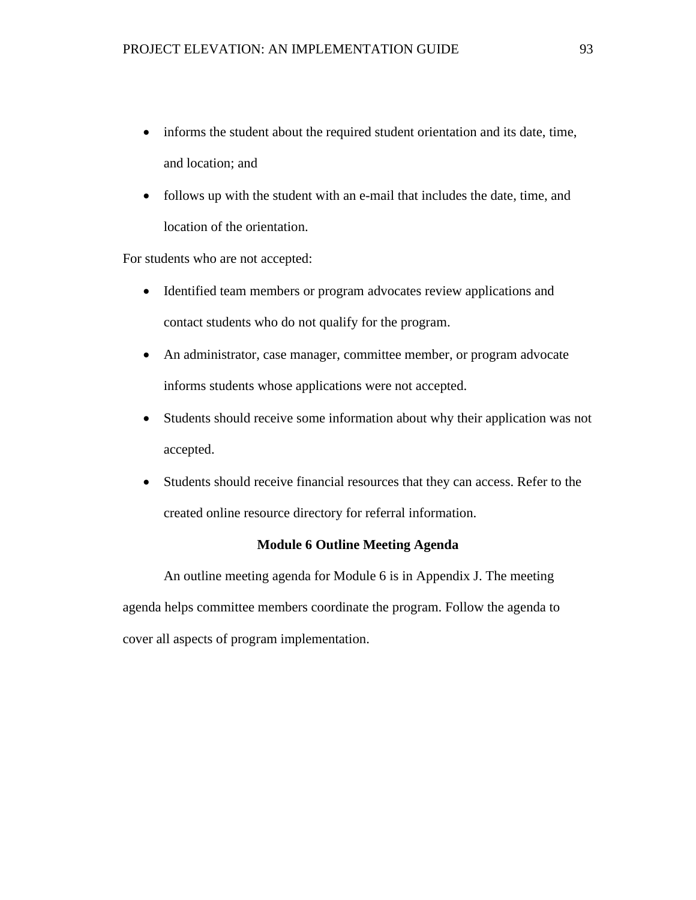- informs the student about the required student orientation and its date, time, and location; and
- follows up with the student with an e-mail that includes the date, time, and location of the orientation.

For students who are not accepted:

- Identified team members or program advocates review applications and contact students who do not qualify for the program.
- An administrator, case manager, committee member, or program advocate informs students whose applications were not accepted.
- Students should receive some information about why their application was not accepted.
- Students should receive financial resources that they can access. Refer to the created online resource directory for referral information.

## Module 6 Outline Meeting Agenda

An outline meeting agenda for Module 6 is in Appendix J. The meeting agenda helps committee members coordinate the program. Follow the agenda to cover all aspects of program implementation.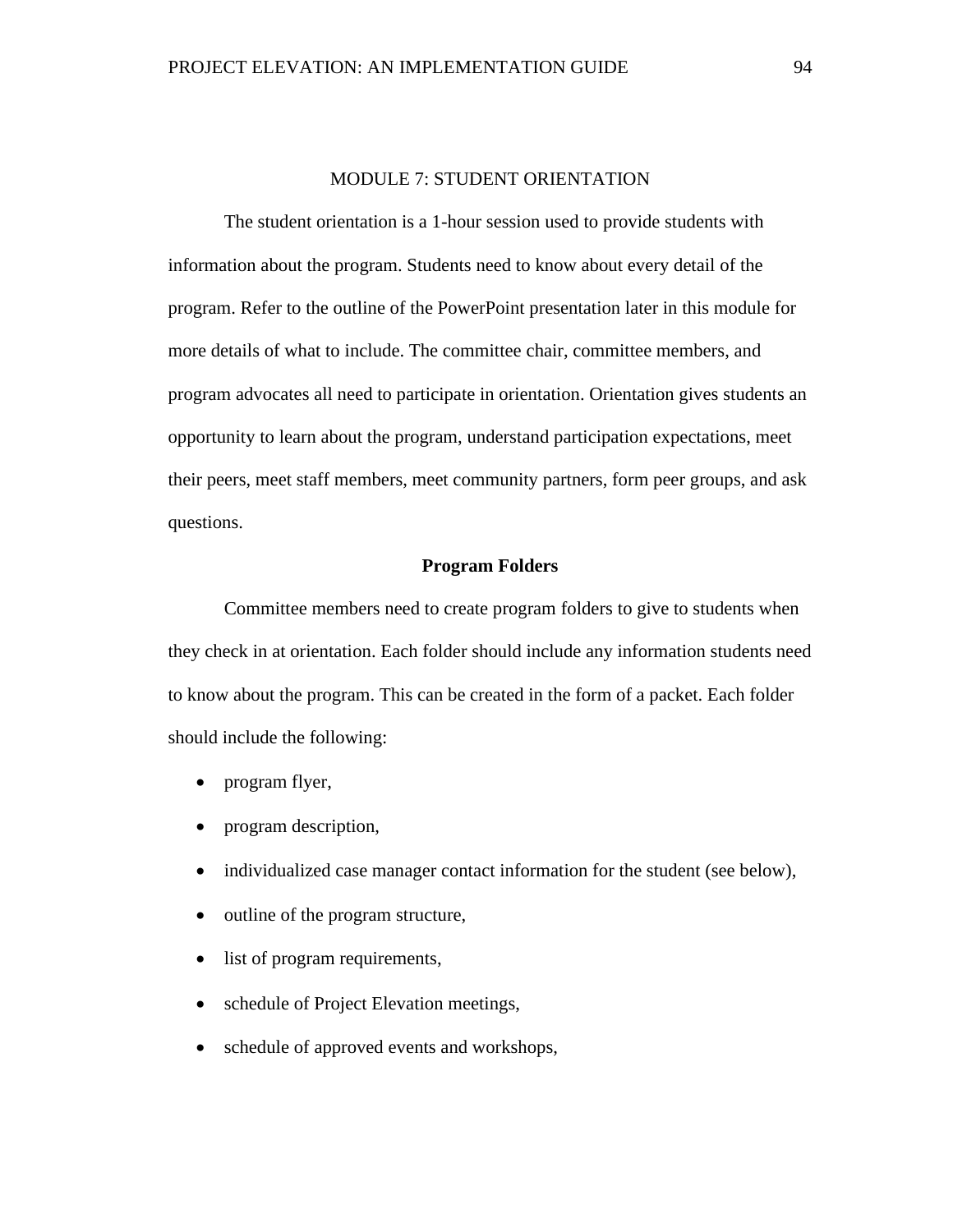# MODULE 7: STUDENT ORIENTATION

The student orientation is a 1-hour session used to provide students with information about the program. Students need to know about every detail of the program. Refer to the outline of the PowerPoint presentation later in this module for more details of what to include. The committee chair, committee members, and program advocates all need to participate in orientation. Orientation gives students an opportunity to learn about the program, understand participation expectations, meet their peers, meet staff members, meet community partners, form peer groups, and ask questions.

## Program Folders

Committee members need to create program folders to give to students when they check in at orientation. Each folder should include any information students need to know about the program. This can be created in the form of a packet. Each folder should include the following:

- program flyer,
- program description,
- individualized case manager contact information for the student (see below),
- outline of the program structure,
- list of program requirements,
- schedule of Project Elevation meetings,
- schedule of approved events and workshops,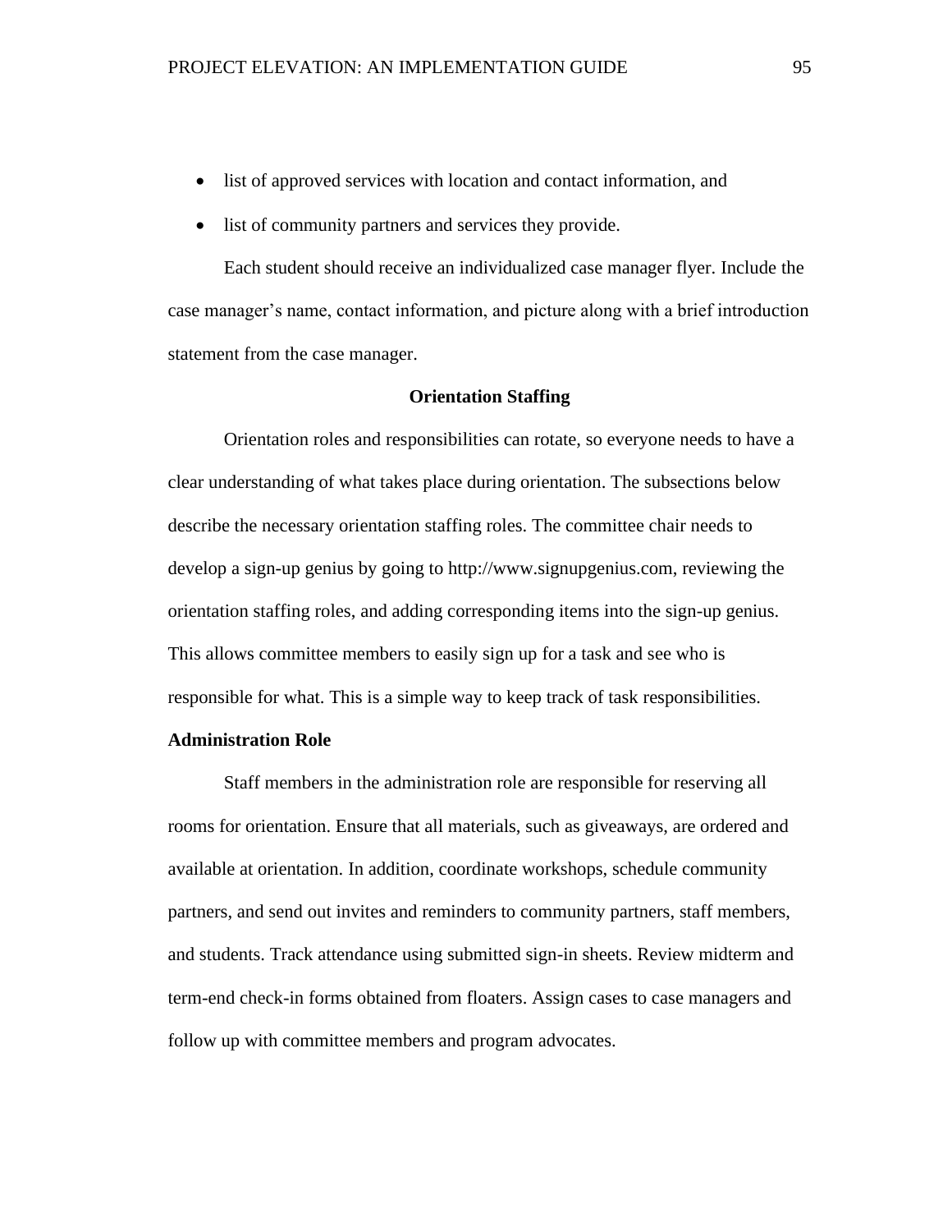- list of approved services with location and contact information, and
- list of community partners and services they provide.

Each student should receive an individualized case manager flyer. Include the case manager's name, contact information, and picture along with a brief introduction statement from the case manager.

## Orientation Staffing

Orientation roles and responsibilities can rotate, so everyone needs to have a clear understanding of what takes place during orientation. The subsections below describe the necessary orientation staffing roles. The committee chair needs to develop a sign-up genius by going to http://www.signupgenius.com, reviewing the orientation staffing roles, and adding corresponding items into the sign-up genius. This allows committee members to easily sign up for a task and see who is responsible for what. This is a simple way to keep track of task responsibilities.

### Administration Role

Staff members in the administration role are responsible for reserving all rooms for orientation. Ensure that all materials, such as giveaways, are ordered and available at orientation. In addition, coordinate workshops, schedule community partners, and send out invites and reminders to community partners, staff members, and students. Track attendance using submitted sign-in sheets. Review midterm and term-end check-in forms obtained from floaters. Assign cases to case managers and follow up with committee members and program advocates.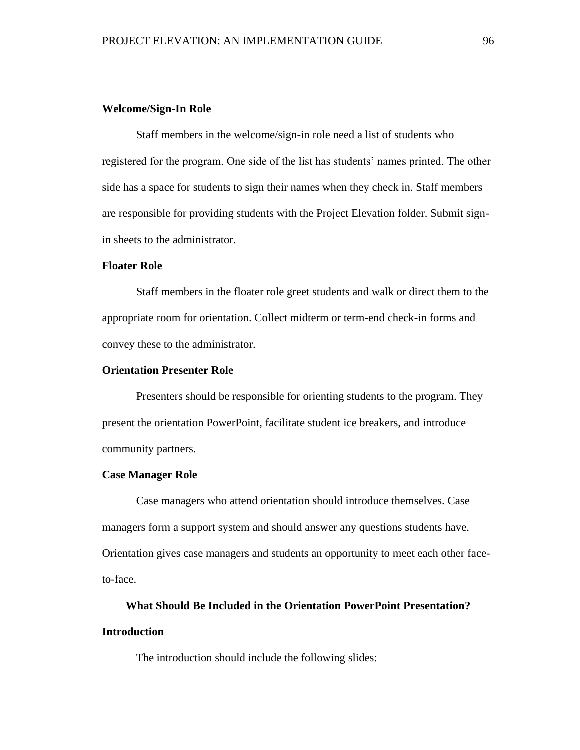### Welcome/Sign-In Role

Staff members in the welcome/sign-in role need a list of students who registered for the program. One side of the list has students' names printed. The other side has a space for students to sign their names when they check in. Staff members are responsible for providing students with the Project Elevation folder. Submit sign-in sheets to the administrator.

### Floater Role

Staff members in the floater role greet students and walk or direct them to the appropriate room for orientation. Collect midterm or term-end check-in forms and convey these to the administrator.

### Orientation Presenter Role

Presenters should be responsible for orienting students to the program. They present the orientation PowerPoint, facilitate student ice breakers, and introduce community partners.

### Case Manager Role

Case managers who attend orientation should introduce themselves. Case managers form a support system and should answer any questions students have. Orientation gives case managers and students an opportunity to meet each other face-to-face.

## What Should Be Included in the Orientation PowerPoint Presentation?

### Introduction

The introduction should include the following slides: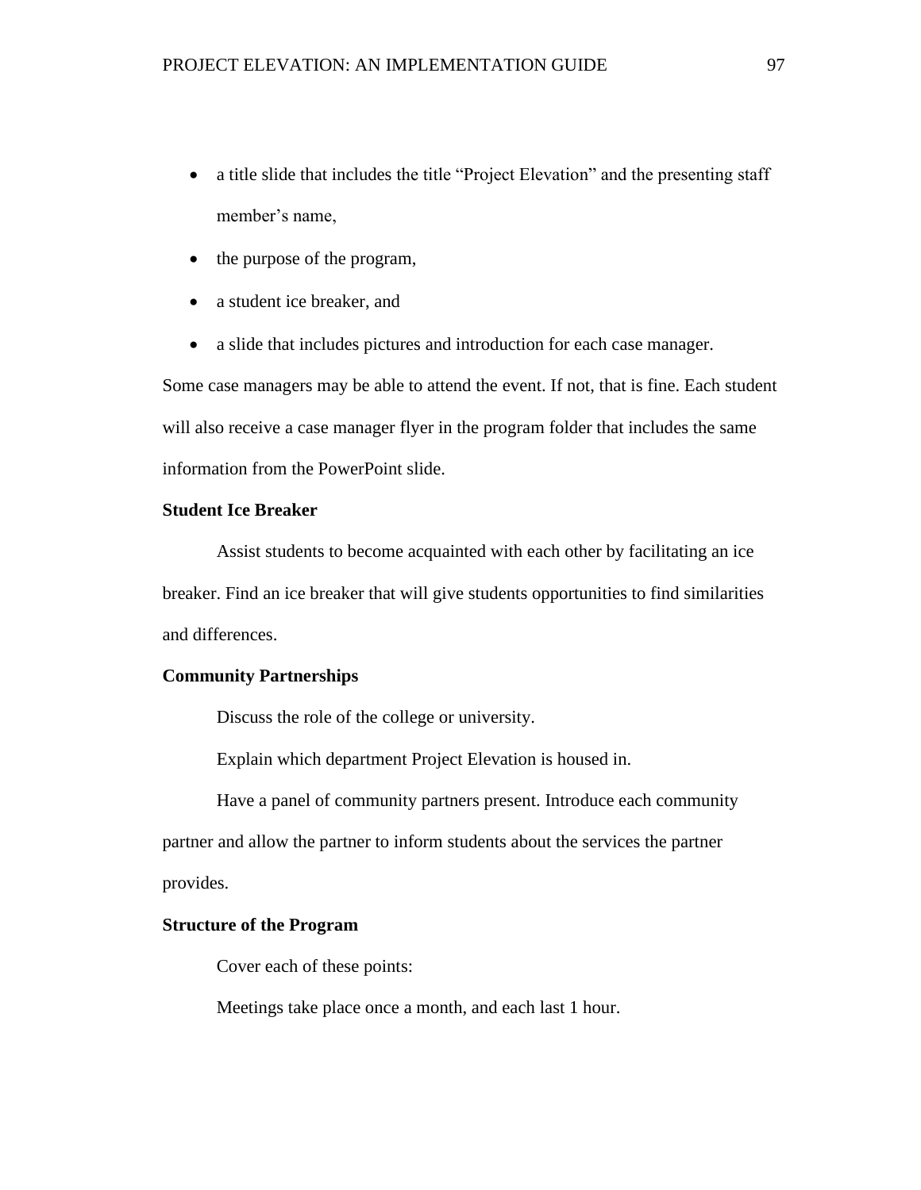- a title slide that includes the title "Project Elevation" and the presenting staff member's name,
- the purpose of the program,
- a student ice breaker, and
- a slide that includes pictures and introduction for each case manager.

Some case managers may be able to attend the event. If not, that is fine. Each student will also receive a case manager flyer in the program folder that includes the same information from the PowerPoint slide.

**Student Ice Breaker**

Assist students to become acquainted with each other by facilitating an ice breaker. Find an ice breaker that will give students opportunities to find similarities and differences.

**Community Partnerships**

Discuss the role of the college or university.

Explain which department Project Elevation is housed in.

Have a panel of community partners present. Introduce each community partner and allow the partner to inform students about the services the partner provides.

**Structure of the Program**

Cover each of these points:

Meetings take place once a month, and each last 1 hour.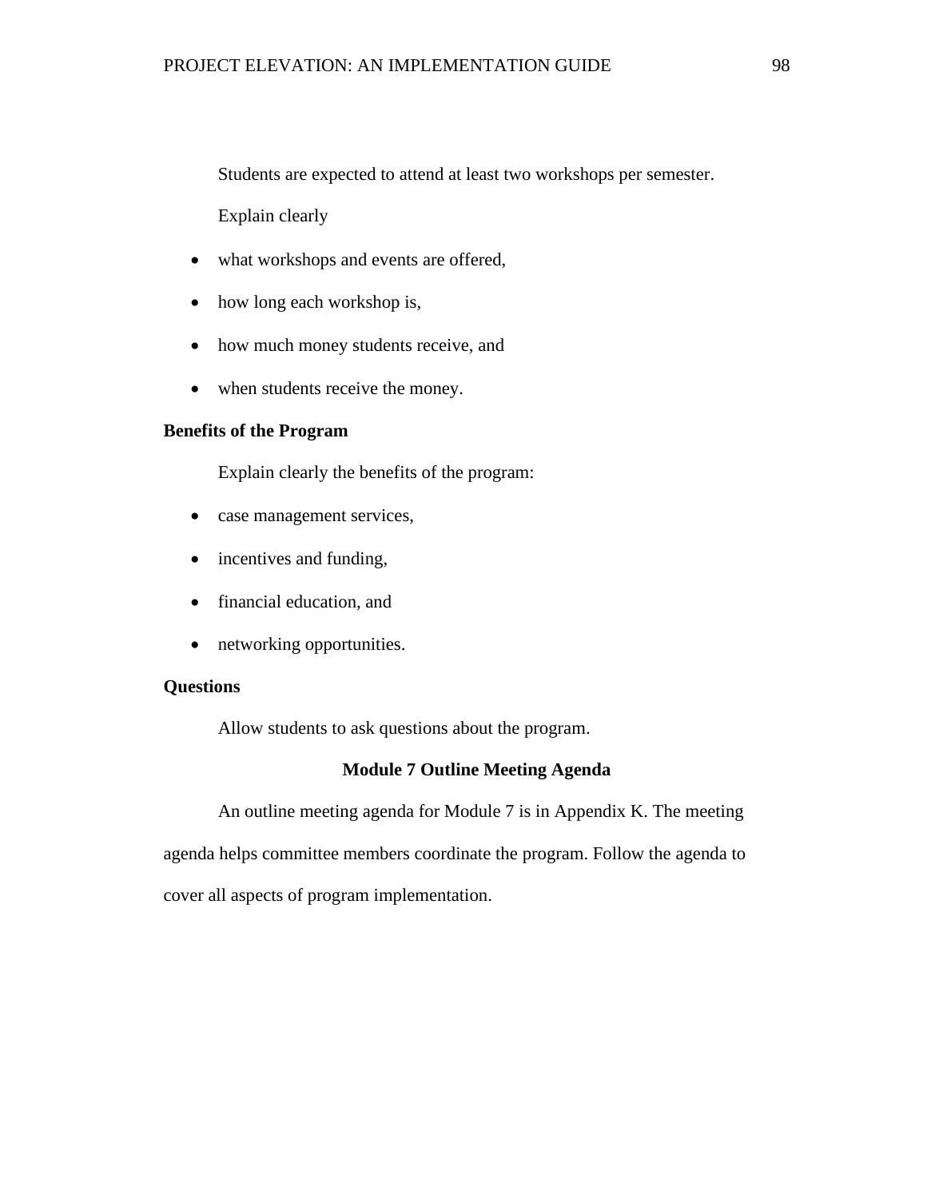Students are expected to attend at least two workshops per semester.

Explain clearly

- what workshops and events are offered,
- how long each workshop is,
- how much money students receive, and
- when students receive the money.

**Benefits of the Program**

Explain clearly the benefits of the program:

- case management services,
- incentives and funding,
- financial education, and
- networking opportunities.

**Questions**

Allow students to ask questions about the program.

## Module 7 Outline Meeting Agenda

An outline meeting agenda for Module 7 is in Appendix K. The meeting agenda helps committee members coordinate the program. Follow the agenda to cover all aspects of program implementation.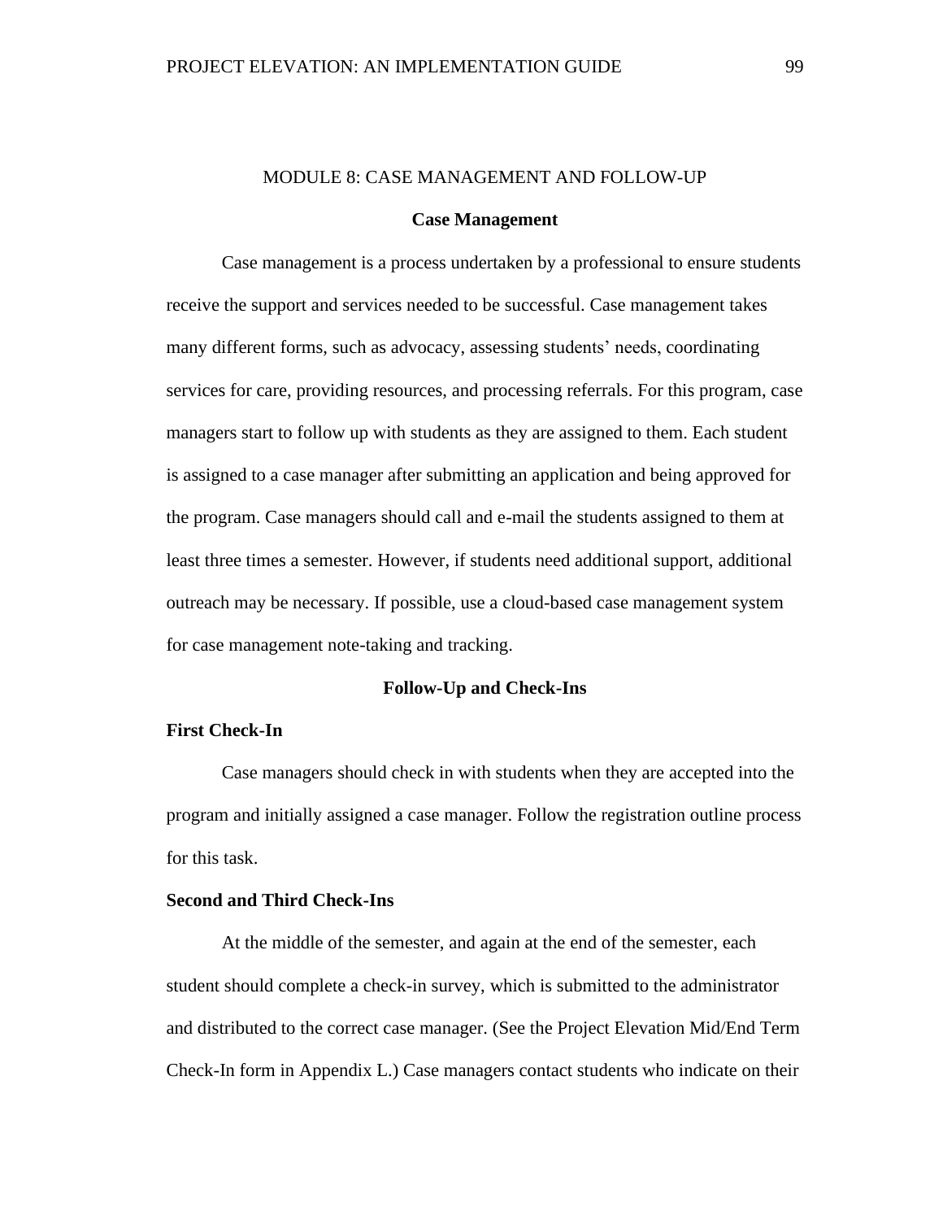# MODULE 8: CASE MANAGEMENT AND FOLLOW-UP

## Case Management

Case management is a process undertaken by a professional to ensure students receive the support and services needed to be successful. Case management takes many different forms, such as advocacy, assessing students' needs, coordinating services for care, providing resources, and processing referrals. For this program, case managers start to follow up with students as they are assigned to them. Each student is assigned to a case manager after submitting an application and being approved for the program. Case managers should call and e-mail the students assigned to them at least three times a semester. However, if students need additional support, additional outreach may be necessary. If possible, use a cloud-based case management system for case management note-taking and tracking.

## Follow-Up and Check-Ins

### First Check-In

Case managers should check in with students when they are accepted into the program and initially assigned a case manager. Follow the registration outline process for this task.

### Second and Third Check-Ins

At the middle of the semester, and again at the end of the semester, each student should complete a check-in survey, which is submitted to the administrator and distributed to the correct case manager. (See the Project Elevation Mid/End Term Check-In form in Appendix L.) Case managers contact students who indicate on their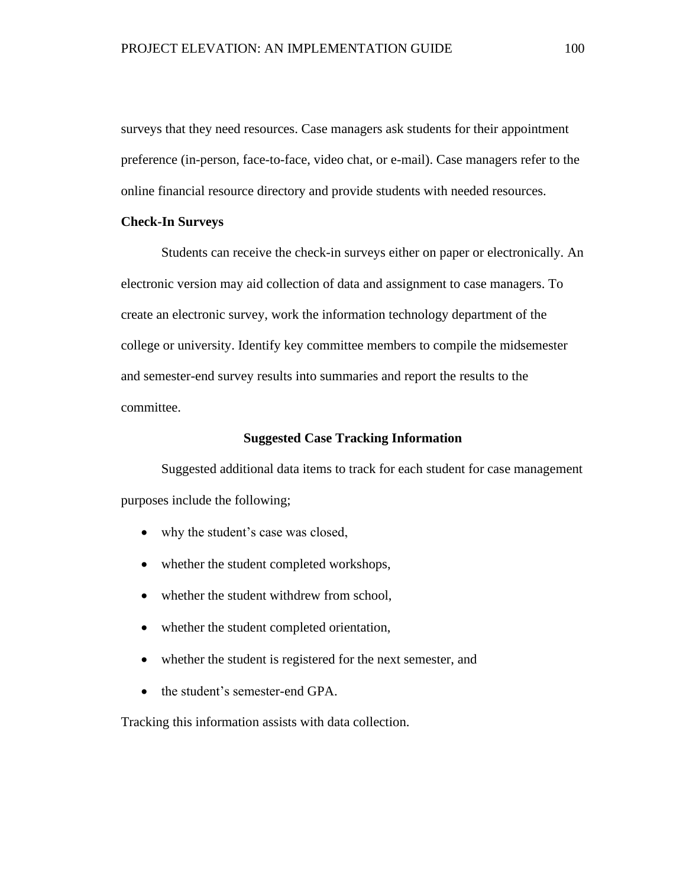surveys that they need resources. Case managers ask students for their appointment preference (in-person, face-to-face, video chat, or e-mail). Case managers refer to the online financial resource directory and provide students with needed resources.

### Check-In Surveys

Students can receive the check-in surveys either on paper or electronically. An electronic version may aid collection of data and assignment to case managers. To create an electronic survey, work the information technology department of the college or university. Identify key committee members to compile the midsemester and semester-end survey results into summaries and report the results to the committee.

## Suggested Case Tracking Information

Suggested additional data items to track for each student for case management purposes include the following;

- why the student's case was closed,
- whether the student completed workshops,
- whether the student withdrew from school,
- whether the student completed orientation,
- whether the student is registered for the next semester, and
- the student's semester-end GPA.

Tracking this information assists with data collection.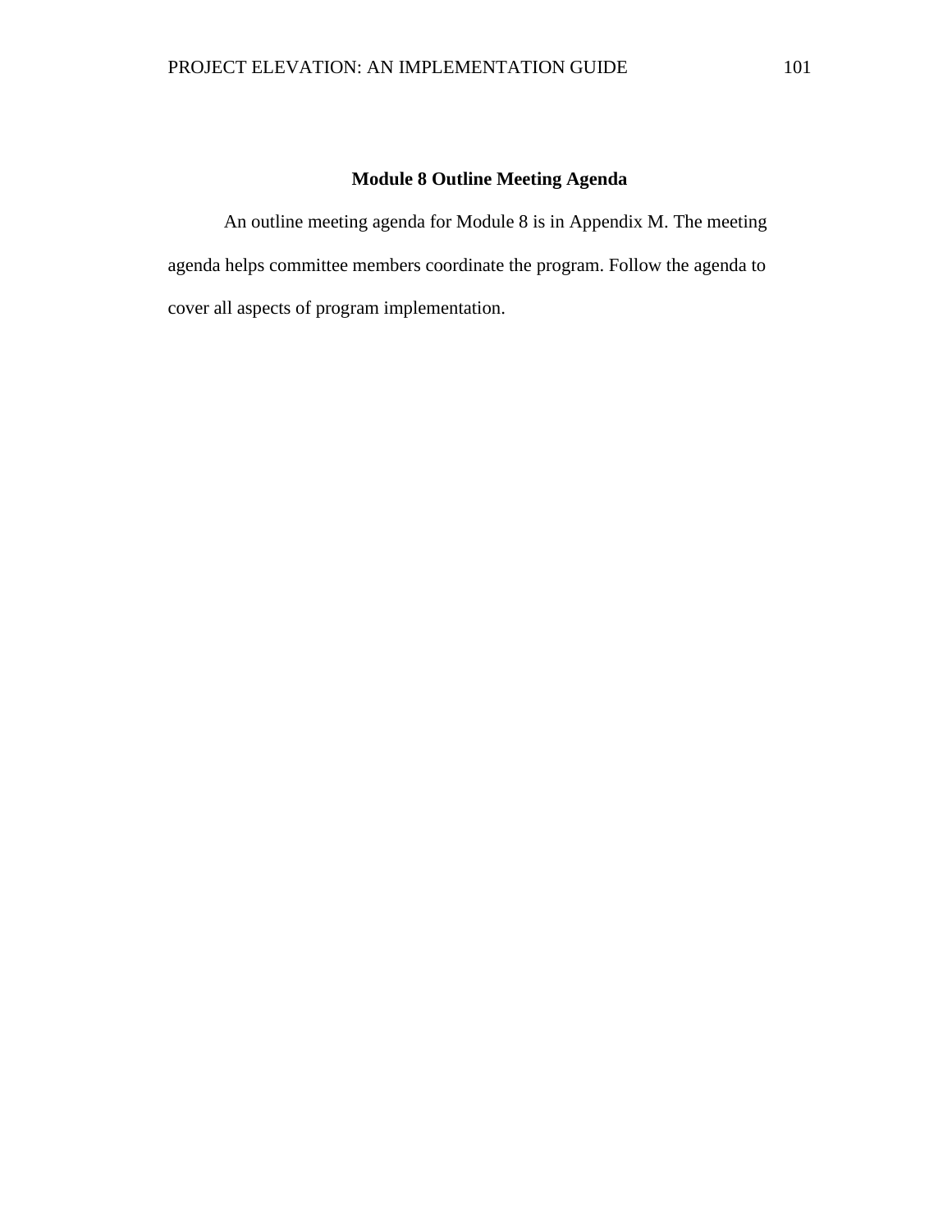## Module 8 Outline Meeting Agenda

An outline meeting agenda for Module 8 is in Appendix M. The meeting agenda helps committee members coordinate the program. Follow the agenda to cover all aspects of program implementation.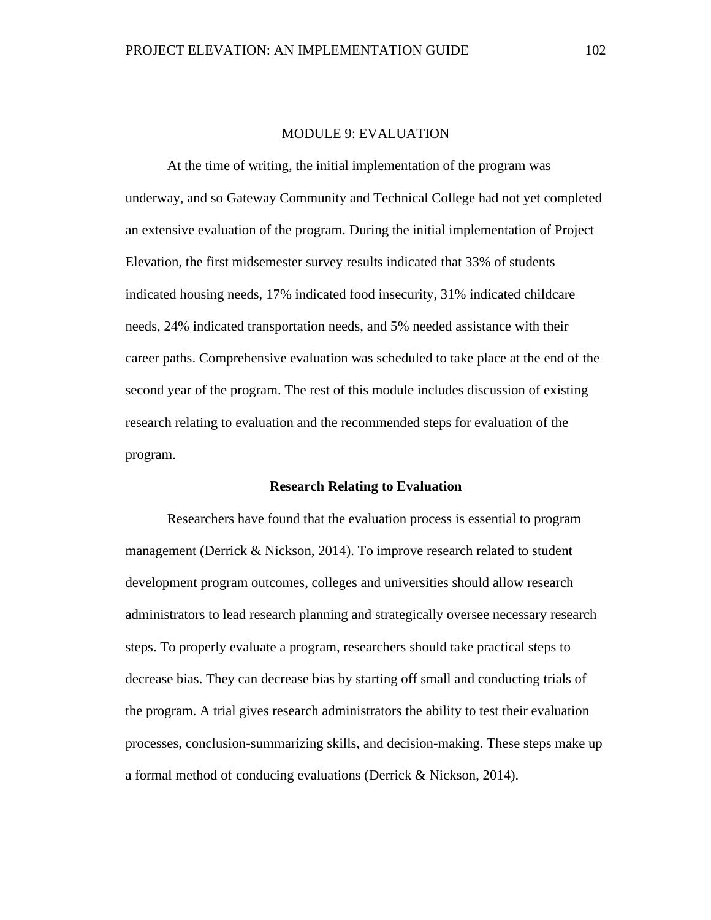# MODULE 9: EVALUATION

At the time of writing, the initial implementation of the program was underway, and so Gateway Community and Technical College had not yet completed an extensive evaluation of the program. During the initial implementation of Project Elevation, the first midsemester survey results indicated that 33% of students indicated housing needs, 17% indicated food insecurity, 31% indicated childcare needs, 24% indicated transportation needs, and 5% needed assistance with their career paths. Comprehensive evaluation was scheduled to take place at the end of the second year of the program. The rest of this module includes discussion of existing research relating to evaluation and the recommended steps for evaluation of the program.

## Research Relating to Evaluation

Researchers have found that the evaluation process is essential to program management (Derrick & Nickson, 2014). To improve research related to student development program outcomes, colleges and universities should allow research administrators to lead research planning and strategically oversee necessary research steps. To properly evaluate a program, researchers should take practical steps to decrease bias. They can decrease bias by starting off small and conducting trials of the program. A trial gives research administrators the ability to test their evaluation processes, conclusion-summarizing skills, and decision-making. These steps make up a formal method of conducing evaluations (Derrick & Nickson, 2014).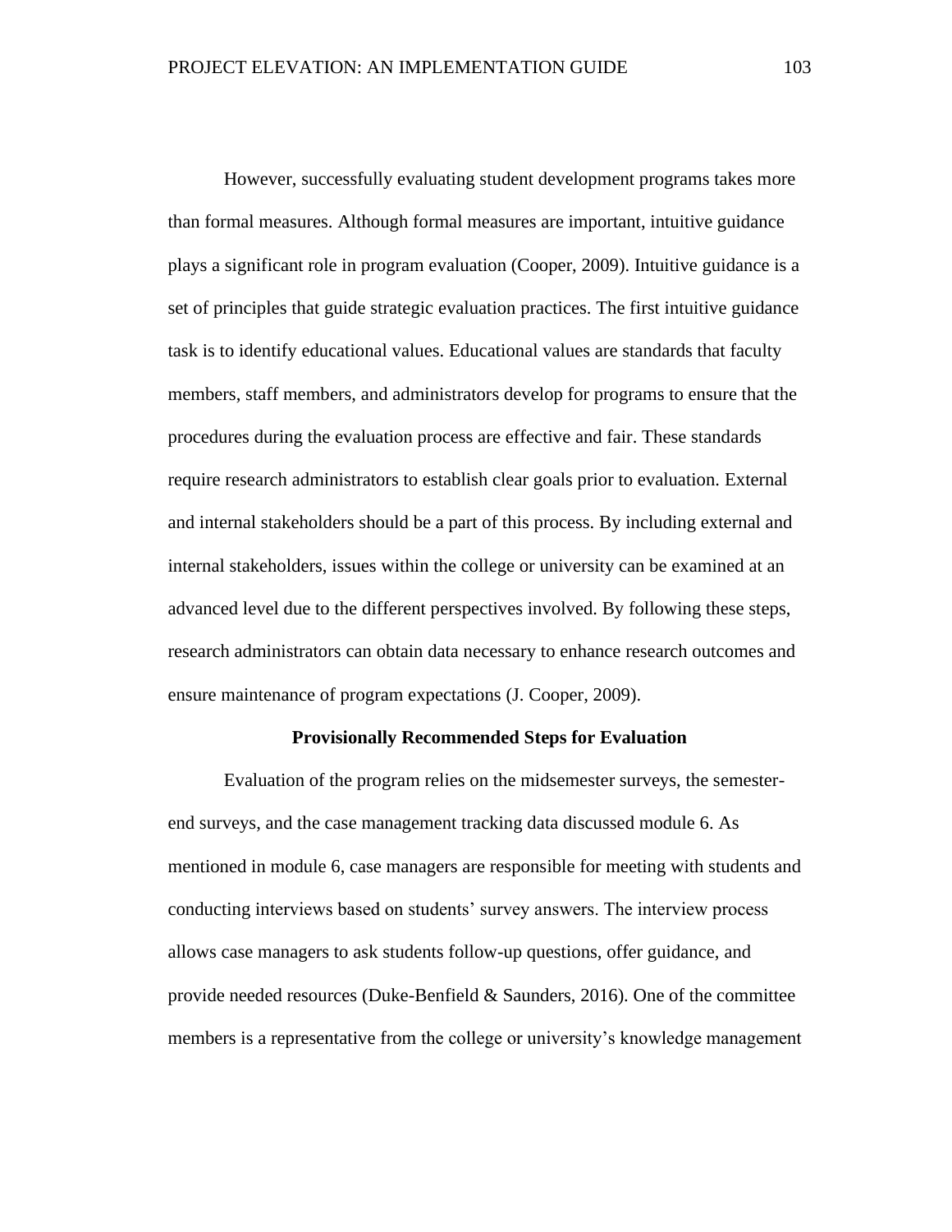However, successfully evaluating student development programs takes more than formal measures. Although formal measures are important, intuitive guidance plays a significant role in program evaluation (Cooper, 2009). Intuitive guidance is a set of principles that guide strategic evaluation practices. The first intuitive guidance task is to identify educational values. Educational values are standards that faculty members, staff members, and administrators develop for programs to ensure that the procedures during the evaluation process are effective and fair. These standards require research administrators to establish clear goals prior to evaluation. External and internal stakeholders should be a part of this process. By including external and internal stakeholders, issues within the college or university can be examined at an advanced level due to the different perspectives involved. By following these steps, research administrators can obtain data necessary to enhance research outcomes and ensure maintenance of program expectations (J. Cooper, 2009).

## Provisionally Recommended Steps for Evaluation

Evaluation of the program relies on the midsemester surveys, the semester-end surveys, and the case management tracking data discussed module 6. As mentioned in module 6, case managers are responsible for meeting with students and conducting interviews based on students' survey answers. The interview process allows case managers to ask students follow-up questions, offer guidance, and provide needed resources (Duke-Benfield & Saunders, 2016). One of the committee members is a representative from the college or university's knowledge management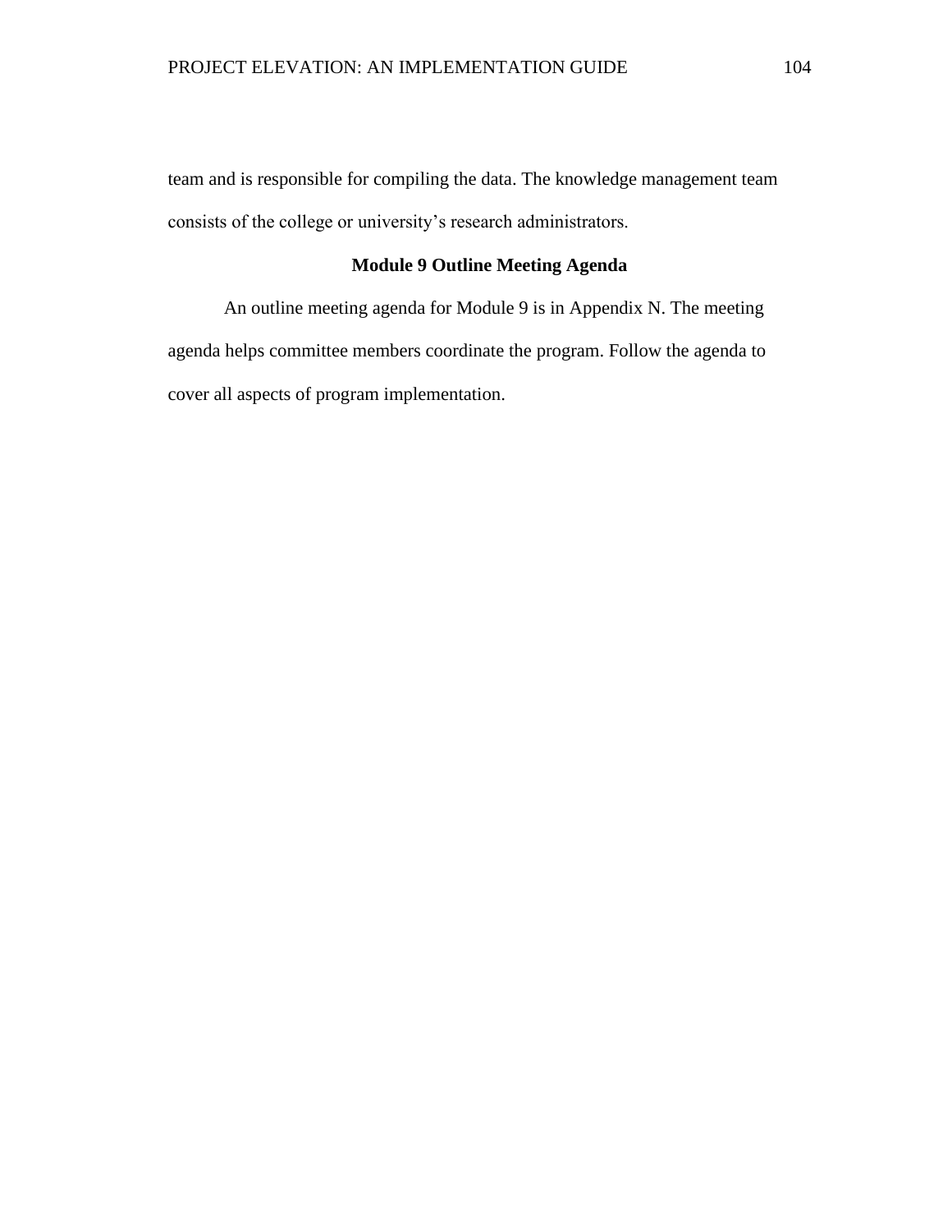team and is responsible for compiling the data. The knowledge management team consists of the college or university's research administrators.

## Module 9 Outline Meeting Agenda

An outline meeting agenda for Module 9 is in Appendix N. The meeting agenda helps committee members coordinate the program. Follow the agenda to cover all aspects of program implementation.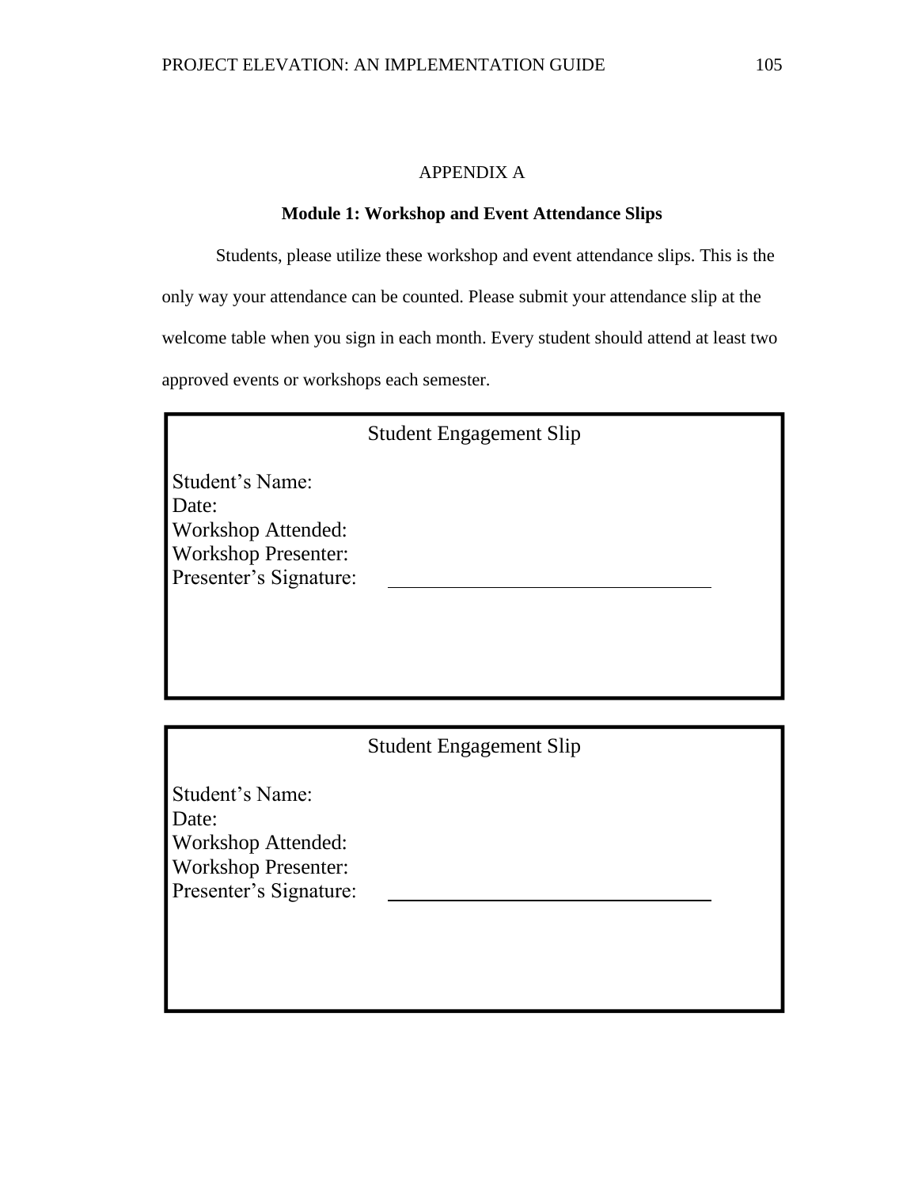# APPENDIX A

## Module 1: Workshop and Event Attendance Slips

Students, please utilize these workshop and event attendance slips. This is the only way your attendance can be counted. Please submit your attendance slip at the welcome table when you sign in each month. Every student should attend at least two approved events or workshops each semester.

---

Student Engagement Slip

Student's Name:
Date:
Workshop Attended:
Workshop Presenter:
Presenter's Signature: ______________________________

---

Student Engagement Slip

Student's Name:
Date:
Workshop Attended:
Workshop Presenter:
Presenter's Signature: ______________________________

---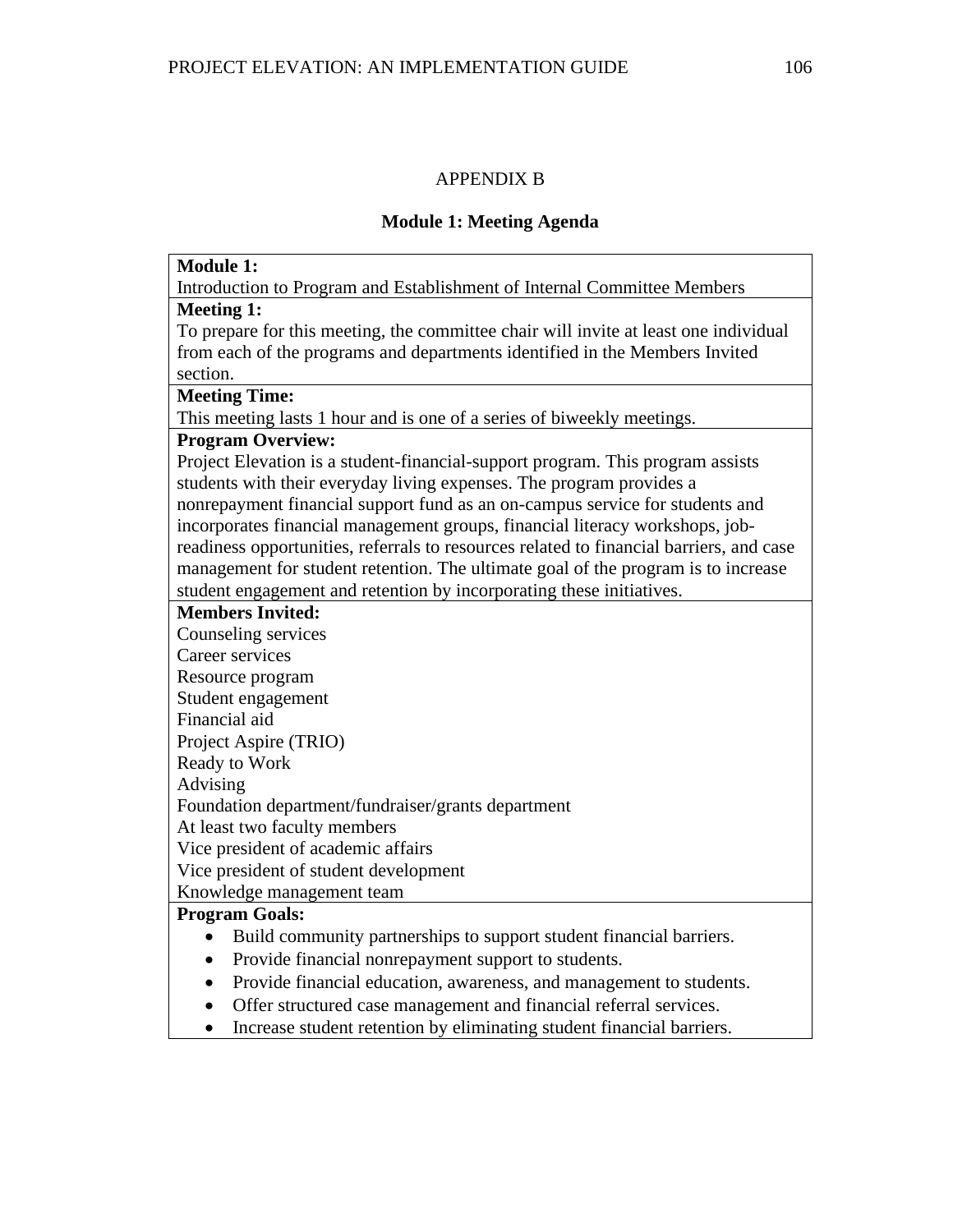# APPENDIX B

## Module 1: Meeting Agenda

**Module 1:**
Introduction to Program and Establishment of Internal Committee Members

**Meeting 1:**
To prepare for this meeting, the committee chair will invite at least one individual from each of the programs and departments identified in the Members Invited section.

**Meeting Time:**
This meeting lasts 1 hour and is one of a series of biweekly meetings.

**Program Overview:**
Project Elevation is a student-financial-support program. This program assists students with their everyday living expenses. The program provides a nonrepayment financial support fund as an on-campus service for students and incorporates financial management groups, financial literacy workshops, job-readiness opportunities, referrals to resources related to financial barriers, and case management for student retention. The ultimate goal of the program is to increase student engagement and retention by incorporating these initiatives.

**Members Invited:**
Counseling services
Career services
Resource program
Student engagement
Financial aid
Project Aspire (TRIO)
Ready to Work
Advising
Foundation department/fundraiser/grants department
At least two faculty members
Vice president of academic affairs
Vice president of student development
Knowledge management team

**Program Goals:**

- Build community partnerships to support student financial barriers.
- Provide financial nonrepayment support to students.
- Provide financial education, awareness, and management to students.
- Offer structured case management and financial referral services.
- Increase student retention by eliminating student financial barriers.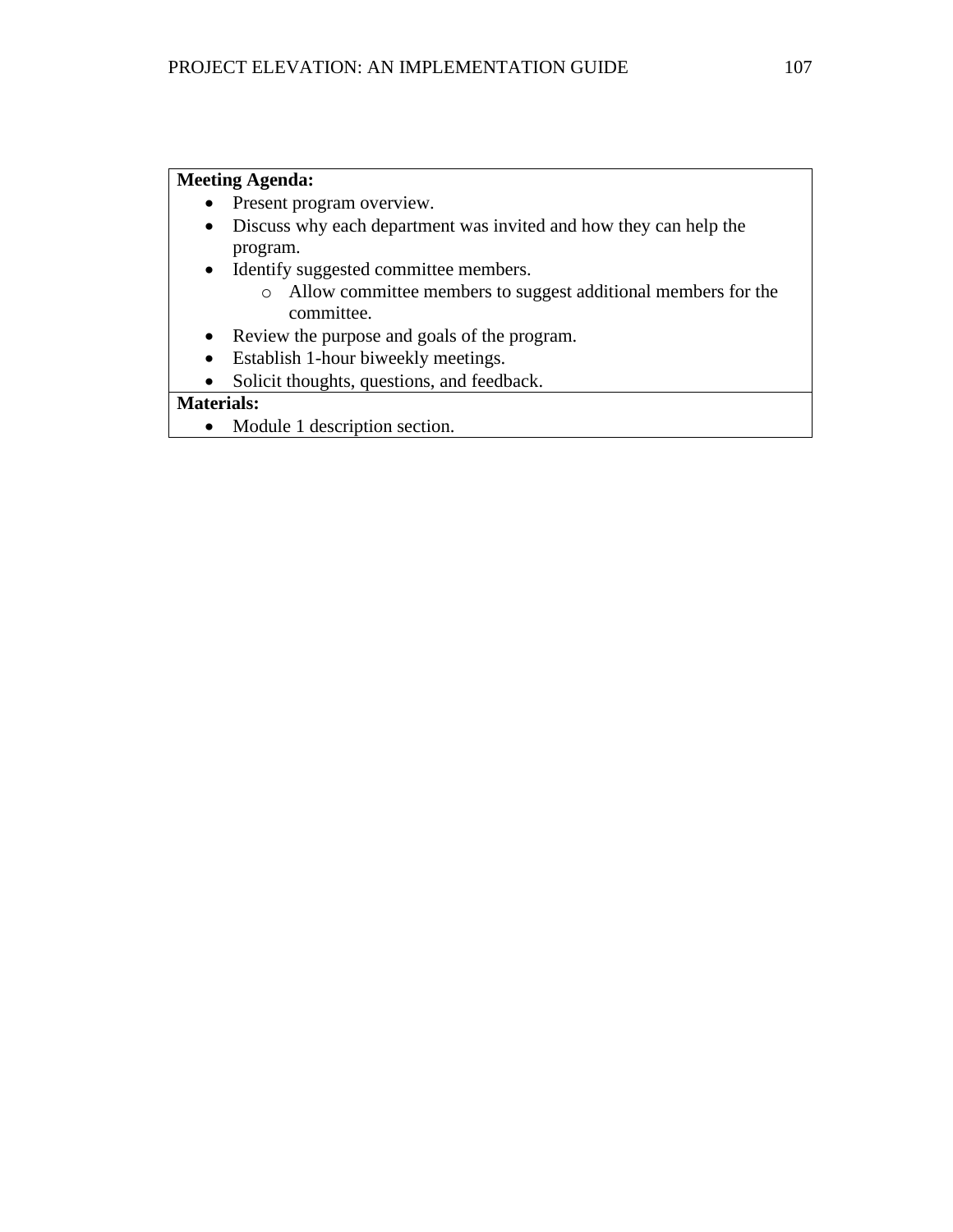| **Meeting Agenda:** |
| --- |
| • Present program overview.<br>• Discuss why each department was invited and how they can help the program.<br>• Identify suggested committee members.<br>&nbsp;&nbsp;&nbsp;&nbsp;o Allow committee members to suggest additional members for the committee.<br>• Review the purpose and goals of the program.<br>• Establish 1-hour biweekly meetings.<br>• Solicit thoughts, questions, and feedback. |
| **Materials:** |
| • Module 1 description section. |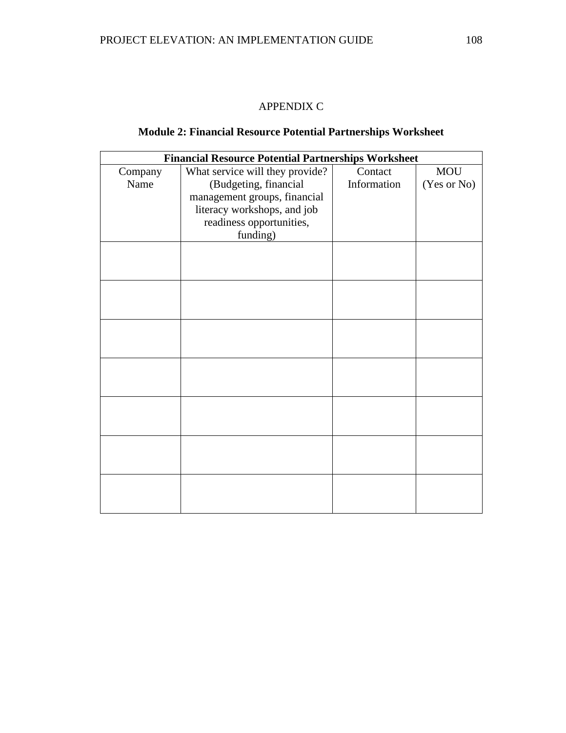APPENDIX C

## Module 2: Financial Resource Potential Partnerships Worksheet

| **Financial Resource Potential Partnerships Worksheet** | | | |
|---|---|---|---|
| Company Name | What service will they provide? (Budgeting, financial management groups, financial literacy workshops, and job readiness opportunities, funding) | Contact Information | MOU (Yes or No) |
| | | | |
| | | | |
| | | | |
| | | | |
| | | | |
| | | | |
| | | | |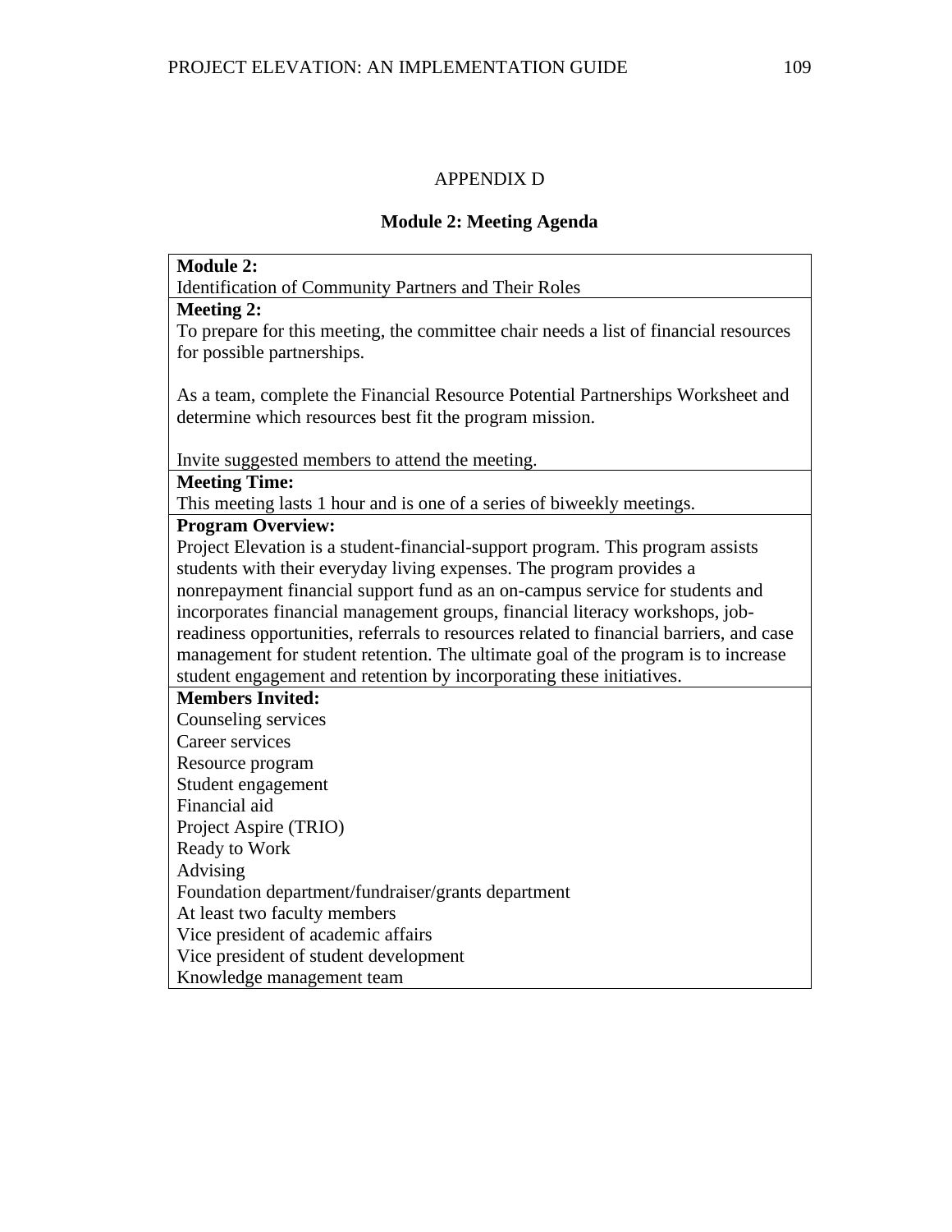# APPENDIX D

## Module 2: Meeting Agenda

| **Module 2:** Identification of Community Partners and Their Roles |
|---|
| **Meeting 2:** To prepare for this meeting, the committee chair needs a list of financial resources for possible partnerships.<br><br>As a team, complete the Financial Resource Potential Partnerships Worksheet and determine which resources best fit the program mission.<br><br>Invite suggested members to attend the meeting. |
| **Meeting Time:** This meeting lasts 1 hour and is one of a series of biweekly meetings. |
| **Program Overview:** Project Elevation is a student-financial-support program. This program assists students with their everyday living expenses. The program provides a nonrepayment financial support fund as an on-campus service for students and incorporates financial management groups, financial literacy workshops, job-readiness opportunities, referrals to resources related to financial barriers, and case management for student retention. The ultimate goal of the program is to increase student engagement and retention by incorporating these initiatives. |
| **Members Invited:**<br>Counseling services<br>Career services<br>Resource program<br>Student engagement<br>Financial aid<br>Project Aspire (TRIO)<br>Ready to Work<br>Advising<br>Foundation department/fundraiser/grants department<br>At least two faculty members<br>Vice president of academic affairs<br>Vice president of student development<br>Knowledge management team |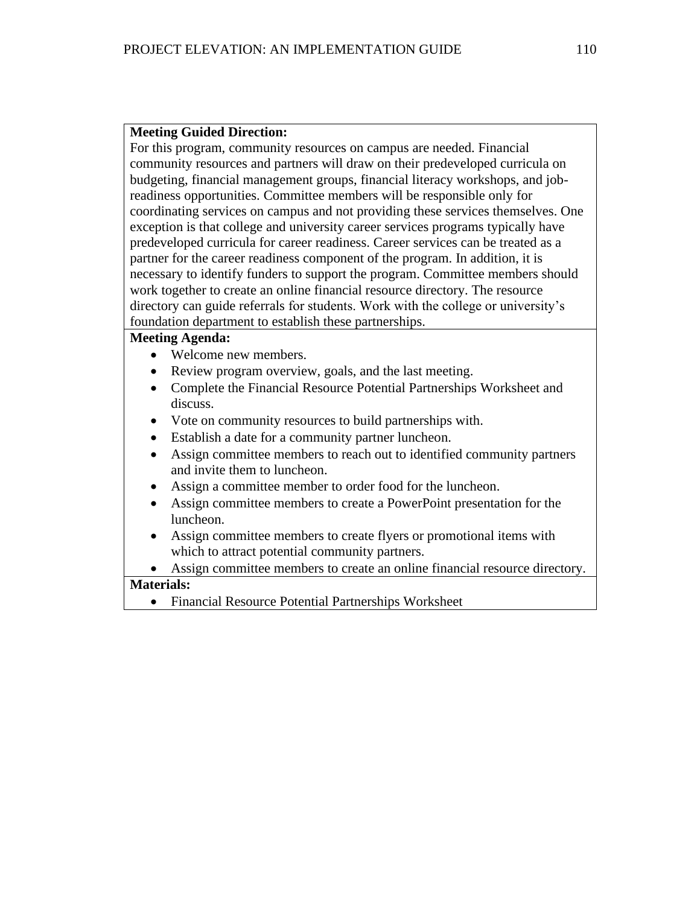**Meeting Guided Direction:**

For this program, community resources on campus are needed. Financial community resources and partners will draw on their predeveloped curricula on budgeting, financial management groups, financial literacy workshops, and job-readiness opportunities. Committee members will be responsible only for coordinating services on campus and not providing these services themselves. One exception is that college and university career services programs typically have predeveloped curricula for career readiness. Career services can be treated as a partner for the career readiness component of the program. In addition, it is necessary to identify funders to support the program. Committee members should work together to create an online financial resource directory. The resource directory can guide referrals for students. Work with the college or university's foundation department to establish these partnerships.

**Meeting Agenda:**

- Welcome new members.
- Review program overview, goals, and the last meeting.
- Complete the Financial Resource Potential Partnerships Worksheet and discuss.
- Vote on community resources to build partnerships with.
- Establish a date for a community partner luncheon.
- Assign committee members to reach out to identified community partners and invite them to luncheon.
- Assign a committee member to order food for the luncheon.
- Assign committee members to create a PowerPoint presentation for the luncheon.
- Assign committee members to create flyers or promotional items with which to attract potential community partners.
- Assign committee members to create an online financial resource directory.

**Materials:**

- Financial Resource Potential Partnerships Worksheet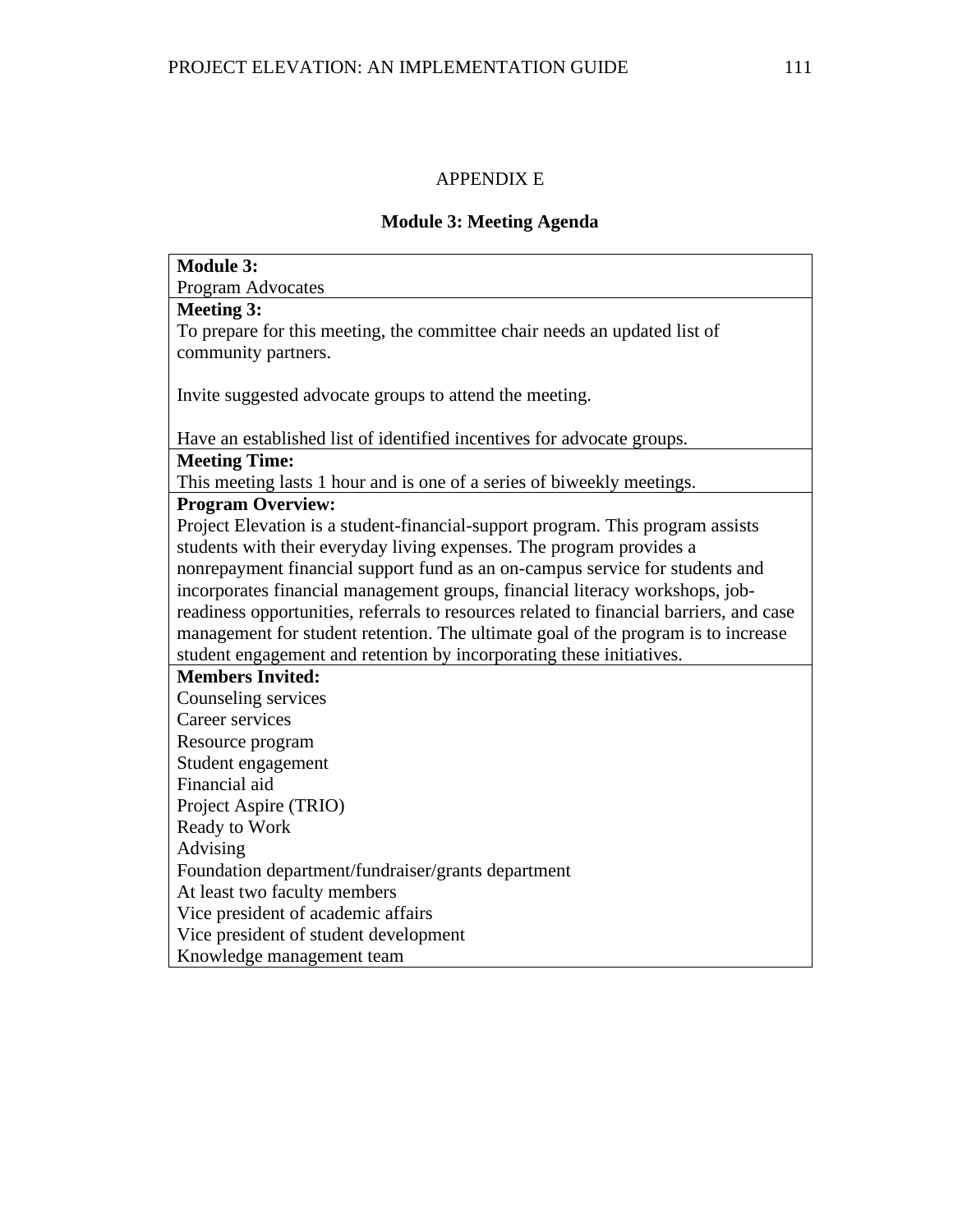APPENDIX E

## Module 3: Meeting Agenda

| **Module 3:**<br>Program Advocates |
|---|
| **Meeting 3:**<br>To prepare for this meeting, the committee chair needs an updated list of community partners.<br><br>Invite suggested advocate groups to attend the meeting.<br><br>Have an established list of identified incentives for advocate groups. |
| **Meeting Time:**<br>This meeting lasts 1 hour and is one of a series of biweekly meetings. |
| **Program Overview:**<br>Project Elevation is a student-financial-support program. This program assists students with their everyday living expenses. The program provides a nonrepayment financial support fund as an on-campus service for students and incorporates financial management groups, financial literacy workshops, job-readiness opportunities, referrals to resources related to financial barriers, and case management for student retention. The ultimate goal of the program is to increase student engagement and retention by incorporating these initiatives. |
| **Members Invited:**<br>Counseling services<br>Career services<br>Resource program<br>Student engagement<br>Financial aid<br>Project Aspire (TRIO)<br>Ready to Work<br>Advising<br>Foundation department/fundraiser/grants department<br>At least two faculty members<br>Vice president of academic affairs<br>Vice president of student development<br>Knowledge management team |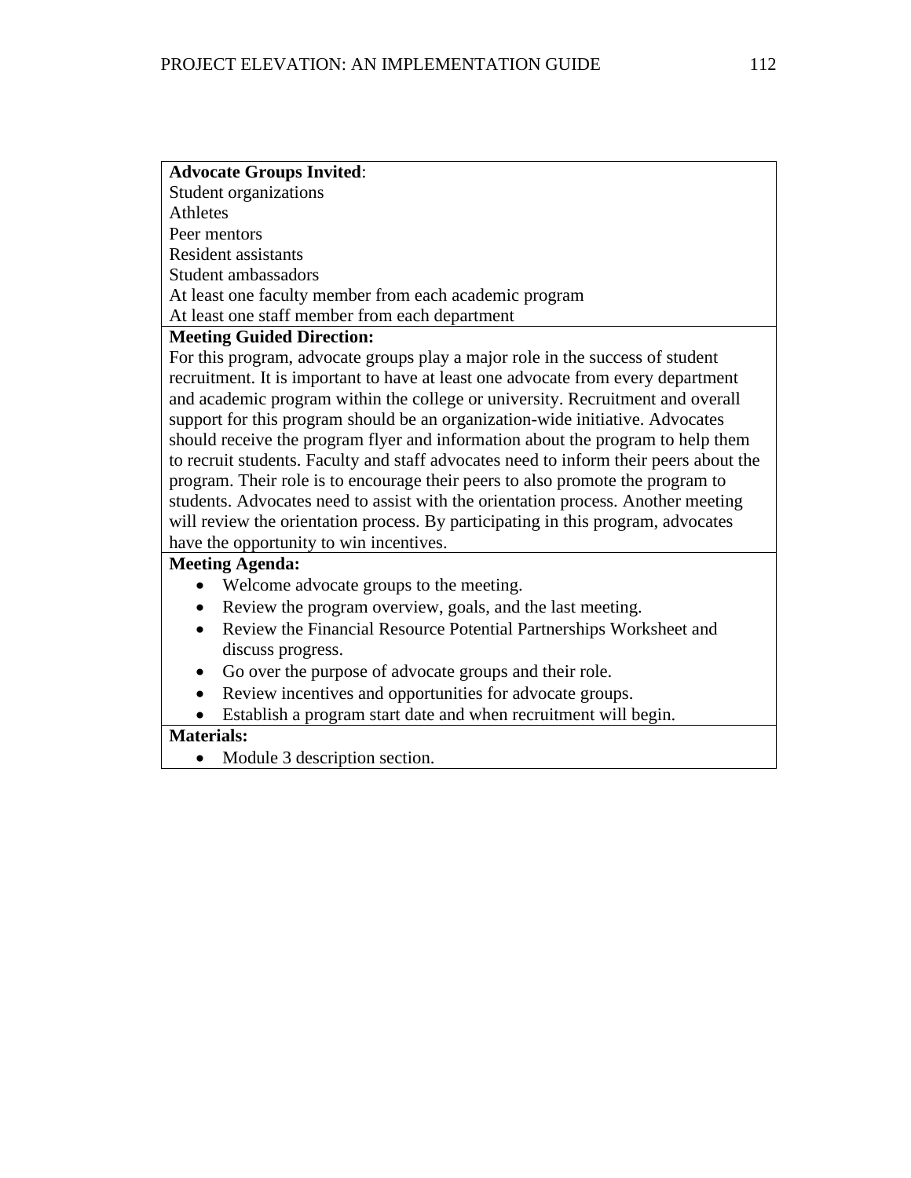**Advocate Groups Invited**:

Student organizations
Athletes
Peer mentors
Resident assistants
Student ambassadors
At least one faculty member from each academic program
At least one staff member from each department

**Meeting Guided Direction:**

For this program, advocate groups play a major role in the success of student recruitment. It is important to have at least one advocate from every department and academic program within the college or university. Recruitment and overall support for this program should be an organization-wide initiative. Advocates should receive the program flyer and information about the program to help them to recruit students. Faculty and staff advocates need to inform their peers about the program. Their role is to encourage their peers to also promote the program to students. Advocates need to assist with the orientation process. Another meeting will review the orientation process. By participating in this program, advocates have the opportunity to win incentives.

**Meeting Agenda:**

- Welcome advocate groups to the meeting.
- Review the program overview, goals, and the last meeting.
- Review the Financial Resource Potential Partnerships Worksheet and discuss progress.
- Go over the purpose of advocate groups and their role.
- Review incentives and opportunities for advocate groups.
- Establish a program start date and when recruitment will begin.

**Materials:**

- Module 3 description section.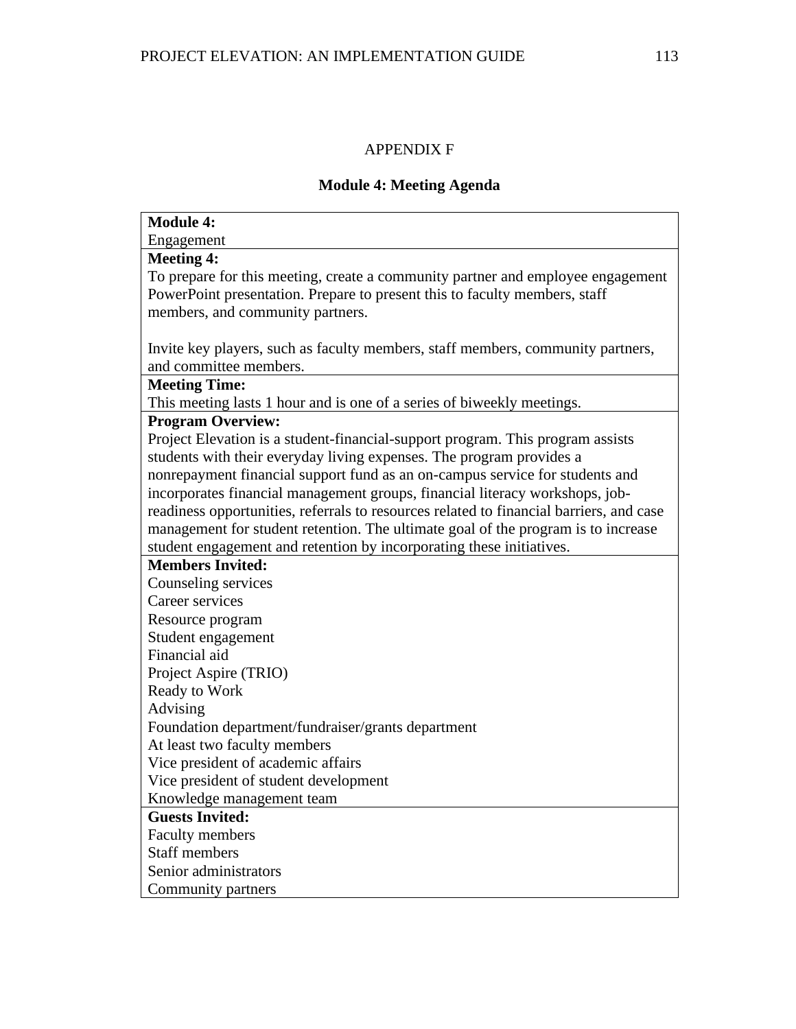APPENDIX F

## Module 4: Meeting Agenda

| **Module 4:**<br>Engagement |
|---|
| **Meeting 4:**<br>To prepare for this meeting, create a community partner and employee engagement PowerPoint presentation. Prepare to present this to faculty members, staff members, and community partners.<br><br>Invite key players, such as faculty members, staff members, community partners, and committee members. |
| **Meeting Time:**<br>This meeting lasts 1 hour and is one of a series of biweekly meetings. |
| **Program Overview:**<br>Project Elevation is a student-financial-support program. This program assists students with their everyday living expenses. The program provides a nonrepayment financial support fund as an on-campus service for students and incorporates financial management groups, financial literacy workshops, job-readiness opportunities, referrals to resources related to financial barriers, and case management for student retention. The ultimate goal of the program is to increase student engagement and retention by incorporating these initiatives. |
| **Members Invited:**<br>Counseling services<br>Career services<br>Resource program<br>Student engagement<br>Financial aid<br>Project Aspire (TRIO)<br>Ready to Work<br>Advising<br>Foundation department/fundraiser/grants department<br>At least two faculty members<br>Vice president of academic affairs<br>Vice president of student development<br>Knowledge management team |
| **Guests Invited:**<br>Faculty members<br>Staff members<br>Senior administrators<br>Community partners |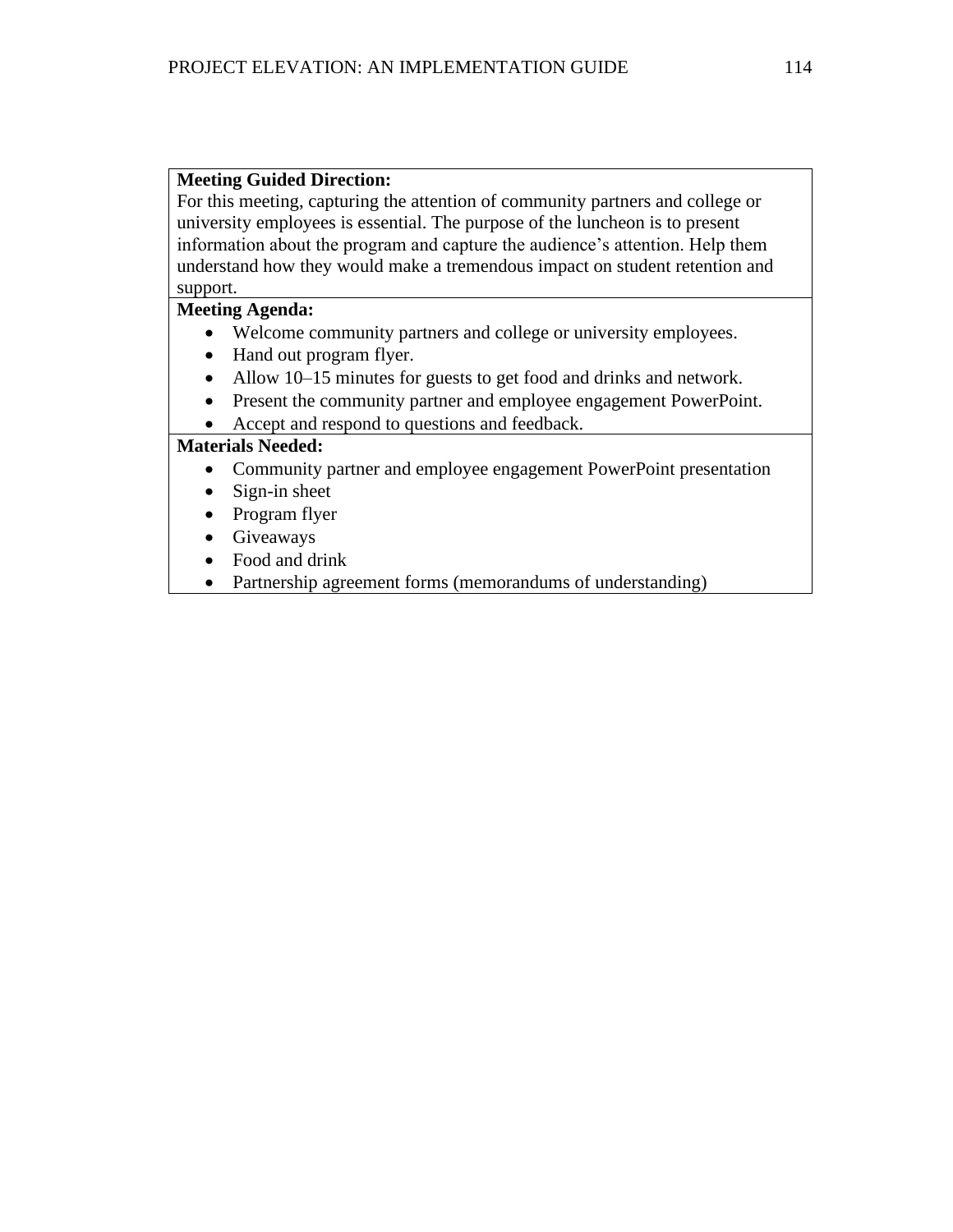| **Meeting Guided Direction:** For this meeting, capturing the attention of community partners and college or university employees is essential. The purpose of the luncheon is to present information about the program and capture the audience's attention. Help them understand how they would make a tremendous impact on student retention and support. |
|---|
| **Meeting Agenda:** <br>• Welcome community partners and college or university employees. <br>• Hand out program flyer. <br>• Allow 10–15 minutes for guests to get food and drinks and network. <br>• Present the community partner and employee engagement PowerPoint. <br>• Accept and respond to questions and feedback. |
| **Materials Needed:** <br>• Community partner and employee engagement PowerPoint presentation <br>• Sign-in sheet <br>• Program flyer <br>• Giveaways <br>• Food and drink <br>• Partnership agreement forms (memorandums of understanding) |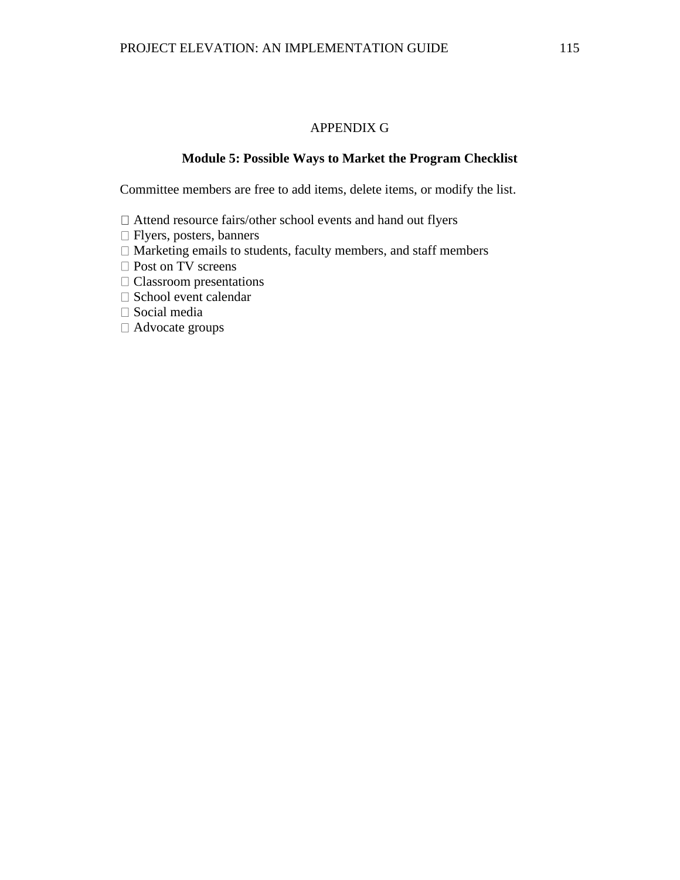APPENDIX G

**Module 5: Possible Ways to Market the Program Checklist**

Committee members are free to add items, delete items, or modify the list.

- [ ] Attend resource fairs/other school events and hand out flyers
- [ ] Flyers, posters, banners
- [ ] Marketing emails to students, faculty members, and staff members
- [ ] Post on TV screens
- [ ] Classroom presentations
- [ ] School event calendar
- [ ] Social media
- [ ] Advocate groups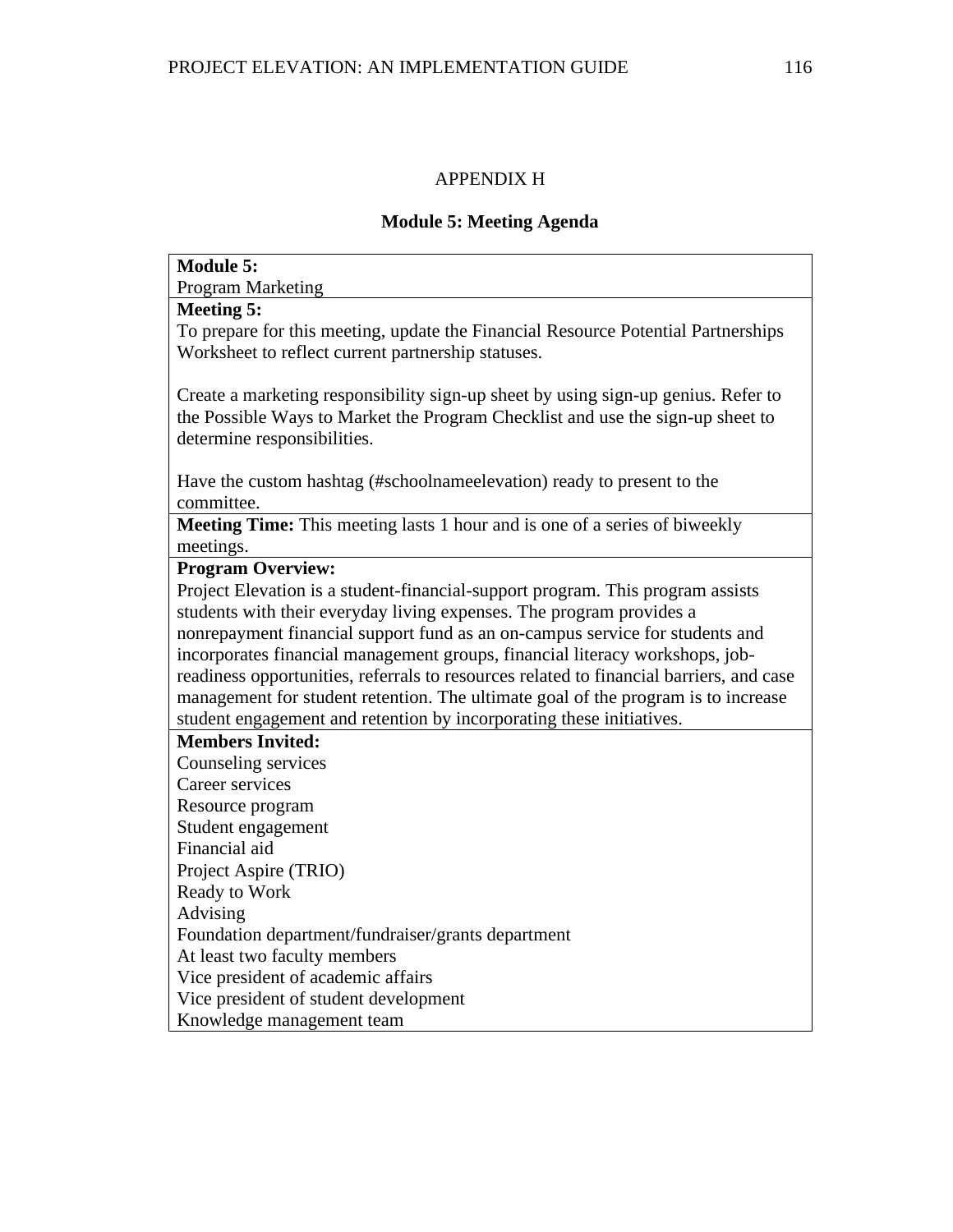## APPENDIX H

### Module 5: Meeting Agenda

| **Module 5:**<br>Program Marketing |
|---|
| **Meeting 5:**<br>To prepare for this meeting, update the Financial Resource Potential Partnerships Worksheet to reflect current partnership statuses.<br><br>Create a marketing responsibility sign-up sheet by using sign-up genius. Refer to the Possible Ways to Market the Program Checklist and use the sign-up sheet to determine responsibilities.<br><br>Have the custom hashtag (#schoolnameelevation) ready to present to the committee. |
| **Meeting Time:** This meeting lasts 1 hour and is one of a series of biweekly meetings. |
| **Program Overview:**<br>Project Elevation is a student-financial-support program. This program assists students with their everyday living expenses. The program provides a nonrepayment financial support fund as an on-campus service for students and incorporates financial management groups, financial literacy workshops, job-readiness opportunities, referrals to resources related to financial barriers, and case management for student retention. The ultimate goal of the program is to increase student engagement and retention by incorporating these initiatives. |
| **Members Invited:**<br>Counseling services<br>Career services<br>Resource program<br>Student engagement<br>Financial aid<br>Project Aspire (TRIO)<br>Ready to Work<br>Advising<br>Foundation department/fundraiser/grants department<br>At least two faculty members<br>Vice president of academic affairs<br>Vice president of student development<br>Knowledge management team |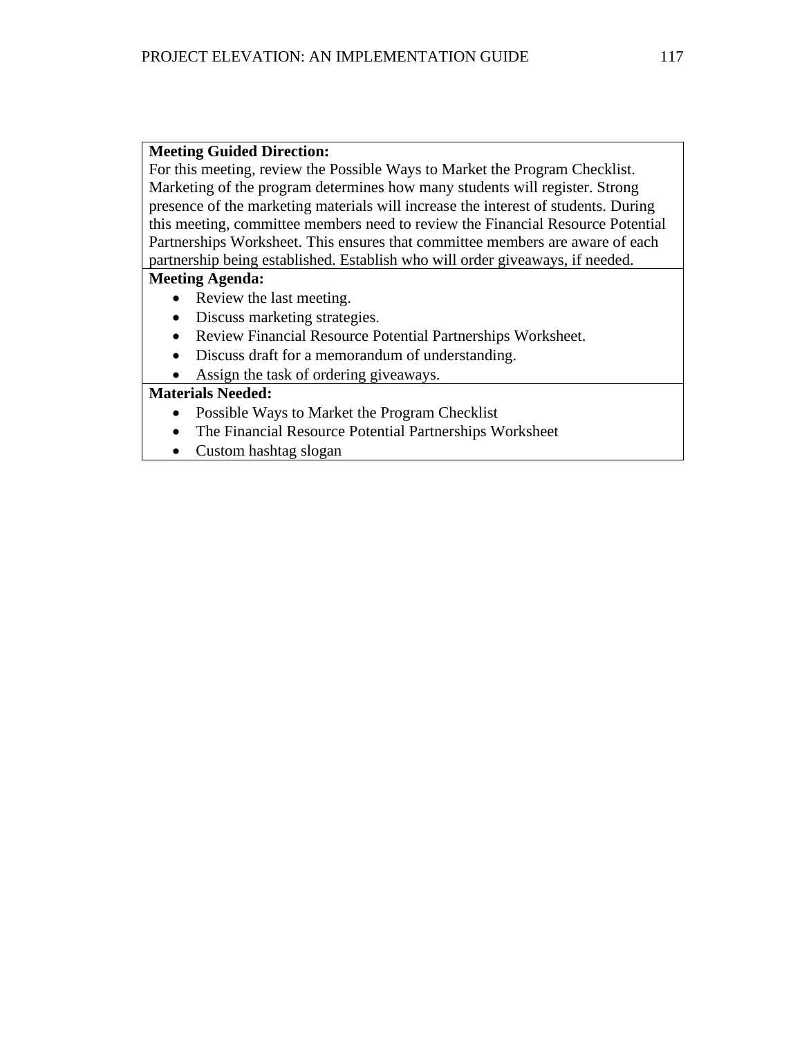**Meeting Guided Direction:**

For this meeting, review the Possible Ways to Market the Program Checklist. Marketing of the program determines how many students will register. Strong presence of the marketing materials will increase the interest of students. During this meeting, committee members need to review the Financial Resource Potential Partnerships Worksheet. This ensures that committee members are aware of each partnership being established. Establish who will order giveaways, if needed.

**Meeting Agenda:**

- Review the last meeting.
- Discuss marketing strategies.
- Review Financial Resource Potential Partnerships Worksheet.
- Discuss draft for a memorandum of understanding.
- Assign the task of ordering giveaways.

**Materials Needed:**

- Possible Ways to Market the Program Checklist
- The Financial Resource Potential Partnerships Worksheet
- Custom hashtag slogan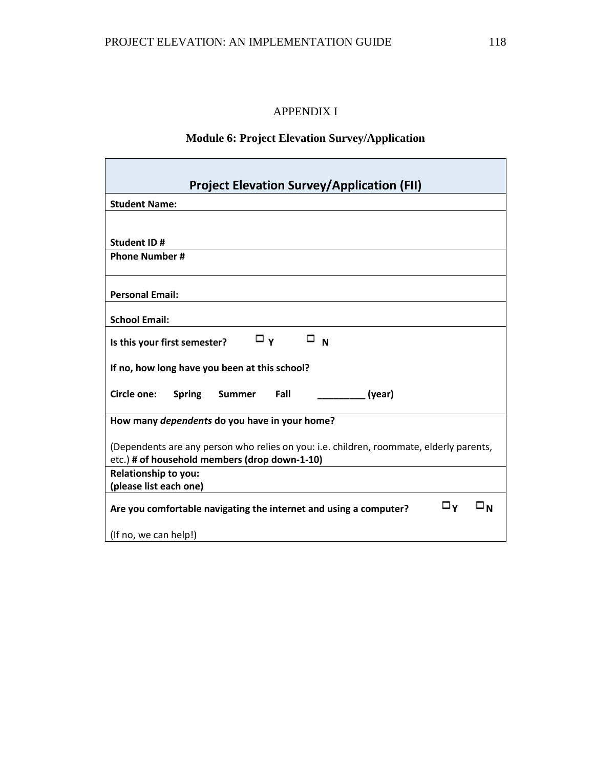APPENDIX I

## Module 6: Project Elevation Survey/Application

| **Project Elevation Survey/Application (FII)** |
|---|
| **Student Name:** |
| **Student ID #** |
| **Phone Number #** |
| **Personal Email:** |
| **School Email:** |
| **Is this your first semester?** ☐ **Y** ☐ **N**<br><br>**If no, how long have you been at this school?**<br><br>**Circle one: Spring Summer Fall _________ (year)** |
| **How many *dependents* do you have in your home?**<br><br>(Dependents are any person who relies on you: i.e. children, roommate, elderly parents, etc.) **# of household members (drop down-1-10)** |
| **Relationship to you:**<br>**(please list each one)** |
| **Are you comfortable navigating the internet and using a computer?** ☐**Y** ☐**N**<br><br>(If no, we can help!) |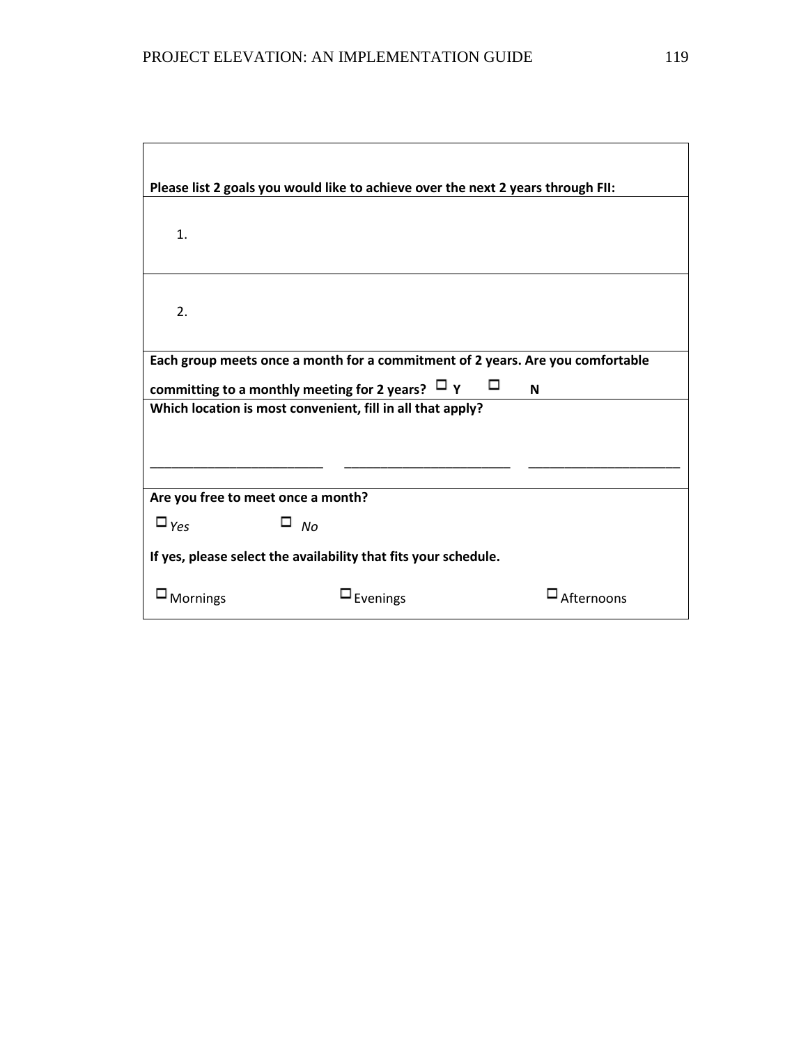| **Please list 2 goals you would like to achieve over the next 2 years through FII:** |
|---|
| 1. |
| 2. |
| **Each group meets once a month for a commitment of 2 years. Are you comfortable committing to a monthly meeting for 2 years?** ☐ **Y** ☐ **N** |
| **Which location is most convenient, fill in all that apply?**<br><br>______________________ ______________________ ______________________ |
| **Are you free to meet once a month?**<br>☐ *Yes* ☐ *No*<br>**If yes, please select the availability that fits your schedule.**<br>☐ Mornings ☐ Evenings ☐ Afternoons |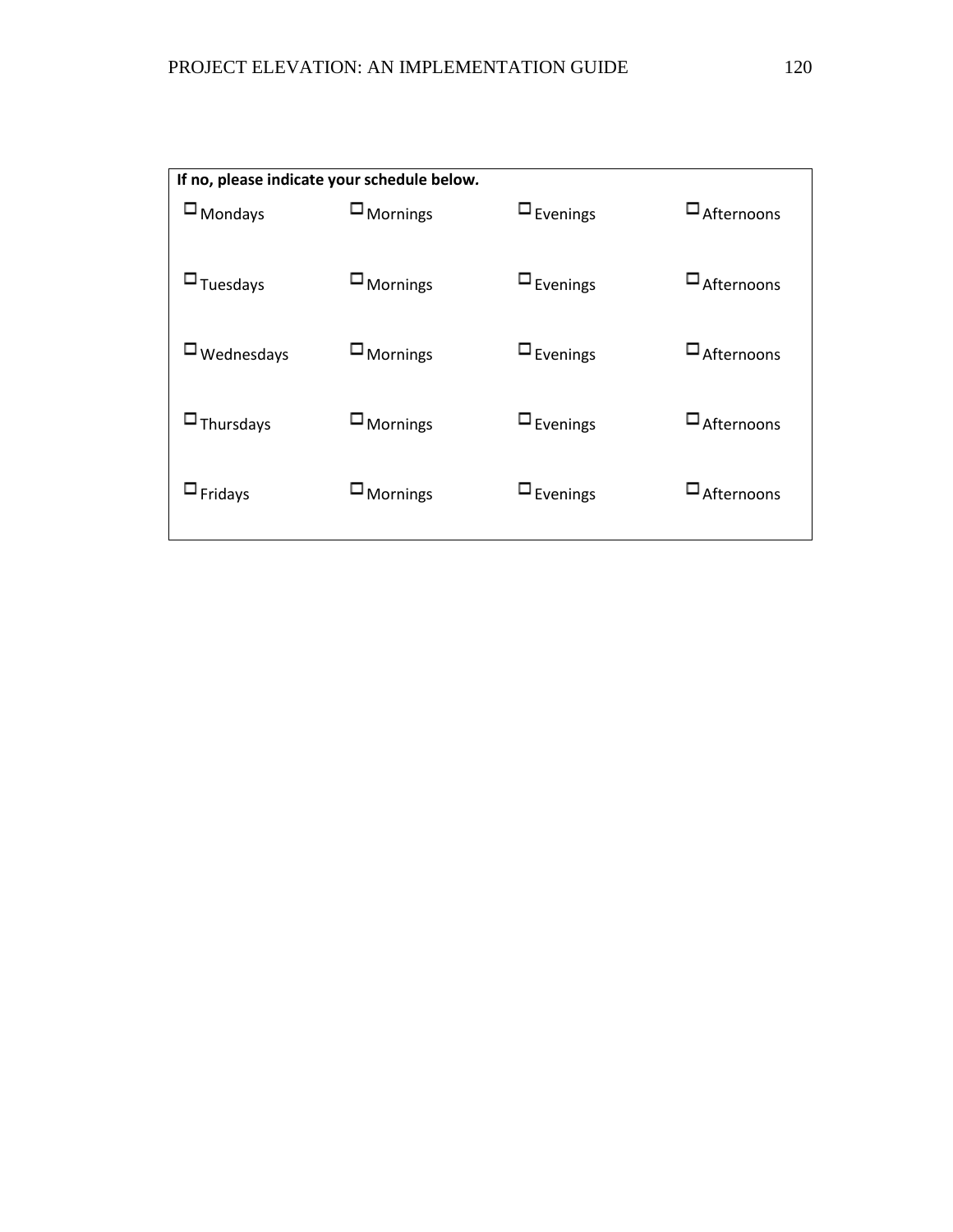**If no, please indicate your schedule below.**

| | | | |
|---|---|---|---|
| ☐ Mondays | ☐ Mornings | ☐ Evenings | ☐ Afternoons |
| ☐ Tuesdays | ☐ Mornings | ☐ Evenings | ☐ Afternoons |
| ☐ Wednesdays | ☐ Mornings | ☐ Evenings | ☐ Afternoons |
| ☐ Thursdays | ☐ Mornings | ☐ Evenings | ☐ Afternoons |
| ☐ Fridays | ☐ Mornings | ☐ Evenings | ☐ Afternoons |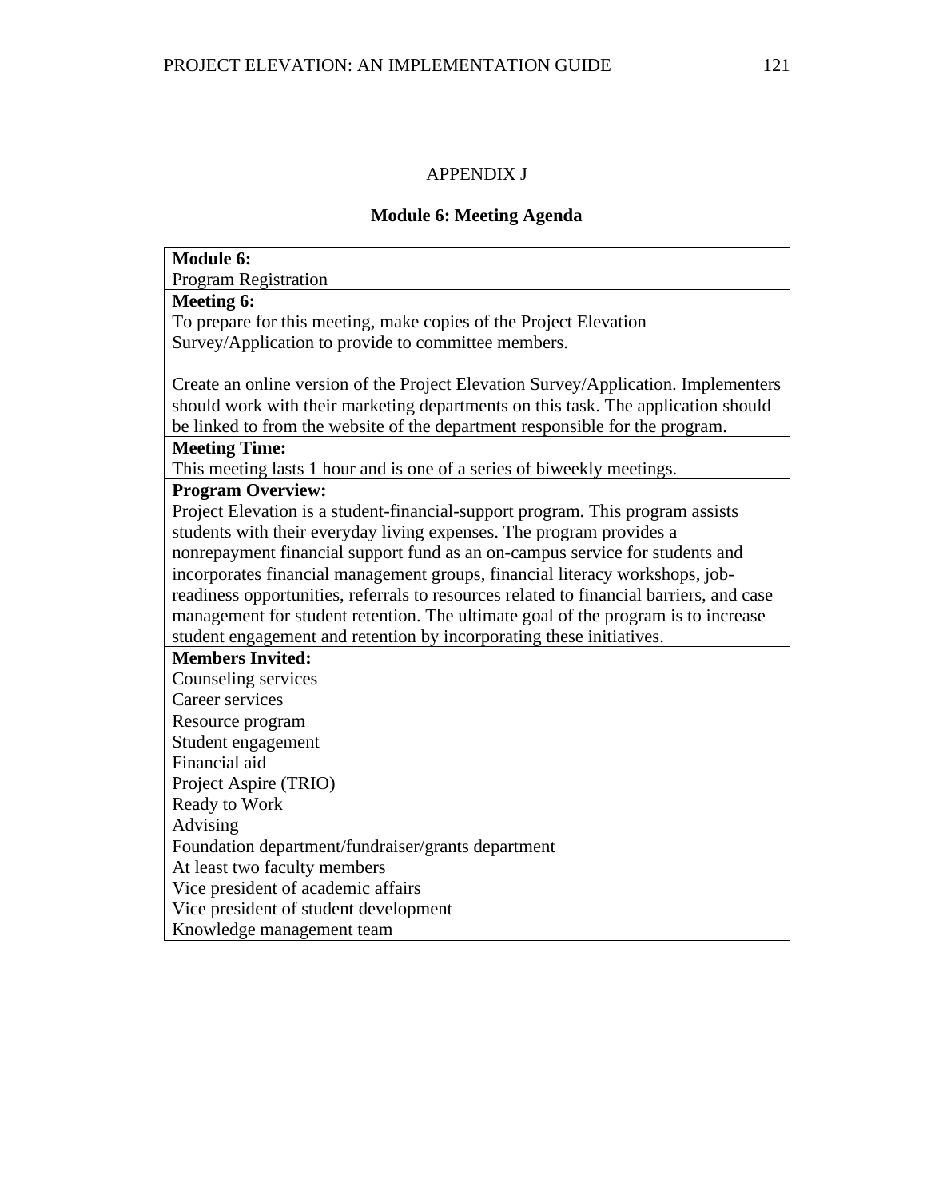APPENDIX J

## Module 6: Meeting Agenda

| **Module 6:**<br>Program Registration |
|---|
| **Meeting 6:**<br>To prepare for this meeting, make copies of the Project Elevation Survey/Application to provide to committee members.<br><br>Create an online version of the Project Elevation Survey/Application. Implementers should work with their marketing departments on this task. The application should be linked to from the website of the department responsible for the program. |
| **Meeting Time:**<br>This meeting lasts 1 hour and is one of a series of biweekly meetings. |
| **Program Overview:**<br>Project Elevation is a student-financial-support program. This program assists students with their everyday living expenses. The program provides a nonrepayment financial support fund as an on-campus service for students and incorporates financial management groups, financial literacy workshops, job-readiness opportunities, referrals to resources related to financial barriers, and case management for student retention. The ultimate goal of the program is to increase student engagement and retention by incorporating these initiatives. |
| **Members Invited:**<br>Counseling services<br>Career services<br>Resource program<br>Student engagement<br>Financial aid<br>Project Aspire (TRIO)<br>Ready to Work<br>Advising<br>Foundation department/fundraiser/grants department<br>At least two faculty members<br>Vice president of academic affairs<br>Vice president of student development<br>Knowledge management team |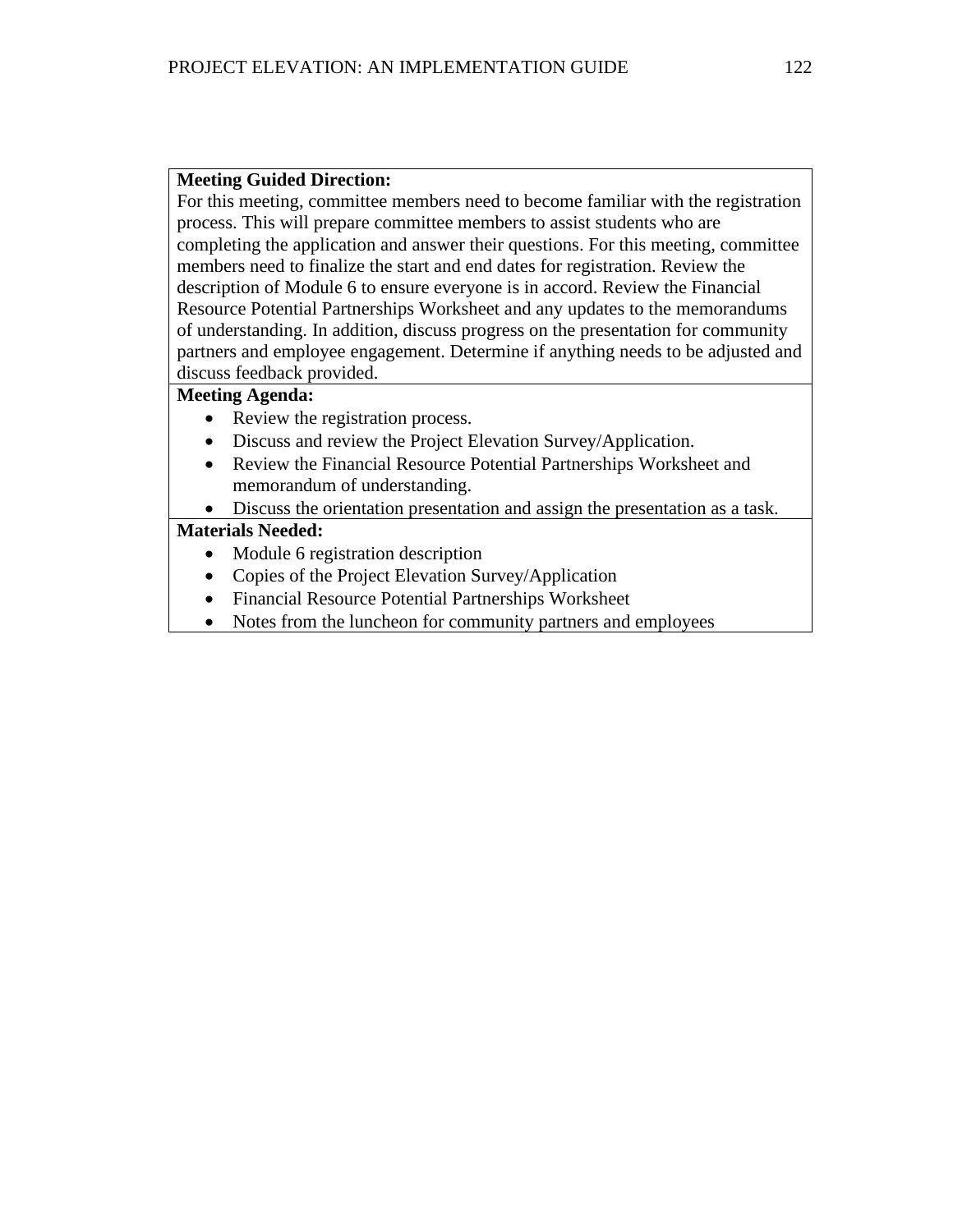**Meeting Guided Direction:**
For this meeting, committee members need to become familiar with the registration process. This will prepare committee members to assist students who are completing the application and answer their questions. For this meeting, committee members need to finalize the start and end dates for registration. Review the description of Module 6 to ensure everyone is in accord. Review the Financial Resource Potential Partnerships Worksheet and any updates to the memorandums of understanding. In addition, discuss progress on the presentation for community partners and employee engagement. Determine if anything needs to be adjusted and discuss feedback provided.

**Meeting Agenda:**

- Review the registration process.
- Discuss and review the Project Elevation Survey/Application.
- Review the Financial Resource Potential Partnerships Worksheet and memorandum of understanding.
- Discuss the orientation presentation and assign the presentation as a task.

**Materials Needed:**

- Module 6 registration description
- Copies of the Project Elevation Survey/Application
- Financial Resource Potential Partnerships Worksheet
- Notes from the luncheon for community partners and employees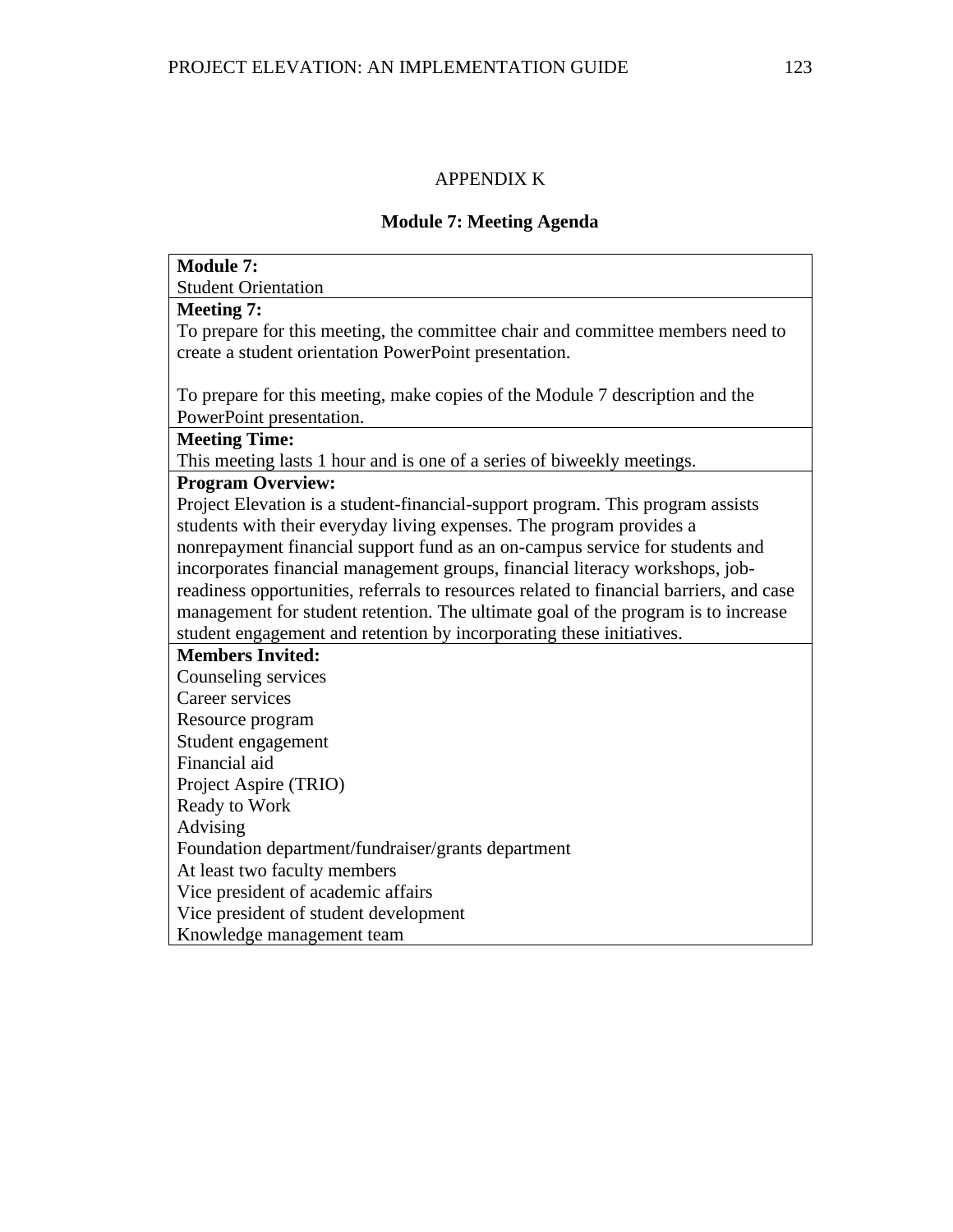APPENDIX K

**Module 7: Meeting Agenda**

| **Module 7:**<br>Student Orientation |
|---|
| **Meeting 7:**<br>To prepare for this meeting, the committee chair and committee members need to create a student orientation PowerPoint presentation.<br><br>To prepare for this meeting, make copies of the Module 7 description and the PowerPoint presentation. |
| **Meeting Time:**<br>This meeting lasts 1 hour and is one of a series of biweekly meetings. |
| **Program Overview:**<br>Project Elevation is a student-financial-support program. This program assists students with their everyday living expenses. The program provides a nonrepayment financial support fund as an on-campus service for students and incorporates financial management groups, financial literacy workshops, job-readiness opportunities, referrals to resources related to financial barriers, and case management for student retention. The ultimate goal of the program is to increase student engagement and retention by incorporating these initiatives. |
| **Members Invited:**<br>Counseling services<br>Career services<br>Resource program<br>Student engagement<br>Financial aid<br>Project Aspire (TRIO)<br>Ready to Work<br>Advising<br>Foundation department/fundraiser/grants department<br>At least two faculty members<br>Vice president of academic affairs<br>Vice president of student development<br>Knowledge management team |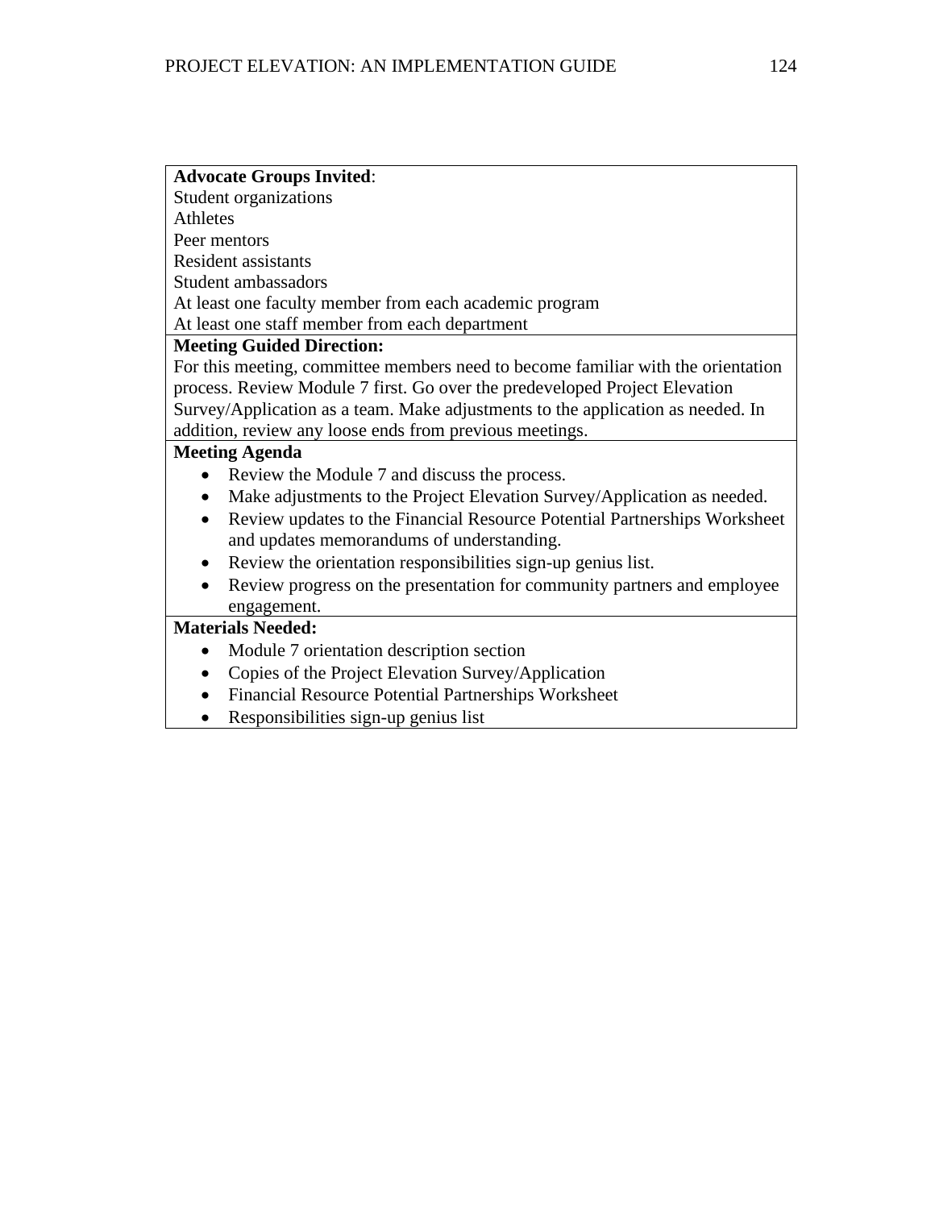**Advocate Groups Invited**:
Student organizations
Athletes
Peer mentors
Resident assistants
Student ambassadors
At least one faculty member from each academic program
At least one staff member from each department

**Meeting Guided Direction:**
For this meeting, committee members need to become familiar with the orientation process. Review Module 7 first. Go over the predeveloped Project Elevation Survey/Application as a team. Make adjustments to the application as needed. In addition, review any loose ends from previous meetings.

**Meeting Agenda**

- Review the Module 7 and discuss the process.
- Make adjustments to the Project Elevation Survey/Application as needed.
- Review updates to the Financial Resource Potential Partnerships Worksheet and updates memorandums of understanding.
- Review the orientation responsibilities sign-up genius list.
- Review progress on the presentation for community partners and employee engagement.

**Materials Needed:**

- Module 7 orientation description section
- Copies of the Project Elevation Survey/Application
- Financial Resource Potential Partnerships Worksheet
- Responsibilities sign-up genius list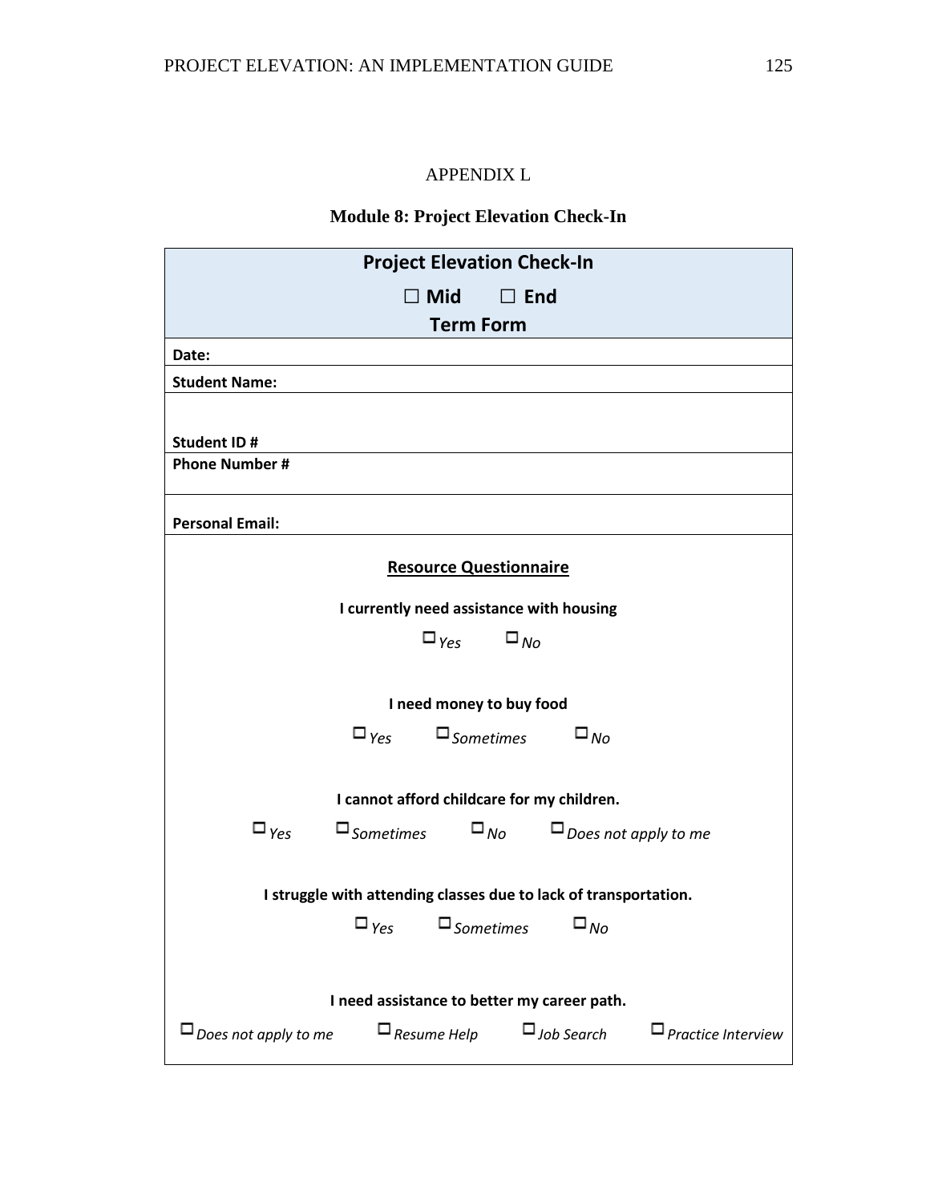# APPENDIX L

## Module 8: Project Elevation Check-In

**Project Elevation Check-In**

**☐ Mid ☐ End**

**Term Form**

**Date:**

**Student Name:**

**Student ID #**

**Phone Number #**

**Personal Email:**

**Resource Questionnaire**

**I currently need assistance with housing**

☐ *Yes* ☐ *No*

**I need money to buy food**

☐ *Yes* ☐ *Sometimes* ☐ *No*

**I cannot afford childcare for my children.**

☐ *Yes* ☐ *Sometimes* ☐ *No* ☐ *Does not apply to me*

**I struggle with attending classes due to lack of transportation.**

☐ *Yes* ☐ *Sometimes* ☐ *No*

**I need assistance to better my career path.**

☐ *Does not apply to me* ☐ *Resume Help* ☐ *Job Search* ☐ *Practice Interview*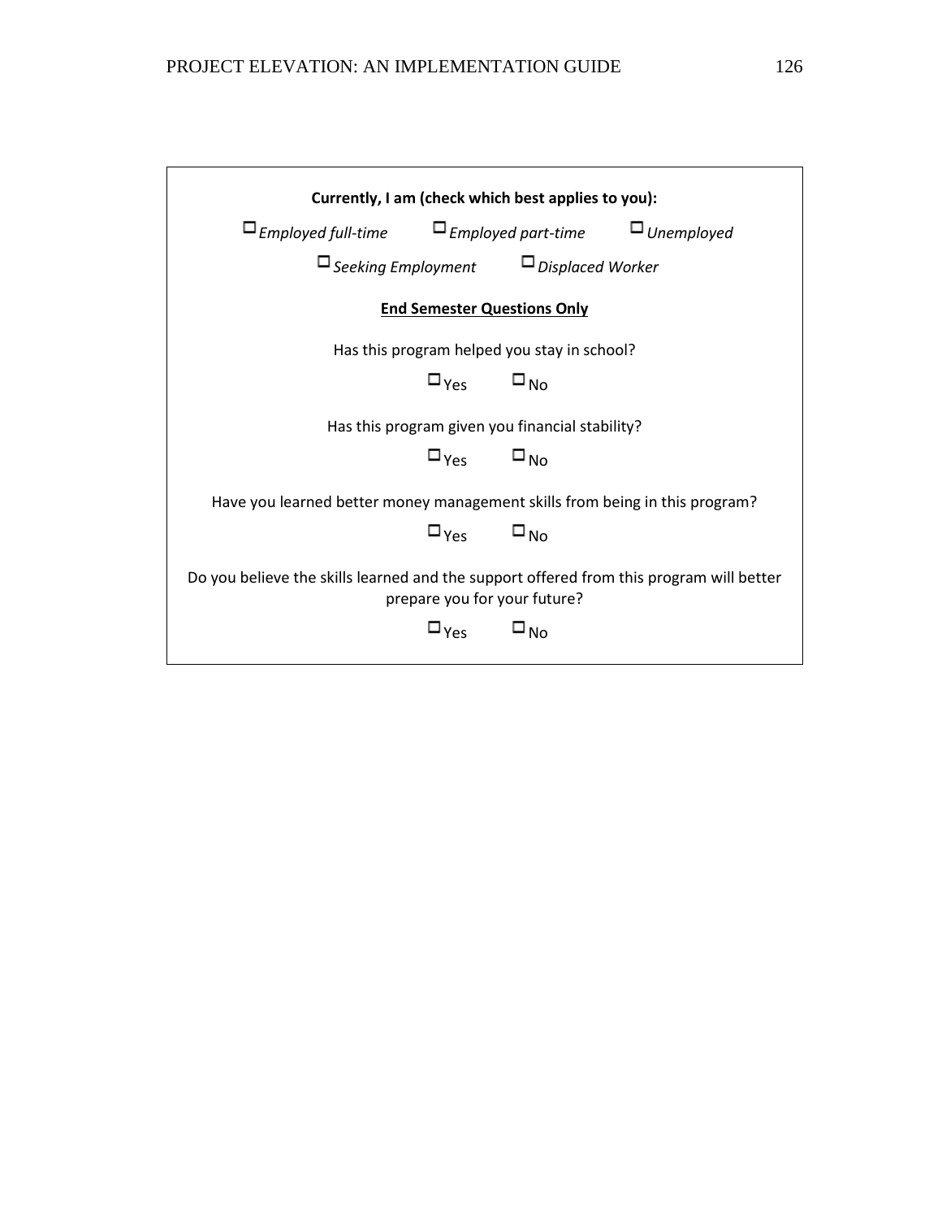**Currently, I am (check which best applies to you):**

☐ *Employed full-time* ☐ *Employed part-time* ☐ *Unemployed*

☐ *Seeking Employment* ☐ *Displaced Worker*

**End Semester Questions Only**

Has this program helped you stay in school?

☐ Yes ☐ No

Has this program given you financial stability?

☐ Yes ☐ No

Have you learned better money management skills from being in this program?

☐ Yes ☐ No

Do you believe the skills learned and the support offered from this program will better prepare you for your future?

☐ Yes ☐ No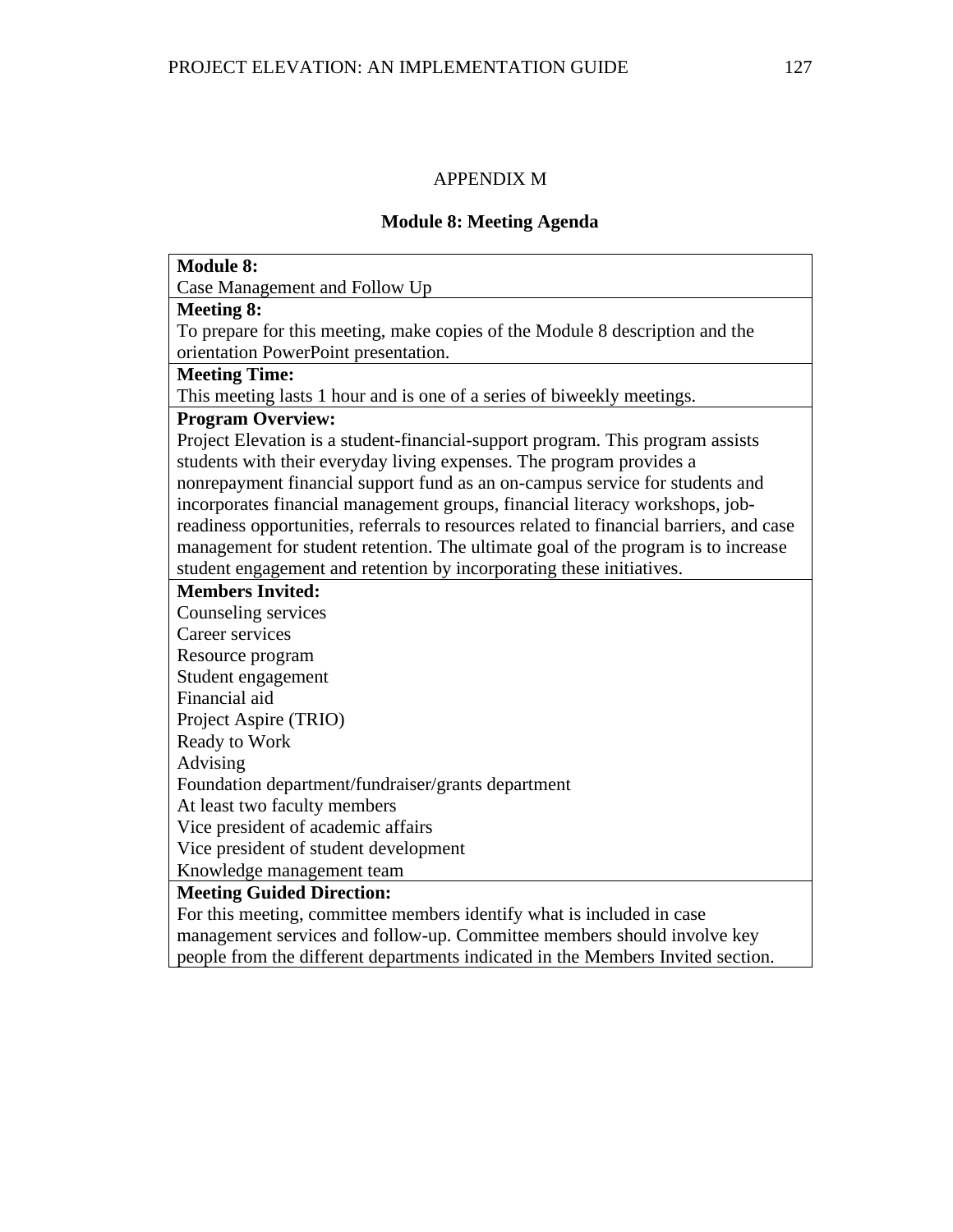## APPENDIX M

### Module 8: Meeting Agenda

| **Module 8:**<br>Case Management and Follow Up |
|---|
| **Meeting 8:**<br>To prepare for this meeting, make copies of the Module 8 description and the orientation PowerPoint presentation. |
| **Meeting Time:**<br>This meeting lasts 1 hour and is one of a series of biweekly meetings. |
| **Program Overview:**<br>Project Elevation is a student-financial-support program. This program assists students with their everyday living expenses. The program provides a nonrepayment financial support fund as an on-campus service for students and incorporates financial management groups, financial literacy workshops, job-readiness opportunities, referrals to resources related to financial barriers, and case management for student retention. The ultimate goal of the program is to increase student engagement and retention by incorporating these initiatives. |
| **Members Invited:**<br>Counseling services<br>Career services<br>Resource program<br>Student engagement<br>Financial aid<br>Project Aspire (TRIO)<br>Ready to Work<br>Advising<br>Foundation department/fundraiser/grants department<br>At least two faculty members<br>Vice president of academic affairs<br>Vice president of student development<br>Knowledge management team |
| **Meeting Guided Direction:**<br>For this meeting, committee members identify what is included in case management services and follow-up. Committee members should involve key people from the different departments indicated in the Members Invited section. |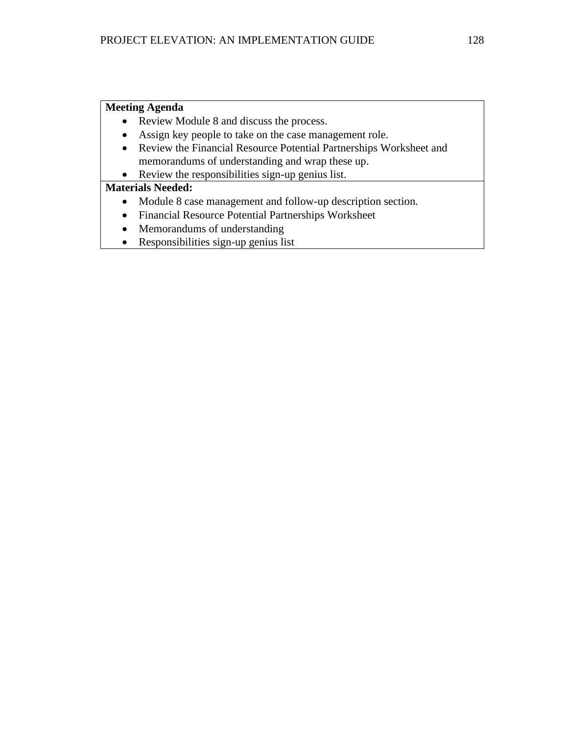**Meeting Agenda**

- Review Module 8 and discuss the process.
- Assign key people to take on the case management role.
- Review the Financial Resource Potential Partnerships Worksheet and memorandums of understanding and wrap these up.
- Review the responsibilities sign-up genius list.

**Materials Needed:**

- Module 8 case management and follow-up description section.
- Financial Resource Potential Partnerships Worksheet
- Memorandums of understanding
- Responsibilities sign-up genius list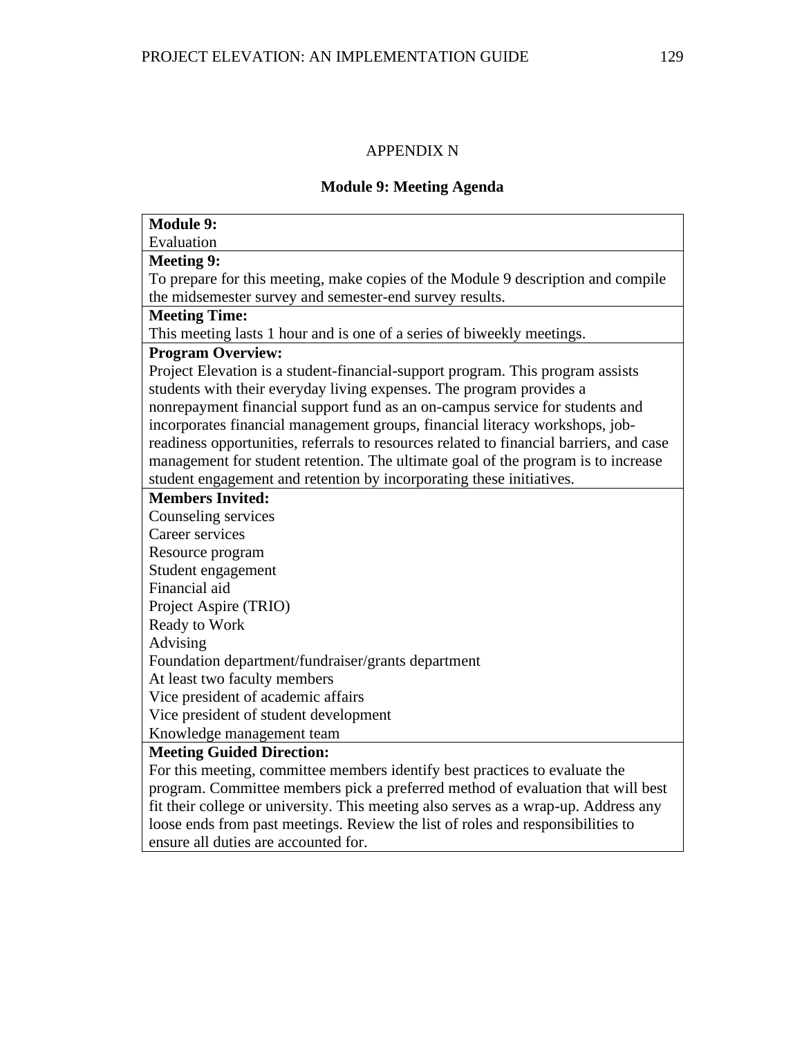APPENDIX N

## Module 9: Meeting Agenda

| **Module 9:**<br>Evaluation |
|---|
| **Meeting 9:**<br>To prepare for this meeting, make copies of the Module 9 description and compile the midsemester survey and semester-end survey results. |
| **Meeting Time:**<br>This meeting lasts 1 hour and is one of a series of biweekly meetings. |
| **Program Overview:**<br>Project Elevation is a student-financial-support program. This program assists students with their everyday living expenses. The program provides a nonrepayment financial support fund as an on-campus service for students and incorporates financial management groups, financial literacy workshops, job-readiness opportunities, referrals to resources related to financial barriers, and case management for student retention. The ultimate goal of the program is to increase student engagement and retention by incorporating these initiatives. |
| **Members Invited:**<br>Counseling services<br>Career services<br>Resource program<br>Student engagement<br>Financial aid<br>Project Aspire (TRIO)<br>Ready to Work<br>Advising<br>Foundation department/fundraiser/grants department<br>At least two faculty members<br>Vice president of academic affairs<br>Vice president of student development<br>Knowledge management team |
| **Meeting Guided Direction:**<br>For this meeting, committee members identify best practices to evaluate the program. Committee members pick a preferred method of evaluation that will best fit their college or university. This meeting also serves as a wrap-up. Address any loose ends from past meetings. Review the list of roles and responsibilities to ensure all duties are accounted for. |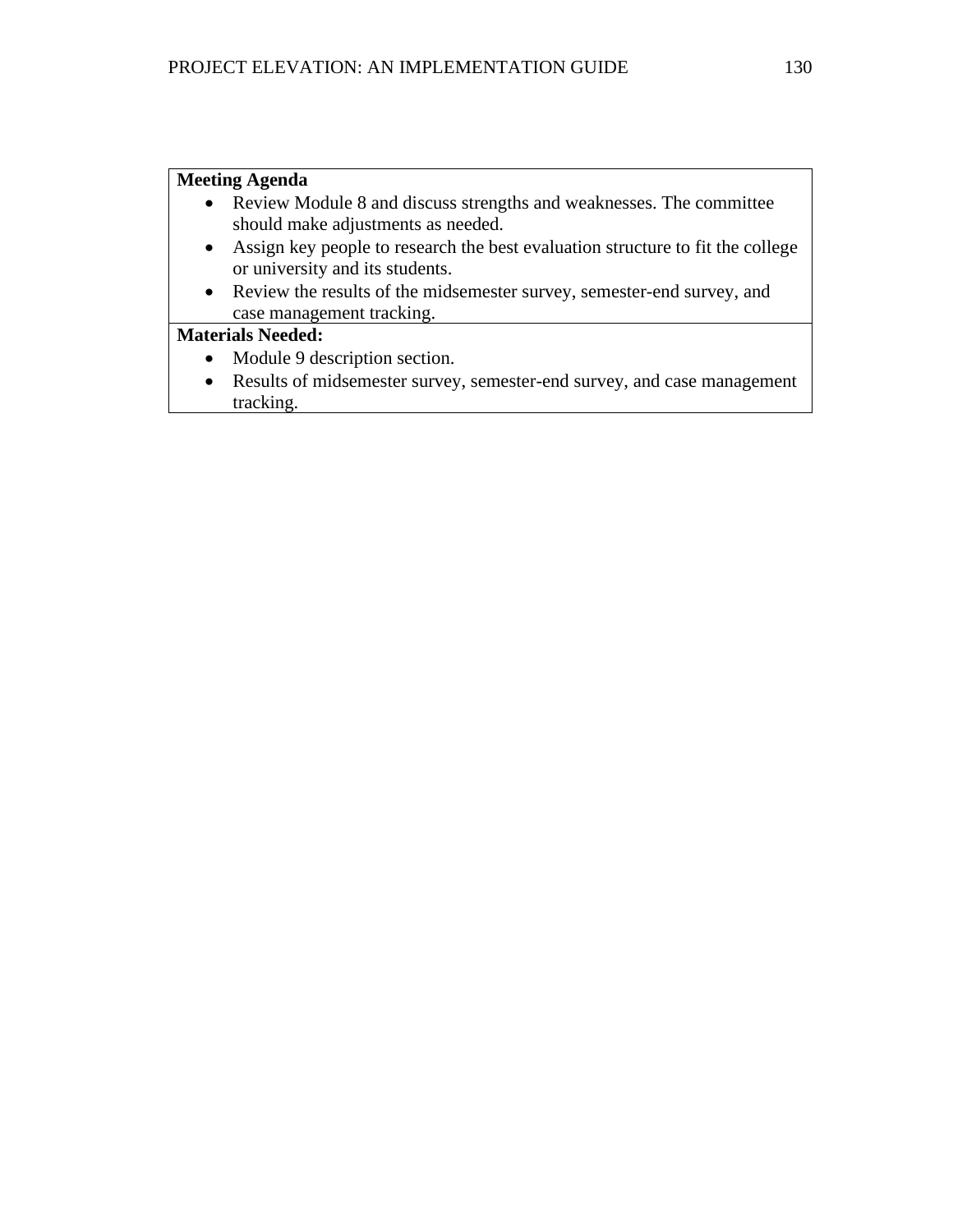| **Meeting Agenda** |
| --- |
| • Review Module 8 and discuss strengths and weaknesses. The committee should make adjustments as needed.<br>• Assign key people to research the best evaluation structure to fit the college or university and its students.<br>• Review the results of the midsemester survey, semester-end survey, and case management tracking. |
| **Materials Needed:** |
| • Module 9 description section.<br>• Results of midsemester survey, semester-end survey, and case management tracking. |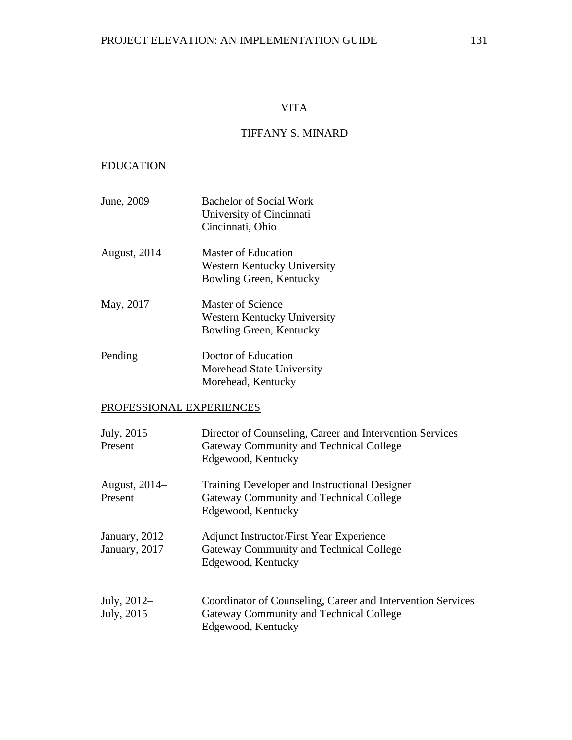# VITA

## TIFFANY S. MINARD

### EDUCATION

June, 2009 — Bachelor of Social Work
University of Cincinnati
Cincinnati, Ohio

August, 2014 — Master of Education
Western Kentucky University
Bowling Green, Kentucky

May, 2017 — Master of Science
Western Kentucky University
Bowling Green, Kentucky

Pending — Doctor of Education
Morehead State University
Morehead, Kentucky

### PROFESSIONAL EXPERIENCES

July, 2015–Present — Director of Counseling, Career and Intervention Services
Gateway Community and Technical College
Edgewood, Kentucky

August, 2014–Present — Training Developer and Instructional Designer
Gateway Community and Technical College
Edgewood, Kentucky

January, 2012–January, 2017 — Adjunct Instructor/First Year Experience
Gateway Community and Technical College
Edgewood, Kentucky

July, 2012–July, 2015 — Coordinator of Counseling, Career and Intervention Services
Gateway Community and Technical College
Edgewood, Kentucky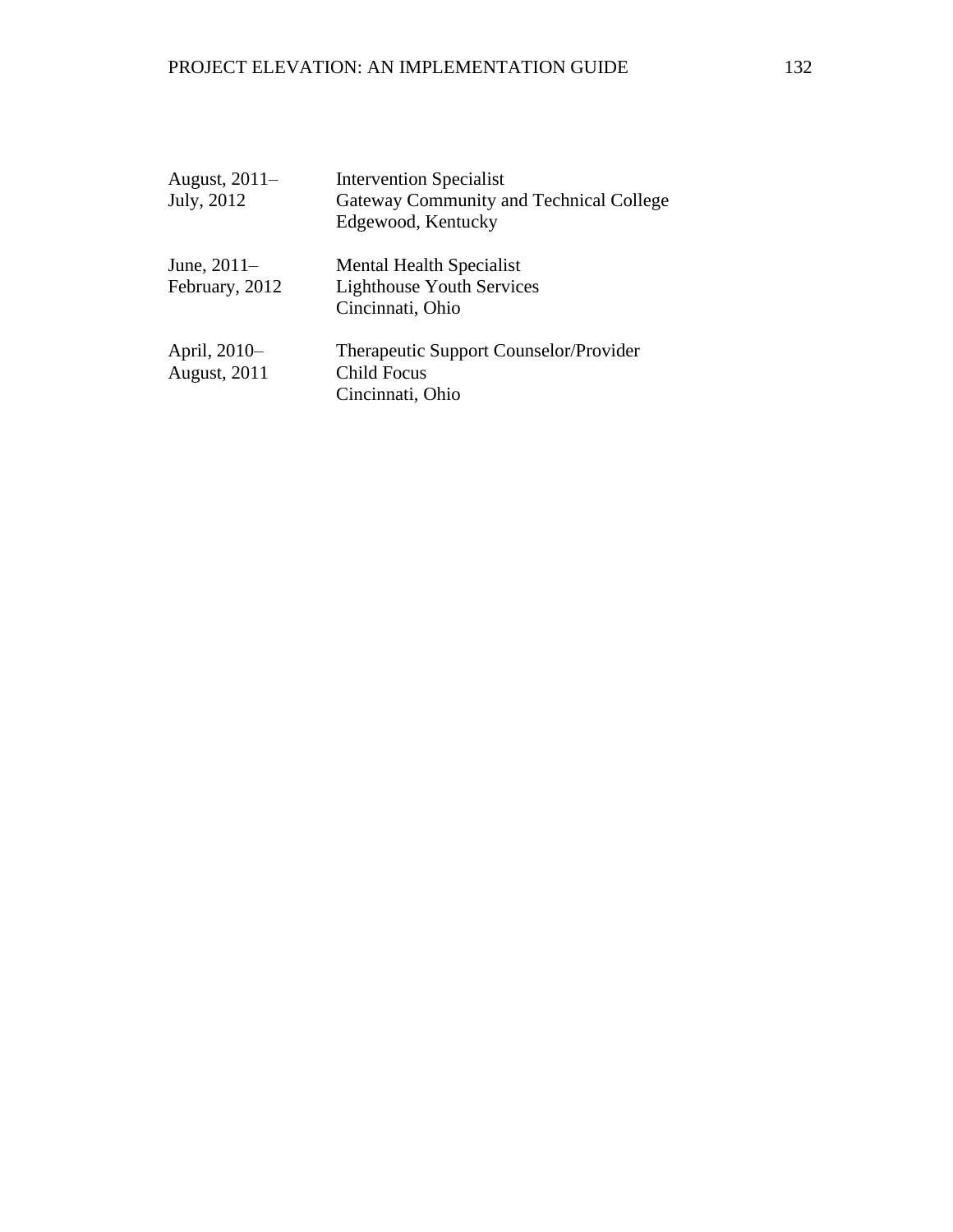| | |
|---|---|
| August, 2011–<br>July, 2012 | Intervention Specialist<br>Gateway Community and Technical College<br>Edgewood, Kentucky |
| June, 2011–<br>February, 2012 | Mental Health Specialist<br>Lighthouse Youth Services<br>Cincinnati, Ohio |
| April, 2010–<br>August, 2011 | Therapeutic Support Counselor/Provider<br>Child Focus<br>Cincinnati, Ohio |